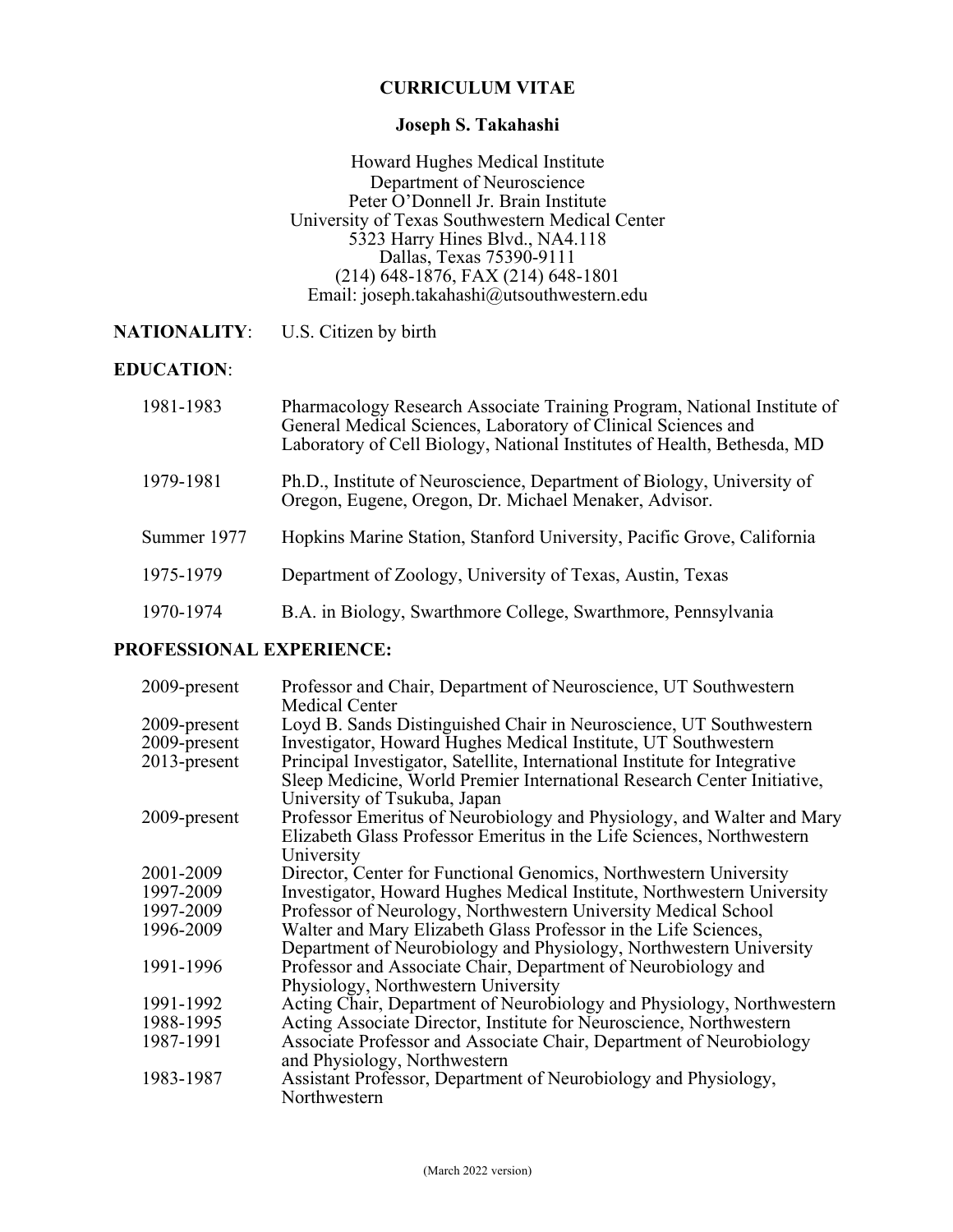# CURRICULUM VITAE

## Joseph S. Takahashi

Howard Hughes Medical Institute
Department of Neuroscience
Peter O'Donnell Jr. Brain Institute
University of Texas Southwestern Medical Center
5323 Harry Hines Blvd., NA4.118
Dallas, Texas 75390-9111
(214) 648-1876, FAX (214) 648-1801
Email: joseph.takahashi@utsouthwestern.edu

**NATIONALITY**: U.S. Citizen by birth

**EDUCATION**:

| | |
|---|---|
| 1981-1983 | Pharmacology Research Associate Training Program, National Institute of General Medical Sciences, Laboratory of Clinical Sciences and Laboratory of Cell Biology, National Institutes of Health, Bethesda, MD |
| 1979-1981 | Ph.D., Institute of Neuroscience, Department of Biology, University of Oregon, Eugene, Oregon, Dr. Michael Menaker, Advisor. |
| Summer 1977 | Hopkins Marine Station, Stanford University, Pacific Grove, California |
| 1975-1979 | Department of Zoology, University of Texas, Austin, Texas |
| 1970-1974 | B.A. in Biology, Swarthmore College, Swarthmore, Pennsylvania |

**PROFESSIONAL EXPERIENCE:**

| | |
|---|---|
| 2009-present | Professor and Chair, Department of Neuroscience, UT Southwestern Medical Center |
| 2009-present | Loyd B. Sands Distinguished Chair in Neuroscience, UT Southwestern |
| 2009-present | Investigator, Howard Hughes Medical Institute, UT Southwestern |
| 2013-present | Principal Investigator, Satellite, International Institute for Integrative Sleep Medicine, World Premier International Research Center Initiative, University of Tsukuba, Japan |
| 2009-present | Professor Emeritus of Neurobiology and Physiology, and Walter and Mary Elizabeth Glass Professor Emeritus in the Life Sciences, Northwestern University |
| 2001-2009 | Director, Center for Functional Genomics, Northwestern University |
| 1997-2009 | Investigator, Howard Hughes Medical Institute, Northwestern University |
| 1997-2009 | Professor of Neurology, Northwestern University Medical School |
| 1996-2009 | Walter and Mary Elizabeth Glass Professor in the Life Sciences, Department of Neurobiology and Physiology, Northwestern University |
| 1991-1996 | Professor and Associate Chair, Department of Neurobiology and Physiology, Northwestern University |
| 1991-1992 | Acting Chair, Department of Neurobiology and Physiology, Northwestern |
| 1988-1995 | Acting Associate Director, Institute for Neuroscience, Northwestern |
| 1987-1991 | Associate Professor and Associate Chair, Department of Neurobiology and Physiology, Northwestern |
| 1983-1987 | Assistant Professor, Department of Neurobiology and Physiology, Northwestern |

(March 2022 version)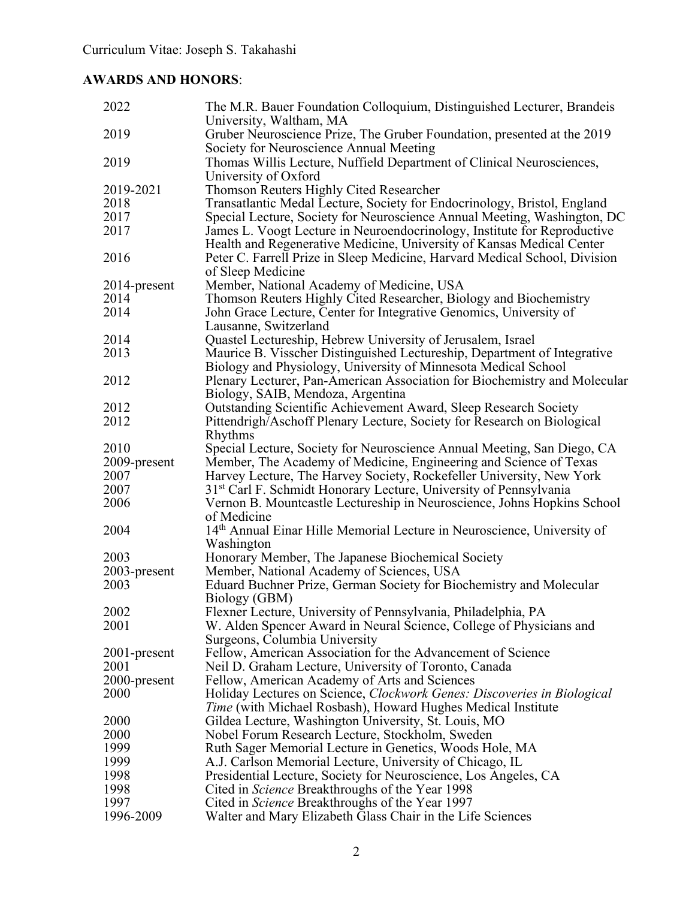**AWARDS AND HONORS**:

| | |
|---|---|
| 2022 | The M.R. Bauer Foundation Colloquium, Distinguished Lecturer, Brandeis University, Waltham, MA |
| 2019 | Gruber Neuroscience Prize, The Gruber Foundation, presented at the 2019 Society for Neuroscience Annual Meeting |
| 2019 | Thomas Willis Lecture, Nuffield Department of Clinical Neurosciences, University of Oxford |
| 2019-2021 | Thomson Reuters Highly Cited Researcher |
| 2018 | Transatlantic Medal Lecture, Society for Endocrinology, Bristol, England |
| 2017 | Special Lecture, Society for Neuroscience Annual Meeting, Washington, DC |
| 2017 | James L. Voogt Lecture in Neuroendocrinology, Institute for Reproductive Health and Regenerative Medicine, University of Kansas Medical Center |
| 2016 | Peter C. Farrell Prize in Sleep Medicine, Harvard Medical School, Division of Sleep Medicine |
| 2014-present | Member, National Academy of Medicine, USA |
| 2014 | Thomson Reuters Highly Cited Researcher, Biology and Biochemistry |
| 2014 | John Grace Lecture, Center for Integrative Genomics, University of Lausanne, Switzerland |
| 2014 | Quastel Lectureship, Hebrew University of Jerusalem, Israel |
| 2013 | Maurice B. Visscher Distinguished Lectureship, Department of Integrative Biology and Physiology, University of Minnesota Medical School |
| 2012 | Plenary Lecturer, Pan-American Association for Biochemistry and Molecular Biology, SAIB, Mendoza, Argentina |
| 2012 | Outstanding Scientific Achievement Award, Sleep Research Society |
| 2012 | Pittendrigh/Aschoff Plenary Lecture, Society for Research on Biological Rhythms |
| 2010 | Special Lecture, Society for Neuroscience Annual Meeting, San Diego, CA |
| 2009-present | Member, The Academy of Medicine, Engineering and Science of Texas |
| 2007 | Harvey Lecture, The Harvey Society, Rockefeller University, New York |
| 2007 | 31st Carl F. Schmidt Honorary Lecture, University of Pennsylvania |
| 2006 | Vernon B. Mountcastle Lectureship in Neuroscience, Johns Hopkins School of Medicine |
| 2004 | 14th Annual Einar Hille Memorial Lecture in Neuroscience, University of Washington |
| 2003 | Honorary Member, The Japanese Biochemical Society |
| 2003-present | Member, National Academy of Sciences, USA |
| 2003 | Eduard Buchner Prize, German Society for Biochemistry and Molecular Biology (GBM) |
| 2002 | Flexner Lecture, University of Pennsylvania, Philadelphia, PA |
| 2001 | W. Alden Spencer Award in Neural Science, College of Physicians and Surgeons, Columbia University |
| 2001-present | Fellow, American Association for the Advancement of Science |
| 2001 | Neil D. Graham Lecture, University of Toronto, Canada |
| 2000-present | Fellow, American Academy of Arts and Sciences |
| 2000 | Holiday Lectures on Science, *Clockwork Genes: Discoveries in Biological Time* (with Michael Rosbash), Howard Hughes Medical Institute |
| 2000 | Gildea Lecture, Washington University, St. Louis, MO |
| 2000 | Nobel Forum Research Lecture, Stockholm, Sweden |
| 1999 | Ruth Sager Memorial Lecture in Genetics, Woods Hole, MA |
| 1999 | A.J. Carlson Memorial Lecture, University of Chicago, IL |
| 1998 | Presidential Lecture, Society for Neuroscience, Los Angeles, CA |
| 1998 | Cited in *Science* Breakthroughs of the Year 1998 |
| 1997 | Cited in *Science* Breakthroughs of the Year 1997 |
| 1996-2009 | Walter and Mary Elizabeth Glass Chair in the Life Sciences |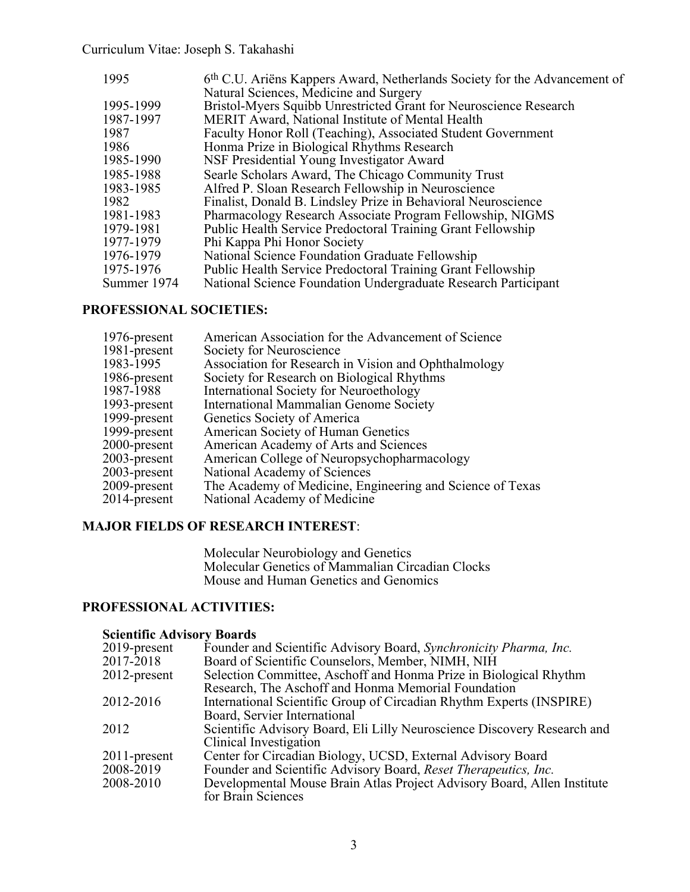| | |
|---|---|
| 1995 | 6th C.U. Ariëns Kappers Award, Netherlands Society for the Advancement of Natural Sciences, Medicine and Surgery |
| 1995-1999 | Bristol-Myers Squibb Unrestricted Grant for Neuroscience Research |
| 1987-1997 | MERIT Award, National Institute of Mental Health |
| 1987 | Faculty Honor Roll (Teaching), Associated Student Government |
| 1986 | Honma Prize in Biological Rhythms Research |
| 1985-1990 | NSF Presidential Young Investigator Award |
| 1985-1988 | Searle Scholars Award, The Chicago Community Trust |
| 1983-1985 | Alfred P. Sloan Research Fellowship in Neuroscience |
| 1982 | Finalist, Donald B. Lindsley Prize in Behavioral Neuroscience |
| 1981-1983 | Pharmacology Research Associate Program Fellowship, NIGMS |
| 1979-1981 | Public Health Service Predoctoral Training Grant Fellowship |
| 1977-1979 | Phi Kappa Phi Honor Society |
| 1976-1979 | National Science Foundation Graduate Fellowship |
| 1975-1976 | Public Health Service Predoctoral Training Grant Fellowship |
| Summer 1974 | National Science Foundation Undergraduate Research Participant |

## PROFESSIONAL SOCIETIES:

| | |
|---|---|
| 1976-present | American Association for the Advancement of Science |
| 1981-present | Society for Neuroscience |
| 1983-1995 | Association for Research in Vision and Ophthalmology |
| 1986-present | Society for Research on Biological Rhythms |
| 1987-1988 | International Society for Neuroethology |
| 1993-present | International Mammalian Genome Society |
| 1999-present | Genetics Society of America |
| 1999-present | American Society of Human Genetics |
| 2000-present | American Academy of Arts and Sciences |
| 2003-present | American College of Neuropsychopharmacology |
| 2003-present | National Academy of Sciences |
| 2009-present | The Academy of Medicine, Engineering and Science of Texas |
| 2014-present | National Academy of Medicine |

## MAJOR FIELDS OF RESEARCH INTEREST:

Molecular Neurobiology and Genetics
Molecular Genetics of Mammalian Circadian Clocks
Mouse and Human Genetics and Genomics

## PROFESSIONAL ACTIVITIES:

### Scientific Advisory Boards

| | |
|---|---|
| 2019-present | Founder and Scientific Advisory Board, *Synchronicity Pharma, Inc.* |
| 2017-2018 | Board of Scientific Counselors, Member, NIMH, NIH |
| 2012-present | Selection Committee, Aschoff and Honma Prize in Biological Rhythm Research, The Aschoff and Honma Memorial Foundation |
| 2012-2016 | International Scientific Group of Circadian Rhythm Experts (INSPIRE) Board, Servier International |
| 2012 | Scientific Advisory Board, Eli Lilly Neuroscience Discovery Research and Clinical Investigation |
| 2011-present | Center for Circadian Biology, UCSD, External Advisory Board |
| 2008-2019 | Founder and Scientific Advisory Board, *Reset Therapeutics, Inc.* |
| 2008-2010 | Developmental Mouse Brain Atlas Project Advisory Board, Allen Institute for Brain Sciences |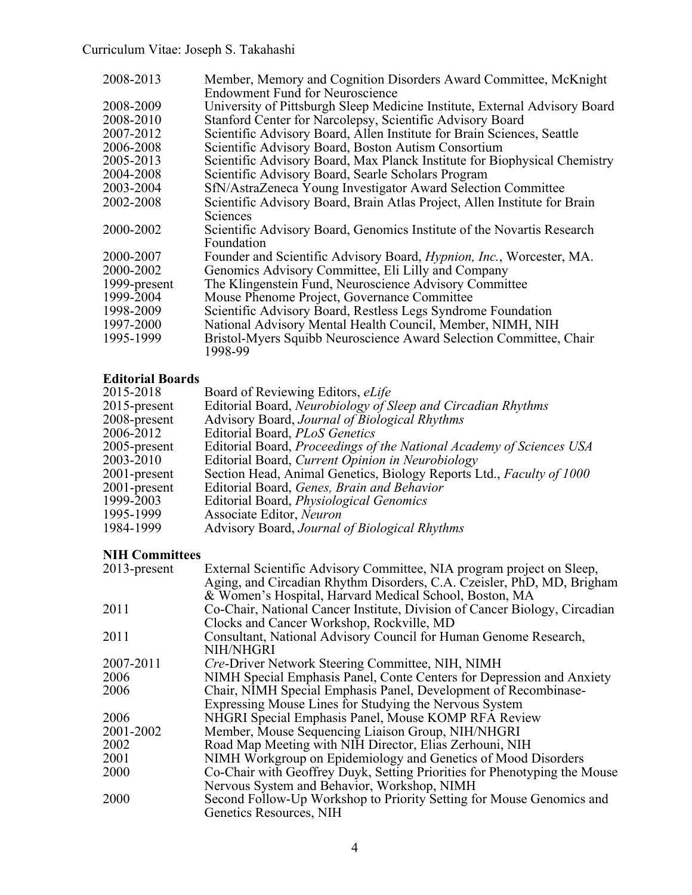2008-2013 Member, Memory and Cognition Disorders Award Committee, McKnight Endowment Fund for Neuroscience
2008-2009 University of Pittsburgh Sleep Medicine Institute, External Advisory Board
2008-2010 Stanford Center for Narcolepsy, Scientific Advisory Board
2007-2012 Scientific Advisory Board, Allen Institute for Brain Sciences, Seattle
2006-2008 Scientific Advisory Board, Boston Autism Consortium
2005-2013 Scientific Advisory Board, Max Planck Institute for Biophysical Chemistry
2004-2008 Scientific Advisory Board, Searle Scholars Program
2003-2004 SfN/AstraZeneca Young Investigator Award Selection Committee
2002-2008 Scientific Advisory Board, Brain Atlas Project, Allen Institute for Brain Sciences
2000-2002 Scientific Advisory Board, Genomics Institute of the Novartis Research Foundation
2000-2007 Founder and Scientific Advisory Board, *Hypnion, Inc.*, Worcester, MA.
2000-2002 Genomics Advisory Committee, Eli Lilly and Company
1999-present The Klingenstein Fund, Neuroscience Advisory Committee
1999-2004 Mouse Phenome Project, Governance Committee
1998-2009 Scientific Advisory Board, Restless Legs Syndrome Foundation
1997-2000 National Advisory Mental Health Council, Member, NIMH, NIH
1995-1999 Bristol-Myers Squibb Neuroscience Award Selection Committee, Chair 1998-99

**Editorial Boards**

2015-2018 Board of Reviewing Editors, *eLife*
2015-present Editorial Board, *Neurobiology of Sleep and Circadian Rhythms*
2008-present Advisory Board, *Journal of Biological Rhythms*
2006-2012 Editorial Board, *PLoS Genetics*
2005-present Editorial Board, *Proceedings of the National Academy of Sciences USA*
2003-2010 Editorial Board, *Current Opinion in Neurobiology*
2001-present Section Head, Animal Genetics, Biology Reports Ltd., *Faculty of 1000*
2001-present Editorial Board, *Genes, Brain and Behavior*
1999-2003 Editorial Board, *Physiological Genomics*
1995-1999 Associate Editor, *Neuron*
1984-1999 Advisory Board, *Journal of Biological Rhythms*

**NIH Committees**

2013-present External Scientific Advisory Committee, NIA program project on Sleep, Aging, and Circadian Rhythm Disorders, C.A. Czeisler, PhD, MD, Brigham & Women's Hospital, Harvard Medical School, Boston, MA
2011 Co-Chair, National Cancer Institute, Division of Cancer Biology, Circadian Clocks and Cancer Workshop, Rockville, MD
2011 Consultant, National Advisory Council for Human Genome Research, NIH/NHGRI
2007-2011 *Cre*-Driver Network Steering Committee, NIH, NIMH
2006 NIMH Special Emphasis Panel, Conte Centers for Depression and Anxiety
2006 Chair, NIMH Special Emphasis Panel, Development of Recombinase-Expressing Mouse Lines for Studying the Nervous System
2006 NHGRI Special Emphasis Panel, Mouse KOMP RFA Review
2001-2002 Member, Mouse Sequencing Liaison Group, NIH/NHGRI
2002 Road Map Meeting with NIH Director, Elias Zerhouni, NIH
2001 NIMH Workgroup on Epidemiology and Genetics of Mood Disorders
2000 Co-Chair with Geoffrey Duyk, Setting Priorities for Phenotyping the Mouse Nervous System and Behavior, Workshop, NIMH
2000 Second Follow-Up Workshop to Priority Setting for Mouse Genomics and Genetics Resources, NIH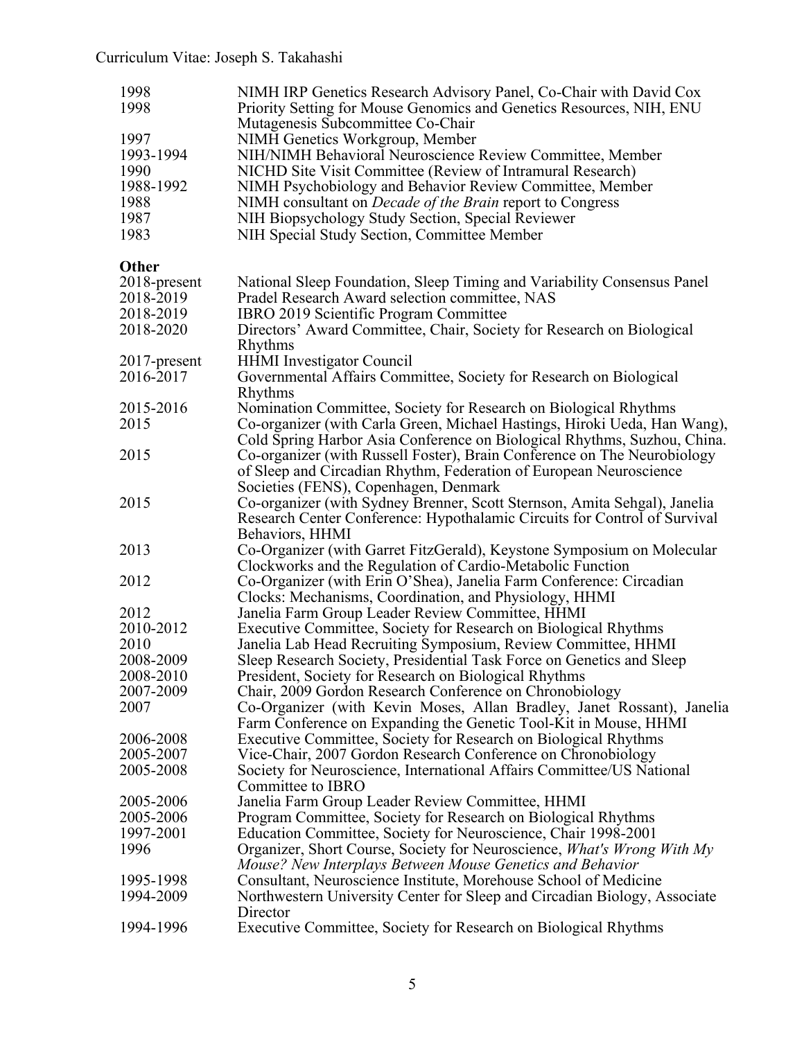| | |
|---|---|
| 1998 | NIMH IRP Genetics Research Advisory Panel, Co-Chair with David Cox |
| 1998 | Priority Setting for Mouse Genomics and Genetics Resources, NIH, ENU Mutagenesis Subcommittee Co-Chair |
| 1997 | NIMH Genetics Workgroup, Member |
| 1993-1994 | NIH/NIMH Behavioral Neuroscience Review Committee, Member |
| 1990 | NICHD Site Visit Committee (Review of Intramural Research) |
| 1988-1992 | NIMH Psychobiology and Behavior Review Committee, Member |
| 1988 | NIMH consultant on *Decade of the Brain* report to Congress |
| 1987 | NIH Biopsychology Study Section, Special Reviewer |
| 1983 | NIH Special Study Section, Committee Member |

**Other**

| | |
|---|---|
| 2018-present | National Sleep Foundation, Sleep Timing and Variability Consensus Panel |
| 2018-2019 | Pradel Research Award selection committee, NAS |
| 2018-2019 | IBRO 2019 Scientific Program Committee |
| 2018-2020 | Directors' Award Committee, Chair, Society for Research on Biological Rhythms |
| 2017-present | HHMI Investigator Council |
| 2016-2017 | Governmental Affairs Committee, Society for Research on Biological Rhythms |
| 2015-2016 | Nomination Committee, Society for Research on Biological Rhythms |
| 2015 | Co-organizer (with Carla Green, Michael Hastings, Hiroki Ueda, Han Wang), Cold Spring Harbor Asia Conference on Biological Rhythms, Suzhou, China. |
| 2015 | Co-organizer (with Russell Foster), Brain Conference on The Neurobiology of Sleep and Circadian Rhythm, Federation of European Neuroscience Societies (FENS), Copenhagen, Denmark |
| 2015 | Co-organizer (with Sydney Brenner, Scott Sternson, Amita Sehgal), Janelia Research Center Conference: Hypothalamic Circuits for Control of Survival Behaviors, HHMI |
| 2013 | Co-Organizer (with Garret FitzGerald), Keystone Symposium on Molecular Clockworks and the Regulation of Cardio-Metabolic Function |
| 2012 | Co-Organizer (with Erin O'Shea), Janelia Farm Conference: Circadian Clocks: Mechanisms, Coordination, and Physiology, HHMI |
| 2012 | Janelia Farm Group Leader Review Committee, HHMI |
| 2010-2012 | Executive Committee, Society for Research on Biological Rhythms |
| 2010 | Janelia Lab Head Recruiting Symposium, Review Committee, HHMI |
| 2008-2009 | Sleep Research Society, Presidential Task Force on Genetics and Sleep |
| 2008-2010 | President, Society for Research on Biological Rhythms |
| 2007-2009 | Chair, 2009 Gordon Research Conference on Chronobiology |
| 2007 | Co-Organizer (with Kevin Moses, Allan Bradley, Janet Rossant), Janelia Farm Conference on Expanding the Genetic Tool-Kit in Mouse, HHMI |
| 2006-2008 | Executive Committee, Society for Research on Biological Rhythms |
| 2005-2007 | Vice-Chair, 2007 Gordon Research Conference on Chronobiology |
| 2005-2008 | Society for Neuroscience, International Affairs Committee/US National Committee to IBRO |
| 2005-2006 | Janelia Farm Group Leader Review Committee, HHMI |
| 2005-2006 | Program Committee, Society for Research on Biological Rhythms |
| 1997-2001 | Education Committee, Society for Neuroscience, Chair 1998-2001 |
| 1996 | Organizer, Short Course, Society for Neuroscience, *What's Wrong With My Mouse? New Interplays Between Mouse Genetics and Behavior* |
| 1995-1998 | Consultant, Neuroscience Institute, Morehouse School of Medicine |
| 1994-2009 | Northwestern University Center for Sleep and Circadian Biology, Associate Director |
| 1994-1996 | Executive Committee, Society for Research on Biological Rhythms |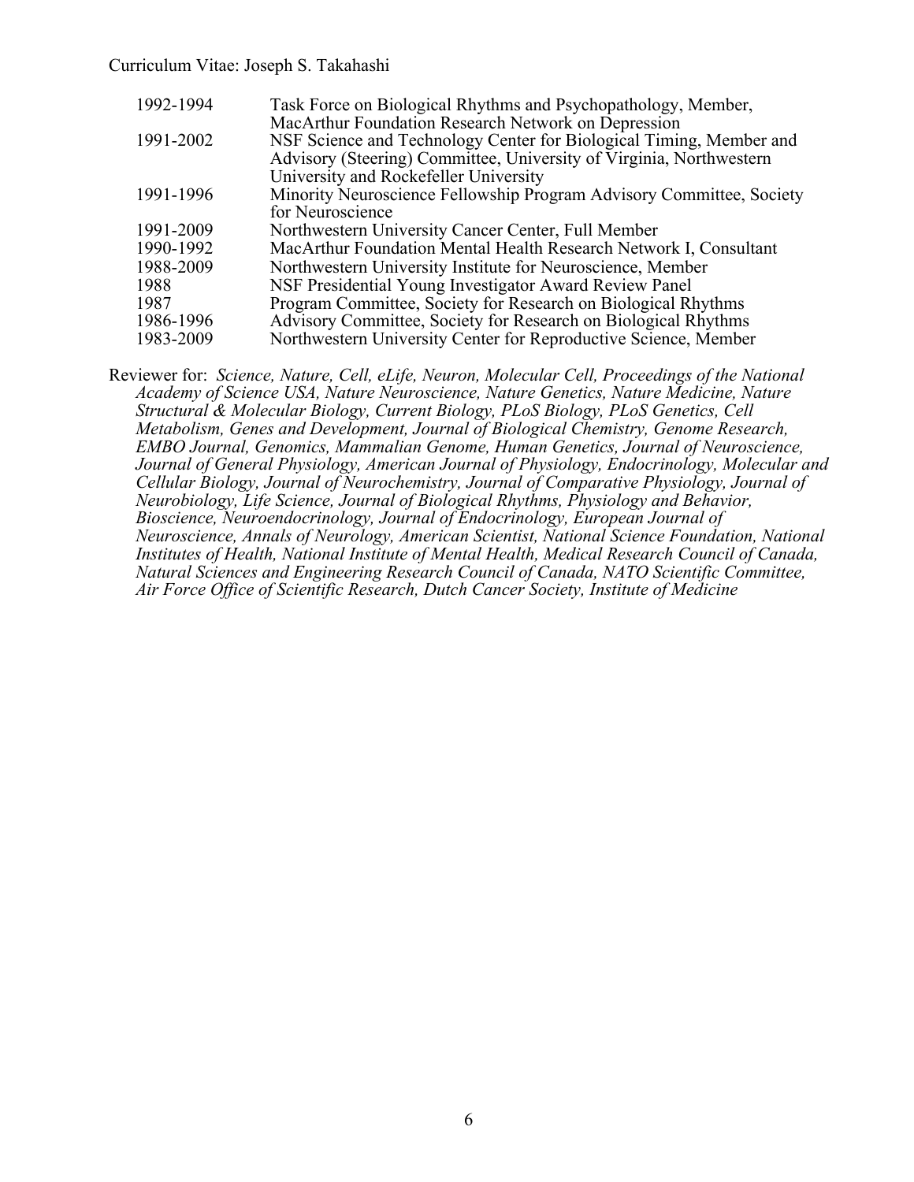| | |
|---|---|
| 1992-1994 | Task Force on Biological Rhythms and Psychopathology, Member, MacArthur Foundation Research Network on Depression |
| 1991-2002 | NSF Science and Technology Center for Biological Timing, Member and Advisory (Steering) Committee, University of Virginia, Northwestern University and Rockefeller University |
| 1991-1996 | Minority Neuroscience Fellowship Program Advisory Committee, Society for Neuroscience |
| 1991-2009 | Northwestern University Cancer Center, Full Member |
| 1990-1992 | MacArthur Foundation Mental Health Research Network I, Consultant |
| 1988-2009 | Northwestern University Institute for Neuroscience, Member |
| 1988 | NSF Presidential Young Investigator Award Review Panel |
| 1987 | Program Committee, Society for Research on Biological Rhythms |
| 1986-1996 | Advisory Committee, Society for Research on Biological Rhythms |
| 1983-2009 | Northwestern University Center for Reproductive Science, Member |

Reviewer for: *Science, Nature, Cell, eLife, Neuron, Molecular Cell, Proceedings of the National Academy of Science USA, Nature Neuroscience, Nature Genetics, Nature Medicine, Nature Structural & Molecular Biology, Current Biology, PLoS Biology, PLoS Genetics, Cell Metabolism, Genes and Development, Journal of Biological Chemistry, Genome Research, EMBO Journal, Genomics, Mammalian Genome, Human Genetics, Journal of Neuroscience, Journal of General Physiology, American Journal of Physiology, Endocrinology, Molecular and Cellular Biology, Journal of Neurochemistry, Journal of Comparative Physiology, Journal of Neurobiology, Life Science, Journal of Biological Rhythms, Physiology and Behavior, Bioscience, Neuroendocrinology, Journal of Endocrinology, European Journal of Neuroscience, Annals of Neurology, American Scientist, National Science Foundation, National Institutes of Health, National Institute of Mental Health, Medical Research Council of Canada, Natural Sciences and Engineering Research Council of Canada, NATO Scientific Committee, Air Force Office of Scientific Research, Dutch Cancer Society, Institute of Medicine*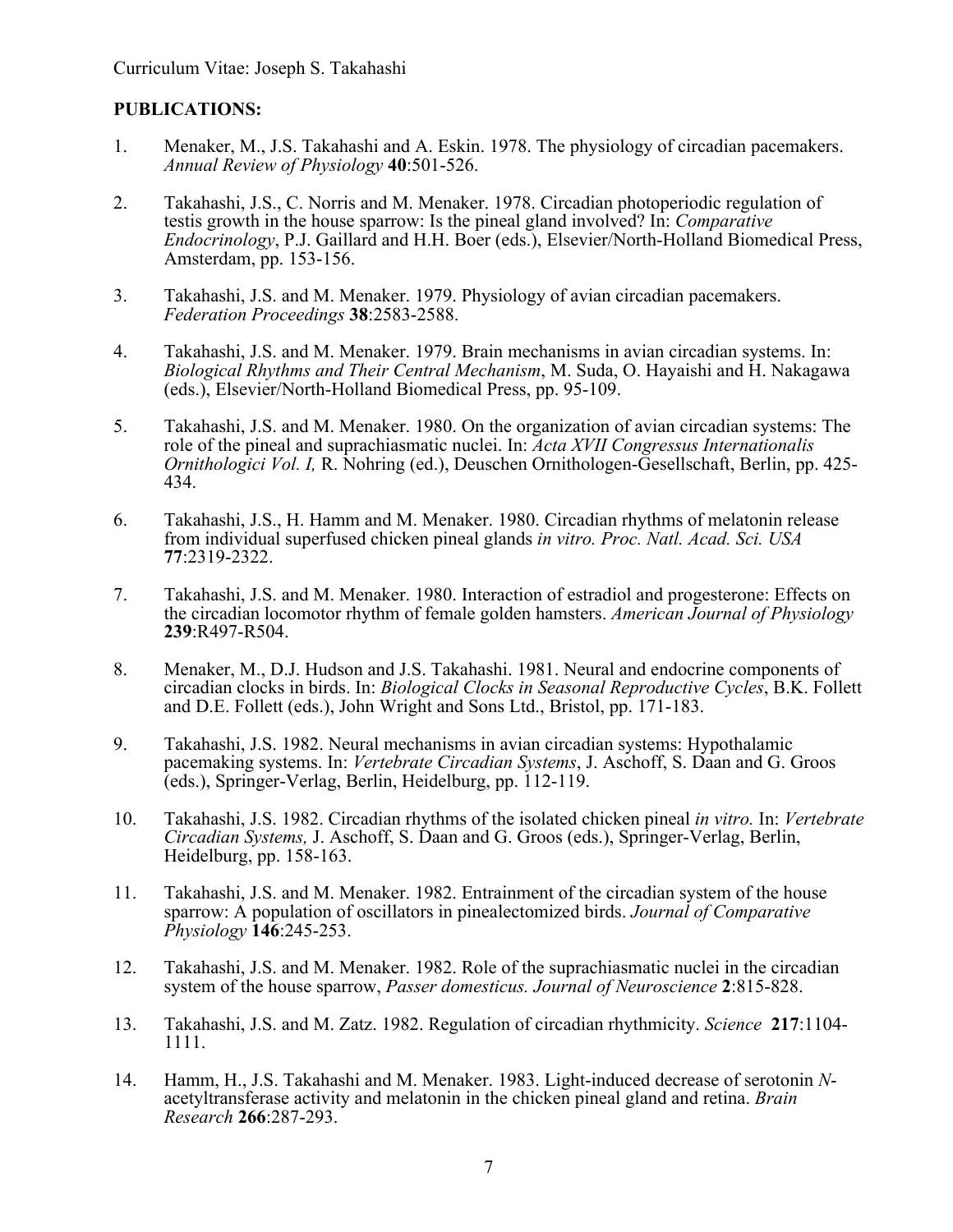**PUBLICATIONS:**

1. Menaker, M., J.S. Takahashi and A. Eskin. 1978. The physiology of circadian pacemakers. *Annual Review of Physiology* **40**:501-526.

2. Takahashi, J.S., C. Norris and M. Menaker. 1978. Circadian photoperiodic regulation of testis growth in the house sparrow: Is the pineal gland involved? In: *Comparative Endocrinology*, P.J. Gaillard and H.H. Boer (eds.), Elsevier/North-Holland Biomedical Press, Amsterdam, pp. 153-156.

3. Takahashi, J.S. and M. Menaker. 1979. Physiology of avian circadian pacemakers. *Federation Proceedings* **38**:2583-2588.

4. Takahashi, J.S. and M. Menaker. 1979. Brain mechanisms in avian circadian systems. In: *Biological Rhythms and Their Central Mechanism*, M. Suda, O. Hayaishi and H. Nakagawa (eds.), Elsevier/North-Holland Biomedical Press, pp. 95-109.

5. Takahashi, J.S. and M. Menaker. 1980. On the organization of avian circadian systems: The role of the pineal and suprachiasmatic nuclei. In: *Acta XVII Congressus Internationalis Ornithologici Vol. I,* R. Nohring (ed.), Deuschen Ornithologen-Gesellschaft, Berlin, pp. 425-434.

6. Takahashi, J.S., H. Hamm and M. Menaker. 1980. Circadian rhythms of melatonin release from individual superfused chicken pineal glands *in vitro. Proc. Natl. Acad. Sci. USA* **77**:2319-2322.

7. Takahashi, J.S. and M. Menaker. 1980. Interaction of estradiol and progesterone: Effects on the circadian locomotor rhythm of female golden hamsters. *American Journal of Physiology* **239**:R497-R504.

8. Menaker, M., D.J. Hudson and J.S. Takahashi. 1981. Neural and endocrine components of circadian clocks in birds. In: *Biological Clocks in Seasonal Reproductive Cycles*, B.K. Follett and D.E. Follett (eds.), John Wright and Sons Ltd., Bristol, pp. 171-183.

9. Takahashi, J.S. 1982. Neural mechanisms in avian circadian systems: Hypothalamic pacemaking systems. In: *Vertebrate Circadian Systems*, J. Aschoff, S. Daan and G. Groos (eds.), Springer-Verlag, Berlin, Heidelburg, pp. 112-119.

10. Takahashi, J.S. 1982. Circadian rhythms of the isolated chicken pineal *in vitro.* In: *Vertebrate Circadian Systems,* J. Aschoff, S. Daan and G. Groos (eds.), Springer-Verlag, Berlin, Heidelburg, pp. 158-163.

11. Takahashi, J.S. and M. Menaker. 1982. Entrainment of the circadian system of the house sparrow: A population of oscillators in pinealectomized birds. *Journal of Comparative Physiology* **146**:245-253.

12. Takahashi, J.S. and M. Menaker. 1982. Role of the suprachiasmatic nuclei in the circadian system of the house sparrow, *Passer domesticus. Journal of Neuroscience* **2**:815-828.

13. Takahashi, J.S. and M. Zatz. 1982. Regulation of circadian rhythmicity. *Science* **217**:1104-1111.

14. Hamm, H., J.S. Takahashi and M. Menaker. 1983. Light-induced decrease of serotonin *N*-acetyltransferase activity and melatonin in the chicken pineal gland and retina. *Brain Research* **266**:287-293.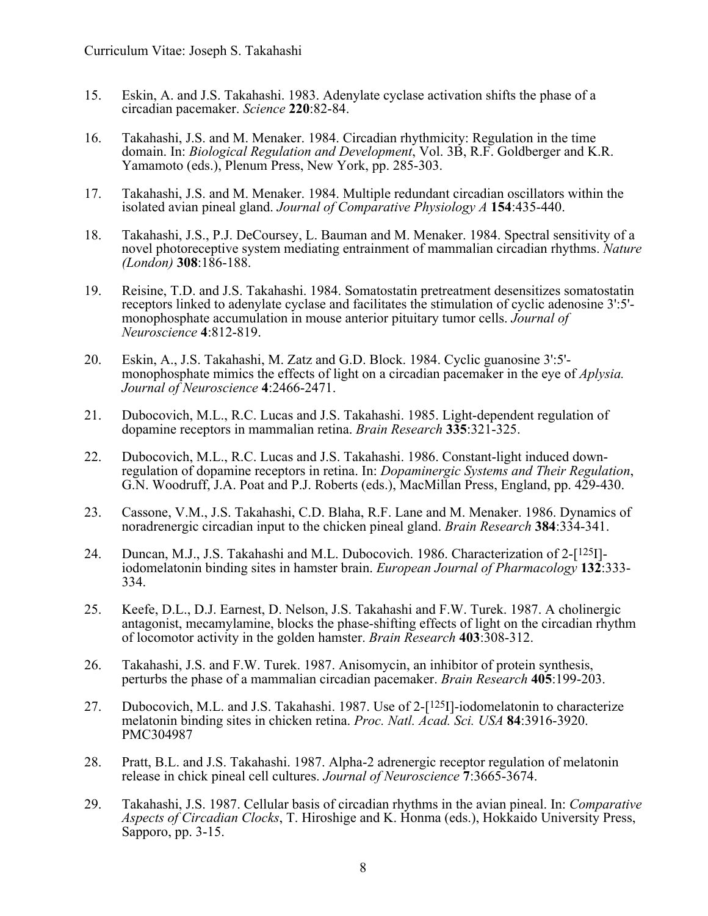15. Eskin, A. and J.S. Takahashi. 1983. Adenylate cyclase activation shifts the phase of a circadian pacemaker. *Science* **220**:82-84.

16. Takahashi, J.S. and M. Menaker. 1984. Circadian rhythmicity: Regulation in the time domain. In: *Biological Regulation and Development*, Vol. 3B, R.F. Goldberger and K.R. Yamamoto (eds.), Plenum Press, New York, pp. 285-303.

17. Takahashi, J.S. and M. Menaker. 1984. Multiple redundant circadian oscillators within the isolated avian pineal gland. *Journal of Comparative Physiology A* **154**:435-440.

18. Takahashi, J.S., P.J. DeCoursey, L. Bauman and M. Menaker. 1984. Spectral sensitivity of a novel photoreceptive system mediating entrainment of mammalian circadian rhythms. *Nature (London)* **308**:186-188.

19. Reisine, T.D. and J.S. Takahashi. 1984. Somatostatin pretreatment desensitizes somatostatin receptors linked to adenylate cyclase and facilitates the stimulation of cyclic adenosine 3':5'-monophosphate accumulation in mouse anterior pituitary tumor cells. *Journal of Neuroscience* **4**:812-819.

20. Eskin, A., J.S. Takahashi, M. Zatz and G.D. Block. 1984. Cyclic guanosine 3':5'-monophosphate mimics the effects of light on a circadian pacemaker in the eye of *Aplysia. Journal of Neuroscience* **4**:2466-2471.

21. Dubocovich, M.L., R.C. Lucas and J.S. Takahashi. 1985. Light-dependent regulation of dopamine receptors in mammalian retina. *Brain Research* **335**:321-325.

22. Dubocovich, M.L., R.C. Lucas and J.S. Takahashi. 1986. Constant-light induced down-regulation of dopamine receptors in retina. In: *Dopaminergic Systems and Their Regulation*, G.N. Woodruff, J.A. Poat and P.J. Roberts (eds.), MacMillan Press, England, pp. 429-430.

23. Cassone, V.M., J.S. Takahashi, C.D. Blaha, R.F. Lane and M. Menaker. 1986. Dynamics of noradrenergic circadian input to the chicken pineal gland. *Brain Research* **384**:334-341.

24. Duncan, M.J., J.S. Takahashi and M.L. Dubocovich. 1986. Characterization of 2-[$^{125}$I]-iodomelatonin binding sites in hamster brain. *European Journal of Pharmacology* **132**:333-334.

25. Keefe, D.L., D.J. Earnest, D. Nelson, J.S. Takahashi and F.W. Turek. 1987. A cholinergic antagonist, mecamylamine, blocks the phase-shifting effects of light on the circadian rhythm of locomotor activity in the golden hamster. *Brain Research* **403**:308-312.

26. Takahashi, J.S. and F.W. Turek. 1987. Anisomycin, an inhibitor of protein synthesis, perturbs the phase of a mammalian circadian pacemaker. *Brain Research* **405**:199-203.

27. Dubocovich, M.L. and J.S. Takahashi. 1987. Use of 2-[$^{125}$I]-iodomelatonin to characterize melatonin binding sites in chicken retina. *Proc. Natl. Acad. Sci. USA* **84**:3916-3920. PMC304987

28. Pratt, B.L. and J.S. Takahashi. 1987. Alpha-2 adrenergic receptor regulation of melatonin release in chick pineal cell cultures. *Journal of Neuroscience* **7**:3665-3674.

29. Takahashi, J.S. 1987. Cellular basis of circadian rhythms in the avian pineal. In: *Comparative Aspects of Circadian Clocks*, T. Hiroshige and K. Honma (eds.), Hokkaido University Press, Sapporo, pp. 3-15.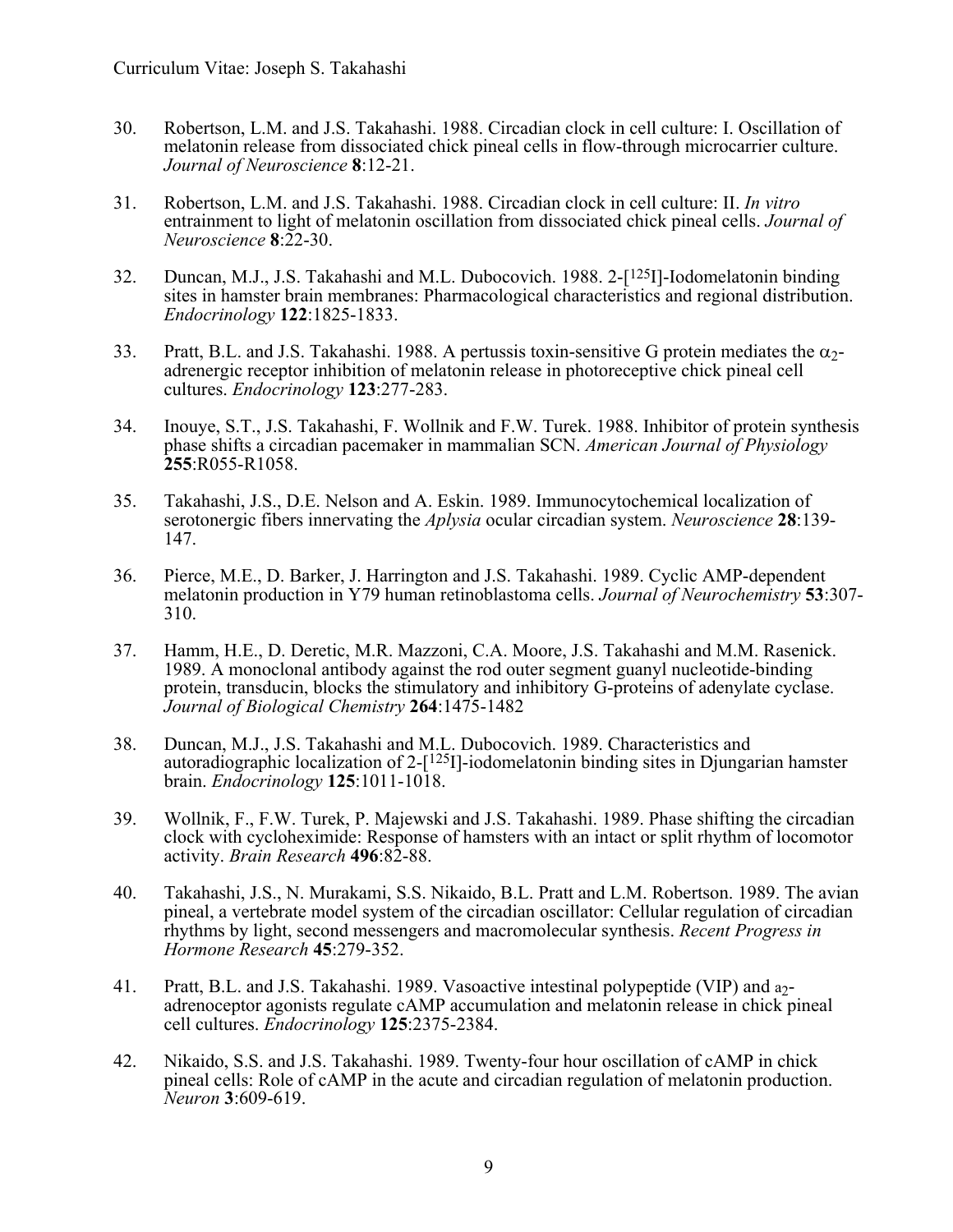30. Robertson, L.M. and J.S. Takahashi. 1988. Circadian clock in cell culture: I. Oscillation of melatonin release from dissociated chick pineal cells in flow-through microcarrier culture. *Journal of Neuroscience* **8**:12-21.

31. Robertson, L.M. and J.S. Takahashi. 1988. Circadian clock in cell culture: II. *In vitro* entrainment to light of melatonin oscillation from dissociated chick pineal cells. *Journal of Neuroscience* **8**:22-30.

32. Duncan, M.J., J.S. Takahashi and M.L. Dubocovich. 1988. 2-[$^{125}$I]-Iodomelatonin binding sites in hamster brain membranes: Pharmacological characteristics and regional distribution. *Endocrinology* **122**:1825-1833.

33. Pratt, B.L. and J.S. Takahashi. 1988. A pertussis toxin-sensitive G protein mediates the $\alpha_2$-adrenergic receptor inhibition of melatonin release in photoreceptive chick pineal cell cultures. *Endocrinology* **123**:277-283.

34. Inouye, S.T., J.S. Takahashi, F. Wollnik and F.W. Turek. 1988. Inhibitor of protein synthesis phase shifts a circadian pacemaker in mammalian SCN. *American Journal of Physiology* **255**:R055-R1058.

35. Takahashi, J.S., D.E. Nelson and A. Eskin. 1989. Immunocytochemical localization of serotonergic fibers innervating the *Aplysia* ocular circadian system. *Neuroscience* **28**:139-147.

36. Pierce, M.E., D. Barker, J. Harrington and J.S. Takahashi. 1989. Cyclic AMP-dependent melatonin production in Y79 human retinoblastoma cells. *Journal of Neurochemistry* **53**:307-310.

37. Hamm, H.E., D. Deretic, M.R. Mazzoni, C.A. Moore, J.S. Takahashi and M.M. Rasenick. 1989. A monoclonal antibody against the rod outer segment guanyl nucleotide-binding protein, transducin, blocks the stimulatory and inhibitory G-proteins of adenylate cyclase. *Journal of Biological Chemistry* **264**:1475-1482

38. Duncan, M.J., J.S. Takahashi and M.L. Dubocovich. 1989. Characteristics and autoradiographic localization of 2-[$^{125}$I]-iodomelatonin binding sites in Djungarian hamster brain. *Endocrinology* **125**:1011-1018.

39. Wollnik, F., F.W. Turek, P. Majewski and J.S. Takahashi. 1989. Phase shifting the circadian clock with cycloheximide: Response of hamsters with an intact or split rhythm of locomotor activity. *Brain Research* **496**:82-88.

40. Takahashi, J.S., N. Murakami, S.S. Nikaido, B.L. Pratt and L.M. Robertson. 1989. The avian pineal, a vertebrate model system of the circadian oscillator: Cellular regulation of circadian rhythms by light, second messengers and macromolecular synthesis. *Recent Progress in Hormone Research* **45**:279-352.

41. Pratt, B.L. and J.S. Takahashi. 1989. Vasoactive intestinal polypeptide (VIP) and $a_2$-adrenoceptor agonists regulate cAMP accumulation and melatonin release in chick pineal cell cultures. *Endocrinology* **125**:2375-2384.

42. Nikaido, S.S. and J.S. Takahashi. 1989. Twenty-four hour oscillation of cAMP in chick pineal cells: Role of cAMP in the acute and circadian regulation of melatonin production. *Neuron* **3**:609-619.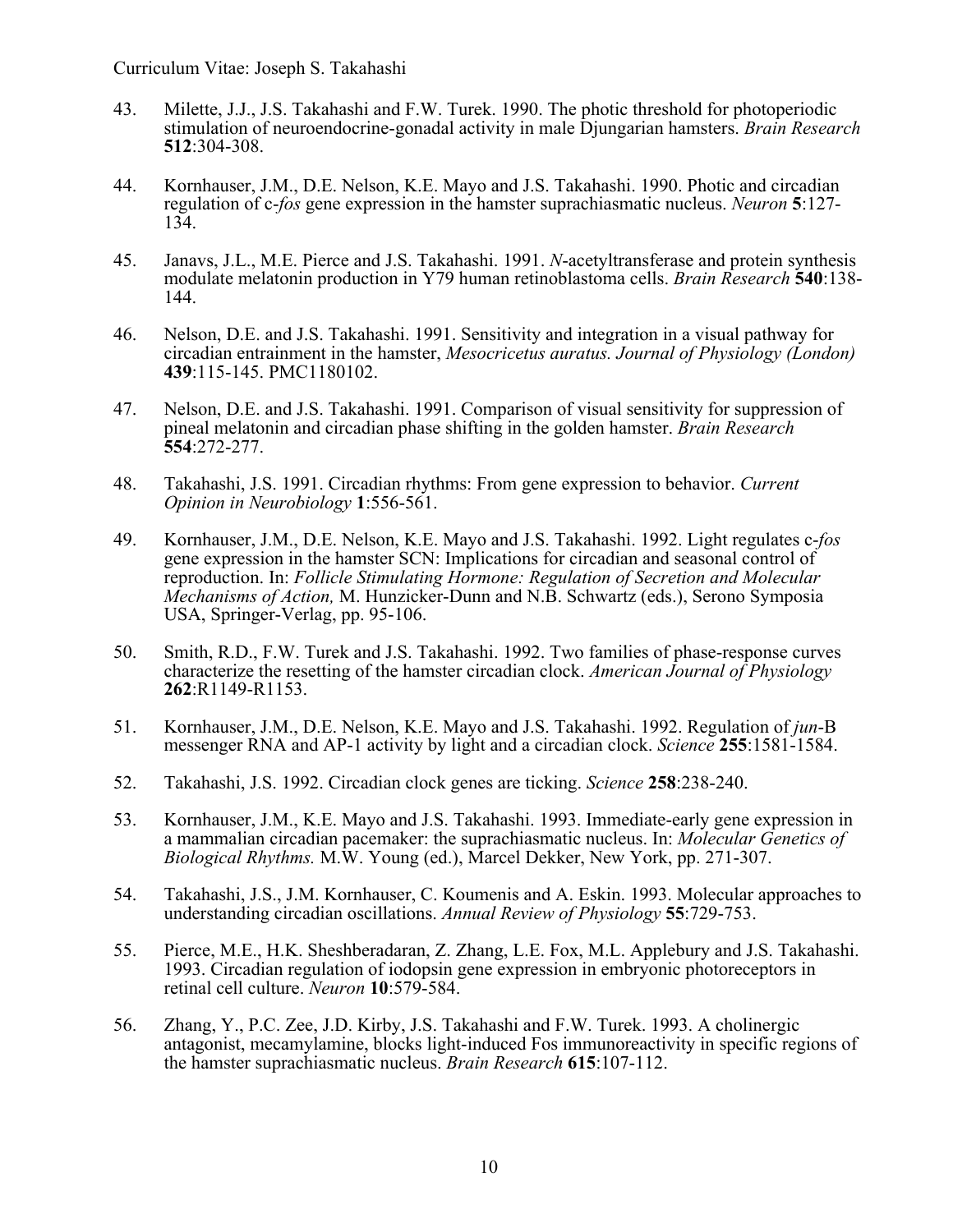43. Milette, J.J., J.S. Takahashi and F.W. Turek. 1990. The photic threshold for photoperiodic stimulation of neuroendocrine-gonadal activity in male Djungarian hamsters. *Brain Research* **512**:304-308.

44. Kornhauser, J.M., D.E. Nelson, K.E. Mayo and J.S. Takahashi. 1990. Photic and circadian regulation of c-*fos* gene expression in the hamster suprachiasmatic nucleus. *Neuron* **5**:127-134.

45. Janavs, J.L., M.E. Pierce and J.S. Takahashi. 1991. *N*-acetyltransferase and protein synthesis modulate melatonin production in Y79 human retinoblastoma cells. *Brain Research* **540**:138-144.

46. Nelson, D.E. and J.S. Takahashi. 1991. Sensitivity and integration in a visual pathway for circadian entrainment in the hamster, *Mesocricetus auratus. Journal of Physiology (London)* **439**:115-145. PMC1180102.

47. Nelson, D.E. and J.S. Takahashi. 1991. Comparison of visual sensitivity for suppression of pineal melatonin and circadian phase shifting in the golden hamster. *Brain Research* **554**:272-277.

48. Takahashi, J.S. 1991. Circadian rhythms: From gene expression to behavior. *Current Opinion in Neurobiology* **1**:556-561.

49. Kornhauser, J.M., D.E. Nelson, K.E. Mayo and J.S. Takahashi. 1992. Light regulates c-*fos* gene expression in the hamster SCN: Implications for circadian and seasonal control of reproduction. In: *Follicle Stimulating Hormone: Regulation of Secretion and Molecular Mechanisms of Action,* M. Hunzicker-Dunn and N.B. Schwartz (eds.), Serono Symposia USA, Springer-Verlag, pp. 95-106.

50. Smith, R.D., F.W. Turek and J.S. Takahashi. 1992. Two families of phase-response curves characterize the resetting of the hamster circadian clock. *American Journal of Physiology* **262**:R1149-R1153.

51. Kornhauser, J.M., D.E. Nelson, K.E. Mayo and J.S. Takahashi. 1992. Regulation of *jun*-B messenger RNA and AP-1 activity by light and a circadian clock. *Science* **255**:1581-1584.

52. Takahashi, J.S. 1992. Circadian clock genes are ticking. *Science* **258**:238-240.

53. Kornhauser, J.M., K.E. Mayo and J.S. Takahashi. 1993. Immediate-early gene expression in a mammalian circadian pacemaker: the suprachiasmatic nucleus. In: *Molecular Genetics of Biological Rhythms.* M.W. Young (ed.), Marcel Dekker, New York, pp. 271-307.

54. Takahashi, J.S., J.M. Kornhauser, C. Koumenis and A. Eskin. 1993. Molecular approaches to understanding circadian oscillations. *Annual Review of Physiology* **55**:729-753.

55. Pierce, M.E., H.K. Sheshberadaran, Z. Zhang, L.E. Fox, M.L. Applebury and J.S. Takahashi. 1993. Circadian regulation of iodopsin gene expression in embryonic photoreceptors in retinal cell culture. *Neuron* **10**:579-584.

56. Zhang, Y., P.C. Zee, J.D. Kirby, J.S. Takahashi and F.W. Turek. 1993. A cholinergic antagonist, mecamylamine, blocks light-induced Fos immunoreactivity in specific regions of the hamster suprachiasmatic nucleus. *Brain Research* **615**:107-112.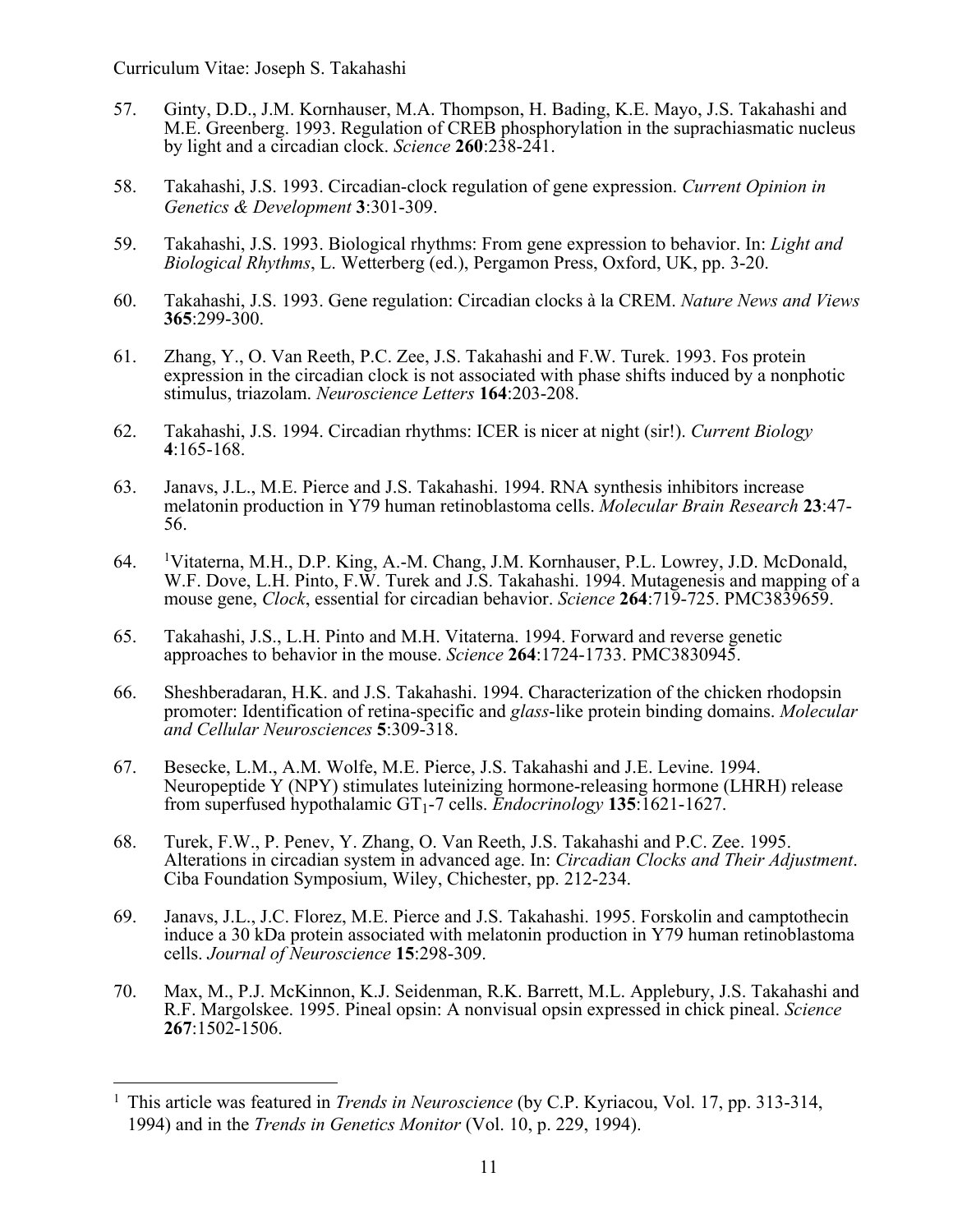57. Ginty, D.D., J.M. Kornhauser, M.A. Thompson, H. Bading, K.E. Mayo, J.S. Takahashi and M.E. Greenberg. 1993. Regulation of CREB phosphorylation in the suprachiasmatic nucleus by light and a circadian clock. *Science* **260**:238-241.

58. Takahashi, J.S. 1993. Circadian-clock regulation of gene expression. *Current Opinion in Genetics & Development* **3**:301-309.

59. Takahashi, J.S. 1993. Biological rhythms: From gene expression to behavior. In: *Light and Biological Rhythms*, L. Wetterberg (ed.), Pergamon Press, Oxford, UK, pp. 3-20.

60. Takahashi, J.S. 1993. Gene regulation: Circadian clocks à la CREM. *Nature News and Views* **365**:299-300.

61. Zhang, Y., O. Van Reeth, P.C. Zee, J.S. Takahashi and F.W. Turek. 1993. Fos protein expression in the circadian clock is not associated with phase shifts induced by a nonphotic stimulus, triazolam. *Neuroscience Letters* **164**:203-208.

62. Takahashi, J.S. 1994. Circadian rhythms: ICER is nicer at night (sir!). *Current Biology* **4**:165-168.

63. Janavs, J.L., M.E. Pierce and J.S. Takahashi. 1994. RNA synthesis inhibitors increase melatonin production in Y79 human retinoblastoma cells. *Molecular Brain Research* **23**:47-56.

64. [1]Vitaterna, M.H., D.P. King, A.-M. Chang, J.M. Kornhauser, P.L. Lowrey, J.D. McDonald, W.F. Dove, L.H. Pinto, F.W. Turek and J.S. Takahashi. 1994. Mutagenesis and mapping of a mouse gene, *Clock*, essential for circadian behavior. *Science* **264**:719-725. PMC3839659.

65. Takahashi, J.S., L.H. Pinto and M.H. Vitaterna. 1994. Forward and reverse genetic approaches to behavior in the mouse. *Science* **264**:1724-1733. PMC3830945.

66. Sheshberadaran, H.K. and J.S. Takahashi. 1994. Characterization of the chicken rhodopsin promoter: Identification of retina-specific and *glass*-like protein binding domains. *Molecular and Cellular Neurosciences* **5**:309-318.

67. Besecke, L.M., A.M. Wolfe, M.E. Pierce, J.S. Takahashi and J.E. Levine. 1994. Neuropeptide Y (NPY) stimulates luteinizing hormone-releasing hormone (LHRH) release from superfused hypothalamic $GT_1$-7 cells. *Endocrinology* **135**:1621-1627.

68. Turek, F.W., P. Penev, Y. Zhang, O. Van Reeth, J.S. Takahashi and P.C. Zee. 1995. Alterations in circadian system in advanced age. In: *Circadian Clocks and Their Adjustment*. Ciba Foundation Symposium, Wiley, Chichester, pp. 212-234.

69. Janavs, J.L., J.C. Florez, M.E. Pierce and J.S. Takahashi. 1995. Forskolin and camptothecin induce a 30 kDa protein associated with melatonin production in Y79 human retinoblastoma cells. *Journal of Neuroscience* **15**:298-309.

70. Max, M., P.J. McKinnon, K.J. Seidenman, R.K. Barrett, M.L. Applebury, J.S. Takahashi and R.F. Margolskee. 1995. Pineal opsin: A nonvisual opsin expressed in chick pineal. *Science* **267**:1502-1506.

---

[1] This article was featured in *Trends in Neuroscience* (by C.P. Kyriacou, Vol. 17, pp. 313-314, 1994) and in the *Trends in Genetics Monitor* (Vol. 10, p. 229, 1994).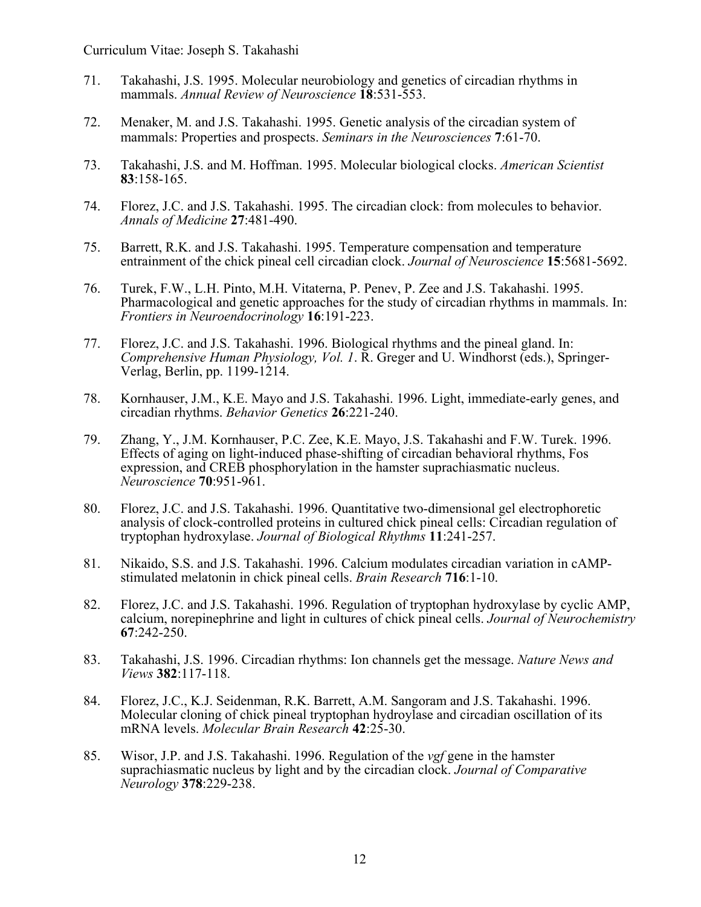71. Takahashi, J.S. 1995. Molecular neurobiology and genetics of circadian rhythms in mammals. *Annual Review of Neuroscience* **18**:531-553.

72. Menaker, M. and J.S. Takahashi. 1995. Genetic analysis of the circadian system of mammals: Properties and prospects. *Seminars in the Neurosciences* **7**:61-70.

73. Takahashi, J.S. and M. Hoffman. 1995. Molecular biological clocks. *American Scientist* **83**:158-165.

74. Florez, J.C. and J.S. Takahashi. 1995. The circadian clock: from molecules to behavior. *Annals of Medicine* **27**:481-490.

75. Barrett, R.K. and J.S. Takahashi. 1995. Temperature compensation and temperature entrainment of the chick pineal cell circadian clock. *Journal of Neuroscience* **15**:5681-5692.

76. Turek, F.W., L.H. Pinto, M.H. Vitaterna, P. Penev, P. Zee and J.S. Takahashi. 1995. Pharmacological and genetic approaches for the study of circadian rhythms in mammals. In: *Frontiers in Neuroendocrinology* **16**:191-223.

77. Florez, J.C. and J.S. Takahashi. 1996. Biological rhythms and the pineal gland. In: *Comprehensive Human Physiology, Vol. 1*. R. Greger and U. Windhorst (eds.), Springer-Verlag, Berlin, pp. 1199-1214.

78. Kornhauser, J.M., K.E. Mayo and J.S. Takahashi. 1996. Light, immediate-early genes, and circadian rhythms. *Behavior Genetics* **26**:221-240.

79. Zhang, Y., J.M. Kornhauser, P.C. Zee, K.E. Mayo, J.S. Takahashi and F.W. Turek. 1996. Effects of aging on light-induced phase-shifting of circadian behavioral rhythms, Fos expression, and CREB phosphorylation in the hamster suprachiasmatic nucleus. *Neuroscience* **70**:951-961.

80. Florez, J.C. and J.S. Takahashi. 1996. Quantitative two-dimensional gel electrophoretic analysis of clock-controlled proteins in cultured chick pineal cells: Circadian regulation of tryptophan hydroxylase. *Journal of Biological Rhythms* **11**:241-257.

81. Nikaido, S.S. and J.S. Takahashi. 1996. Calcium modulates circadian variation in cAMP-stimulated melatonin in chick pineal cells. *Brain Research* **716**:1-10.

82. Florez, J.C. and J.S. Takahashi. 1996. Regulation of tryptophan hydroxylase by cyclic AMP, calcium, norepinephrine and light in cultures of chick pineal cells. *Journal of Neurochemistry* **67**:242-250.

83. Takahashi, J.S. 1996. Circadian rhythms: Ion channels get the message. *Nature News and Views* **382**:117-118.

84. Florez, J.C., K.J. Seidenman, R.K. Barrett, A.M. Sangoram and J.S. Takahashi. 1996. Molecular cloning of chick pineal tryptophan hydroylase and circadian oscillation of its mRNA levels. *Molecular Brain Research* **42**:25-30.

85. Wisor, J.P. and J.S. Takahashi. 1996. Regulation of the *vgf* gene in the hamster suprachiasmatic nucleus by light and by the circadian clock. *Journal of Comparative Neurology* **378**:229-238.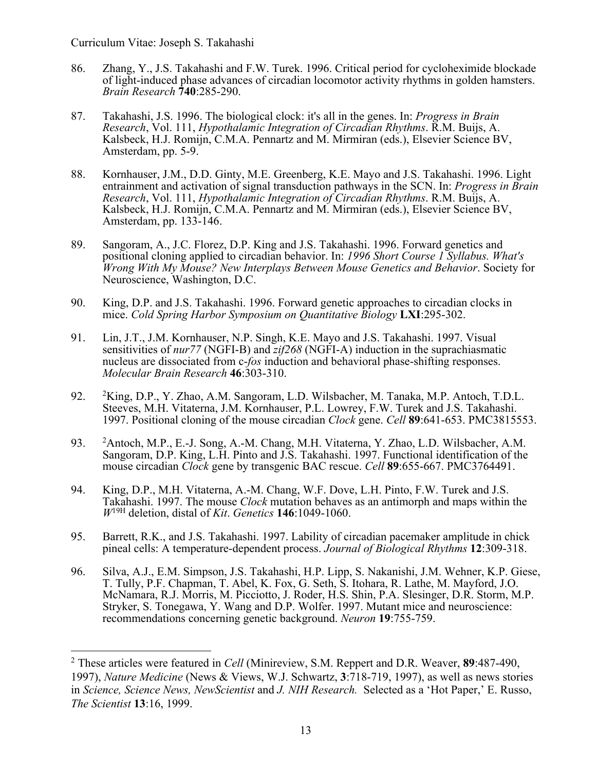86. Zhang, Y., J.S. Takahashi and F.W. Turek. 1996. Critical period for cycloheximide blockade of light-induced phase advances of circadian locomotor activity rhythms in golden hamsters. *Brain Research* **740**:285-290.

87. Takahashi, J.S. 1996. The biological clock: it's all in the genes. In: *Progress in Brain Research*, Vol. 111, *Hypothalamic Integration of Circadian Rhythms*. R.M. Buijs, A. Kalsbeck, H.J. Romijn, C.M.A. Pennartz and M. Mirmiran (eds.), Elsevier Science BV, Amsterdam, pp. 5-9.

88. Kornhauser, J.M., D.D. Ginty, M.E. Greenberg, K.E. Mayo and J.S. Takahashi. 1996. Light entrainment and activation of signal transduction pathways in the SCN. In: *Progress in Brain Research*, Vol. 111, *Hypothalamic Integration of Circadian Rhythms*. R.M. Buijs, A. Kalsbeck, H.J. Romijn, C.M.A. Pennartz and M. Mirmiran (eds.), Elsevier Science BV, Amsterdam, pp. 133-146.

89. Sangoram, A., J.C. Florez, D.P. King and J.S. Takahashi. 1996. Forward genetics and positional cloning applied to circadian behavior. In: *1996 Short Course 1 Syllabus. What's Wrong With My Mouse? New Interplays Between Mouse Genetics and Behavior*. Society for Neuroscience, Washington, D.C.

90. King, D.P. and J.S. Takahashi. 1996. Forward genetic approaches to circadian clocks in mice. *Cold Spring Harbor Symposium on Quantitative Biology* **LXI**:295-302.

91. Lin, J.T., J.M. Kornhauser, N.P. Singh, K.E. Mayo and J.S. Takahashi. 1997. Visual sensitivities of *nur77* (NGFI-B) and *zif268* (NGFI-A) induction in the suprachiasmatic nucleus are dissociated from c-*fos* induction and behavioral phase-shifting responses. *Molecular Brain Research* **46**:303-310.

92. [2]King, D.P., Y. Zhao, A.M. Sangoram, L.D. Wilsbacher, M. Tanaka, M.P. Antoch, T.D.L. Steeves, M.H. Vitaterna, J.M. Kornhauser, P.L. Lowrey, F.W. Turek and J.S. Takahashi. 1997. Positional cloning of the mouse circadian *Clock* gene. *Cell* **89**:641-653. PMC3815553.

93. [2]Antoch, M.P., E.-J. Song, A.-M. Chang, M.H. Vitaterna, Y. Zhao, L.D. Wilsbacher, A.M. Sangoram, D.P. King, L.H. Pinto and J.S. Takahashi. 1997. Functional identification of the mouse circadian *Clock* gene by transgenic BAC rescue. *Cell* **89**:655-667. PMC3764491.

94. King, D.P., M.H. Vitaterna, A.-M. Chang, W.F. Dove, L.H. Pinto, F.W. Turek and J.S. Takahashi. 1997. The mouse *Clock* mutation behaves as an antimorph and maps within the $W^{19H}$ deletion, distal of *Kit*. *Genetics* **146**:1049-1060.

95. Barrett, R.K., and J.S. Takahashi. 1997. Lability of circadian pacemaker amplitude in chick pineal cells: A temperature-dependent process. *Journal of Biological Rhythms* **12**:309-318.

96. Silva, A.J., E.M. Simpson, J.S. Takahashi, H.P. Lipp, S. Nakanishi, J.M. Wehner, K.P. Giese, T. Tully, P.F. Chapman, T. Abel, K. Fox, G. Seth, S. Itohara, R. Lathe, M. Mayford, J.O. McNamara, R.J. Morris, M. Picciotto, J. Roder, H.S. Shin, P.A. Slesinger, D.R. Storm, M.P. Stryker, S. Tonegawa, Y. Wang and D.P. Wolfer. 1997. Mutant mice and neuroscience: recommendations concerning genetic background. *Neuron* **19**:755-759.

---

[2] These articles were featured in *Cell* (Minireview, S.M. Reppert and D.R. Weaver, **89**:487-490, 1997), *Nature Medicine* (News & Views, W.J. Schwartz, **3**:718-719, 1997), as well as news stories in *Science, Science News, NewScientist* and *J. NIH Research.* Selected as a 'Hot Paper,' E. Russo, *The Scientist* **13**:16, 1999.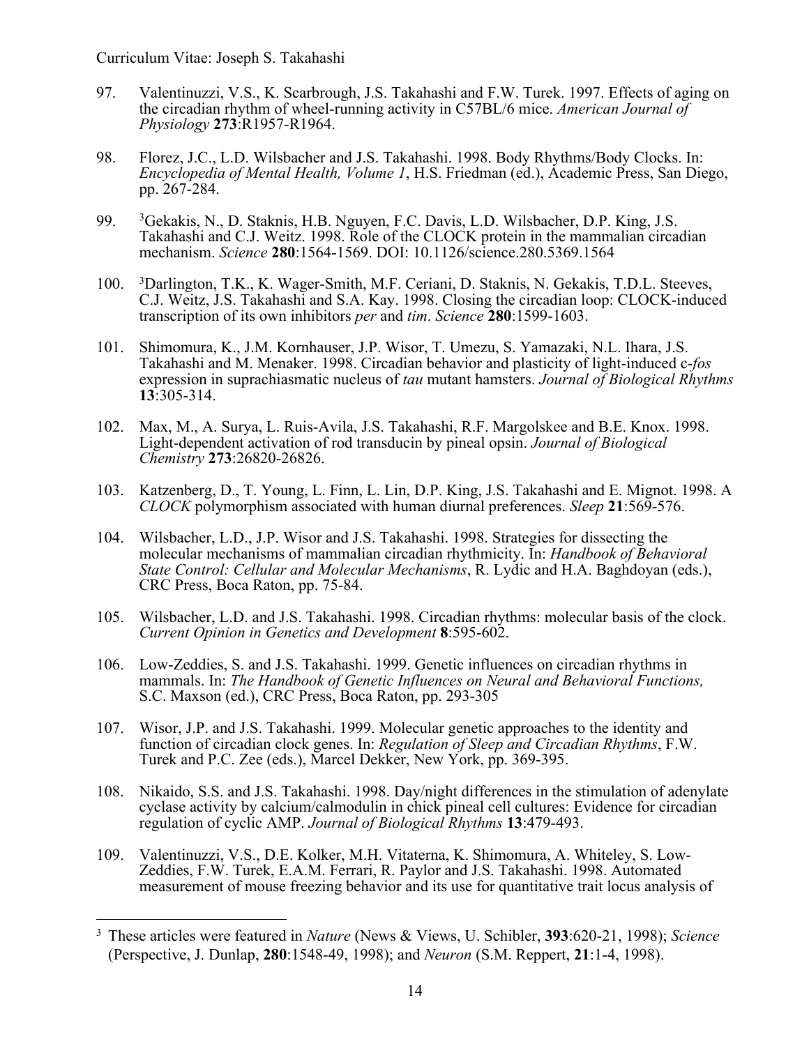97. Valentinuzzi, V.S., K. Scarbrough, J.S. Takahashi and F.W. Turek. 1997. Effects of aging on the circadian rhythm of wheel-running activity in C57BL/6 mice. *American Journal of Physiology* **273**:R1957-R1964.

98. Florez, J.C., L.D. Wilsbacher and J.S. Takahashi. 1998. Body Rhythms/Body Clocks. In: *Encyclopedia of Mental Health, Volume 1*, H.S. Friedman (ed.), Academic Press, San Diego, pp. 267-284.

99. [3]Gekakis, N., D. Staknis, H.B. Nguyen, F.C. Davis, L.D. Wilsbacher, D.P. King, J.S. Takahashi and C.J. Weitz. 1998. Role of the CLOCK protein in the mammalian circadian mechanism. *Science* **280**:1564-1569. DOI: 10.1126/science.280.5369.1564

100. [3]Darlington, T.K., K. Wager-Smith, M.F. Ceriani, D. Staknis, N. Gekakis, T.D.L. Steeves, C.J. Weitz, J.S. Takahashi and S.A. Kay. 1998. Closing the circadian loop: CLOCK-induced transcription of its own inhibitors *per* and *tim*. *Science* **280**:1599-1603.

101. Shimomura, K., J.M. Kornhauser, J.P. Wisor, T. Umezu, S. Yamazaki, N.L. Ihara, J.S. Takahashi and M. Menaker. 1998. Circadian behavior and plasticity of light-induced c-*fos* expression in suprachiasmatic nucleus of *tau* mutant hamsters. *Journal of Biological Rhythms* **13**:305-314.

102. Max, M., A. Surya, L. Ruis-Avila, J.S. Takahashi, R.F. Margolskee and B.E. Knox. 1998. Light-dependent activation of rod transducin by pineal opsin. *Journal of Biological Chemistry* **273**:26820-26826.

103. Katzenberg, D., T. Young, L. Finn, L. Lin, D.P. King, J.S. Takahashi and E. Mignot. 1998. A *CLOCK* polymorphism associated with human diurnal preferences. *Sleep* **21**:569-576.

104. Wilsbacher, L.D., J.P. Wisor and J.S. Takahashi. 1998. Strategies for dissecting the molecular mechanisms of mammalian circadian rhythmicity. In: *Handbook of Behavioral State Control: Cellular and Molecular Mechanisms*, R. Lydic and H.A. Baghdoyan (eds.), CRC Press, Boca Raton, pp. 75-84.

105. Wilsbacher, L.D. and J.S. Takahashi. 1998. Circadian rhythms: molecular basis of the clock. *Current Opinion in Genetics and Development* **8**:595-602.

106. Low-Zeddies, S. and J.S. Takahashi. 1999. Genetic influences on circadian rhythms in mammals. In: *The Handbook of Genetic Influences on Neural and Behavioral Functions,* S.C. Maxson (ed.), CRC Press, Boca Raton, pp. 293-305

107. Wisor, J.P. and J.S. Takahashi. 1999. Molecular genetic approaches to the identity and function of circadian clock genes. In: *Regulation of Sleep and Circadian Rhythms*, F.W. Turek and P.C. Zee (eds.), Marcel Dekker, New York, pp. 369-395.

108. Nikaido, S.S. and J.S. Takahashi. 1998. Day/night differences in the stimulation of adenylate cyclase activity by calcium/calmodulin in chick pineal cell cultures: Evidence for circadian regulation of cyclic AMP. *Journal of Biological Rhythms* **13**:479-493.

109. Valentinuzzi, V.S., D.E. Kolker, M.H. Vitaterna, K. Shimomura, A. Whiteley, S. Low-Zeddies, F.W. Turek, E.A.M. Ferrari, R. Paylor and J.S. Takahashi. 1998. Automated measurement of mouse freezing behavior and its use for quantitative trait locus analysis of

[3] These articles were featured in *Nature* (News & Views, U. Schibler, **393**:620-21, 1998); *Science* (Perspective, J. Dunlap, **280**:1548-49, 1998); and *Neuron* (S.M. Reppert, **21**:1-4, 1998).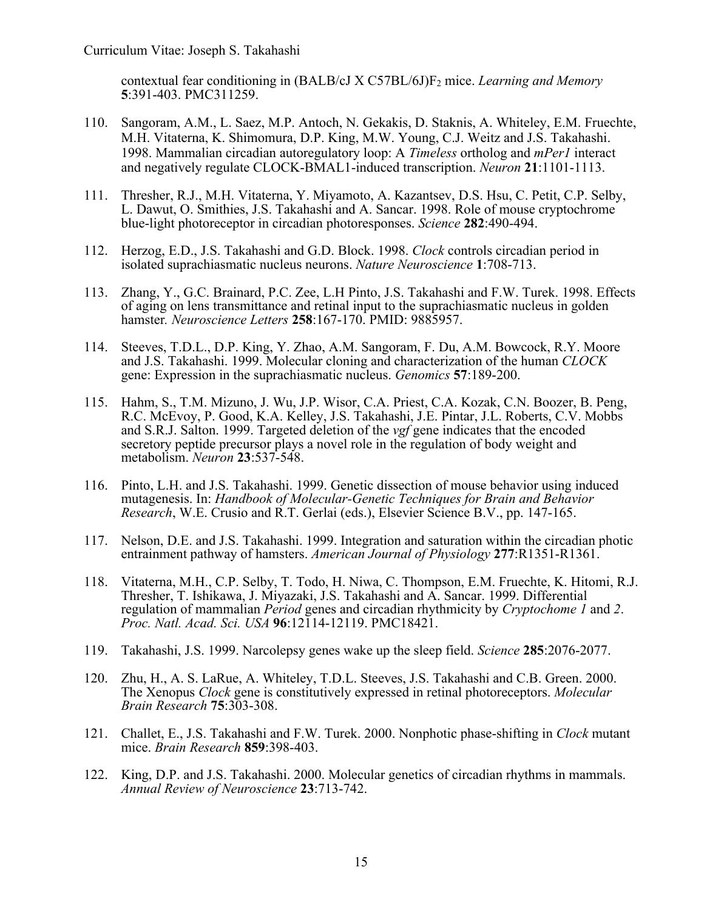contextual fear conditioning in (BALB/cJ X C57BL/6J)$F_2$ mice. *Learning and Memory* **5**:391-403. PMC311259.

110. Sangoram, A.M., L. Saez, M.P. Antoch, N. Gekakis, D. Staknis, A. Whiteley, E.M. Fruechte, M.H. Vitaterna, K. Shimomura, D.P. King, M.W. Young, C.J. Weitz and J.S. Takahashi. 1998. Mammalian circadian autoregulatory loop: A *Timeless* ortholog and *mPer1* interact and negatively regulate CLOCK-BMAL1-induced transcription. *Neuron* **21**:1101-1113.

111. Thresher, R.J., M.H. Vitaterna, Y. Miyamoto, A. Kazantsev, D.S. Hsu, C. Petit, C.P. Selby, L. Dawut, O. Smithies, J.S. Takahashi and A. Sancar. 1998. Role of mouse cryptochrome blue-light photoreceptor in circadian photoresponses. *Science* **282**:490-494.

112. Herzog, E.D., J.S. Takahashi and G.D. Block. 1998. *Clock* controls circadian period in isolated suprachiasmatic nucleus neurons. *Nature Neuroscience* **1**:708-713.

113. Zhang, Y., G.C. Brainard, P.C. Zee, L.H Pinto, J.S. Takahashi and F.W. Turek. 1998. Effects of aging on lens transmittance and retinal input to the suprachiasmatic nucleus in golden hamster. *Neuroscience Letters* **258**:167-170. PMID: 9885957.

114. Steeves, T.D.L., D.P. King, Y. Zhao, A.M. Sangoram, F. Du, A.M. Bowcock, R.Y. Moore and J.S. Takahashi. 1999. Molecular cloning and characterization of the human *CLOCK* gene: Expression in the suprachiasmatic nucleus. *Genomics* **57**:189-200.

115. Hahm, S., T.M. Mizuno, J. Wu, J.P. Wisor, C.A. Priest, C.A. Kozak, C.N. Boozer, B. Peng, R.C. McEvoy, P. Good, K.A. Kelley, J.S. Takahashi, J.E. Pintar, J.L. Roberts, C.V. Mobbs and S.R.J. Salton. 1999. Targeted deletion of the *vgf* gene indicates that the encoded secretory peptide precursor plays a novel role in the regulation of body weight and metabolism. *Neuron* **23**:537-548.

116. Pinto, L.H. and J.S. Takahashi. 1999. Genetic dissection of mouse behavior using induced mutagenesis. In: *Handbook of Molecular-Genetic Techniques for Brain and Behavior Research*, W.E. Crusio and R.T. Gerlai (eds.), Elsevier Science B.V., pp. 147-165.

117. Nelson, D.E. and J.S. Takahashi. 1999. Integration and saturation within the circadian photic entrainment pathway of hamsters. *American Journal of Physiology* **277**:R1351-R1361.

118. Vitaterna, M.H., C.P. Selby, T. Todo, H. Niwa, C. Thompson, E.M. Fruechte, K. Hitomi, R.J. Thresher, T. Ishikawa, J. Miyazaki, J.S. Takahashi and A. Sancar. 1999. Differential regulation of mammalian *Period* genes and circadian rhythmicity by *Cryptochome 1* and *2*. *Proc. Natl. Acad. Sci. USA* **96**:12114-12119. PMC18421.

119. Takahashi, J.S. 1999. Narcolepsy genes wake up the sleep field. *Science* **285**:2076-2077.

120. Zhu, H., A. S. LaRue, A. Whiteley, T.D.L. Steeves, J.S. Takahashi and C.B. Green. 2000. The Xenopus *Clock* gene is constitutively expressed in retinal photoreceptors. *Molecular Brain Research* **75**:303-308.

121. Challet, E., J.S. Takahashi and F.W. Turek. 2000. Nonphotic phase-shifting in *Clock* mutant mice. *Brain Research* **859**:398-403.

122. King, D.P. and J.S. Takahashi. 2000. Molecular genetics of circadian rhythms in mammals. *Annual Review of Neuroscience* **23**:713-742.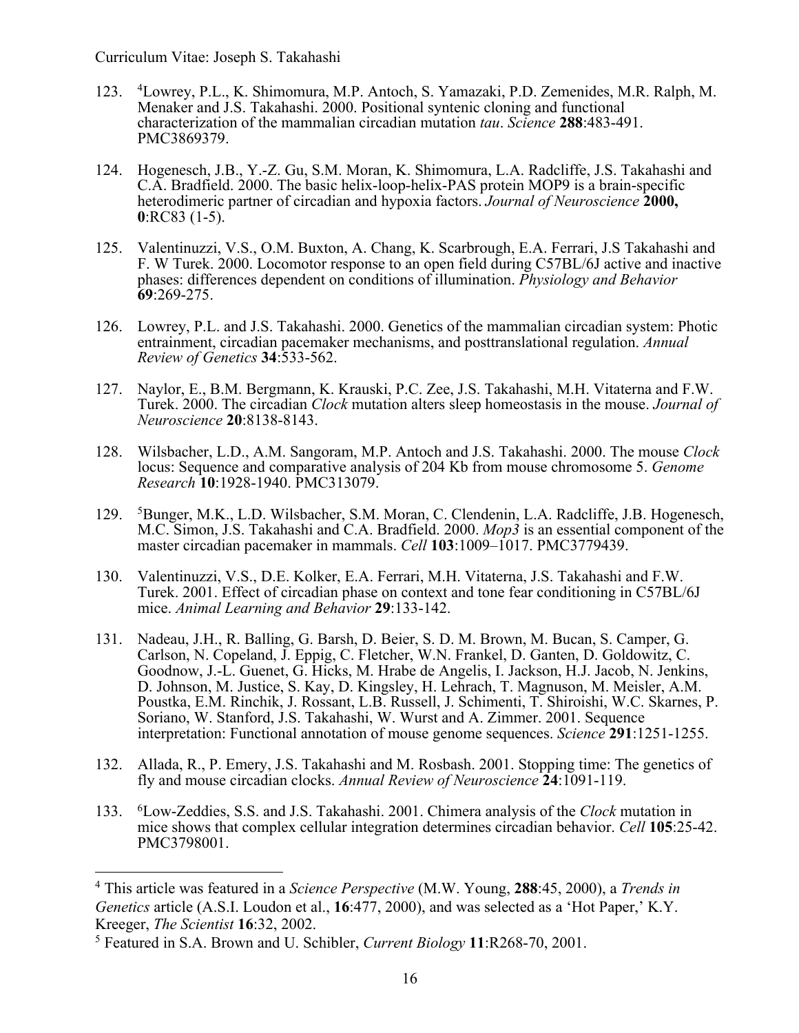123. [4]Lowrey, P.L., K. Shimomura, M.P. Antoch, S. Yamazaki, P.D. Zemenides, M.R. Ralph, M. Menaker and J.S. Takahashi. 2000. Positional syntenic cloning and functional characterization of the mammalian circadian mutation *tau*. *Science* **288**:483-491. PMC3869379.

124. Hogenesch, J.B., Y.-Z. Gu, S.M. Moran, K. Shimomura, L.A. Radcliffe, J.S. Takahashi and C.A. Bradfield. 2000. The basic helix-loop-helix-PAS protein MOP9 is a brain-specific heterodimeric partner of circadian and hypoxia factors. *Journal of Neuroscience* **2000, 0**:RC83 (1-5).

125. Valentinuzzi, V.S., O.M. Buxton, A. Chang, K. Scarbrough, E.A. Ferrari, J.S Takahashi and F. W Turek. 2000. Locomotor response to an open field during C57BL/6J active and inactive phases: differences dependent on conditions of illumination. *Physiology and Behavior* **69**:269-275.

126. Lowrey, P.L. and J.S. Takahashi. 2000. Genetics of the mammalian circadian system: Photic entrainment, circadian pacemaker mechanisms, and posttranslational regulation. *Annual Review of Genetics* **34**:533-562.

127. Naylor, E., B.M. Bergmann, K. Krauski, P.C. Zee, J.S. Takahashi, M.H. Vitaterna and F.W. Turek. 2000. The circadian *Clock* mutation alters sleep homeostasis in the mouse. *Journal of Neuroscience* **20**:8138-8143.

128. Wilsbacher, L.D., A.M. Sangoram, M.P. Antoch and J.S. Takahashi. 2000. The mouse *Clock* locus: Sequence and comparative analysis of 204 Kb from mouse chromosome 5. *Genome Research* **10**:1928-1940. PMC313079.

129. [5]Bunger, M.K., L.D. Wilsbacher, S.M. Moran, C. Clendenin, L.A. Radcliffe, J.B. Hogenesch, M.C. Simon, J.S. Takahashi and C.A. Bradfield. 2000. *Mop3* is an essential component of the master circadian pacemaker in mammals. *Cell* **103**:1009–1017. PMC3779439.

130. Valentinuzzi, V.S., D.E. Kolker, E.A. Ferrari, M.H. Vitaterna, J.S. Takahashi and F.W. Turek. 2001. Effect of circadian phase on context and tone fear conditioning in C57BL/6J mice. *Animal Learning and Behavior* **29**:133-142.

131. Nadeau, J.H., R. Balling, G. Barsh, D. Beier, S. D. M. Brown, M. Bucan, S. Camper, G. Carlson, N. Copeland, J. Eppig, C. Fletcher, W.N. Frankel, D. Ganten, D. Goldowitz, C. Goodnow, J.-L. Guenet, G. Hicks, M. Hrabe de Angelis, I. Jackson, H.J. Jacob, N. Jenkins, D. Johnson, M. Justice, S. Kay, D. Kingsley, H. Lehrach, T. Magnuson, M. Meisler, A.M. Poustka, E.M. Rinchik, J. Rossant, L.B. Russell, J. Schimenti, T. Shiroishi, W.C. Skarnes, P. Soriano, W. Stanford, J.S. Takahashi, W. Wurst and A. Zimmer. 2001. Sequence interpretation: Functional annotation of mouse genome sequences. *Science* **291**:1251-1255.

132. Allada, R., P. Emery, J.S. Takahashi and M. Rosbash. 2001. Stopping time: The genetics of fly and mouse circadian clocks. *Annual Review of Neuroscience* **24**:1091-119.

133. [6]Low-Zeddies, S.S. and J.S. Takahashi. 2001. Chimera analysis of the *Clock* mutation in mice shows that complex cellular integration determines circadian behavior. *Cell* **105**:25-42. PMC3798001.

---

[4] This article was featured in a *Science Perspective* (M.W. Young, **288**:45, 2000), a *Trends in Genetics* article (A.S.I. Loudon et al., **16**:477, 2000), and was selected as a 'Hot Paper,' K.Y. Kreeger, *The Scientist* **16**:32, 2002.

[5] Featured in S.A. Brown and U. Schibler, *Current Biology* **11**:R268-70, 2001.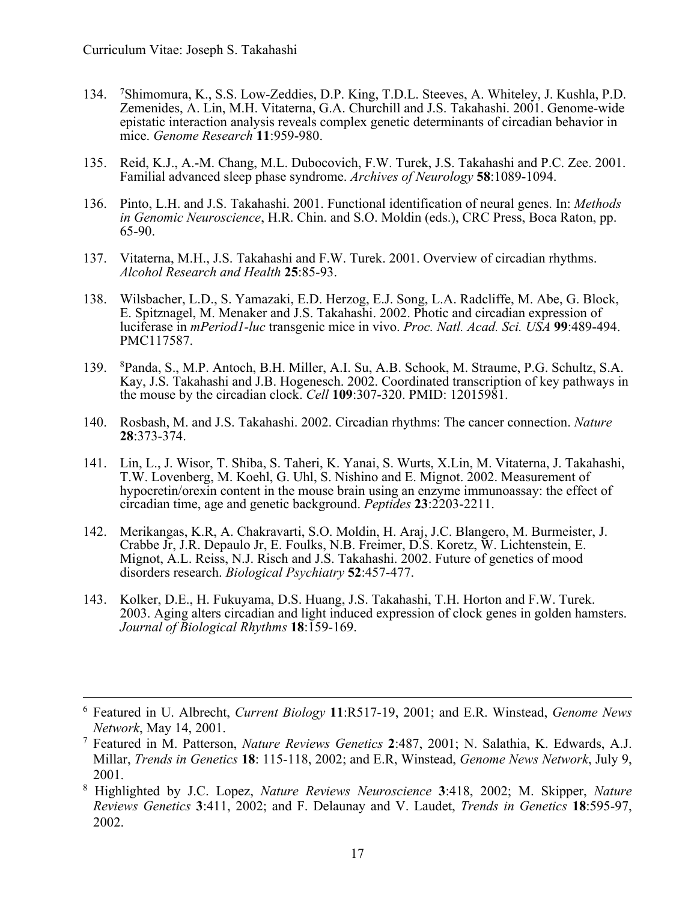134. [7]Shimomura, K., S.S. Low-Zeddies, D.P. King, T.D.L. Steeves, A. Whiteley, J. Kushla, P.D. Zemenides, A. Lin, M.H. Vitaterna, G.A. Churchill and J.S. Takahashi. 2001. Genome-wide epistatic interaction analysis reveals complex genetic determinants of circadian behavior in mice. *Genome Research* **11**:959-980.

135. Reid, K.J., A.-M. Chang, M.L. Dubocovich, F.W. Turek, J.S. Takahashi and P.C. Zee. 2001. Familial advanced sleep phase syndrome. *Archives of Neurology* **58**:1089-1094.

136. Pinto, L.H. and J.S. Takahashi. 2001. Functional identification of neural genes. In: *Methods in Genomic Neuroscience*, H.R. Chin. and S.O. Moldin (eds.), CRC Press, Boca Raton, pp. 65-90.

137. Vitaterna, M.H., J.S. Takahashi and F.W. Turek. 2001. Overview of circadian rhythms. *Alcohol Research and Health* **25**:85-93.

138. Wilsbacher, L.D., S. Yamazaki, E.D. Herzog, E.J. Song, L.A. Radcliffe, M. Abe, G. Block, E. Spitznagel, M. Menaker and J.S. Takahashi. 2002. Photic and circadian expression of luciferase in *mPeriod1-luc* transgenic mice in vivo. *Proc. Natl. Acad. Sci. USA* **99**:489-494. PMC117587.

139. [8]Panda, S., M.P. Antoch, B.H. Miller, A.I. Su, A.B. Schook, M. Straume, P.G. Schultz, S.A. Kay, J.S. Takahashi and J.B. Hogenesch. 2002. Coordinated transcription of key pathways in the mouse by the circadian clock. *Cell* **109**:307-320. PMID: 12015981.

140. Rosbash, M. and J.S. Takahashi. 2002. Circadian rhythms: The cancer connection. *Nature* **28**:373-374.

141. Lin, L., J. Wisor, T. Shiba, S. Taheri, K. Yanai, S. Wurts, X.Lin, M. Vitaterna, J. Takahashi, T.W. Lovenberg, M. Koehl, G. Uhl, S. Nishino and E. Mignot. 2002. Measurement of hypocretin/orexin content in the mouse brain using an enzyme immunoassay: the effect of circadian time, age and genetic background. *Peptides* **23**:2203-2211.

142. Merikangas, K.R, A. Chakravarti, S.O. Moldin, H. Araj, J.C. Blangero, M. Burmeister, J. Crabbe Jr, J.R. Depaulo Jr, E. Foulks, N.B. Freimer, D.S. Koretz, W. Lichtenstein, E. Mignot, A.L. Reiss, N.J. Risch and J.S. Takahashi. 2002. Future of genetics of mood disorders research. *Biological Psychiatry* **52**:457-477.

143. Kolker, D.E., H. Fukuyama, D.S. Huang, J.S. Takahashi, T.H. Horton and F.W. Turek. 2003. Aging alters circadian and light induced expression of clock genes in golden hamsters. *Journal of Biological Rhythms* **18**:159-169.

---

[6] Featured in U. Albrecht, *Current Biology* **11**:R517-19, 2001; and E.R. Winstead, *Genome News Network*, May 14, 2001.

[7] Featured in M. Patterson, *Nature Reviews Genetics* **2**:487, 2001; N. Salathia, K. Edwards, A.J. Millar, *Trends in Genetics* **18**: 115-118, 2002; and E.R, Winstead, *Genome News Network*, July 9, 2001.

[8] Highlighted by J.C. Lopez, *Nature Reviews Neuroscience* **3**:418, 2002; M. Skipper, *Nature Reviews Genetics* **3**:411, 2002; and F. Delaunay and V. Laudet, *Trends in Genetics* **18**:595-97, 2002.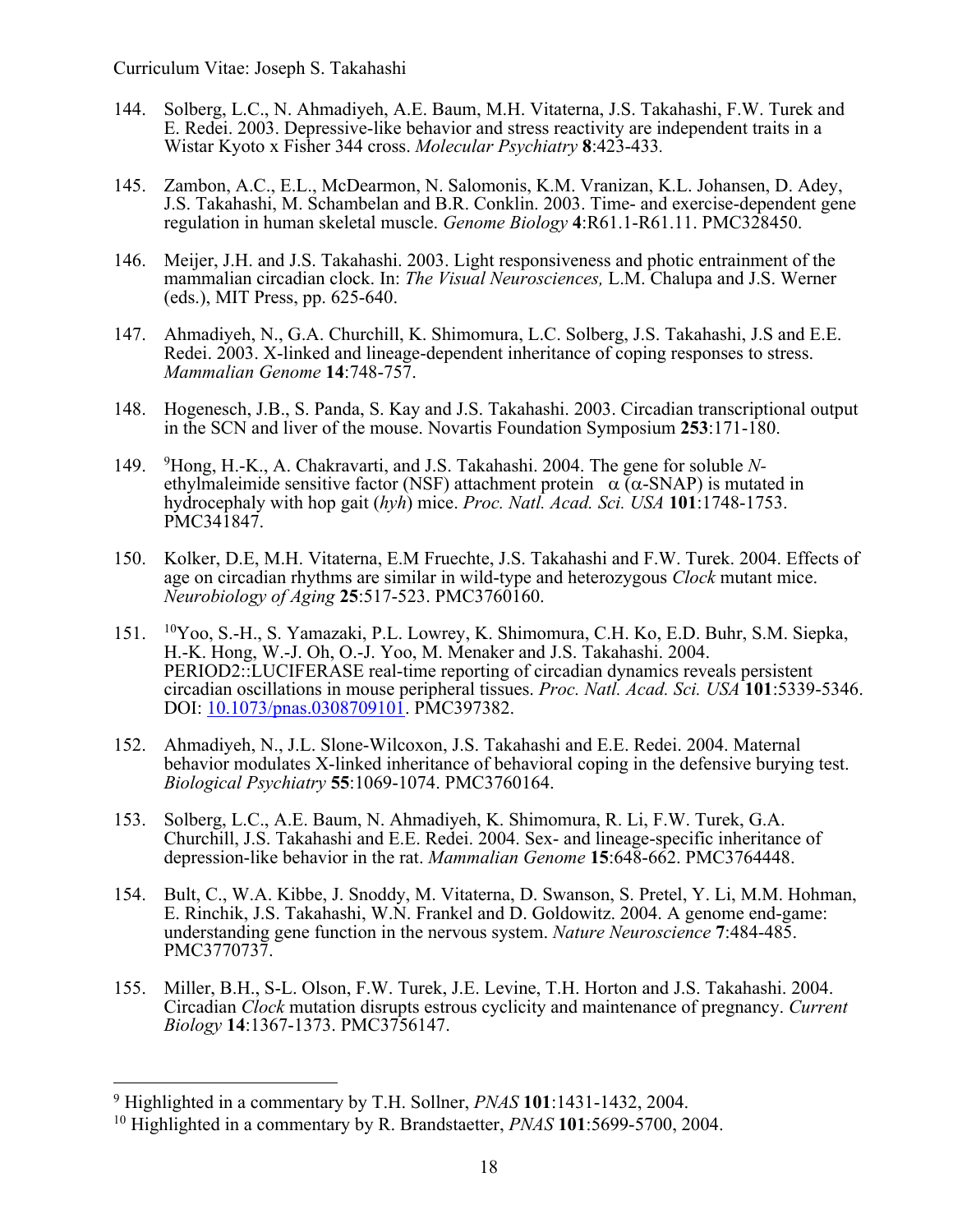144. Solberg, L.C., N. Ahmadiyeh, A.E. Baum, M.H. Vitaterna, J.S. Takahashi, F.W. Turek and E. Redei. 2003. Depressive-like behavior and stress reactivity are independent traits in a Wistar Kyoto x Fisher 344 cross. *Molecular Psychiatry* **8**:423-433.

145. Zambon, A.C., E.L., McDearmon, N. Salomonis, K.M. Vranizan, K.L. Johansen, D. Adey, J.S. Takahashi, M. Schambelan and B.R. Conklin. 2003. Time- and exercise-dependent gene regulation in human skeletal muscle. *Genome Biology* **4**:R61.1-R61.11. PMC328450.

146. Meijer, J.H. and J.S. Takahashi. 2003. Light responsiveness and photic entrainment of the mammalian circadian clock. In: *The Visual Neurosciences,* L.M. Chalupa and J.S. Werner (eds.), MIT Press, pp. 625-640.

147. Ahmadiyeh, N., G.A. Churchill, K. Shimomura, L.C. Solberg, J.S. Takahashi, J.S and E.E. Redei. 2003. X-linked and lineage-dependent inheritance of coping responses to stress. *Mammalian Genome* **14**:748-757.

148. Hogenesch, J.B., S. Panda, S. Kay and J.S. Takahashi. 2003. Circadian transcriptional output in the SCN and liver of the mouse. Novartis Foundation Symposium **253**:171-180.

149. [9]Hong, H.-K., A. Chakravarti, and J.S. Takahashi. 2004. The gene for soluble *N*-ethylmaleimide sensitive factor (NSF) attachment protein $\alpha$ ($\alpha$-SNAP) is mutated in hydrocephaly with hop gait (*hyh*) mice. *Proc. Natl. Acad. Sci. USA* **101**:1748-1753. PMC341847.

150. Kolker, D.E, M.H. Vitaterna, E.M Fruechte, J.S. Takahashi and F.W. Turek. 2004. Effects of age on circadian rhythms are similar in wild-type and heterozygous *Clock* mutant mice. *Neurobiology of Aging* **25**:517-523. PMC3760160.

151. [10]Yoo, S.-H., S. Yamazaki, P.L. Lowrey, K. Shimomura, C.H. Ko, E.D. Buhr, S.M. Siepka, H.-K. Hong, W.-J. Oh, O.-J. Yoo, M. Menaker and J.S. Takahashi. 2004. PERIOD2::LUCIFERASE real-time reporting of circadian dynamics reveals persistent circadian oscillations in mouse peripheral tissues. *Proc. Natl. Acad. Sci. USA* **101**:5339-5346. DOI: 10.1073/pnas.0308709101. PMC397382.

152. Ahmadiyeh, N., J.L. Slone-Wilcoxon, J.S. Takahashi and E.E. Redei. 2004. Maternal behavior modulates X-linked inheritance of behavioral coping in the defensive burying test. *Biological Psychiatry* **55**:1069-1074. PMC3760164.

153. Solberg, L.C., A.E. Baum, N. Ahmadiyeh, K. Shimomura, R. Li, F.W. Turek, G.A. Churchill, J.S. Takahashi and E.E. Redei. 2004. Sex- and lineage-specific inheritance of depression-like behavior in the rat. *Mammalian Genome* **15**:648-662. PMC3764448.

154. Bult, C., W.A. Kibbe, J. Snoddy, M. Vitaterna, D. Swanson, S. Pretel, Y. Li, M.M. Hohman, E. Rinchik, J.S. Takahashi, W.N. Frankel and D. Goldowitz. 2004. A genome end-game: understanding gene function in the nervous system. *Nature Neuroscience* **7**:484-485. PMC3770737.

155. Miller, B.H., S-L. Olson, F.W. Turek, J.E. Levine, T.H. Horton and J.S. Takahashi. 2004. Circadian *Clock* mutation disrupts estrous cyclicity and maintenance of pregnancy. *Current Biology* **14**:1367-1373. PMC3756147.

---

[9] Highlighted in a commentary by T.H. Sollner, *PNAS* **101**:1431-1432, 2004.

[10] Highlighted in a commentary by R. Brandstaetter, *PNAS* **101**:5699-5700, 2004.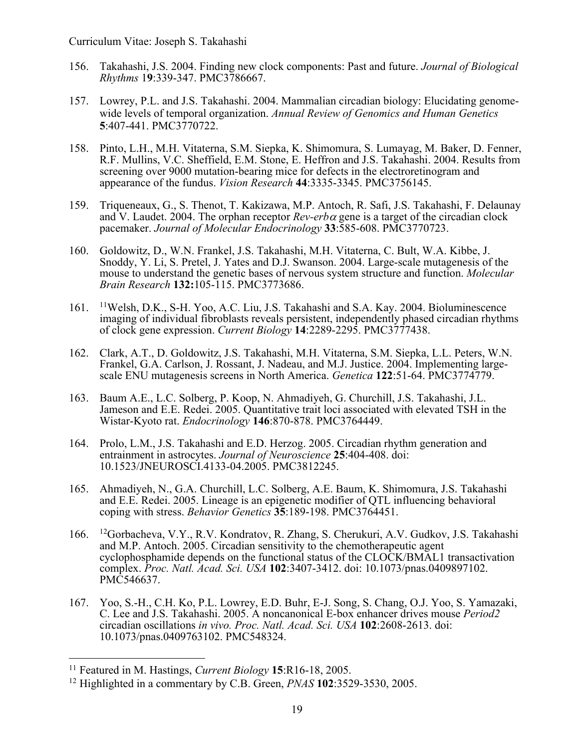156. Takahashi, J.S. 2004. Finding new clock components: Past and future. *Journal of Biological Rhythms* 1**9**:339-347. PMC3786667.

157. Lowrey, P.L. and J.S. Takahashi. 2004. Mammalian circadian biology: Elucidating genome-wide levels of temporal organization. *Annual Review of Genomics and Human Genetics* **5**:407-441. PMC3770722.

158. Pinto, L.H., M.H. Vitaterna, S.M. Siepka, K. Shimomura, S. Lumayag, M. Baker, D. Fenner, R.F. Mullins, V.C. Sheffield, E.M. Stone, E. Heffron and J.S. Takahashi. 2004. Results from screening over 9000 mutation-bearing mice for defects in the electroretinogram and appearance of the fundus. *Vision Research* **44**:3335-3345. PMC3756145.

159. Triqueneaux, G., S. Thenot, T. Kakizawa, M.P. Antoch, R. Safi, J.S. Takahashi, F. Delaunay and V. Laudet. 2004. The orphan receptor *Rev-erbα* gene is a target of the circadian clock pacemaker. *Journal of Molecular Endocrinology* **33**:585-608. PMC3770723.

160. Goldowitz, D., W.N. Frankel, J.S. Takahashi, M.H. Vitaterna, C. Bult, W.A. Kibbe, J. Snoddy, Y. Li, S. Pretel, J. Yates and D.J. Swanson. 2004. Large-scale mutagenesis of the mouse to understand the genetic bases of nervous system structure and function. *Molecular Brain Research* **132:**105-115. PMC3773686.

161. [11]Welsh, D.K., S-H. Yoo, A.C. Liu, J.S. Takahashi and S.A. Kay. 2004. Bioluminescence imaging of individual fibroblasts reveals persistent, independently phased circadian rhythms of clock gene expression. *Current Biology* **14**:2289-2295. PMC3777438.

162. Clark, A.T., D. Goldowitz, J.S. Takahashi, M.H. Vitaterna, S.M. Siepka, L.L. Peters, W.N. Frankel, G.A. Carlson, J. Rossant, J. Nadeau, and M.J. Justice. 2004. Implementing large-scale ENU mutagenesis screens in North America. *Genetica* **122**:51-64. PMC3774779.

163. Baum A.E., L.C. Solberg, P. Koop, N. Ahmadiyeh, G. Churchill, J.S. Takahashi, J.L. Jameson and E.E. Redei. 2005. Quantitative trait loci associated with elevated TSH in the Wistar-Kyoto rat. *Endocrinology* **146**:870-878. PMC3764449.

164. Prolo, L.M., J.S. Takahashi and E.D. Herzog. 2005. Circadian rhythm generation and entrainment in astrocytes. *Journal of Neuroscience* **25**:404-408. doi: 10.1523/JNEUROSCI.4133-04.2005. PMC3812245.

165. Ahmadiyeh, N., G.A. Churchill, L.C. Solberg, A.E. Baum, K. Shimomura, J.S. Takahashi and E.E. Redei. 2005. Lineage is an epigenetic modifier of QTL influencing behavioral coping with stress. *Behavior Genetics* **35**:189-198. PMC3764451.

166. [12]Gorbacheva, V.Y., R.V. Kondratov, R. Zhang, S. Cherukuri, A.V. Gudkov, J.S. Takahashi and M.P. Antoch. 2005. Circadian sensitivity to the chemotherapeutic agent cyclophosphamide depends on the functional status of the CLOCK/BMAL1 transactivation complex. *Proc. Natl. Acad. Sci. USA* **102**:3407-3412. doi: 10.1073/pnas.0409897102. PMC546637.

167. Yoo, S.-H., C.H. Ko, P.L. Lowrey, E.D. Buhr, E-J. Song, S. Chang, O.J. Yoo, S. Yamazaki, C. Lee and J.S. Takahashi. 2005. A noncanonical E-box enhancer drives mouse *Period2* circadian oscillations *in vivo. Proc. Natl. Acad. Sci. USA* **102**:2608-2613. doi: 10.1073/pnas.0409763102. PMC548324.

---

[11] Featured in M. Hastings, *Current Biology* **15**:R16-18, 2005.

[12] Highlighted in a commentary by C.B. Green, *PNAS* **102**:3529-3530, 2005.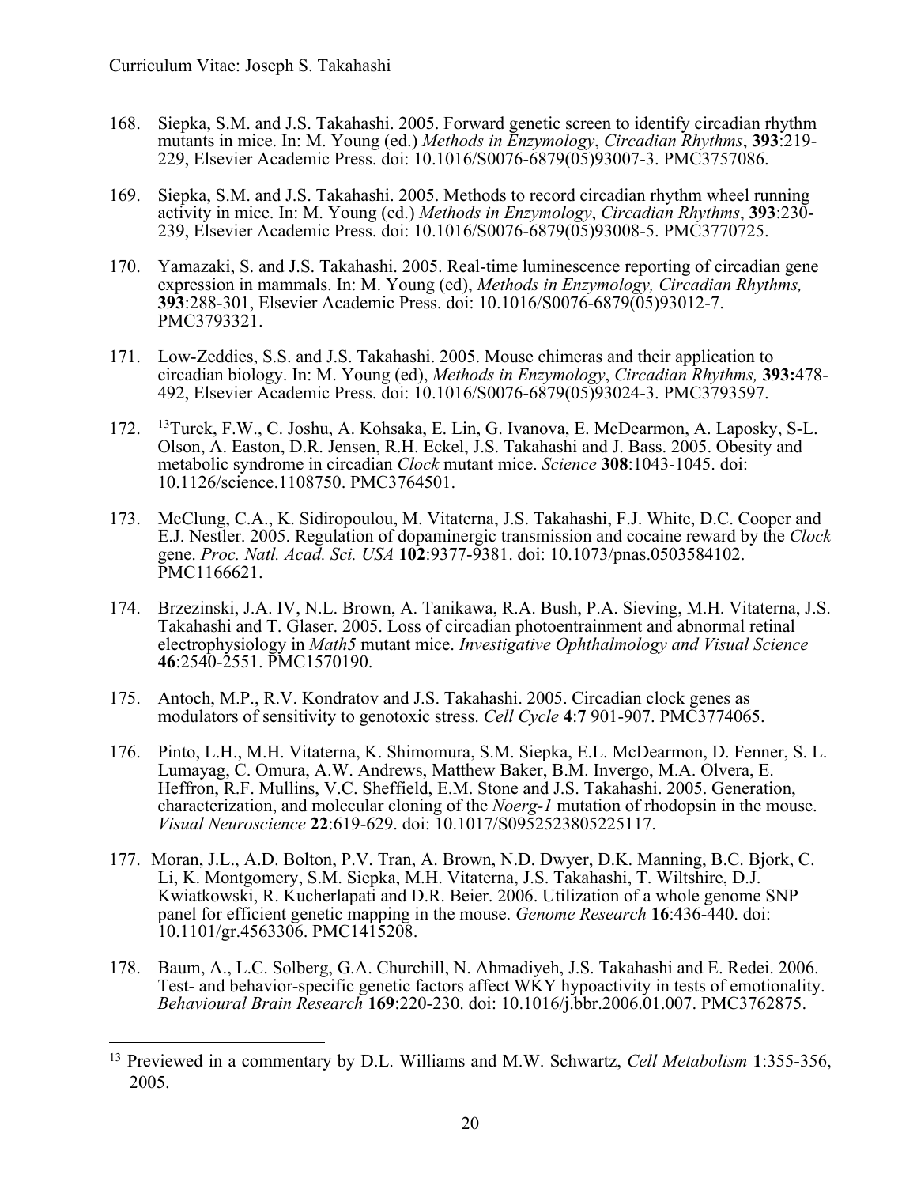168. Siepka, S.M. and J.S. Takahashi. 2005. Forward genetic screen to identify circadian rhythm mutants in mice. In: M. Young (ed.) *Methods in Enzymology*, *Circadian Rhythms*, **393**:219-229, Elsevier Academic Press. doi: 10.1016/S0076-6879(05)93007-3. PMC3757086.

169. Siepka, S.M. and J.S. Takahashi. 2005. Methods to record circadian rhythm wheel running activity in mice. In: M. Young (ed.) *Methods in Enzymology*, *Circadian Rhythms*, **393**:230-239, Elsevier Academic Press. doi: 10.1016/S0076-6879(05)93008-5. PMC3770725.

170. Yamazaki, S. and J.S. Takahashi. 2005. Real-time luminescence reporting of circadian gene expression in mammals. In: M. Young (ed), *Methods in Enzymology, Circadian Rhythms,* **393**:288-301, Elsevier Academic Press. doi: 10.1016/S0076-6879(05)93012-7. PMC3793321.

171. Low-Zeddies, S.S. and J.S. Takahashi. 2005. Mouse chimeras and their application to circadian biology. In: M. Young (ed), *Methods in Enzymology*, *Circadian Rhythms,* **393:**478-492, Elsevier Academic Press. doi: 10.1016/S0076-6879(05)93024-3. PMC3793597.

172. [13]Turek, F.W., C. Joshu, A. Kohsaka, E. Lin, G. Ivanova, E. McDearmon, A. Laposky, S-L. Olson, A. Easton, D.R. Jensen, R.H. Eckel, J.S. Takahashi and J. Bass. 2005. Obesity and metabolic syndrome in circadian *Clock* mutant mice. *Science* **308**:1043-1045. doi: 10.1126/science.1108750. PMC3764501.

173. McClung, C.A., K. Sidiropoulou, M. Vitaterna, J.S. Takahashi, F.J. White, D.C. Cooper and E.J. Nestler. 2005. Regulation of dopaminergic transmission and cocaine reward by the *Clock* gene. *Proc. Natl. Acad. Sci. USA* **102**:9377-9381. doi: 10.1073/pnas.0503584102. PMC1166621.

174. Brzezinski, J.A. IV, N.L. Brown, A. Tanikawa, R.A. Bush, P.A. Sieving, M.H. Vitaterna, J.S. Takahashi and T. Glaser. 2005. Loss of circadian photoentrainment and abnormal retinal electrophysiology in *Math5* mutant mice. *Investigative Ophthalmology and Visual Science* **46**:2540-2551. PMC1570190.

175. Antoch, M.P., R.V. Kondratov and J.S. Takahashi. 2005. Circadian clock genes as modulators of sensitivity to genotoxic stress. *Cell Cycle* **4**:**7** 901-907. PMC3774065.

176. Pinto, L.H., M.H. Vitaterna, K. Shimomura, S.M. Siepka, E.L. McDearmon, D. Fenner, S. L. Lumayag, C. Omura, A.W. Andrews, Matthew Baker, B.M. Invergo, M.A. Olvera, E. Heffron, R.F. Mullins, V.C. Sheffield, E.M. Stone and J.S. Takahashi. 2005. Generation, characterization, and molecular cloning of the *Noerg-1* mutation of rhodopsin in the mouse. *Visual Neuroscience* **22**:619-629. doi: 10.1017/S0952523805225117.

177. Moran, J.L., A.D. Bolton, P.V. Tran, A. Brown, N.D. Dwyer, D.K. Manning, B.C. Bjork, C. Li, K. Montgomery, S.M. Siepka, M.H. Vitaterna, J.S. Takahashi, T. Wiltshire, D.J. Kwiatkowski, R. Kucherlapati and D.R. Beier. 2006. Utilization of a whole genome SNP panel for efficient genetic mapping in the mouse. *Genome Research* **16**:436-440. doi: 10.1101/gr.4563306. PMC1415208.

178. Baum, A., L.C. Solberg, G.A. Churchill, N. Ahmadiyeh, J.S. Takahashi and E. Redei. 2006. Test- and behavior-specific genetic factors affect WKY hypoactivity in tests of emotionality. *Behavioural Brain Research* **169**:220-230. doi: 10.1016/j.bbr.2006.01.007. PMC3762875.

---

[13] Previewed in a commentary by D.L. Williams and M.W. Schwartz, *Cell Metabolism* **1**:355-356, 2005.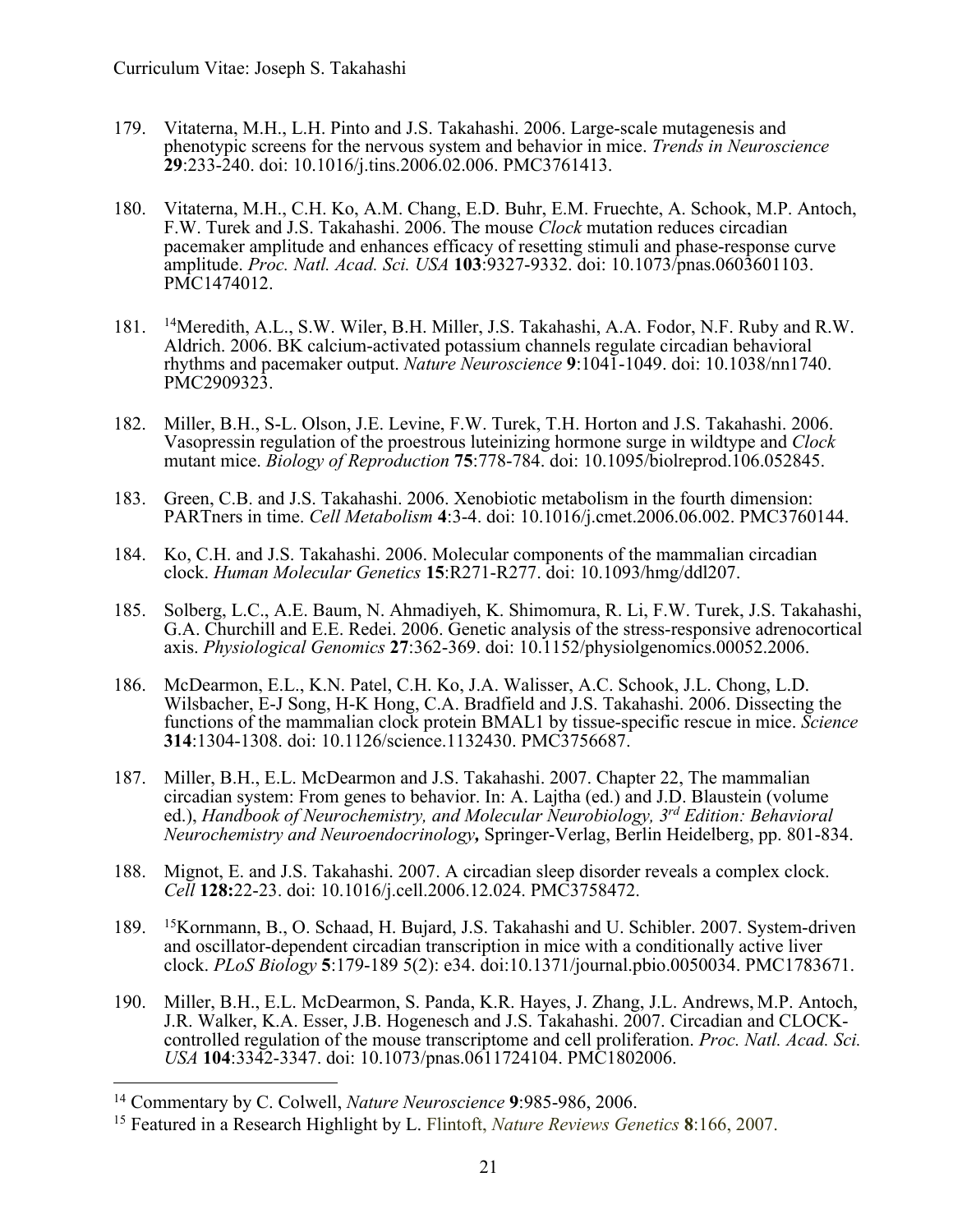179. Vitaterna, M.H., L.H. Pinto and J.S. Takahashi. 2006. Large-scale mutagenesis and phenotypic screens for the nervous system and behavior in mice. *Trends in Neuroscience* **29**:233-240. doi: 10.1016/j.tins.2006.02.006. PMC3761413.

180. Vitaterna, M.H., C.H. Ko, A.M. Chang, E.D. Buhr, E.M. Fruechte, A. Schook, M.P. Antoch, F.W. Turek and J.S. Takahashi. 2006. The mouse *Clock* mutation reduces circadian pacemaker amplitude and enhances efficacy of resetting stimuli and phase-response curve amplitude. *Proc. Natl. Acad. Sci. USA* **103**:9327-9332. doi: 10.1073/pnas.0603601103. PMC1474012.

181. [14]Meredith, A.L., S.W. Wiler, B.H. Miller, J.S. Takahashi, A.A. Fodor, N.F. Ruby and R.W. Aldrich. 2006. BK calcium-activated potassium channels regulate circadian behavioral rhythms and pacemaker output. *Nature Neuroscience* **9**:1041-1049. doi: 10.1038/nn1740. PMC2909323.

182. Miller, B.H., S-L. Olson, J.E. Levine, F.W. Turek, T.H. Horton and J.S. Takahashi. 2006. Vasopressin regulation of the proestrous luteinizing hormone surge in wildtype and *Clock* mutant mice. *Biology of Reproduction* **75**:778-784. doi: 10.1095/biolreprod.106.052845.

183. Green, C.B. and J.S. Takahashi. 2006. Xenobiotic metabolism in the fourth dimension: PARTners in time. *Cell Metabolism* **4**:3-4. doi: 10.1016/j.cmet.2006.06.002. PMC3760144.

184. Ko, C.H. and J.S. Takahashi. 2006. Molecular components of the mammalian circadian clock. *Human Molecular Genetics* **15**:R271-R277. doi: 10.1093/hmg/ddl207.

185. Solberg, L.C., A.E. Baum, N. Ahmadiyeh, K. Shimomura, R. Li, F.W. Turek, J.S. Takahashi, G.A. Churchill and E.E. Redei. 2006. Genetic analysis of the stress-responsive adrenocortical axis. *Physiological Genomics* **27**:362-369. doi: 10.1152/physiolgenomics.00052.2006.

186. McDearmon, E.L., K.N. Patel, C.H. Ko, J.A. Walisser, A.C. Schook, J.L. Chong, L.D. Wilsbacher, E-J Song, H-K Hong, C.A. Bradfield and J.S. Takahashi. 2006. Dissecting the functions of the mammalian clock protein BMAL1 by tissue-specific rescue in mice. *Science* **314**:1304-1308. doi: 10.1126/science.1132430. PMC3756687.

187. Miller, B.H., E.L. McDearmon and J.S. Takahashi. 2007. Chapter 22, The mammalian circadian system: From genes to behavior. In: A. Lajtha (ed.) and J.D. Blaustein (volume ed.), *Handbook of Neurochemistry, and Molecular Neurobiology, 3rd Edition: Behavioral Neurochemistry and Neuroendocrinology***,** Springer-Verlag, Berlin Heidelberg, pp. 801-834.

188. Mignot, E. and J.S. Takahashi. 2007. A circadian sleep disorder reveals a complex clock. *Cell* **128:**22-23. doi: 10.1016/j.cell.2006.12.024. PMC3758472.

189. [15]Kornmann, B., O. Schaad, H. Bujard, J.S. Takahashi and U. Schibler. 2007. System-driven and oscillator-dependent circadian transcription in mice with a conditionally active liver clock. *PLoS Biology* **5**:179-189 5(2): e34. doi:10.1371/journal.pbio.0050034. PMC1783671.

190. Miller, B.H., E.L. McDearmon, S. Panda, K.R. Hayes, J. Zhang, J.L. Andrews, M.P. Antoch, J.R. Walker, K.A. Esser, J.B. Hogenesch and J.S. Takahashi. 2007. Circadian and CLOCK-controlled regulation of the mouse transcriptome and cell proliferation. *Proc. Natl. Acad. Sci. USA* **104**:3342-3347. doi: 10.1073/pnas.0611724104. PMC1802006.

---

[14] Commentary by C. Colwell, *Nature Neuroscience* **9**:985-986, 2006.

[15] Featured in a Research Highlight by L. Flintoft, *Nature Reviews Genetics* **8**:166, 2007.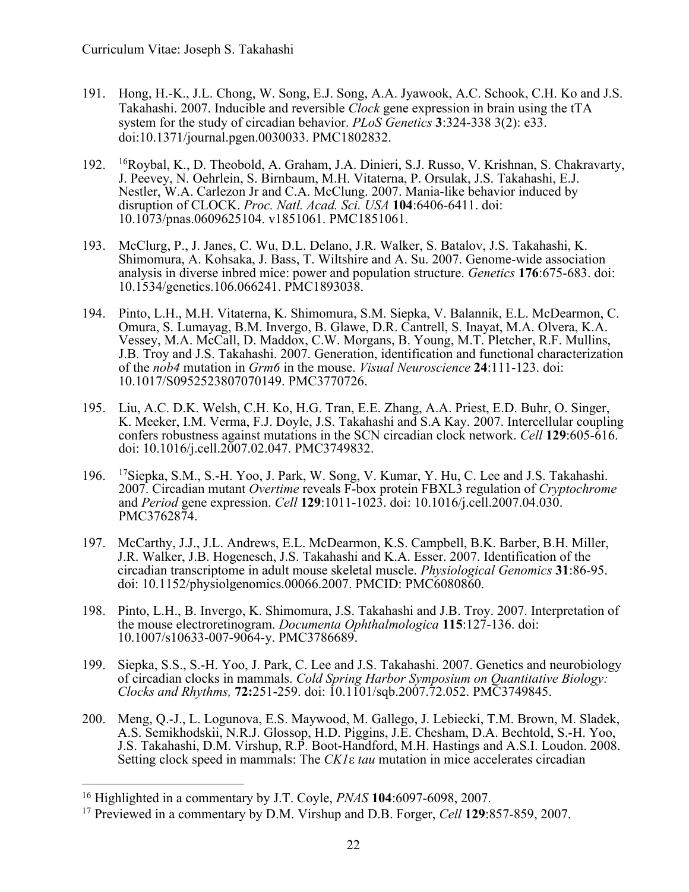191. Hong, H.-K., J.L. Chong, W. Song, E.J. Song, A.A. Jyawook, A.C. Schook, C.H. Ko and J.S. Takahashi. 2007. Inducible and reversible *Clock* gene expression in brain using the tTA system for the study of circadian behavior. *PLoS Genetics* **3**:324-338 3(2): e33. doi:10.1371/journal.pgen.0030033. PMC1802832.

192. [16]Roybal, K., D. Theobold, A. Graham, J.A. Dinieri, S.J. Russo, V. Krishnan, S. Chakravarty, J. Peevey, N. Oehrlein, S. Birnbaum, M.H. Vitaterna, P. Orsulak, J.S. Takahashi, E.J. Nestler, W.A. Carlezon Jr and C.A. McClung. 2007. Mania-like behavior induced by disruption of CLOCK. *Proc. Natl. Acad. Sci. USA* **104**:6406-6411. doi: 10.1073/pnas.0609625104. v1851061. PMC1851061.

193. McClurg, P., J. Janes, C. Wu, D.L. Delano, J.R. Walker, S. Batalov, J.S. Takahashi, K. Shimomura, A. Kohsaka, J. Bass, T. Wiltshire and A. Su. 2007. Genome-wide association analysis in diverse inbred mice: power and population structure. *Genetics* **176**:675-683. doi: 10.1534/genetics.106.066241. PMC1893038.

194. Pinto, L.H., M.H. Vitaterna, K. Shimomura, S.M. Siepka, V. Balannik, E.L. McDearmon, C. Omura, S. Lumayag, B.M. Invergo, B. Glawe, D.R. Cantrell, S. Inayat, M.A. Olvera, K.A. Vessey, M.A. McCall, D. Maddox, C.W. Morgans, B. Young, M.T. Pletcher, R.F. Mullins, J.B. Troy and J.S. Takahashi. 2007. Generation, identification and functional characterization of the *nob4* mutation in *Grm6* in the mouse. *Visual Neuroscience* **24**:111-123. doi: 10.1017/S0952523807070149. PMC3770726.

195. Liu, A.C. D.K. Welsh, C.H. Ko, H.G. Tran, E.E. Zhang, A.A. Priest, E.D. Buhr, O. Singer, K. Meeker, I.M. Verma, F.J. Doyle, J.S. Takahashi and S.A Kay. 2007. Intercellular coupling confers robustness against mutations in the SCN circadian clock network. *Cell* **129**:605-616. doi: 10.1016/j.cell.2007.02.047. PMC3749832.

196. [17]Siepka, S.M., S.-H. Yoo, J. Park, W. Song, V. Kumar, Y. Hu, C. Lee and J.S. Takahashi. 2007. Circadian mutant *Overtime* reveals F-box protein FBXL3 regulation of *Cryptochrome* and *Period* gene expression. *Cell* **129**:1011-1023. doi: 10.1016/j.cell.2007.04.030. PMC3762874.

197. McCarthy, J.J., J.L. Andrews, E.L. McDearmon, K.S. Campbell, B.K. Barber, B.H. Miller, J.R. Walker, J.B. Hogenesch, J.S. Takahashi and K.A. Esser. 2007. Identification of the circadian transcriptome in adult mouse skeletal muscle. *Physiological Genomics* **31**:86-95. doi: 10.1152/physiolgenomics.00066.2007. PMCID: PMC6080860.

198. Pinto, L.H., B. Invergo, K. Shimomura, J.S. Takahashi and J.B. Troy. 2007. Interpretation of the mouse electroretinogram. *Documenta Ophthalmologica* **115**:127-136. doi: 10.1007/s10633-007-9064-y. PMC3786689.

199. Siepka, S.S., S.-H. Yoo, J. Park, C. Lee and J.S. Takahashi. 2007. Genetics and neurobiology of circadian clocks in mammals. *Cold Spring Harbor Symposium on Quantitative Biology: Clocks and Rhythms,* **72:**251-259. doi: 10.1101/sqb.2007.72.052. PMC3749845.

200. Meng, Q.-J., L. Logunova, E.S. Maywood, M. Gallego, J. Lebiecki, T.M. Brown, M. Sladek, A.S. Semikhodskii, N.R.J. Glossop, H.D. Piggins, J.E. Chesham, D.A. Bechtold, S.-H. Yoo, J.S. Takahashi, D.M. Virshup, R.P. Boot-Handford, M.H. Hastings and A.S.I. Loudon. 2008. Setting clock speed in mammals: The *CK1*ε *tau* mutation in mice accelerates circadian

---

[16] Highlighted in a commentary by J.T. Coyle, *PNAS* **104**:6097-6098, 2007.

[17] Previewed in a commentary by D.M. Virshup and D.B. Forger, *Cell* **129**:857-859, 2007.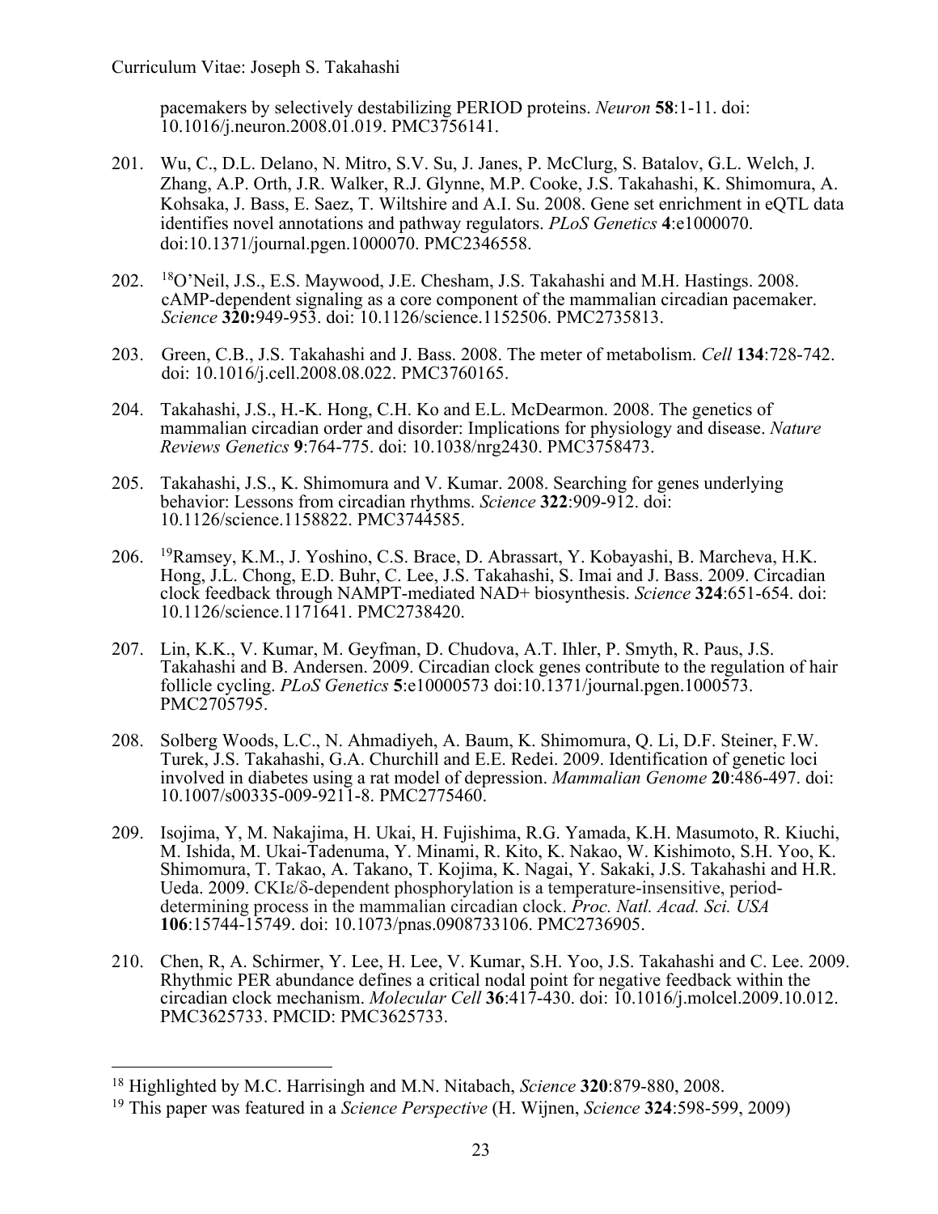pacemakers by selectively destabilizing PERIOD proteins. *Neuron* **58**:1-11. doi: 10.1016/j.neuron.2008.01.019. PMC3756141.

201. Wu, C., D.L. Delano, N. Mitro, S.V. Su, J. Janes, P. McClurg, S. Batalov, G.L. Welch, J. Zhang, A.P. Orth, J.R. Walker, R.J. Glynne, M.P. Cooke, J.S. Takahashi, K. Shimomura, A. Kohsaka, J. Bass, E. Saez, T. Wiltshire and A.I. Su. 2008. Gene set enrichment in eQTL data identifies novel annotations and pathway regulators. *PLoS Genetics* **4**:e1000070. doi:10.1371/journal.pgen.1000070. PMC2346558.

202. [18]O'Neil, J.S., E.S. Maywood, J.E. Chesham, J.S. Takahashi and M.H. Hastings. 2008. cAMP-dependent signaling as a core component of the mammalian circadian pacemaker. *Science* **320:**949-953. doi: 10.1126/science.1152506. PMC2735813.

203. Green, C.B., J.S. Takahashi and J. Bass. 2008. The meter of metabolism. *Cell* **134**:728-742. doi: 10.1016/j.cell.2008.08.022. PMC3760165.

204. Takahashi, J.S., H.-K. Hong, C.H. Ko and E.L. McDearmon. 2008. The genetics of mammalian circadian order and disorder: Implications for physiology and disease. *Nature Reviews Genetics* **9**:764-775. doi: 10.1038/nrg2430. PMC3758473.

205. Takahashi, J.S., K. Shimomura and V. Kumar. 2008. Searching for genes underlying behavior: Lessons from circadian rhythms. *Science* **322**:909-912. doi: 10.1126/science.1158822. PMC3744585.

206. [19]Ramsey, K.M., J. Yoshino, C.S. Brace, D. Abrassart, Y. Kobayashi, B. Marcheva, H.K. Hong, J.L. Chong, E.D. Buhr, C. Lee, J.S. Takahashi, S. Imai and J. Bass. 2009. Circadian clock feedback through NAMPT-mediated NAD+ biosynthesis. *Science* **324**:651-654. doi: 10.1126/science.1171641. PMC2738420.

207. Lin, K.K., V. Kumar, M. Geyfman, D. Chudova, A.T. Ihler, P. Smyth, R. Paus, J.S. Takahashi and B. Andersen. 2009. Circadian clock genes contribute to the regulation of hair follicle cycling. *PLoS Genetics* **5**:e10000573 doi:10.1371/journal.pgen.1000573. PMC2705795.

208. Solberg Woods, L.C., N. Ahmadiyeh, A. Baum, K. Shimomura, Q. Li, D.F. Steiner, F.W. Turek, J.S. Takahashi, G.A. Churchill and E.E. Redei. 2009. Identification of genetic loci involved in diabetes using a rat model of depression. *Mammalian Genome* **20**:486-497. doi: 10.1007/s00335-009-9211-8. PMC2775460.

209. Isojima, Y, M. Nakajima, H. Ukai, H. Fujishima, R.G. Yamada, K.H. Masumoto, R. Kiuchi, M. Ishida, M. Ukai-Tadenuma, Y. Minami, R. Kito, K. Nakao, W. Kishimoto, S.H. Yoo, K. Shimomura, T. Takao, A. Takano, T. Kojima, K. Nagai, Y. Sakaki, J.S. Takahashi and H.R. Ueda. 2009. CKIε/δ-dependent phosphorylation is a temperature-insensitive, period-determining process in the mammalian circadian clock. *Proc. Natl. Acad. Sci. USA* **106**:15744-15749. doi: 10.1073/pnas.0908733106. PMC2736905.

210. Chen, R, A. Schirmer, Y. Lee, H. Lee, V. Kumar, S.H. Yoo, J.S. Takahashi and C. Lee. 2009. Rhythmic PER abundance defines a critical nodal point for negative feedback within the circadian clock mechanism. *Molecular Cell* **36**:417-430. doi: 10.1016/j.molcel.2009.10.012. PMC3625733. PMCID: PMC3625733.

---

[18] Highlighted by M.C. Harrisingh and M.N. Nitabach, *Science* **320**:879-880, 2008.

[19] This paper was featured in a *Science Perspective* (H. Wijnen, *Science* **324**:598-599, 2009)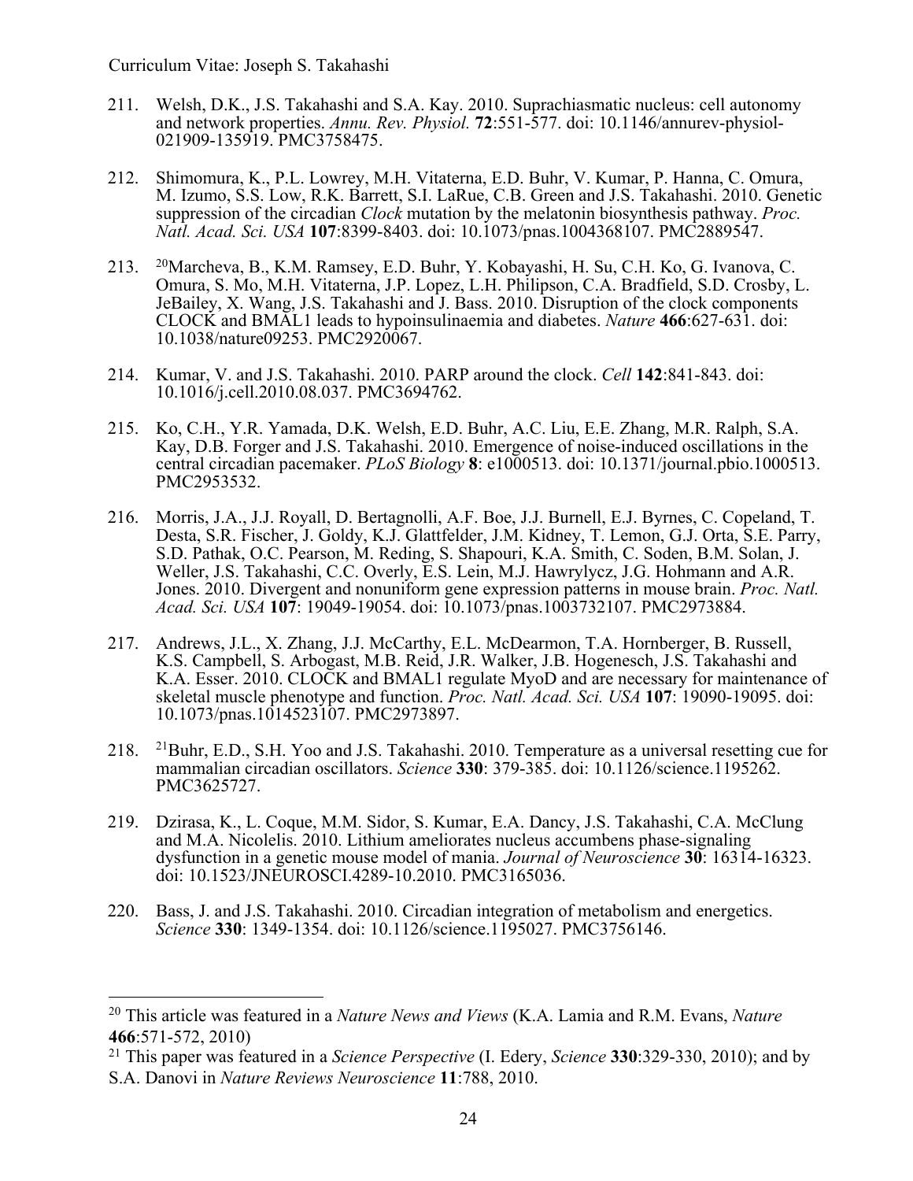211. Welsh, D.K., J.S. Takahashi and S.A. Kay. 2010. Suprachiasmatic nucleus: cell autonomy and network properties. *Annu. Rev. Physiol.* **72**:551-577. doi: 10.1146/annurev-physiol-021909-135919. PMC3758475.

212. Shimomura, K., P.L. Lowrey, M.H. Vitaterna, E.D. Buhr, V. Kumar, P. Hanna, C. Omura, M. Izumo, S.S. Low, R.K. Barrett, S.I. LaRue, C.B. Green and J.S. Takahashi. 2010. Genetic suppression of the circadian *Clock* mutation by the melatonin biosynthesis pathway. *Proc. Natl. Acad. Sci. USA* **107**:8399-8403. doi: 10.1073/pnas.1004368107. PMC2889547.

213. [20]Marcheva, B., K.M. Ramsey, E.D. Buhr, Y. Kobayashi, H. Su, C.H. Ko, G. Ivanova, C. Omura, S. Mo, M.H. Vitaterna, J.P. Lopez, L.H. Philipson, C.A. Bradfield, S.D. Crosby, L. JeBailey, X. Wang, J.S. Takahashi and J. Bass. 2010. Disruption of the clock components CLOCK and BMAL1 leads to hypoinsulinaemia and diabetes. *Nature* **466**:627-631. doi: 10.1038/nature09253. PMC2920067.

214. Kumar, V. and J.S. Takahashi. 2010. PARP around the clock. *Cell* **142**:841-843. doi: 10.1016/j.cell.2010.08.037. PMC3694762.

215. Ko, C.H., Y.R. Yamada, D.K. Welsh, E.D. Buhr, A.C. Liu, E.E. Zhang, M.R. Ralph, S.A. Kay, D.B. Forger and J.S. Takahashi. 2010. Emergence of noise-induced oscillations in the central circadian pacemaker. *PLoS Biology* **8**: e1000513. doi: 10.1371/journal.pbio.1000513. PMC2953532.

216. Morris, J.A., J.J. Royall, D. Bertagnolli, A.F. Boe, J.J. Burnell, E.J. Byrnes, C. Copeland, T. Desta, S.R. Fischer, J. Goldy, K.J. Glattfelder, J.M. Kidney, T. Lemon, G.J. Orta, S.E. Parry, S.D. Pathak, O.C. Pearson, M. Reding, S. Shapouri, K.A. Smith, C. Soden, B.M. Solan, J. Weller, J.S. Takahashi, C.C. Overly, E.S. Lein, M.J. Hawrylycz, J.G. Hohmann and A.R. Jones. 2010. Divergent and nonuniform gene expression patterns in mouse brain. *Proc. Natl. Acad. Sci. USA* **107**: 19049-19054. doi: 10.1073/pnas.1003732107. PMC2973884.

217. Andrews, J.L., X. Zhang, J.J. McCarthy, E.L. McDearmon, T.A. Hornberger, B. Russell, K.S. Campbell, S. Arbogast, M.B. Reid, J.R. Walker, J.B. Hogenesch, J.S. Takahashi and K.A. Esser. 2010. CLOCK and BMAL1 regulate MyoD and are necessary for maintenance of skeletal muscle phenotype and function. *Proc. Natl. Acad. Sci. USA* **107**: 19090-19095. doi: 10.1073/pnas.1014523107. PMC2973897.

218. [21]Buhr, E.D., S.H. Yoo and J.S. Takahashi. 2010. Temperature as a universal resetting cue for mammalian circadian oscillators. *Science* **330**: 379-385. doi: 10.1126/science.1195262. PMC3625727.

219. Dzirasa, K., L. Coque, M.M. Sidor, S. Kumar, E.A. Dancy, J.S. Takahashi, C.A. McClung and M.A. Nicolelis. 2010. Lithium ameliorates nucleus accumbens phase-signaling dysfunction in a genetic mouse model of mania. *Journal of Neuroscience* **30**: 16314-16323. doi: 10.1523/JNEUROSCI.4289-10.2010. PMC3165036.

220. Bass, J. and J.S. Takahashi. 2010. Circadian integration of metabolism and energetics. *Science* **330**: 1349-1354. doi: 10.1126/science.1195027. PMC3756146.

---

[20] This article was featured in a *Nature News and Views* (K.A. Lamia and R.M. Evans, *Nature* **466**:571-572, 2010)

[21] This paper was featured in a *Science Perspective* (I. Edery, *Science* **330**:329-330, 2010); and by S.A. Danovi in *Nature Reviews Neuroscience* **11**:788, 2010.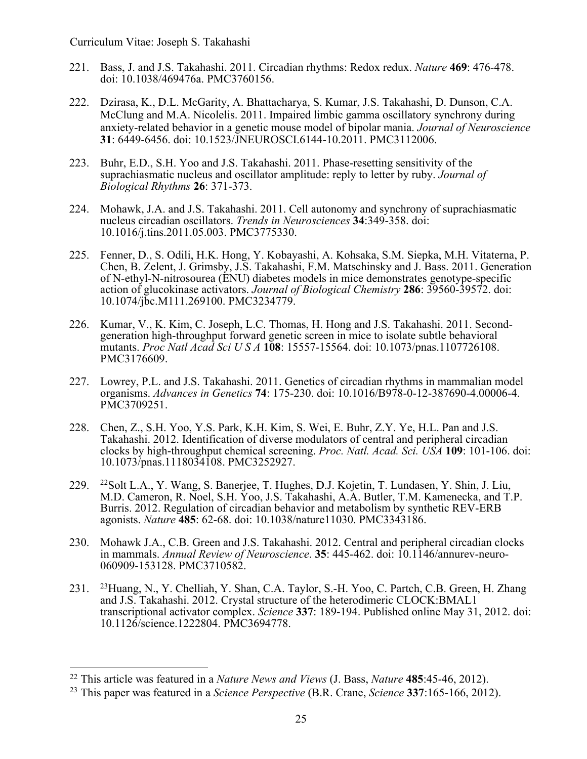221. Bass, J. and J.S. Takahashi. 2011. Circadian rhythms: Redox redux. *Nature* **469**: 476-478. doi: 10.1038/469476a. PMC3760156.

222. Dzirasa, K., D.L. McGarity, A. Bhattacharya, S. Kumar, J.S. Takahashi, D. Dunson, C.A. McClung and M.A. Nicolelis. 2011. Impaired limbic gamma oscillatory synchrony during anxiety-related behavior in a genetic mouse model of bipolar mania. *Journal of Neuroscience* **31**: 6449-6456. doi: 10.1523/JNEUROSCI.6144-10.2011. PMC3112006.

223. Buhr, E.D., S.H. Yoo and J.S. Takahashi. 2011. Phase-resetting sensitivity of the suprachiasmatic nucleus and oscillator amplitude: reply to letter by ruby. *Journal of Biological Rhythms* **26**: 371-373.

224. Mohawk, J.A. and J.S. Takahashi. 2011. Cell autonomy and synchrony of suprachiasmatic nucleus circadian oscillators. *Trends in Neurosciences* **34**:349-358. doi: 10.1016/j.tins.2011.05.003. PMC3775330.

225. Fenner, D., S. Odili, H.K. Hong, Y. Kobayashi, A. Kohsaka, S.M. Siepka, M.H. Vitaterna, P. Chen, B. Zelent, J. Grimsby, J.S. Takahashi, F.M. Matschinsky and J. Bass. 2011. Generation of N-ethyl-N-nitrosourea (ENU) diabetes models in mice demonstrates genotype-specific action of glucokinase activators. *Journal of Biological Chemistry* **286**: 39560-39572. doi: 10.1074/jbc.M111.269100. PMC3234779.

226. Kumar, V., K. Kim, C. Joseph, L.C. Thomas, H. Hong and J.S. Takahashi. 2011. Second-generation high-throughput forward genetic screen in mice to isolate subtle behavioral mutants. *Proc Natl Acad Sci U S A* **108**: 15557-15564. doi: 10.1073/pnas.1107726108. PMC3176609.

227. Lowrey, P.L. and J.S. Takahashi. 2011. Genetics of circadian rhythms in mammalian model organisms. *Advances in Genetics* **74**: 175-230. doi: 10.1016/B978-0-12-387690-4.00006-4. PMC3709251.

228. Chen, Z., S.H. Yoo, Y.S. Park, K.H. Kim, S. Wei, E. Buhr, Z.Y. Ye, H.L. Pan and J.S. Takahashi. 2012. Identification of diverse modulators of central and peripheral circadian clocks by high-throughput chemical screening. *Proc. Natl. Acad. Sci. USA* **109**: 101-106. doi: 10.1073/pnas.1118034108. PMC3252927.

229. [22]Solt L.A., Y. Wang, S. Banerjee, T. Hughes, D.J. Kojetin, T. Lundasen, Y. Shin, J. Liu, M.D. Cameron, R. Noel, S.H. Yoo, J.S. Takahashi, A.A. Butler, T.M. Kamenecka, and T.P. Burris. 2012. Regulation of circadian behavior and metabolism by synthetic REV-ERB agonists. *Nature* **485**: 62-68. doi: 10.1038/nature11030. PMC3343186.

230. Mohawk J.A., C.B. Green and J.S. Takahashi. 2012. Central and peripheral circadian clocks in mammals. *Annual Review of Neuroscience*. **35**: 445-462. doi: 10.1146/annurev-neuro-060909-153128. PMC3710582.

231. [23]Huang, N., Y. Chelliah, Y. Shan, C.A. Taylor, S.-H. Yoo, C. Partch, C.B. Green, H. Zhang and J.S. Takahashi. 2012. Crystal structure of the heterodimeric CLOCK:BMAL1 transcriptional activator complex. *Science* **337**: 189-194. Published online May 31, 2012. doi: 10.1126/science.1222804. PMC3694778.

---

[22] This article was featured in a *Nature News and Views* (J. Bass, *Nature* **485**:45-46, 2012).

[23] This paper was featured in a *Science Perspective* (B.R. Crane, *Science* **337**:165-166, 2012).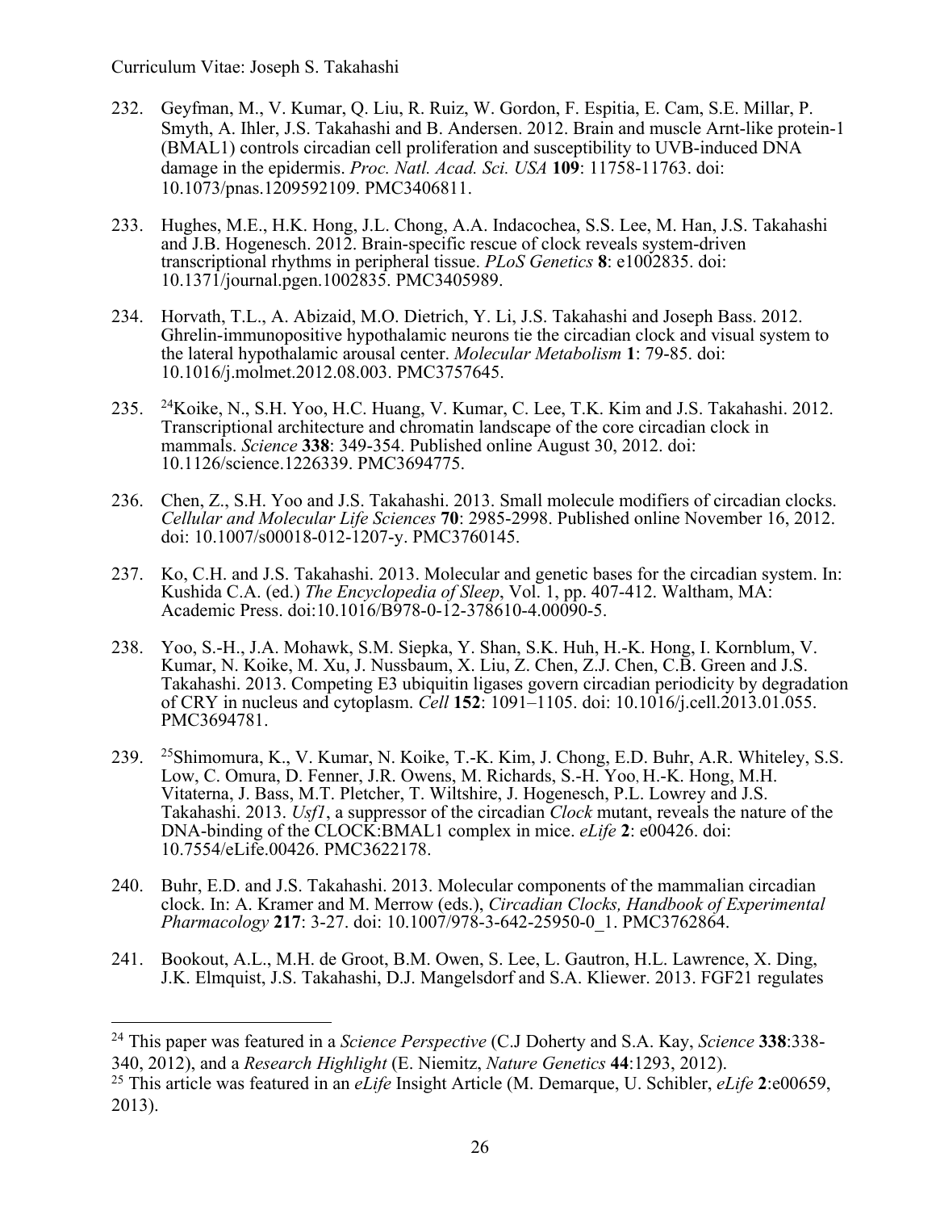232. Geyfman, M., V. Kumar, Q. Liu, R. Ruiz, W. Gordon, F. Espitia, E. Cam, S.E. Millar, P. Smyth, A. Ihler, J.S. Takahashi and B. Andersen. 2012. Brain and muscle Arnt-like protein-1 (BMAL1) controls circadian cell proliferation and susceptibility to UVB-induced DNA damage in the epidermis. *Proc. Natl. Acad. Sci. USA* **109**: 11758-11763. doi: 10.1073/pnas.1209592109. PMC3406811.

233. Hughes, M.E., H.K. Hong, J.L. Chong, A.A. Indacochea, S.S. Lee, M. Han, J.S. Takahashi and J.B. Hogenesch. 2012. Brain-specific rescue of clock reveals system-driven transcriptional rhythms in peripheral tissue. *PLoS Genetics* **8**: e1002835. doi: 10.1371/journal.pgen.1002835. PMC3405989.

234. Horvath, T.L., A. Abizaid, M.O. Dietrich, Y. Li, J.S. Takahashi and Joseph Bass. 2012. Ghrelin-immunopositive hypothalamic neurons tie the circadian clock and visual system to the lateral hypothalamic arousal center. *Molecular Metabolism* **1**: 79-85. doi: 10.1016/j.molmet.2012.08.003. PMC3757645.

235. [24]Koike, N., S.H. Yoo, H.C. Huang, V. Kumar, C. Lee, T.K. Kim and J.S. Takahashi. 2012. Transcriptional architecture and chromatin landscape of the core circadian clock in mammals. *Science* **338**: 349-354. Published online August 30, 2012. doi: 10.1126/science.1226339. PMC3694775.

236. Chen, Z., S.H. Yoo and J.S. Takahashi. 2013. Small molecule modifiers of circadian clocks. *Cellular and Molecular Life Sciences* **70**: 2985-2998. Published online November 16, 2012. doi: 10.1007/s00018-012-1207-y. PMC3760145.

237. Ko, C.H. and J.S. Takahashi. 2013. Molecular and genetic bases for the circadian system. In: Kushida C.A. (ed.) *The Encyclopedia of Sleep*, Vol. 1, pp. 407-412. Waltham, MA: Academic Press. doi:10.1016/B978-0-12-378610-4.00090-5.

238. Yoo, S.-H., J.A. Mohawk, S.M. Siepka, Y. Shan, S.K. Huh, H.-K. Hong, I. Kornblum, V. Kumar, N. Koike, M. Xu, J. Nussbaum, X. Liu, Z. Chen, Z.J. Chen, C.B. Green and J.S. Takahashi. 2013. Competing E3 ubiquitin ligases govern circadian periodicity by degradation of CRY in nucleus and cytoplasm. *Cell* **152**: 1091–1105. doi: 10.1016/j.cell.2013.01.055. PMC3694781.

239. [25]Shimomura, K., V. Kumar, N. Koike, T.-K. Kim, J. Chong, E.D. Buhr, A.R. Whiteley, S.S. Low, C. Omura, D. Fenner, J.R. Owens, M. Richards, S.-H. Yoo, H.-K. Hong, M.H. Vitaterna, J. Bass, M.T. Pletcher, T. Wiltshire, J. Hogenesch, P.L. Lowrey and J.S. Takahashi. 2013. *Usf1*, a suppressor of the circadian *Clock* mutant, reveals the nature of the DNA-binding of the CLOCK:BMAL1 complex in mice. *eLife* **2**: e00426. doi: 10.7554/eLife.00426. PMC3622178.

240. Buhr, E.D. and J.S. Takahashi. 2013. Molecular components of the mammalian circadian clock. In: A. Kramer and M. Merrow (eds.), *Circadian Clocks, Handbook of Experimental Pharmacology* **217**: 3-27. doi: 10.1007/978-3-642-25950-0_1. PMC3762864.

241. Bookout, A.L., M.H. de Groot, B.M. Owen, S. Lee, L. Gautron, H.L. Lawrence, X. Ding, J.K. Elmquist, J.S. Takahashi, D.J. Mangelsdorf and S.A. Kliewer. 2013. FGF21 regulates

---

[24] This paper was featured in a *Science Perspective* (C.J Doherty and S.A. Kay, *Science* **338**:338-340, 2012), and a *Research Highlight* (E. Niemitz, *Nature Genetics* **44**:1293, 2012).

[25] This article was featured in an *eLife* Insight Article (M. Demarque, U. Schibler, *eLife* **2**:e00659, 2013).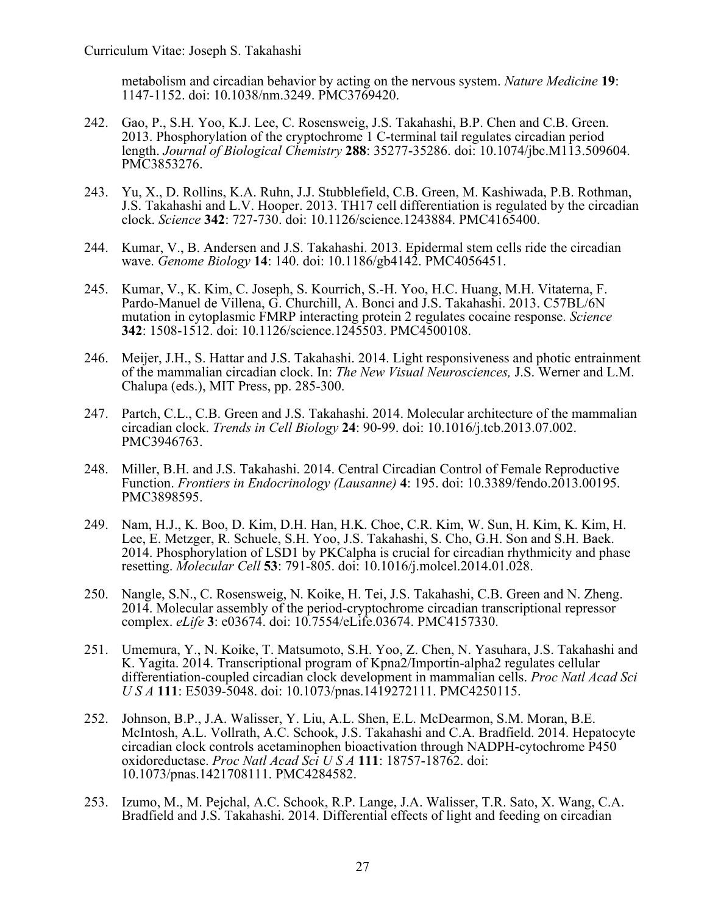metabolism and circadian behavior by acting on the nervous system. *Nature Medicine* **19**: 1147-1152. doi: 10.1038/nm.3249. PMC3769420.

242. Gao, P., S.H. Yoo, K.J. Lee, C. Rosensweig, J.S. Takahashi, B.P. Chen and C.B. Green. 2013. Phosphorylation of the cryptochrome 1 C-terminal tail regulates circadian period length. *Journal of Biological Chemistry* **288**: 35277-35286. doi: 10.1074/jbc.M113.509604. PMC3853276.

243. Yu, X., D. Rollins, K.A. Ruhn, J.J. Stubblefield, C.B. Green, M. Kashiwada, P.B. Rothman, J.S. Takahashi and L.V. Hooper. 2013. TH17 cell differentiation is regulated by the circadian clock. *Science* **342**: 727-730. doi: 10.1126/science.1243884. PMC4165400.

244. Kumar, V., B. Andersen and J.S. Takahashi. 2013. Epidermal stem cells ride the circadian wave. *Genome Biology* **14**: 140. doi: 10.1186/gb4142. PMC4056451.

245. Kumar, V., K. Kim, C. Joseph, S. Kourrich, S.-H. Yoo, H.C. Huang, M.H. Vitaterna, F. Pardo-Manuel de Villena, G. Churchill, A. Bonci and J.S. Takahashi. 2013. C57BL/6N mutation in cytoplasmic FMRP interacting protein 2 regulates cocaine response. *Science* **342**: 1508-1512. doi: 10.1126/science.1245503. PMC4500108.

246. Meijer, J.H., S. Hattar and J.S. Takahashi. 2014. Light responsiveness and photic entrainment of the mammalian circadian clock. In: *The New Visual Neurosciences,* J.S. Werner and L.M. Chalupa (eds.), MIT Press, pp. 285-300.

247. Partch, C.L., C.B. Green and J.S. Takahashi. 2014. Molecular architecture of the mammalian circadian clock. *Trends in Cell Biology* **24**: 90-99. doi: 10.1016/j.tcb.2013.07.002. PMC3946763.

248. Miller, B.H. and J.S. Takahashi. 2014. Central Circadian Control of Female Reproductive Function. *Frontiers in Endocrinology (Lausanne)* **4**: 195. doi: 10.3389/fendo.2013.00195. PMC3898595.

249. Nam, H.J., K. Boo, D. Kim, D.H. Han, H.K. Choe, C.R. Kim, W. Sun, H. Kim, K. Kim, H. Lee, E. Metzger, R. Schuele, S.H. Yoo, J.S. Takahashi, S. Cho, G.H. Son and S.H. Baek. 2014. Phosphorylation of LSD1 by PKCalpha is crucial for circadian rhythmicity and phase resetting. *Molecular Cell* **53**: 791-805. doi: 10.1016/j.molcel.2014.01.028.

250. Nangle, S.N., C. Rosensweig, N. Koike, H. Tei, J.S. Takahashi, C.B. Green and N. Zheng. 2014. Molecular assembly of the period-cryptochrome circadian transcriptional repressor complex. *eLife* **3**: e03674. doi: 10.7554/eLife.03674. PMC4157330.

251. Umemura, Y., N. Koike, T. Matsumoto, S.H. Yoo, Z. Chen, N. Yasuhara, J.S. Takahashi and K. Yagita. 2014. Transcriptional program of Kpna2/Importin-alpha2 regulates cellular differentiation-coupled circadian clock development in mammalian cells. *Proc Natl Acad Sci U S A* **111**: E5039-5048. doi: 10.1073/pnas.1419272111. PMC4250115.

252. Johnson, B.P., J.A. Walisser, Y. Liu, A.L. Shen, E.L. McDearmon, S.M. Moran, B.E. McIntosh, A.L. Vollrath, A.C. Schook, J.S. Takahashi and C.A. Bradfield. 2014. Hepatocyte circadian clock controls acetaminophen bioactivation through NADPH-cytochrome P450 oxidoreductase. *Proc Natl Acad Sci U S A* **111**: 18757-18762. doi: 10.1073/pnas.1421708111. PMC4284582.

253. Izumo, M., M. Pejchal, A.C. Schook, R.P. Lange, J.A. Walisser, T.R. Sato, X. Wang, C.A. Bradfield and J.S. Takahashi. 2014. Differential effects of light and feeding on circadian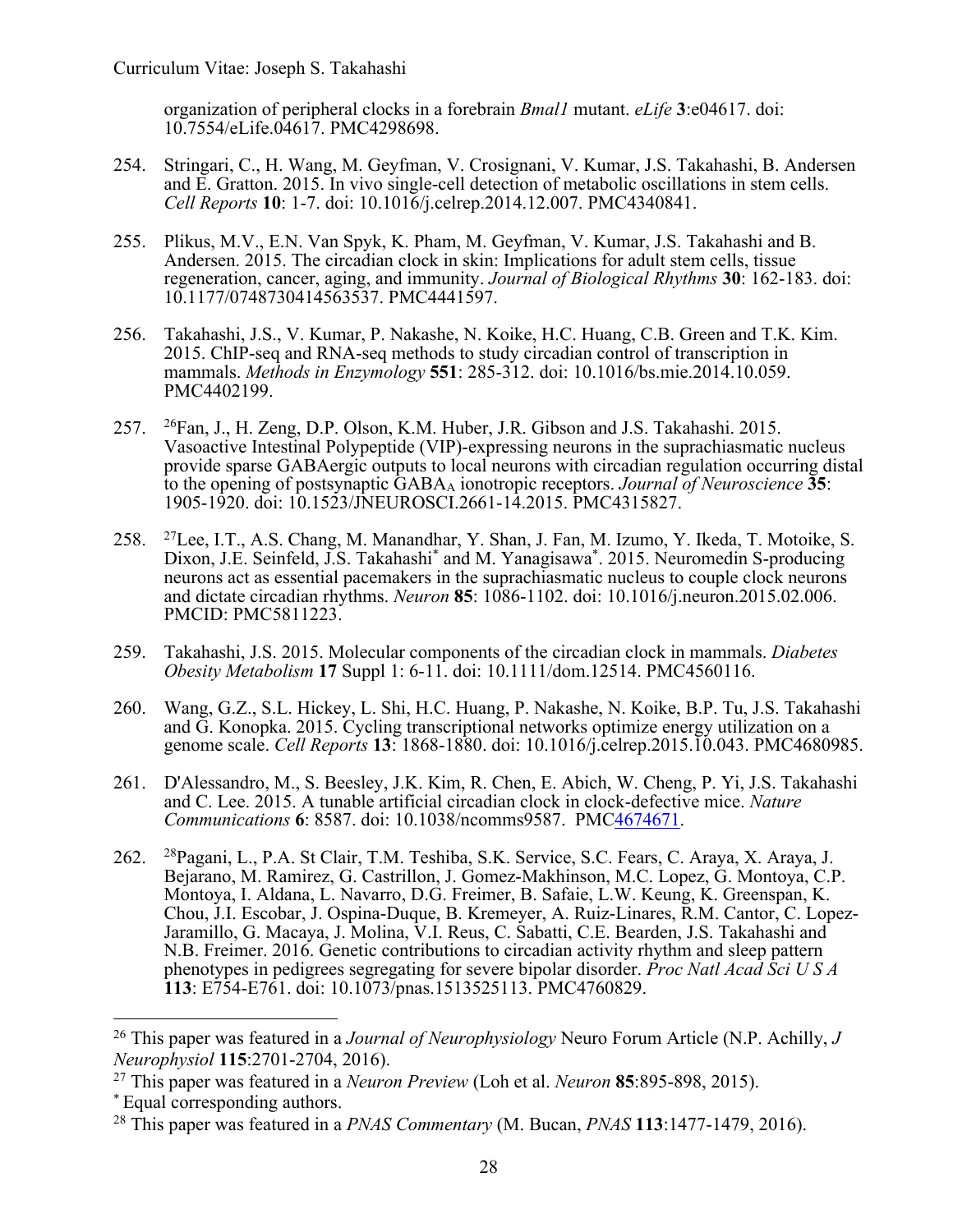organization of peripheral clocks in a forebrain *Bmal1* mutant. *eLife* **3**:e04617. doi: 10.7554/eLife.04617. PMC4298698.

254. Stringari, C., H. Wang, M. Geyfman, V. Crosignani, V. Kumar, J.S. Takahashi, B. Andersen and E. Gratton. 2015. In vivo single-cell detection of metabolic oscillations in stem cells. *Cell Reports* **10**: 1-7. doi: 10.1016/j.celrep.2014.12.007. PMC4340841.

255. Plikus, M.V., E.N. Van Spyk, K. Pham, M. Geyfman, V. Kumar, J.S. Takahashi and B. Andersen. 2015. The circadian clock in skin: Implications for adult stem cells, tissue regeneration, cancer, aging, and immunity. *Journal of Biological Rhythms* **30**: 162-183. doi: 10.1177/0748730414563537. PMC4441597.

256. Takahashi, J.S., V. Kumar, P. Nakashe, N. Koike, H.C. Huang, C.B. Green and T.K. Kim. 2015. ChIP-seq and RNA-seq methods to study circadian control of transcription in mammals. *Methods in Enzymology* **551**: 285-312. doi: 10.1016/bs.mie.2014.10.059. PMC4402199.

257. [26]Fan, J., H. Zeng, D.P. Olson, K.M. Huber, J.R. Gibson and J.S. Takahashi. 2015. Vasoactive Intestinal Polypeptide (VIP)-expressing neurons in the suprachiasmatic nucleus provide sparse GABAergic outputs to local neurons with circadian regulation occurring distal to the opening of postsynaptic $GABA_A$ ionotropic receptors. *Journal of Neuroscience* **35**: 1905-1920. doi: 10.1523/JNEUROSCI.2661-14.2015. PMC4315827.

258. [27]Lee, I.T., A.S. Chang, M. Manandhar, Y. Shan, J. Fan, M. Izumo, Y. Ikeda, T. Motoike, S. Dixon, J.E. Seinfeld, J.S. Takahashi[*] and M. Yanagisawa[*]. 2015. Neuromedin S-producing neurons act as essential pacemakers in the suprachiasmatic nucleus to couple clock neurons and dictate circadian rhythms. *Neuron* **85**: 1086-1102. doi: 10.1016/j.neuron.2015.02.006. PMCID: PMC5811223.

259. Takahashi, J.S. 2015. Molecular components of the circadian clock in mammals. *Diabetes Obesity Metabolism* **17** Suppl 1: 6-11. doi: 10.1111/dom.12514. PMC4560116.

260. Wang, G.Z., S.L. Hickey, L. Shi, H.C. Huang, P. Nakashe, N. Koike, B.P. Tu, J.S. Takahashi and G. Konopka. 2015. Cycling transcriptional networks optimize energy utilization on a genome scale. *Cell Reports* **13**: 1868-1880. doi: 10.1016/j.celrep.2015.10.043. PMC4680985.

261. D'Alessandro, M., S. Beesley, J.K. Kim, R. Chen, E. Abich, W. Cheng, P. Yi, J.S. Takahashi and C. Lee. 2015. A tunable artificial circadian clock in clock-defective mice. *Nature Communications* **6**: 8587. doi: 10.1038/ncomms9587. PMC4674671.

262. [28]Pagani, L., P.A. St Clair, T.M. Teshiba, S.K. Service, S.C. Fears, C. Araya, X. Araya, J. Bejarano, M. Ramirez, G. Castrillon, J. Gomez-Makhinson, M.C. Lopez, G. Montoya, C.P. Montoya, I. Aldana, L. Navarro, D.G. Freimer, B. Safaie, L.W. Keung, K. Greenspan, K. Chou, J.I. Escobar, J. Ospina-Duque, B. Kremeyer, A. Ruiz-Linares, R.M. Cantor, C. Lopez-Jaramillo, G. Macaya, J. Molina, V.I. Reus, C. Sabatti, C.E. Bearden, J.S. Takahashi and N.B. Freimer. 2016. Genetic contributions to circadian activity rhythm and sleep pattern phenotypes in pedigrees segregating for severe bipolar disorder. *Proc Natl Acad Sci U S A* **113**: E754-E761. doi: 10.1073/pnas.1513525113. PMC4760829.

---

[26] This paper was featured in a *Journal of Neurophysiology* Neuro Forum Article (N.P. Achilly, *J Neurophysiol* **115**:2701-2704, 2016).

[27] This paper was featured in a *Neuron Preview* (Loh et al. *Neuron* **85**:895-898, 2015).

[*] Equal corresponding authors.

[28] This paper was featured in a *PNAS Commentary* (M. Bucan, *PNAS* **113**:1477-1479, 2016).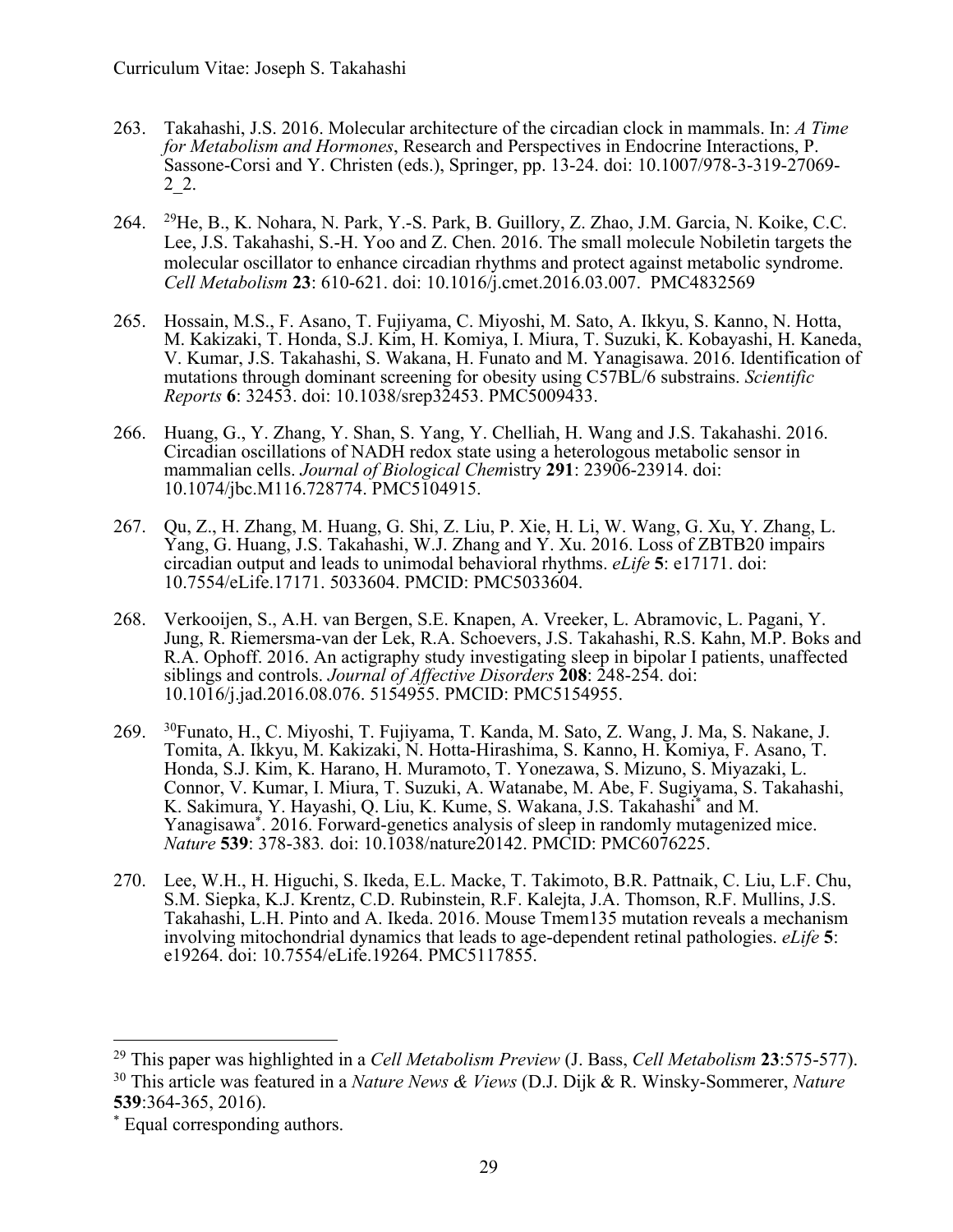263. Takahashi, J.S. 2016. Molecular architecture of the circadian clock in mammals. In: *A Time for Metabolism and Hormones*, Research and Perspectives in Endocrine Interactions, P. Sassone-Corsi and Y. Christen (eds.), Springer, pp. 13-24. doi: 10.1007/978-3-319-27069-2_2.

264. [29]He, B., K. Nohara, N. Park, Y.-S. Park, B. Guillory, Z. Zhao, J.M. Garcia, N. Koike, C.C. Lee, J.S. Takahashi, S.-H. Yoo and Z. Chen. 2016. The small molecule Nobiletin targets the molecular oscillator to enhance circadian rhythms and protect against metabolic syndrome. *Cell Metabolism* **23**: 610-621. doi: 10.1016/j.cmet.2016.03.007. PMC4832569

265. Hossain, M.S., F. Asano, T. Fujiyama, C. Miyoshi, M. Sato, A. Ikkyu, S. Kanno, N. Hotta, M. Kakizaki, T. Honda, S.J. Kim, H. Komiya, I. Miura, T. Suzuki, K. Kobayashi, H. Kaneda, V. Kumar, J.S. Takahashi, S. Wakana, H. Funato and M. Yanagisawa. 2016. Identification of mutations through dominant screening for obesity using C57BL/6 substrains. *Scientific Reports* **6**: 32453. doi: 10.1038/srep32453. PMC5009433.

266. Huang, G., Y. Zhang, Y. Shan, S. Yang, Y. Chelliah, H. Wang and J.S. Takahashi. 2016. Circadian oscillations of NADH redox state using a heterologous metabolic sensor in mammalian cells. *Journal of Biological Chem*istry **291**: 23906-23914. doi: 10.1074/jbc.M116.728774. PMC5104915.

267. Qu, Z., H. Zhang, M. Huang, G. Shi, Z. Liu, P. Xie, H. Li, W. Wang, G. Xu, Y. Zhang, L. Yang, G. Huang, J.S. Takahashi, W.J. Zhang and Y. Xu. 2016. Loss of ZBTB20 impairs circadian output and leads to unimodal behavioral rhythms. *eLife* **5**: e17171. doi: 10.7554/eLife.17171. 5033604. PMCID: PMC5033604.

268. Verkooijen, S., A.H. van Bergen, S.E. Knapen, A. Vreeker, L. Abramovic, L. Pagani, Y. Jung, R. Riemersma-van der Lek, R.A. Schoevers, J.S. Takahashi, R.S. Kahn, M.P. Boks and R.A. Ophoff. 2016. An actigraphy study investigating sleep in bipolar I patients, unaffected siblings and controls. *Journal of Affective Disorders* **208**: 248-254. doi: 10.1016/j.jad.2016.08.076. 5154955. PMCID: PMC5154955.

269. [30]Funato, H., C. Miyoshi, T. Fujiyama, T. Kanda, M. Sato, Z. Wang, J. Ma, S. Nakane, J. Tomita, A. Ikkyu, M. Kakizaki, N. Hotta-Hirashima, S. Kanno, H. Komiya, F. Asano, T. Honda, S.J. Kim, K. Harano, H. Muramoto, T. Yonezawa, S. Mizuno, S. Miyazaki, L. Connor, V. Kumar, I. Miura, T. Suzuki, A. Watanabe, M. Abe, F. Sugiyama, S. Takahashi, K. Sakimura, Y. Hayashi, Q. Liu, K. Kume, S. Wakana, J.S. Takahashi[*] and M. Yanagisawa[*]. 2016. Forward-genetics analysis of sleep in randomly mutagenized mice. *Nature* **539**: 378-383. doi: 10.1038/nature20142. PMCID: PMC6076225.

270. Lee, W.H., H. Higuchi, S. Ikeda, E.L. Macke, T. Takimoto, B.R. Pattnaik, C. Liu, L.F. Chu, S.M. Siepka, K.J. Krentz, C.D. Rubinstein, R.F. Kalejta, J.A. Thomson, R.F. Mullins, J.S. Takahashi, L.H. Pinto and A. Ikeda. 2016. Mouse Tmem135 mutation reveals a mechanism involving mitochondrial dynamics that leads to age-dependent retinal pathologies. *eLife* **5**: e19264. doi: 10.7554/eLife.19264. PMC5117855.

---

[29] This paper was highlighted in a *Cell Metabolism Preview* (J. Bass, *Cell Metabolism* **23**:575-577).

[30] This article was featured in a *Nature News & Views* (D.J. Dijk & R. Winsky-Sommerer, *Nature* **539**:364-365, 2016).

[*] Equal corresponding authors.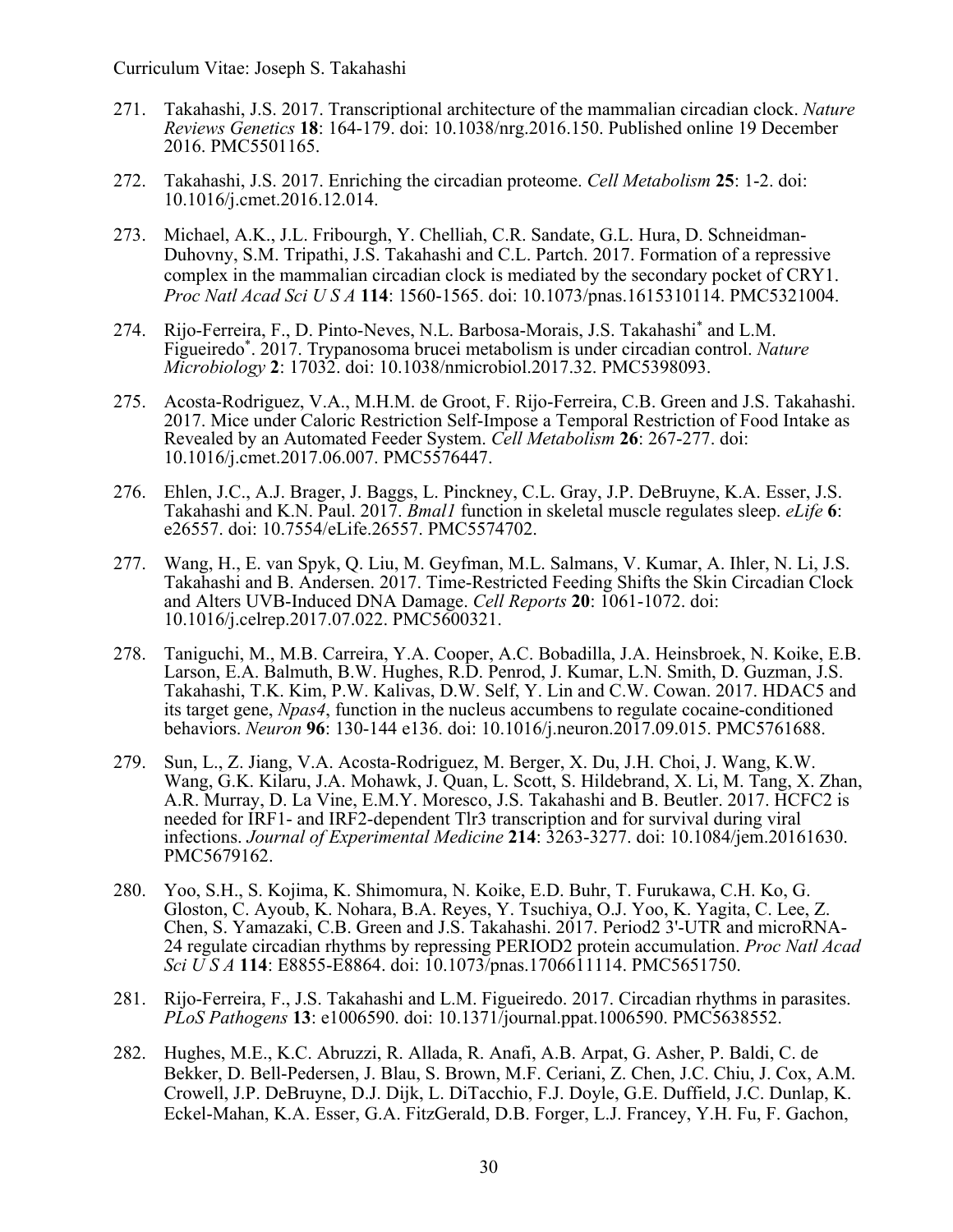271. Takahashi, J.S. 2017. Transcriptional architecture of the mammalian circadian clock. *Nature Reviews Genetics* **18**: 164-179. doi: 10.1038/nrg.2016.150. Published online 19 December 2016. PMC5501165.

272. Takahashi, J.S. 2017. Enriching the circadian proteome. *Cell Metabolism* **25**: 1-2. doi: 10.1016/j.cmet.2016.12.014.

273. Michael, A.K., J.L. Fribourgh, Y. Chelliah, C.R. Sandate, G.L. Hura, D. Schneidman-Duhovny, S.M. Tripathi, J.S. Takahashi and C.L. Partch. 2017. Formation of a repressive complex in the mammalian circadian clock is mediated by the secondary pocket of CRY1. *Proc Natl Acad Sci U S A* **114**: 1560-1565. doi: 10.1073/pnas.1615310114. PMC5321004.

274. Rijo-Ferreira, F., D. Pinto-Neves, N.L. Barbosa-Morais, J.S. Takahashi* and L.M. Figueiredo*. 2017. Trypanosoma brucei metabolism is under circadian control. *Nature Microbiology* **2**: 17032. doi: 10.1038/nmicrobiol.2017.32. PMC5398093.

275. Acosta-Rodriguez, V.A., M.H.M. de Groot, F. Rijo-Ferreira, C.B. Green and J.S. Takahashi. 2017. Mice under Caloric Restriction Self-Impose a Temporal Restriction of Food Intake as Revealed by an Automated Feeder System. *Cell Metabolism* **26**: 267-277. doi: 10.1016/j.cmet.2017.06.007. PMC5576447.

276. Ehlen, J.C., A.J. Brager, J. Baggs, L. Pinckney, C.L. Gray, J.P. DeBruyne, K.A. Esser, J.S. Takahashi and K.N. Paul. 2017. *Bmal1* function in skeletal muscle regulates sleep. *eLife* **6**: e26557. doi: 10.7554/eLife.26557. PMC5574702.

277. Wang, H., E. van Spyk, Q. Liu, M. Geyfman, M.L. Salmans, V. Kumar, A. Ihler, N. Li, J.S. Takahashi and B. Andersen. 2017. Time-Restricted Feeding Shifts the Skin Circadian Clock and Alters UVB-Induced DNA Damage. *Cell Reports* **20**: 1061-1072. doi: 10.1016/j.celrep.2017.07.022. PMC5600321.

278. Taniguchi, M., M.B. Carreira, Y.A. Cooper, A.C. Bobadilla, J.A. Heinsbroek, N. Koike, E.B. Larson, E.A. Balmuth, B.W. Hughes, R.D. Penrod, J. Kumar, L.N. Smith, D. Guzman, J.S. Takahashi, T.K. Kim, P.W. Kalivas, D.W. Self, Y. Lin and C.W. Cowan. 2017. HDAC5 and its target gene, *Npas4*, function in the nucleus accumbens to regulate cocaine-conditioned behaviors. *Neuron* **96**: 130-144 e136. doi: 10.1016/j.neuron.2017.09.015. PMC5761688.

279. Sun, L., Z. Jiang, V.A. Acosta-Rodriguez, M. Berger, X. Du, J.H. Choi, J. Wang, K.W. Wang, G.K. Kilaru, J.A. Mohawk, J. Quan, L. Scott, S. Hildebrand, X. Li, M. Tang, X. Zhan, A.R. Murray, D. La Vine, E.M.Y. Moresco, J.S. Takahashi and B. Beutler. 2017. HCFC2 is needed for IRF1- and IRF2-dependent Tlr3 transcription and for survival during viral infections. *Journal of Experimental Medicine* **214**: 3263-3277. doi: 10.1084/jem.20161630. PMC5679162.

280. Yoo, S.H., S. Kojima, K. Shimomura, N. Koike, E.D. Buhr, T. Furukawa, C.H. Ko, G. Gloston, C. Ayoub, K. Nohara, B.A. Reyes, Y. Tsuchiya, O.J. Yoo, K. Yagita, C. Lee, Z. Chen, S. Yamazaki, C.B. Green and J.S. Takahashi. 2017. Period2 3'-UTR and microRNA-24 regulate circadian rhythms by repressing PERIOD2 protein accumulation. *Proc Natl Acad Sci U S A* **114**: E8855-E8864. doi: 10.1073/pnas.1706611114. PMC5651750.

281. Rijo-Ferreira, F., J.S. Takahashi and L.M. Figueiredo. 2017. Circadian rhythms in parasites. *PLoS Pathogens* **13**: e1006590. doi: 10.1371/journal.ppat.1006590. PMC5638552.

282. Hughes, M.E., K.C. Abruzzi, R. Allada, R. Anafi, A.B. Arpat, G. Asher, P. Baldi, C. de Bekker, D. Bell-Pedersen, J. Blau, S. Brown, M.F. Ceriani, Z. Chen, J.C. Chiu, J. Cox, A.M. Crowell, J.P. DeBruyne, D.J. Dijk, L. DiTacchio, F.J. Doyle, G.E. Duffield, J.C. Dunlap, K. Eckel-Mahan, K.A. Esser, G.A. FitzGerald, D.B. Forger, L.J. Francey, Y.H. Fu, F. Gachon,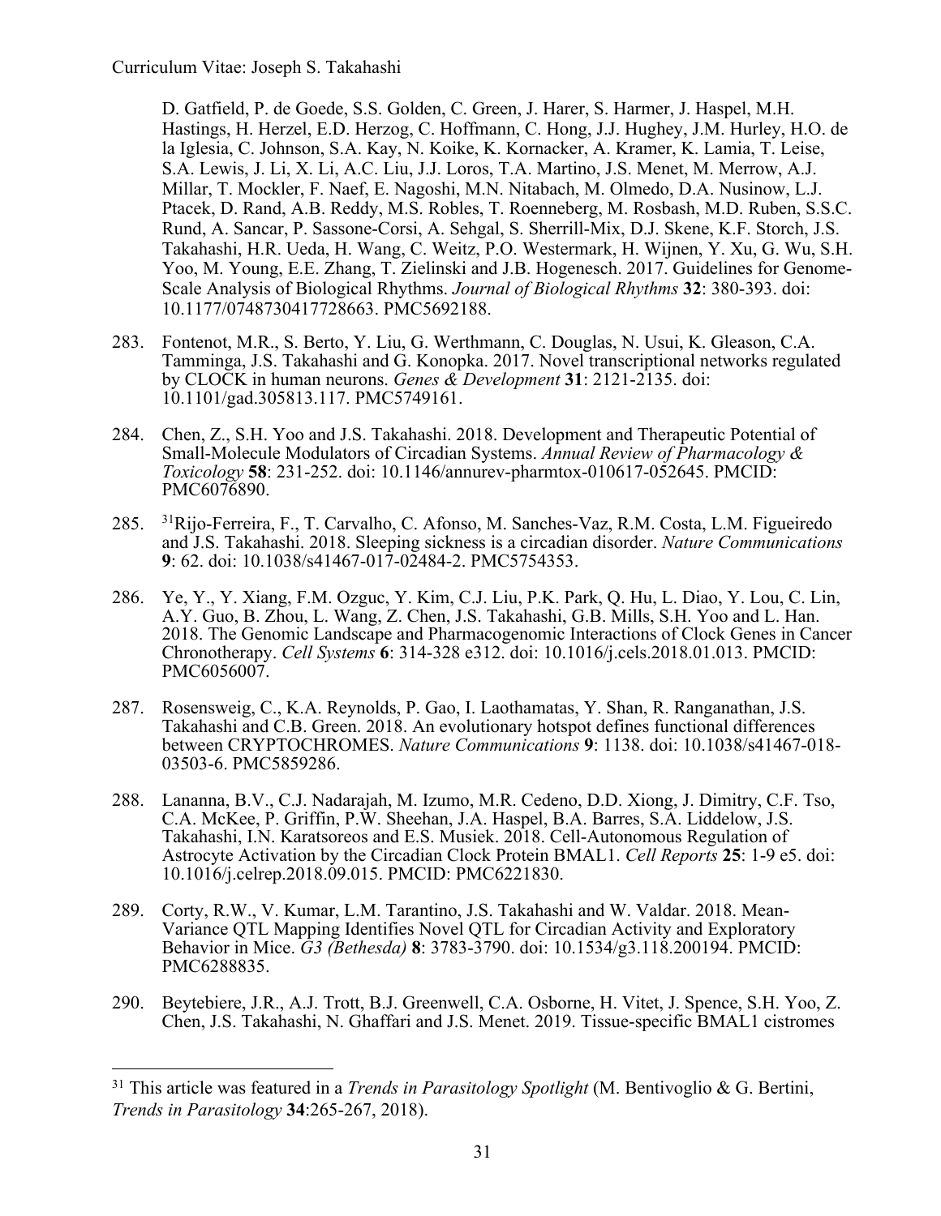D. Gatfield, P. de Goede, S.S. Golden, C. Green, J. Harer, S. Harmer, J. Haspel, M.H. Hastings, H. Herzel, E.D. Herzog, C. Hoffmann, C. Hong, J.J. Hughey, J.M. Hurley, H.O. de la Iglesia, C. Johnson, S.A. Kay, N. Koike, K. Kornacker, A. Kramer, K. Lamia, T. Leise, S.A. Lewis, J. Li, X. Li, A.C. Liu, J.J. Loros, T.A. Martino, J.S. Menet, M. Merrow, A.J. Millar, T. Mockler, F. Naef, E. Nagoshi, M.N. Nitabach, M. Olmedo, D.A. Nusinow, L.J. Ptacek, D. Rand, A.B. Reddy, M.S. Robles, T. Roenneberg, M. Rosbash, M.D. Ruben, S.S.C. Rund, A. Sancar, P. Sassone-Corsi, A. Sehgal, S. Sherrill-Mix, D.J. Skene, K.F. Storch, J.S. Takahashi, H.R. Ueda, H. Wang, C. Weitz, P.O. Westermark, H. Wijnen, Y. Xu, G. Wu, S.H. Yoo, M. Young, E.E. Zhang, T. Zielinski and J.B. Hogenesch. 2017. Guidelines for Genome-Scale Analysis of Biological Rhythms. *Journal of Biological Rhythms* **32**: 380-393. doi: 10.1177/0748730417728663. PMC5692188.

283. Fontenot, M.R., S. Berto, Y. Liu, G. Werthmann, C. Douglas, N. Usui, K. Gleason, C.A. Tamminga, J.S. Takahashi and G. Konopka. 2017. Novel transcriptional networks regulated by CLOCK in human neurons. *Genes & Development* **31**: 2121-2135. doi: 10.1101/gad.305813.117. PMC5749161.

284. Chen, Z., S.H. Yoo and J.S. Takahashi. 2018. Development and Therapeutic Potential of Small-Molecule Modulators of Circadian Systems. *Annual Review of Pharmacology & Toxicology* **58**: 231-252. doi: 10.1146/annurev-pharmtox-010617-052645. PMCID: PMC6076890.

285. [31]Rijo-Ferreira, F., T. Carvalho, C. Afonso, M. Sanches-Vaz, R.M. Costa, L.M. Figueiredo and J.S. Takahashi. 2018. Sleeping sickness is a circadian disorder. *Nature Communications* **9**: 62. doi: 10.1038/s41467-017-02484-2. PMC5754353.

286. Ye, Y., Y. Xiang, F.M. Ozguc, Y. Kim, C.J. Liu, P.K. Park, Q. Hu, L. Diao, Y. Lou, C. Lin, A.Y. Guo, B. Zhou, L. Wang, Z. Chen, J.S. Takahashi, G.B. Mills, S.H. Yoo and L. Han. 2018. The Genomic Landscape and Pharmacogenomic Interactions of Clock Genes in Cancer Chronotherapy. *Cell Systems* **6**: 314-328 e312. doi: 10.1016/j.cels.2018.01.013. PMCID: PMC6056007.

287. Rosensweig, C., K.A. Reynolds, P. Gao, I. Laothamatas, Y. Shan, R. Ranganathan, J.S. Takahashi and C.B. Green. 2018. An evolutionary hotspot defines functional differences between CRYPTOCHROMES. *Nature Communications* **9**: 1138. doi: 10.1038/s41467-018-03503-6. PMC5859286.

288. Lananna, B.V., C.J. Nadarajah, M. Izumo, M.R. Cedeno, D.D. Xiong, J. Dimitry, C.F. Tso, C.A. McKee, P. Griffin, P.W. Sheehan, J.A. Haspel, B.A. Barres, S.A. Liddelow, J.S. Takahashi, I.N. Karatsoreos and E.S. Musiek. 2018. Cell-Autonomous Regulation of Astrocyte Activation by the Circadian Clock Protein BMAL1. *Cell Reports* **25**: 1-9 e5. doi: 10.1016/j.celrep.2018.09.015. PMCID: PMC6221830.

289. Corty, R.W., V. Kumar, L.M. Tarantino, J.S. Takahashi and W. Valdar. 2018. Mean-Variance QTL Mapping Identifies Novel QTL for Circadian Activity and Exploratory Behavior in Mice. *G3 (Bethesda)* **8**: 3783-3790. doi: 10.1534/g3.118.200194. PMCID: PMC6288835.

290. Beytebiere, J.R., A.J. Trott, B.J. Greenwell, C.A. Osborne, H. Vitet, J. Spence, S.H. Yoo, Z. Chen, J.S. Takahashi, N. Ghaffari and J.S. Menet. 2019. Tissue-specific BMAL1 cistromes

---

[31] This article was featured in a *Trends in Parasitology Spotlight* (M. Bentivoglio & G. Bertini, *Trends in Parasitology* **34**:265-267, 2018).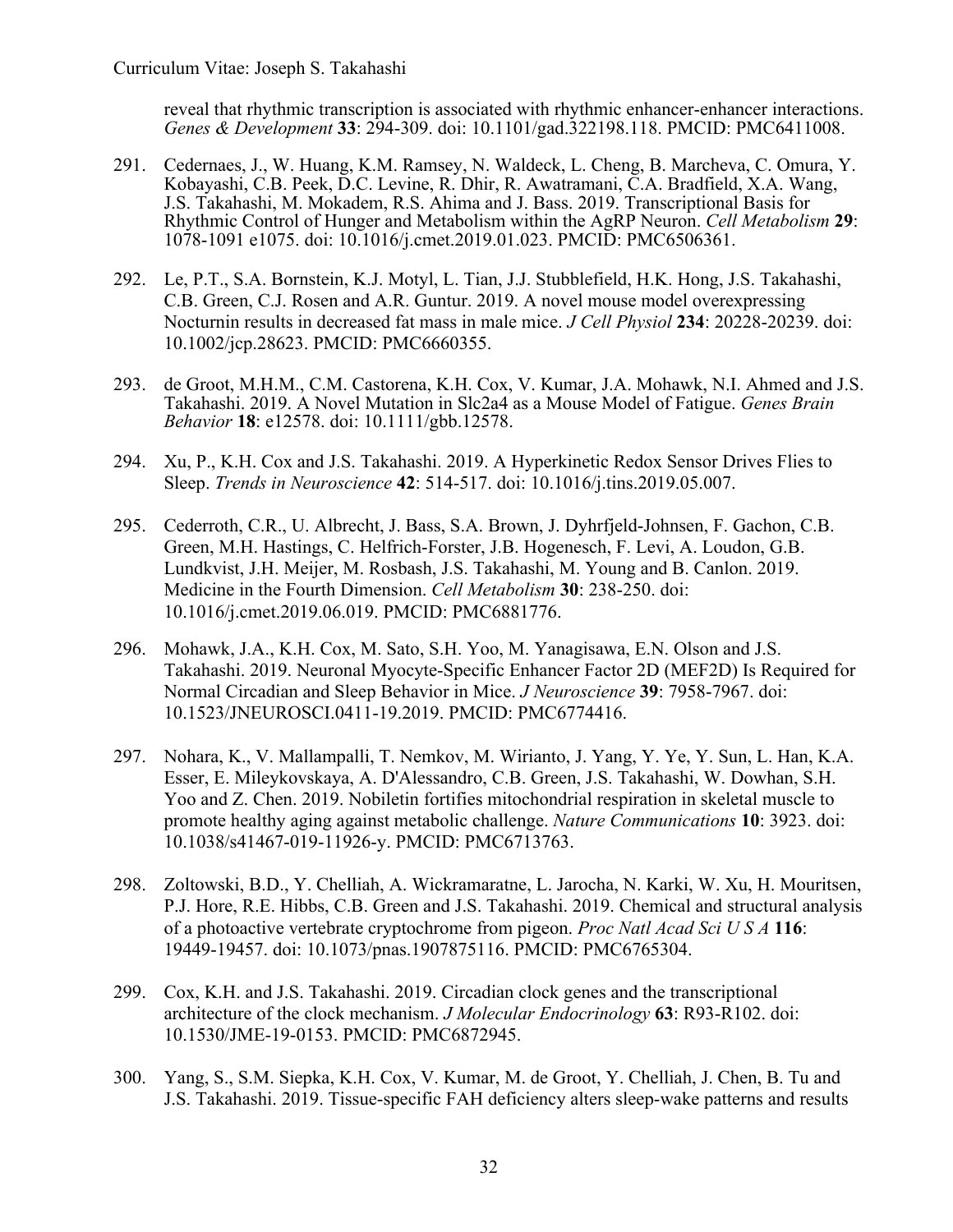reveal that rhythmic transcription is associated with rhythmic enhancer-enhancer interactions. *Genes & Development* **33**: 294-309. doi: 10.1101/gad.322198.118. PMCID: PMC6411008.

291. Cedernaes, J., W. Huang, K.M. Ramsey, N. Waldeck, L. Cheng, B. Marcheva, C. Omura, Y. Kobayashi, C.B. Peek, D.C. Levine, R. Dhir, R. Awatramani, C.A. Bradfield, X.A. Wang, J.S. Takahashi, M. Mokadem, R.S. Ahima and J. Bass. 2019. Transcriptional Basis for Rhythmic Control of Hunger and Metabolism within the AgRP Neuron. *Cell Metabolism* **29**: 1078-1091 e1075. doi: 10.1016/j.cmet.2019.01.023. PMCID: PMC6506361.

292. Le, P.T., S.A. Bornstein, K.J. Motyl, L. Tian, J.J. Stubblefield, H.K. Hong, J.S. Takahashi, C.B. Green, C.J. Rosen and A.R. Guntur. 2019. A novel mouse model overexpressing Nocturnin results in decreased fat mass in male mice. *J Cell Physiol* **234**: 20228-20239. doi: 10.1002/jcp.28623. PMCID: PMC6660355.

293. de Groot, M.H.M., C.M. Castorena, K.H. Cox, V. Kumar, J.A. Mohawk, N.I. Ahmed and J.S. Takahashi. 2019. A Novel Mutation in Slc2a4 as a Mouse Model of Fatigue. *Genes Brain Behavior* **18**: e12578. doi: 10.1111/gbb.12578.

294. Xu, P., K.H. Cox and J.S. Takahashi. 2019. A Hyperkinetic Redox Sensor Drives Flies to Sleep. *Trends in Neuroscience* **42**: 514-517. doi: 10.1016/j.tins.2019.05.007.

295. Cederroth, C.R., U. Albrecht, J. Bass, S.A. Brown, J. Dyhrfjeld-Johnsen, F. Gachon, C.B. Green, M.H. Hastings, C. Helfrich-Forster, J.B. Hogenesch, F. Levi, A. Loudon, G.B. Lundkvist, J.H. Meijer, M. Rosbash, J.S. Takahashi, M. Young and B. Canlon. 2019. Medicine in the Fourth Dimension. *Cell Metabolism* **30**: 238-250. doi: 10.1016/j.cmet.2019.06.019. PMCID: PMC6881776.

296. Mohawk, J.A., K.H. Cox, M. Sato, S.H. Yoo, M. Yanagisawa, E.N. Olson and J.S. Takahashi. 2019. Neuronal Myocyte-Specific Enhancer Factor 2D (MEF2D) Is Required for Normal Circadian and Sleep Behavior in Mice. *J Neuroscience* **39**: 7958-7967. doi: 10.1523/JNEUROSCI.0411-19.2019. PMCID: PMC6774416.

297. Nohara, K., V. Mallampalli, T. Nemkov, M. Wirianto, J. Yang, Y. Ye, Y. Sun, L. Han, K.A. Esser, E. Mileykovskaya, A. D'Alessandro, C.B. Green, J.S. Takahashi, W. Dowhan, S.H. Yoo and Z. Chen. 2019. Nobiletin fortifies mitochondrial respiration in skeletal muscle to promote healthy aging against metabolic challenge. *Nature Communications* **10**: 3923. doi: 10.1038/s41467-019-11926-y. PMCID: PMC6713763.

298. Zoltowski, B.D., Y. Chelliah, A. Wickramaratne, L. Jarocha, N. Karki, W. Xu, H. Mouritsen, P.J. Hore, R.E. Hibbs, C.B. Green and J.S. Takahashi. 2019. Chemical and structural analysis of a photoactive vertebrate cryptochrome from pigeon. *Proc Natl Acad Sci U S A* **116**: 19449-19457. doi: 10.1073/pnas.1907875116. PMCID: PMC6765304.

299. Cox, K.H. and J.S. Takahashi. 2019. Circadian clock genes and the transcriptional architecture of the clock mechanism. *J Molecular Endocrinology* **63**: R93-R102. doi: 10.1530/JME-19-0153. PMCID: PMC6872945.

300. Yang, S., S.M. Siepka, K.H. Cox, V. Kumar, M. de Groot, Y. Chelliah, J. Chen, B. Tu and J.S. Takahashi. 2019. Tissue-specific FAH deficiency alters sleep-wake patterns and results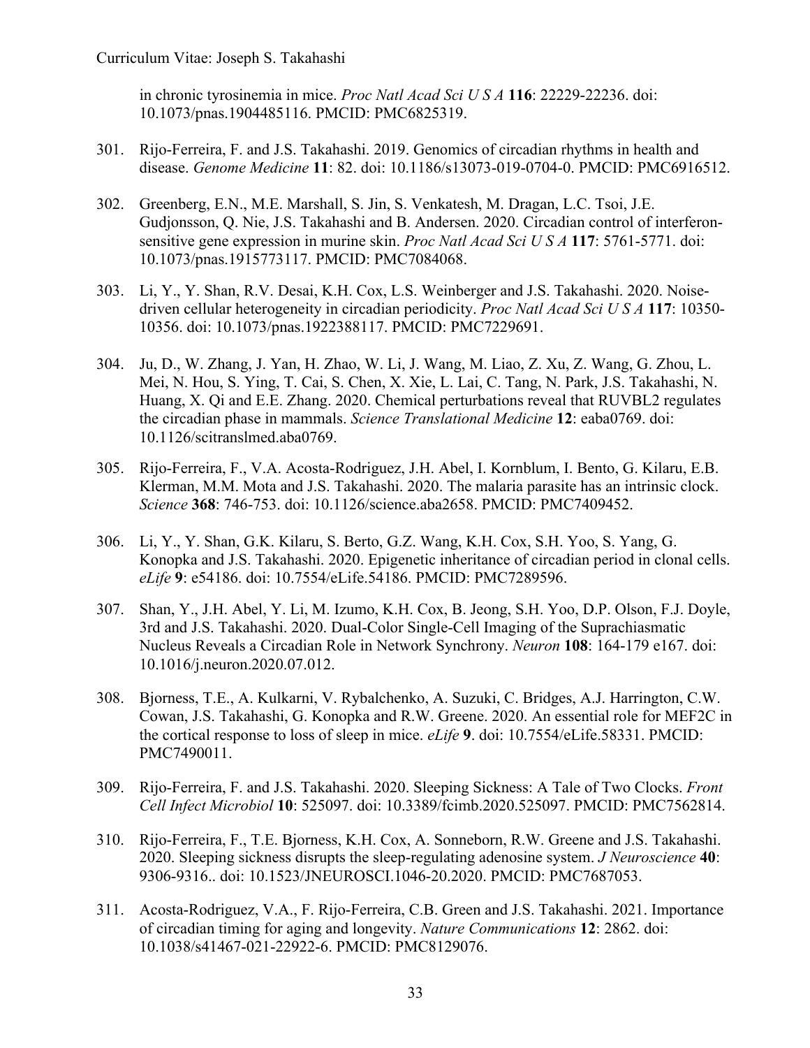in chronic tyrosinemia in mice. *Proc Natl Acad Sci U S A* **116**: 22229-22236. doi: 10.1073/pnas.1904485116. PMCID: PMC6825319.

301. Rijo-Ferreira, F. and J.S. Takahashi. 2019. Genomics of circadian rhythms in health and disease. *Genome Medicine* **11**: 82. doi: 10.1186/s13073-019-0704-0. PMCID: PMC6916512.

302. Greenberg, E.N., M.E. Marshall, S. Jin, S. Venkatesh, M. Dragan, L.C. Tsoi, J.E. Gudjonsson, Q. Nie, J.S. Takahashi and B. Andersen. 2020. Circadian control of interferon-sensitive gene expression in murine skin. *Proc Natl Acad Sci U S A* **117**: 5761-5771. doi: 10.1073/pnas.1915773117. PMCID: PMC7084068.

303. Li, Y., Y. Shan, R.V. Desai, K.H. Cox, L.S. Weinberger and J.S. Takahashi. 2020. Noise-driven cellular heterogeneity in circadian periodicity. *Proc Natl Acad Sci U S A* **117**: 10350-10356. doi: 10.1073/pnas.1922388117. PMCID: PMC7229691.

304. Ju, D., W. Zhang, J. Yan, H. Zhao, W. Li, J. Wang, M. Liao, Z. Xu, Z. Wang, G. Zhou, L. Mei, N. Hou, S. Ying, T. Cai, S. Chen, X. Xie, L. Lai, C. Tang, N. Park, J.S. Takahashi, N. Huang, X. Qi and E.E. Zhang. 2020. Chemical perturbations reveal that RUVBL2 regulates the circadian phase in mammals. *Science Translational Medicine* **12**: eaba0769. doi: 10.1126/scitranslmed.aba0769.

305. Rijo-Ferreira, F., V.A. Acosta-Rodriguez, J.H. Abel, I. Kornblum, I. Bento, G. Kilaru, E.B. Klerman, M.M. Mota and J.S. Takahashi. 2020. The malaria parasite has an intrinsic clock. *Science* **368**: 746-753. doi: 10.1126/science.aba2658. PMCID: PMC7409452.

306. Li, Y., Y. Shan, G.K. Kilaru, S. Berto, G.Z. Wang, K.H. Cox, S.H. Yoo, S. Yang, G. Konopka and J.S. Takahashi. 2020. Epigenetic inheritance of circadian period in clonal cells. *eLife* **9**: e54186. doi: 10.7554/eLife.54186. PMCID: PMC7289596.

307. Shan, Y., J.H. Abel, Y. Li, M. Izumo, K.H. Cox, B. Jeong, S.H. Yoo, D.P. Olson, F.J. Doyle, 3rd and J.S. Takahashi. 2020. Dual-Color Single-Cell Imaging of the Suprachiasmatic Nucleus Reveals a Circadian Role in Network Synchrony. *Neuron* **108**: 164-179 e167. doi: 10.1016/j.neuron.2020.07.012.

308. Bjorness, T.E., A. Kulkarni, V. Rybalchenko, A. Suzuki, C. Bridges, A.J. Harrington, C.W. Cowan, J.S. Takahashi, G. Konopka and R.W. Greene. 2020. An essential role for MEF2C in the cortical response to loss of sleep in mice. *eLife* **9**. doi: 10.7554/eLife.58331. PMCID: PMC7490011.

309. Rijo-Ferreira, F. and J.S. Takahashi. 2020. Sleeping Sickness: A Tale of Two Clocks. *Front Cell Infect Microbiol* **10**: 525097. doi: 10.3389/fcimb.2020.525097. PMCID: PMC7562814.

310. Rijo-Ferreira, F., T.E. Bjorness, K.H. Cox, A. Sonneborn, R.W. Greene and J.S. Takahashi. 2020. Sleeping sickness disrupts the sleep-regulating adenosine system. *J Neuroscience* **40**: 9306-9316.. doi: 10.1523/JNEUROSCI.1046-20.2020. PMCID: PMC7687053.

311. Acosta-Rodriguez, V.A., F. Rijo-Ferreira, C.B. Green and J.S. Takahashi. 2021. Importance of circadian timing for aging and longevity. *Nature Communications* **12**: 2862. doi: 10.1038/s41467-021-22922-6. PMCID: PMC8129076.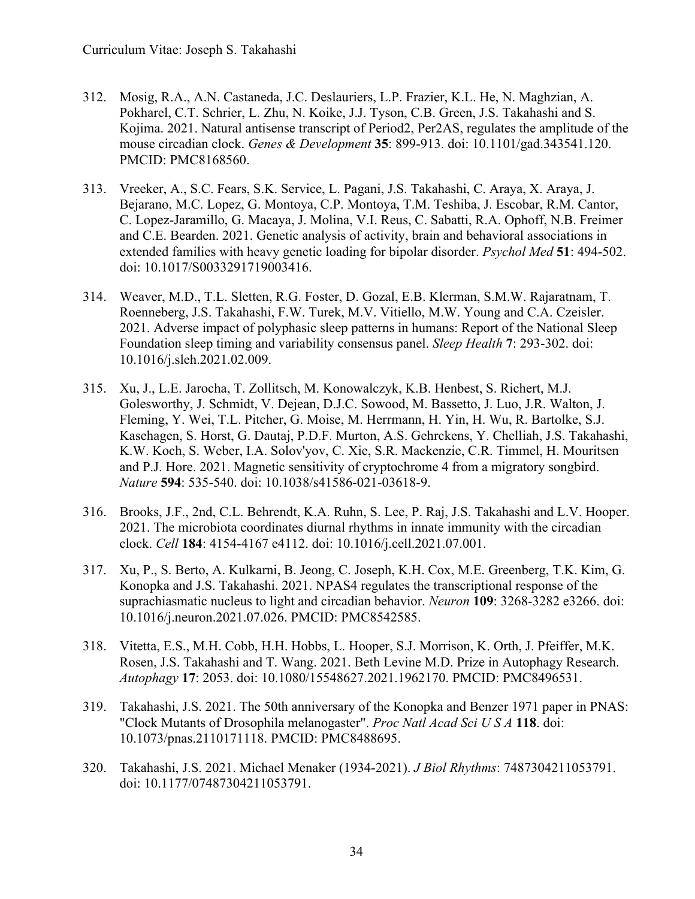312. Mosig, R.A., A.N. Castaneda, J.C. Deslauriers, L.P. Frazier, K.L. He, N. Maghzian, A. Pokharel, C.T. Schrier, L. Zhu, N. Koike, J.J. Tyson, C.B. Green, J.S. Takahashi and S. Kojima. 2021. Natural antisense transcript of Period2, Per2AS, regulates the amplitude of the mouse circadian clock. *Genes & Development* **35**: 899-913. doi: 10.1101/gad.343541.120. PMCID: PMC8168560.

313. Vreeker, A., S.C. Fears, S.K. Service, L. Pagani, J.S. Takahashi, C. Araya, X. Araya, J. Bejarano, M.C. Lopez, G. Montoya, C.P. Montoya, T.M. Teshiba, J. Escobar, R.M. Cantor, C. Lopez-Jaramillo, G. Macaya, J. Molina, V.I. Reus, C. Sabatti, R.A. Ophoff, N.B. Freimer and C.E. Bearden. 2021. Genetic analysis of activity, brain and behavioral associations in extended families with heavy genetic loading for bipolar disorder. *Psychol Med* **51**: 494-502. doi: 10.1017/S0033291719003416.

314. Weaver, M.D., T.L. Sletten, R.G. Foster, D. Gozal, E.B. Klerman, S.M.W. Rajaratnam, T. Roenneberg, J.S. Takahashi, F.W. Turek, M.V. Vitiello, M.W. Young and C.A. Czeisler. 2021. Adverse impact of polyphasic sleep patterns in humans: Report of the National Sleep Foundation sleep timing and variability consensus panel. *Sleep Health* **7**: 293-302. doi: 10.1016/j.sleh.2021.02.009.

315. Xu, J., L.E. Jarocha, T. Zollitsch, M. Konowalczyk, K.B. Henbest, S. Richert, M.J. Golesworthy, J. Schmidt, V. Dejean, D.J.C. Sowood, M. Bassetto, J. Luo, J.R. Walton, J. Fleming, Y. Wei, T.L. Pitcher, G. Moise, M. Herrmann, H. Yin, H. Wu, R. Bartolke, S.J. Kasehagen, S. Horst, G. Dautaj, P.D.F. Murton, A.S. Gehrckens, Y. Chelliah, J.S. Takahashi, K.W. Koch, S. Weber, I.A. Solov'yov, C. Xie, S.R. Mackenzie, C.R. Timmel, H. Mouritsen and P.J. Hore. 2021. Magnetic sensitivity of cryptochrome 4 from a migratory songbird. *Nature* **594**: 535-540. doi: 10.1038/s41586-021-03618-9.

316. Brooks, J.F., 2nd, C.L. Behrendt, K.A. Ruhn, S. Lee, P. Raj, J.S. Takahashi and L.V. Hooper. 2021. The microbiota coordinates diurnal rhythms in innate immunity with the circadian clock. *Cell* **184**: 4154-4167 e4112. doi: 10.1016/j.cell.2021.07.001.

317. Xu, P., S. Berto, A. Kulkarni, B. Jeong, C. Joseph, K.H. Cox, M.E. Greenberg, T.K. Kim, G. Konopka and J.S. Takahashi. 2021. NPAS4 regulates the transcriptional response of the suprachiasmatic nucleus to light and circadian behavior. *Neuron* **109**: 3268-3282 e3266. doi: 10.1016/j.neuron.2021.07.026. PMCID: PMC8542585.

318. Vitetta, E.S., M.H. Cobb, H.H. Hobbs, L. Hooper, S.J. Morrison, K. Orth, J. Pfeiffer, M.K. Rosen, J.S. Takahashi and T. Wang. 2021. Beth Levine M.D. Prize in Autophagy Research. *Autophagy* **17**: 2053. doi: 10.1080/15548627.2021.1962170. PMCID: PMC8496531.

319. Takahashi, J.S. 2021. The 50th anniversary of the Konopka and Benzer 1971 paper in PNAS: "Clock Mutants of Drosophila melanogaster". *Proc Natl Acad Sci U S A* **118**. doi: 10.1073/pnas.2110171118. PMCID: PMC8488695.

320. Takahashi, J.S. 2021. Michael Menaker (1934-2021). *J Biol Rhythms*: 7487304211053791. doi: 10.1177/07487304211053791.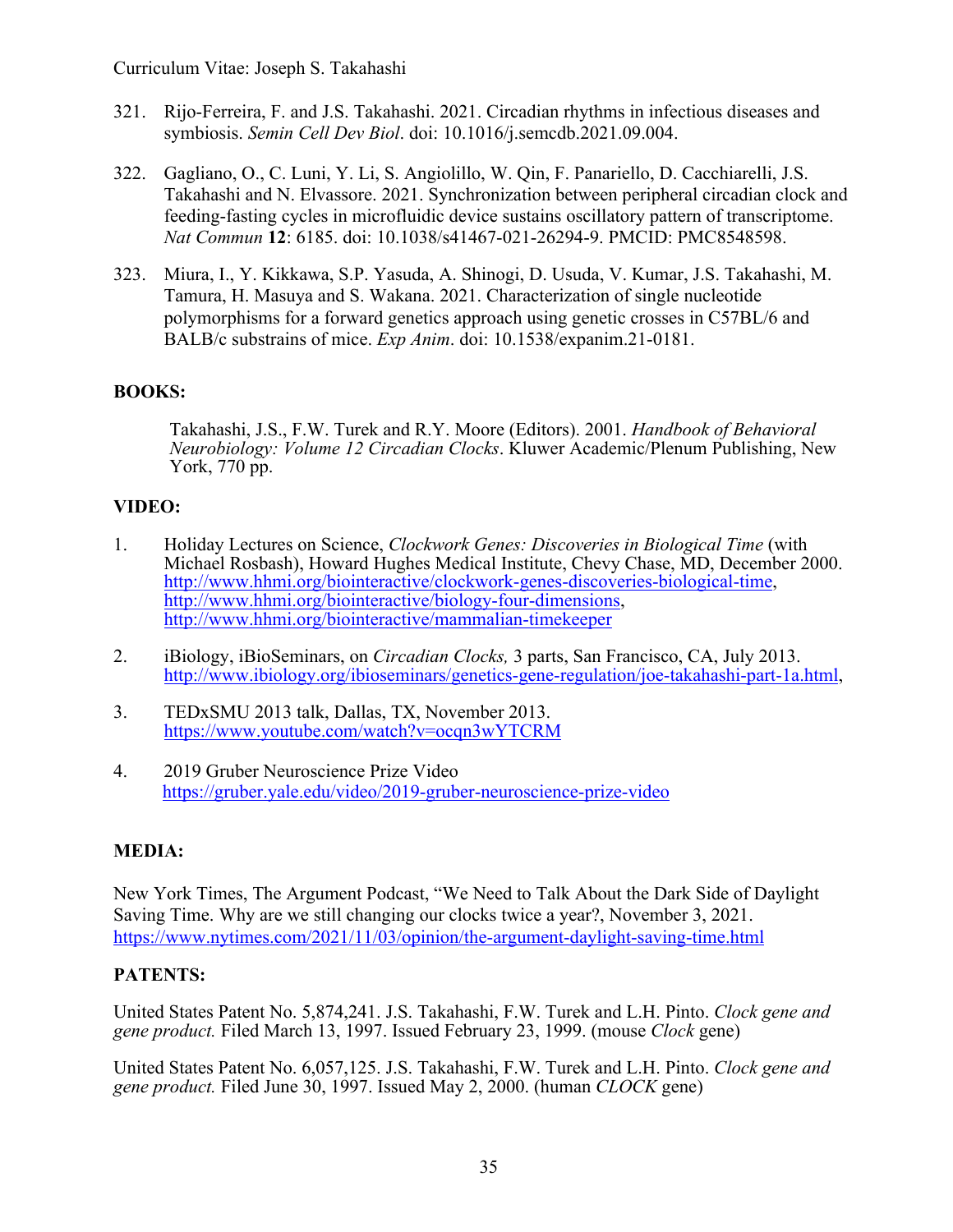321. Rijo-Ferreira, F. and J.S. Takahashi. 2021. Circadian rhythms in infectious diseases and symbiosis. *Semin Cell Dev Biol*. doi: 10.1016/j.semcdb.2021.09.004.

322. Gagliano, O., C. Luni, Y. Li, S. Angiolillo, W. Qin, F. Panariello, D. Cacchiarelli, J.S. Takahashi and N. Elvassore. 2021. Synchronization between peripheral circadian clock and feeding-fasting cycles in microfluidic device sustains oscillatory pattern of transcriptome. *Nat Commun* **12**: 6185. doi: 10.1038/s41467-021-26294-9. PMCID: PMC8548598.

323. Miura, I., Y. Kikkawa, S.P. Yasuda, A. Shinogi, D. Usuda, V. Kumar, J.S. Takahashi, M. Tamura, H. Masuya and S. Wakana. 2021. Characterization of single nucleotide polymorphisms for a forward genetics approach using genetic crosses in C57BL/6 and BALB/c substrains of mice. *Exp Anim*. doi: 10.1538/expanim.21-0181.

**BOOKS:**

Takahashi, J.S., F.W. Turek and R.Y. Moore (Editors). 2001. *Handbook of Behavioral Neurobiology: Volume 12 Circadian Clocks*. Kluwer Academic/Plenum Publishing, New York, 770 pp.

**VIDEO:**

1. Holiday Lectures on Science, *Clockwork Genes: Discoveries in Biological Time* (with Michael Rosbash), Howard Hughes Medical Institute, Chevy Chase, MD, December 2000. http://www.hhmi.org/biointeractive/clockwork-genes-discoveries-biological-time, http://www.hhmi.org/biointeractive/biology-four-dimensions, http://www.hhmi.org/biointeractive/mammalian-timekeeper

2. iBiology, iBioSeminars, on *Circadian Clocks,* 3 parts, San Francisco, CA, July 2013. http://www.ibiology.org/ibioseminars/genetics-gene-regulation/joe-takahashi-part-1a.html,

3. TEDxSMU 2013 talk, Dallas, TX, November 2013. https://www.youtube.com/watch?v=ocqn3wYTCRM

4. 2019 Gruber Neuroscience Prize Video https://gruber.yale.edu/video/2019-gruber-neuroscience-prize-video

**MEDIA:**

New York Times, The Argument Podcast, "We Need to Talk About the Dark Side of Daylight Saving Time. Why are we still changing our clocks twice a year?, November 3, 2021. https://www.nytimes.com/2021/11/03/opinion/the-argument-daylight-saving-time.html

**PATENTS:**

United States Patent No. 5,874,241. J.S. Takahashi, F.W. Turek and L.H. Pinto. *Clock gene and gene product.* Filed March 13, 1997. Issued February 23, 1999. (mouse *Clock* gene)

United States Patent No. 6,057,125. J.S. Takahashi, F.W. Turek and L.H. Pinto. *Clock gene and gene product.* Filed June 30, 1997. Issued May 2, 2000. (human *CLOCK* gene)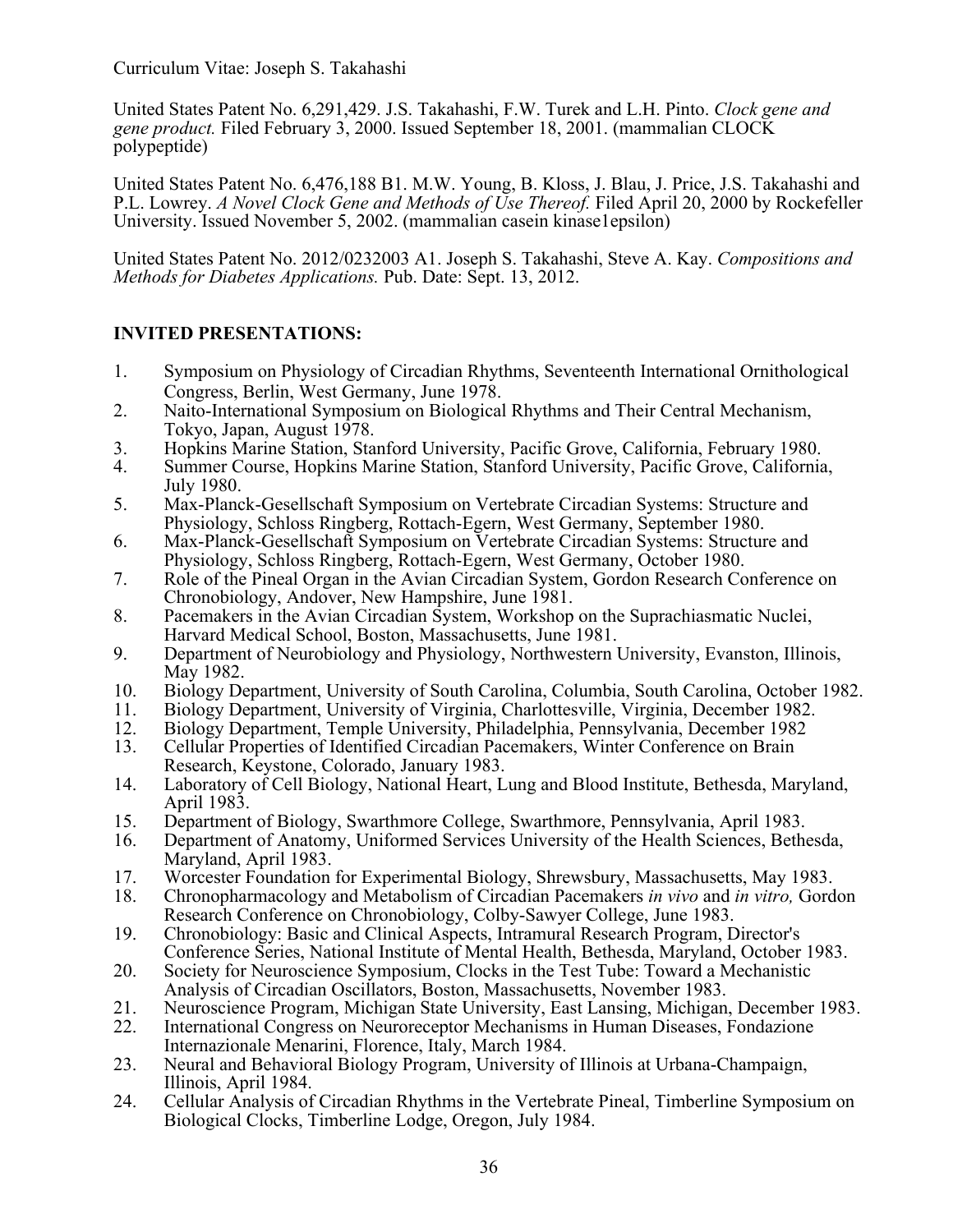United States Patent No. 6,291,429. J.S. Takahashi, F.W. Turek and L.H. Pinto. *Clock gene and gene product.* Filed February 3, 2000. Issued September 18, 2001. (mammalian CLOCK polypeptide)

United States Patent No. 6,476,188 B1. M.W. Young, B. Kloss, J. Blau, J. Price, J.S. Takahashi and P.L. Lowrey. *A Novel Clock Gene and Methods of Use Thereof.* Filed April 20, 2000 by Rockefeller University. Issued November 5, 2002. (mammalian casein kinase1epsilon)

United States Patent No. 2012/0232003 A1. Joseph S. Takahashi, Steve A. Kay. *Compositions and Methods for Diabetes Applications.* Pub. Date: Sept. 13, 2012.

## INVITED PRESENTATIONS:

1. Symposium on Physiology of Circadian Rhythms, Seventeenth International Ornithological Congress, Berlin, West Germany, June 1978.
2. Naito-International Symposium on Biological Rhythms and Their Central Mechanism, Tokyo, Japan, August 1978.
3. Hopkins Marine Station, Stanford University, Pacific Grove, California, February 1980.
4. Summer Course, Hopkins Marine Station, Stanford University, Pacific Grove, California, July 1980.
5. Max-Planck-Gesellschaft Symposium on Vertebrate Circadian Systems: Structure and Physiology, Schloss Ringberg, Rottach-Egern, West Germany, September 1980.
6. Max-Planck-Gesellschaft Symposium on Vertebrate Circadian Systems: Structure and Physiology, Schloss Ringberg, Rottach-Egern, West Germany, October 1980.
7. Role of the Pineal Organ in the Avian Circadian System, Gordon Research Conference on Chronobiology, Andover, New Hampshire, June 1981.
8. Pacemakers in the Avian Circadian System, Workshop on the Suprachiasmatic Nuclei, Harvard Medical School, Boston, Massachusetts, June 1981.
9. Department of Neurobiology and Physiology, Northwestern University, Evanston, Illinois, May 1982.
10. Biology Department, University of South Carolina, Columbia, South Carolina, October 1982.
11. Biology Department, University of Virginia, Charlottesville, Virginia, December 1982.
12. Biology Department, Temple University, Philadelphia, Pennsylvania, December 1982
13. Cellular Properties of Identified Circadian Pacemakers, Winter Conference on Brain Research, Keystone, Colorado, January 1983.
14. Laboratory of Cell Biology, National Heart, Lung and Blood Institute, Bethesda, Maryland, April 1983.
15. Department of Biology, Swarthmore College, Swarthmore, Pennsylvania, April 1983.
16. Department of Anatomy, Uniformed Services University of the Health Sciences, Bethesda, Maryland, April 1983.
17. Worcester Foundation for Experimental Biology, Shrewsbury, Massachusetts, May 1983.
18. Chronopharmacology and Metabolism of Circadian Pacemakers *in vivo* and *in vitro,* Gordon Research Conference on Chronobiology, Colby-Sawyer College, June 1983.
19. Chronobiology: Basic and Clinical Aspects, Intramural Research Program, Director's Conference Series, National Institute of Mental Health, Bethesda, Maryland, October 1983.
20. Society for Neuroscience Symposium, Clocks in the Test Tube: Toward a Mechanistic Analysis of Circadian Oscillators, Boston, Massachusetts, November 1983.
21. Neuroscience Program, Michigan State University, East Lansing, Michigan, December 1983.
22. International Congress on Neuroreceptor Mechanisms in Human Diseases, Fondazione Internazionale Menarini, Florence, Italy, March 1984.
23. Neural and Behavioral Biology Program, University of Illinois at Urbana-Champaign, Illinois, April 1984.
24. Cellular Analysis of Circadian Rhythms in the Vertebrate Pineal, Timberline Symposium on Biological Clocks, Timberline Lodge, Oregon, July 1984.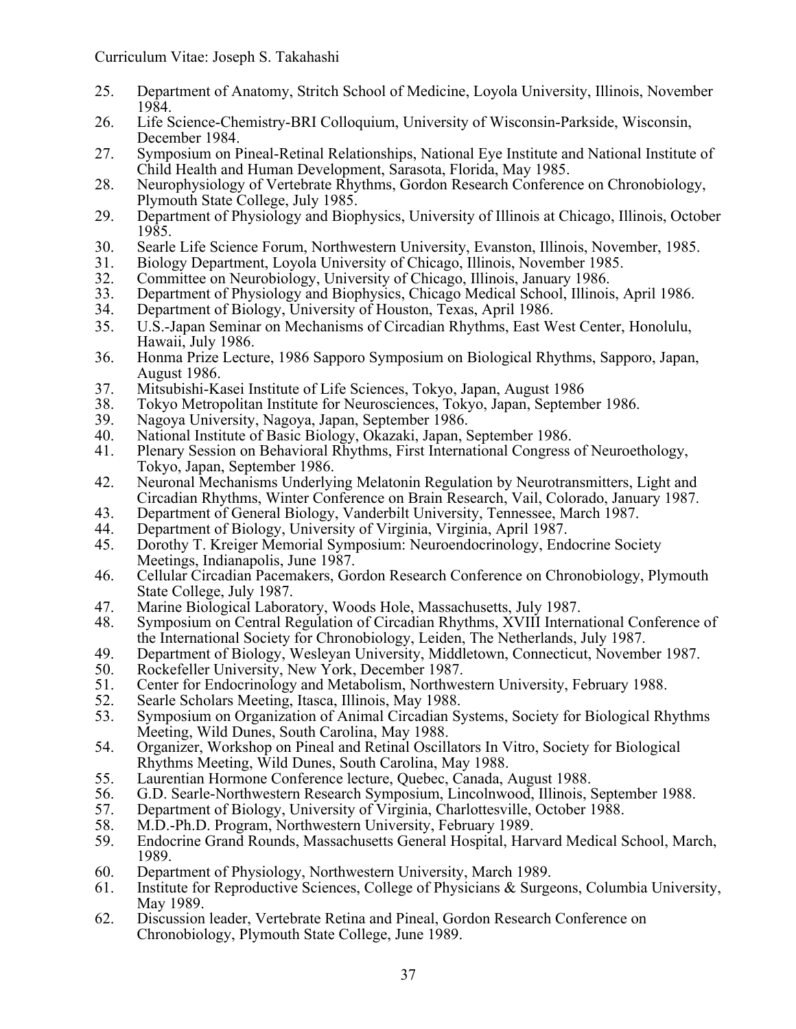25. Department of Anatomy, Stritch School of Medicine, Loyola University, Illinois, November 1984.
26. Life Science-Chemistry-BRI Colloquium, University of Wisconsin-Parkside, Wisconsin, December 1984.
27. Symposium on Pineal-Retinal Relationships, National Eye Institute and National Institute of Child Health and Human Development, Sarasota, Florida, May 1985.
28. Neurophysiology of Vertebrate Rhythms, Gordon Research Conference on Chronobiology, Plymouth State College, July 1985.
29. Department of Physiology and Biophysics, University of Illinois at Chicago, Illinois, October 1985.
30. Searle Life Science Forum, Northwestern University, Evanston, Illinois, November, 1985.
31. Biology Department, Loyola University of Chicago, Illinois, November 1985.
32. Committee on Neurobiology, University of Chicago, Illinois, January 1986.
33. Department of Physiology and Biophysics, Chicago Medical School, Illinois, April 1986.
34. Department of Biology, University of Houston, Texas, April 1986.
35. U.S.-Japan Seminar on Mechanisms of Circadian Rhythms, East West Center, Honolulu, Hawaii, July 1986.
36. Honma Prize Lecture, 1986 Sapporo Symposium on Biological Rhythms, Sapporo, Japan, August 1986.
37. Mitsubishi-Kasei Institute of Life Sciences, Tokyo, Japan, August 1986
38. Tokyo Metropolitan Institute for Neurosciences, Tokyo, Japan, September 1986.
39. Nagoya University, Nagoya, Japan, September 1986.
40. National Institute of Basic Biology, Okazaki, Japan, September 1986.
41. Plenary Session on Behavioral Rhythms, First International Congress of Neuroethology, Tokyo, Japan, September 1986.
42. Neuronal Mechanisms Underlying Melatonin Regulation by Neurotransmitters, Light and Circadian Rhythms, Winter Conference on Brain Research, Vail, Colorado, January 1987.
43. Department of General Biology, Vanderbilt University, Tennessee, March 1987.
44. Department of Biology, University of Virginia, Virginia, April 1987.
45. Dorothy T. Kreiger Memorial Symposium: Neuroendocrinology, Endocrine Society Meetings, Indianapolis, June 1987.
46. Cellular Circadian Pacemakers, Gordon Research Conference on Chronobiology, Plymouth State College, July 1987.
47. Marine Biological Laboratory, Woods Hole, Massachusetts, July 1987.
48. Symposium on Central Regulation of Circadian Rhythms, XVIII International Conference of the International Society for Chronobiology, Leiden, The Netherlands, July 1987.
49. Department of Biology, Wesleyan University, Middletown, Connecticut, November 1987.
50. Rockefeller University, New York, December 1987.
51. Center for Endocrinology and Metabolism, Northwestern University, February 1988.
52. Searle Scholars Meeting, Itasca, Illinois, May 1988.
53. Symposium on Organization of Animal Circadian Systems, Society for Biological Rhythms Meeting, Wild Dunes, South Carolina, May 1988.
54. Organizer, Workshop on Pineal and Retinal Oscillators In Vitro, Society for Biological Rhythms Meeting, Wild Dunes, South Carolina, May 1988.
55. Laurentian Hormone Conference lecture, Quebec, Canada, August 1988.
56. G.D. Searle-Northwestern Research Symposium, Lincolnwood, Illinois, September 1988.
57. Department of Biology, University of Virginia, Charlottesville, October 1988.
58. M.D.-Ph.D. Program, Northwestern University, February 1989.
59. Endocrine Grand Rounds, Massachusetts General Hospital, Harvard Medical School, March, 1989.
60. Department of Physiology, Northwestern University, March 1989.
61. Institute for Reproductive Sciences, College of Physicians & Surgeons, Columbia University, May 1989.
62. Discussion leader, Vertebrate Retina and Pineal, Gordon Research Conference on Chronobiology, Plymouth State College, June 1989.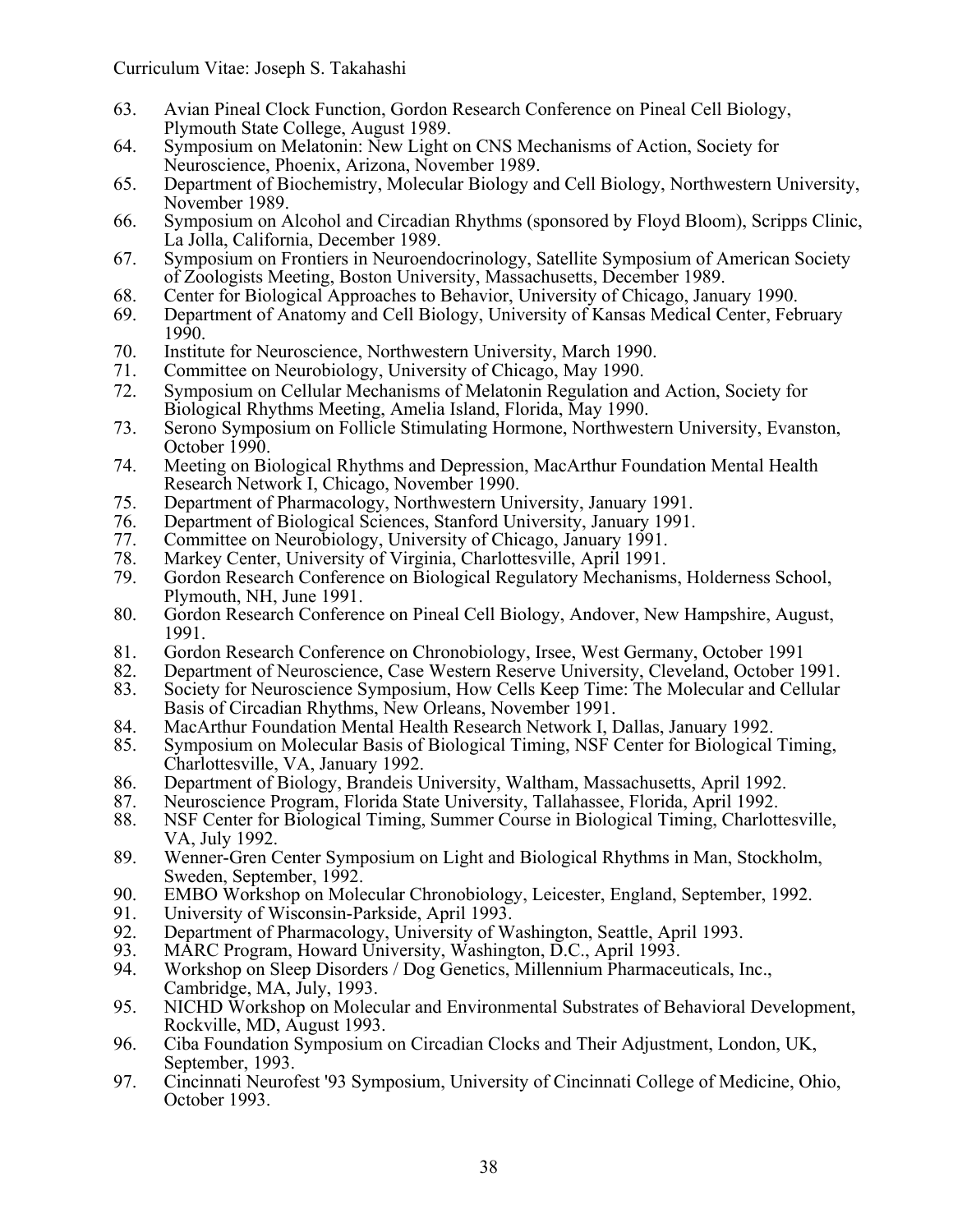63. Avian Pineal Clock Function, Gordon Research Conference on Pineal Cell Biology, Plymouth State College, August 1989.
64. Symposium on Melatonin: New Light on CNS Mechanisms of Action, Society for Neuroscience, Phoenix, Arizona, November 1989.
65. Department of Biochemistry, Molecular Biology and Cell Biology, Northwestern University, November 1989.
66. Symposium on Alcohol and Circadian Rhythms (sponsored by Floyd Bloom), Scripps Clinic, La Jolla, California, December 1989.
67. Symposium on Frontiers in Neuroendocrinology, Satellite Symposium of American Society of Zoologists Meeting, Boston University, Massachusetts, December 1989.
68. Center for Biological Approaches to Behavior, University of Chicago, January 1990.
69. Department of Anatomy and Cell Biology, University of Kansas Medical Center, February 1990.
70. Institute for Neuroscience, Northwestern University, March 1990.
71. Committee on Neurobiology, University of Chicago, May 1990.
72. Symposium on Cellular Mechanisms of Melatonin Regulation and Action, Society for Biological Rhythms Meeting, Amelia Island, Florida, May 1990.
73. Serono Symposium on Follicle Stimulating Hormone, Northwestern University, Evanston, October 1990.
74. Meeting on Biological Rhythms and Depression, MacArthur Foundation Mental Health Research Network I, Chicago, November 1990.
75. Department of Pharmacology, Northwestern University, January 1991.
76. Department of Biological Sciences, Stanford University, January 1991.
77. Committee on Neurobiology, University of Chicago, January 1991.
78. Markey Center, University of Virginia, Charlottesville, April 1991.
79. Gordon Research Conference on Biological Regulatory Mechanisms, Holderness School, Plymouth, NH, June 1991.
80. Gordon Research Conference on Pineal Cell Biology, Andover, New Hampshire, August, 1991.
81. Gordon Research Conference on Chronobiology, Irsee, West Germany, October 1991
82. Department of Neuroscience, Case Western Reserve University, Cleveland, October 1991.
83. Society for Neuroscience Symposium, How Cells Keep Time: The Molecular and Cellular Basis of Circadian Rhythms, New Orleans, November 1991.
84. MacArthur Foundation Mental Health Research Network I, Dallas, January 1992.
85. Symposium on Molecular Basis of Biological Timing, NSF Center for Biological Timing, Charlottesville, VA, January 1992.
86. Department of Biology, Brandeis University, Waltham, Massachusetts, April 1992.
87. Neuroscience Program, Florida State University, Tallahassee, Florida, April 1992.
88. NSF Center for Biological Timing, Summer Course in Biological Timing, Charlottesville, VA, July 1992.
89. Wenner-Gren Center Symposium on Light and Biological Rhythms in Man, Stockholm, Sweden, September, 1992.
90. EMBO Workshop on Molecular Chronobiology, Leicester, England, September, 1992.
91. University of Wisconsin-Parkside, April 1993.
92. Department of Pharmacology, University of Washington, Seattle, April 1993.
93. MARC Program, Howard University, Washington, D.C., April 1993.
94. Workshop on Sleep Disorders / Dog Genetics, Millennium Pharmaceuticals, Inc., Cambridge, MA, July, 1993.
95. NICHD Workshop on Molecular and Environmental Substrates of Behavioral Development, Rockville, MD, August 1993.
96. Ciba Foundation Symposium on Circadian Clocks and Their Adjustment, London, UK, September, 1993.
97. Cincinnati Neurofest '93 Symposium, University of Cincinnati College of Medicine, Ohio, October 1993.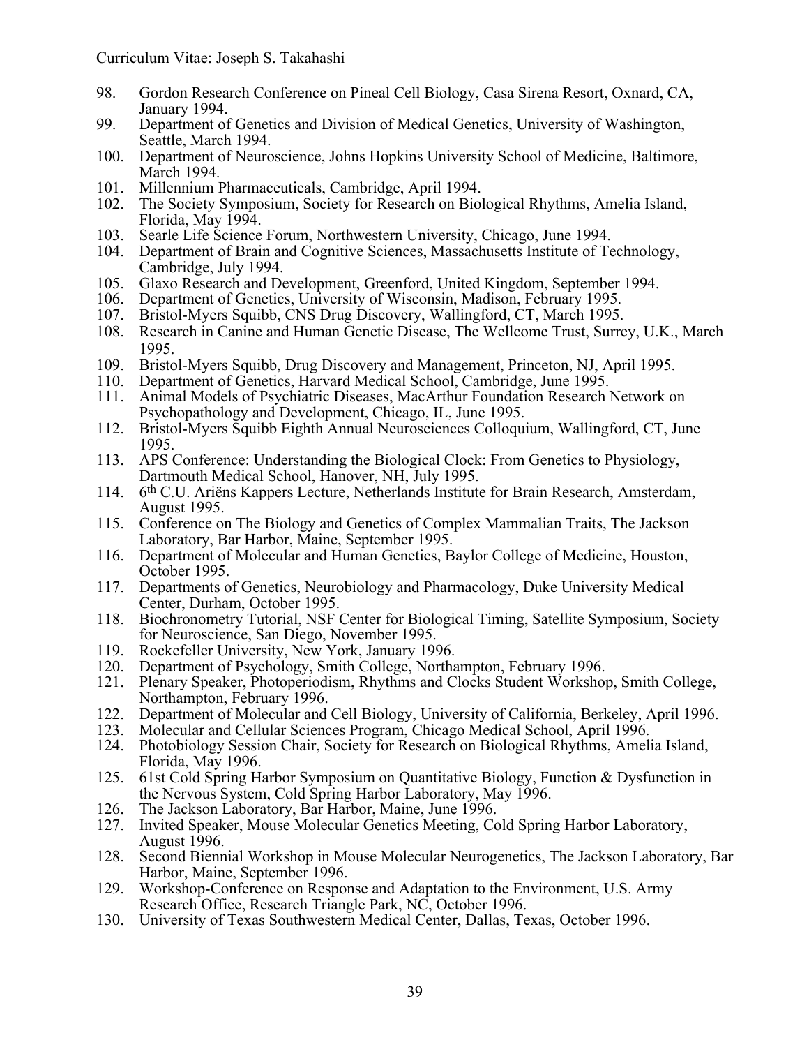98. Gordon Research Conference on Pineal Cell Biology, Casa Sirena Resort, Oxnard, CA, January 1994.
99. Department of Genetics and Division of Medical Genetics, University of Washington, Seattle, March 1994.
100. Department of Neuroscience, Johns Hopkins University School of Medicine, Baltimore, March 1994.
101. Millennium Pharmaceuticals, Cambridge, April 1994.
102. The Society Symposium, Society for Research on Biological Rhythms, Amelia Island, Florida, May 1994.
103. Searle Life Science Forum, Northwestern University, Chicago, June 1994.
104. Department of Brain and Cognitive Sciences, Massachusetts Institute of Technology, Cambridge, July 1994.
105. Glaxo Research and Development, Greenford, United Kingdom, September 1994.
106. Department of Genetics, University of Wisconsin, Madison, February 1995.
107. Bristol-Myers Squibb, CNS Drug Discovery, Wallingford, CT, March 1995.
108. Research in Canine and Human Genetic Disease, The Wellcome Trust, Surrey, U.K., March 1995.
109. Bristol-Myers Squibb, Drug Discovery and Management, Princeton, NJ, April 1995.
110. Department of Genetics, Harvard Medical School, Cambridge, June 1995.
111. Animal Models of Psychiatric Diseases, MacArthur Foundation Research Network on Psychopathology and Development, Chicago, IL, June 1995.
112. Bristol-Myers Squibb Eighth Annual Neurosciences Colloquium, Wallingford, CT, June 1995.
113. APS Conference: Understanding the Biological Clock: From Genetics to Physiology, Dartmouth Medical School, Hanover, NH, July 1995.
114. 6th C.U. Ariëns Kappers Lecture, Netherlands Institute for Brain Research, Amsterdam, August 1995.
115. Conference on The Biology and Genetics of Complex Mammalian Traits, The Jackson Laboratory, Bar Harbor, Maine, September 1995.
116. Department of Molecular and Human Genetics, Baylor College of Medicine, Houston, October 1995.
117. Departments of Genetics, Neurobiology and Pharmacology, Duke University Medical Center, Durham, October 1995.
118. Biochronometry Tutorial, NSF Center for Biological Timing, Satellite Symposium, Society for Neuroscience, San Diego, November 1995.
119. Rockefeller University, New York, January 1996.
120. Department of Psychology, Smith College, Northampton, February 1996.
121. Plenary Speaker, Photoperiodism, Rhythms and Clocks Student Workshop, Smith College, Northampton, February 1996.
122. Department of Molecular and Cell Biology, University of California, Berkeley, April 1996.
123. Molecular and Cellular Sciences Program, Chicago Medical School, April 1996.
124. Photobiology Session Chair, Society for Research on Biological Rhythms, Amelia Island, Florida, May 1996.
125. 61st Cold Spring Harbor Symposium on Quantitative Biology, Function & Dysfunction in the Nervous System, Cold Spring Harbor Laboratory, May 1996.
126. The Jackson Laboratory, Bar Harbor, Maine, June 1996.
127. Invited Speaker, Mouse Molecular Genetics Meeting, Cold Spring Harbor Laboratory, August 1996.
128. Second Biennial Workshop in Mouse Molecular Neurogenetics, The Jackson Laboratory, Bar Harbor, Maine, September 1996.
129. Workshop-Conference on Response and Adaptation to the Environment, U.S. Army Research Office, Research Triangle Park, NC, October 1996.
130. University of Texas Southwestern Medical Center, Dallas, Texas, October 1996.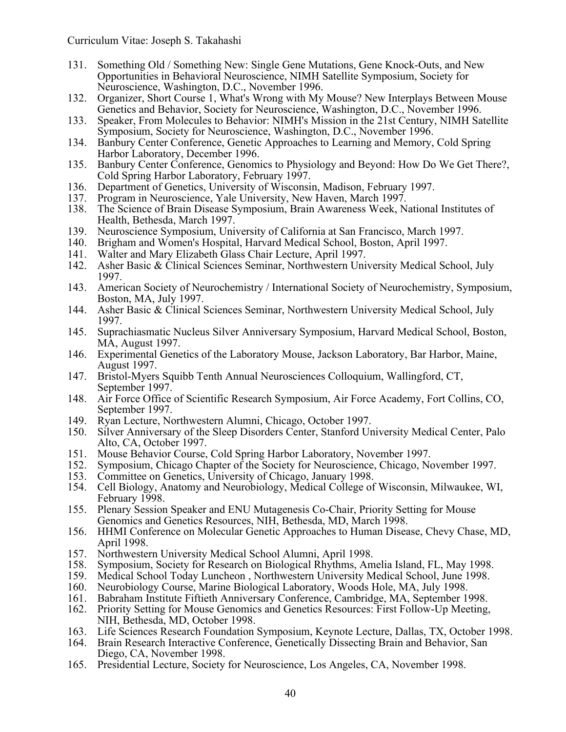131. Something Old / Something New: Single Gene Mutations, Gene Knock-Outs, and New Opportunities in Behavioral Neuroscience, NIMH Satellite Symposium, Society for Neuroscience, Washington, D.C., November 1996.
132. Organizer, Short Course 1, What's Wrong with My Mouse? New Interplays Between Mouse Genetics and Behavior, Society for Neuroscience, Washington, D.C., November 1996.
133. Speaker, From Molecules to Behavior: NIMH's Mission in the 21st Century, NIMH Satellite Symposium, Society for Neuroscience, Washington, D.C., November 1996.
134. Banbury Center Conference, Genetic Approaches to Learning and Memory, Cold Spring Harbor Laboratory, December 1996.
135. Banbury Center Conference, Genomics to Physiology and Beyond: How Do We Get There?, Cold Spring Harbor Laboratory, February 1997.
136. Department of Genetics, University of Wisconsin, Madison, February 1997.
137. Program in Neuroscience, Yale University, New Haven, March 1997.
138. The Science of Brain Disease Symposium, Brain Awareness Week, National Institutes of Health, Bethesda, March 1997.
139. Neuroscience Symposium, University of California at San Francisco, March 1997.
140. Brigham and Women's Hospital, Harvard Medical School, Boston, April 1997.
141. Walter and Mary Elizabeth Glass Chair Lecture, April 1997.
142. Asher Basic & Clinical Sciences Seminar, Northwestern University Medical School, July 1997.
143. American Society of Neurochemistry / International Society of Neurochemistry, Symposium, Boston, MA, July 1997.
144. Asher Basic & Clinical Sciences Seminar, Northwestern University Medical School, July 1997.
145. Suprachiasmatic Nucleus Silver Anniversary Symposium, Harvard Medical School, Boston, MA, August 1997.
146. Experimental Genetics of the Laboratory Mouse, Jackson Laboratory, Bar Harbor, Maine, August 1997.
147. Bristol-Myers Squibb Tenth Annual Neurosciences Colloquium, Wallingford, CT, September 1997.
148. Air Force Office of Scientific Research Symposium, Air Force Academy, Fort Collins, CO, September 1997.
149. Ryan Lecture, Northwestern Alumni, Chicago, October 1997.
150. Silver Anniversary of the Sleep Disorders Center, Stanford University Medical Center, Palo Alto, CA, October 1997.
151. Mouse Behavior Course, Cold Spring Harbor Laboratory, November 1997.
152. Symposium, Chicago Chapter of the Society for Neuroscience, Chicago, November 1997.
153. Committee on Genetics, University of Chicago, January 1998.
154. Cell Biology, Anatomy and Neurobiology, Medical College of Wisconsin, Milwaukee, WI, February 1998.
155. Plenary Session Speaker and ENU Mutagenesis Co-Chair, Priority Setting for Mouse Genomics and Genetics Resources, NIH, Bethesda, MD, March 1998.
156. HHMI Conference on Molecular Genetic Approaches to Human Disease, Chevy Chase, MD, April 1998.
157. Northwestern University Medical School Alumni, April 1998.
158. Symposium, Society for Research on Biological Rhythms, Amelia Island, FL, May 1998.
159. Medical School Today Luncheon , Northwestern University Medical School, June 1998.
160. Neurobiology Course, Marine Biological Laboratory, Woods Hole, MA, July 1998.
161. Babraham Institute Fiftieth Anniversary Conference, Cambridge, MA, September 1998.
162. Priority Setting for Mouse Genomics and Genetics Resources: First Follow-Up Meeting, NIH, Bethesda, MD, October 1998.
163. Life Sciences Research Foundation Symposium, Keynote Lecture, Dallas, TX, October 1998.
164. Brain Research Interactive Conference, Genetically Dissecting Brain and Behavior, San Diego, CA, November 1998.
165. Presidential Lecture, Society for Neuroscience, Los Angeles, CA, November 1998.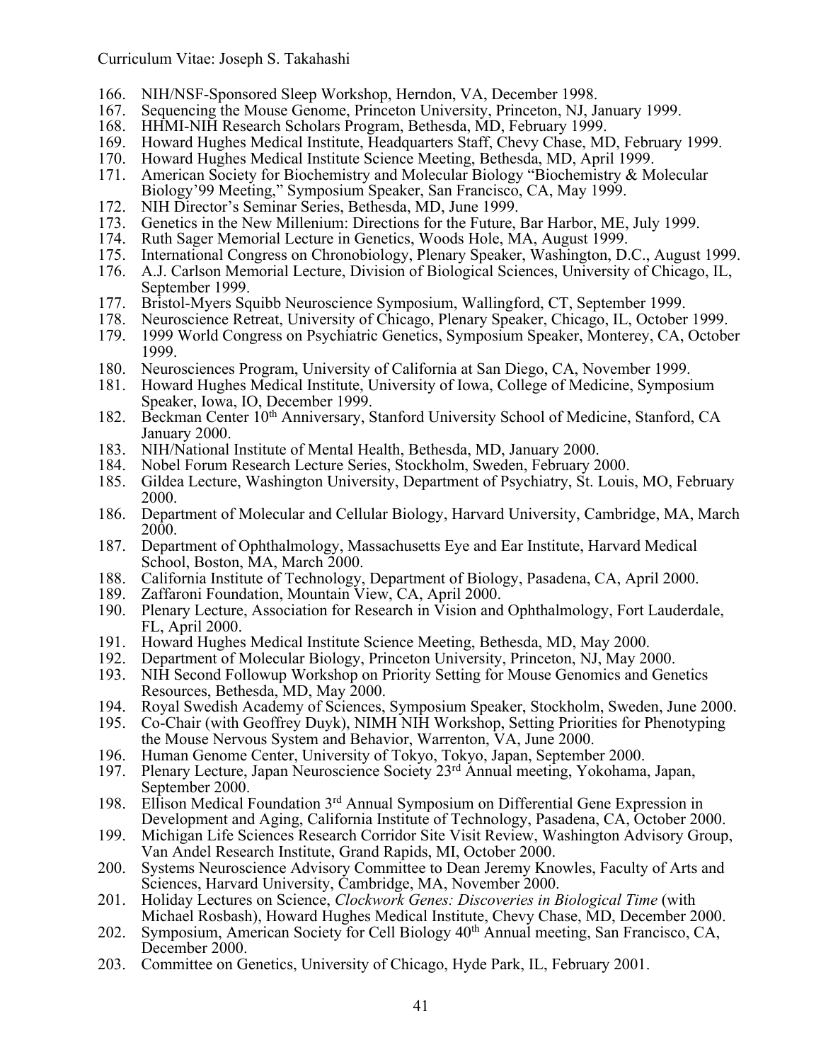166. NIH/NSF-Sponsored Sleep Workshop, Herndon, VA, December 1998.
167. Sequencing the Mouse Genome, Princeton University, Princeton, NJ, January 1999.
168. HHMI-NIH Research Scholars Program, Bethesda, MD, February 1999.
169. Howard Hughes Medical Institute, Headquarters Staff, Chevy Chase, MD, February 1999.
170. Howard Hughes Medical Institute Science Meeting, Bethesda, MD, April 1999.
171. American Society for Biochemistry and Molecular Biology "Biochemistry & Molecular Biology'99 Meeting," Symposium Speaker, San Francisco, CA, May 1999.
172. NIH Director's Seminar Series, Bethesda, MD, June 1999.
173. Genetics in the New Millenium: Directions for the Future, Bar Harbor, ME, July 1999.
174. Ruth Sager Memorial Lecture in Genetics, Woods Hole, MA, August 1999.
175. International Congress on Chronobiology, Plenary Speaker, Washington, D.C., August 1999.
176. A.J. Carlson Memorial Lecture, Division of Biological Sciences, University of Chicago, IL, September 1999.
177. Bristol-Myers Squibb Neuroscience Symposium, Wallingford, CT, September 1999.
178. Neuroscience Retreat, University of Chicago, Plenary Speaker, Chicago, IL, October 1999.
179. 1999 World Congress on Psychiatric Genetics, Symposium Speaker, Monterey, CA, October 1999.
180. Neurosciences Program, University of California at San Diego, CA, November 1999.
181. Howard Hughes Medical Institute, University of Iowa, College of Medicine, Symposium Speaker, Iowa, IO, December 1999.
182. Beckman Center 10th Anniversary, Stanford University School of Medicine, Stanford, CA January 2000.
183. NIH/National Institute of Mental Health, Bethesda, MD, January 2000.
184. Nobel Forum Research Lecture Series, Stockholm, Sweden, February 2000.
185. Gildea Lecture, Washington University, Department of Psychiatry, St. Louis, MO, February 2000.
186. Department of Molecular and Cellular Biology, Harvard University, Cambridge, MA, March 2000.
187. Department of Ophthalmology, Massachusetts Eye and Ear Institute, Harvard Medical School, Boston, MA, March 2000.
188. California Institute of Technology, Department of Biology, Pasadena, CA, April 2000.
189. Zaffaroni Foundation, Mountain View, CA, April 2000.
190. Plenary Lecture, Association for Research in Vision and Ophthalmology, Fort Lauderdale, FL, April 2000.
191. Howard Hughes Medical Institute Science Meeting, Bethesda, MD, May 2000.
192. Department of Molecular Biology, Princeton University, Princeton, NJ, May 2000.
193. NIH Second Followup Workshop on Priority Setting for Mouse Genomics and Genetics Resources, Bethesda, MD, May 2000.
194. Royal Swedish Academy of Sciences, Symposium Speaker, Stockholm, Sweden, June 2000.
195. Co-Chair (with Geoffrey Duyk), NIMH NIH Workshop, Setting Priorities for Phenotyping the Mouse Nervous System and Behavior, Warrenton, VA, June 2000.
196. Human Genome Center, University of Tokyo, Tokyo, Japan, September 2000.
197. Plenary Lecture, Japan Neuroscience Society 23rd Annual meeting, Yokohama, Japan, September 2000.
198. Ellison Medical Foundation 3rd Annual Symposium on Differential Gene Expression in Development and Aging, California Institute of Technology, Pasadena, CA, October 2000.
199. Michigan Life Sciences Research Corridor Site Visit Review, Washington Advisory Group, Van Andel Research Institute, Grand Rapids, MI, October 2000.
200. Systems Neuroscience Advisory Committee to Dean Jeremy Knowles, Faculty of Arts and Sciences, Harvard University, Cambridge, MA, November 2000.
201. Holiday Lectures on Science, *Clockwork Genes: Discoveries in Biological Time* (with Michael Rosbash), Howard Hughes Medical Institute, Chevy Chase, MD, December 2000.
202. Symposium, American Society for Cell Biology 40th Annual meeting, San Francisco, CA, December 2000.
203. Committee on Genetics, University of Chicago, Hyde Park, IL, February 2001.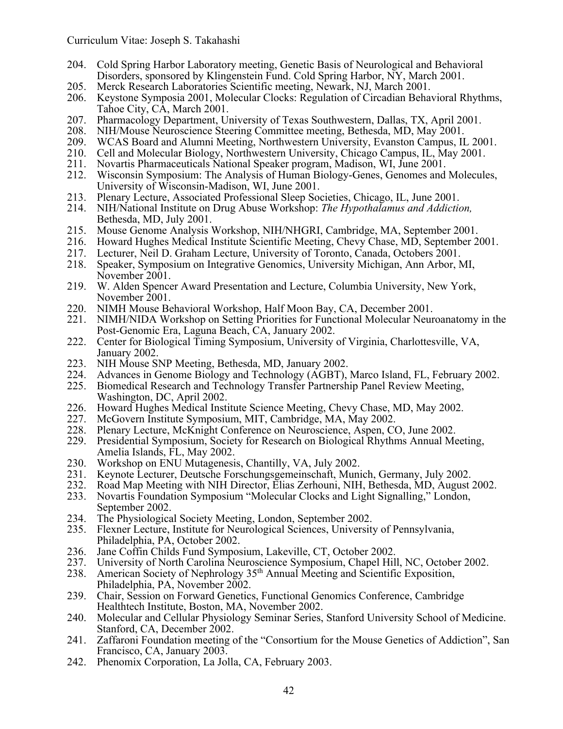204. Cold Spring Harbor Laboratory meeting, Genetic Basis of Neurological and Behavioral Disorders, sponsored by Klingenstein Fund. Cold Spring Harbor, NY, March 2001.
205. Merck Research Laboratories Scientific meeting, Newark, NJ, March 2001.
206. Keystone Symposia 2001, Molecular Clocks: Regulation of Circadian Behavioral Rhythms, Tahoe City, CA, March 2001.
207. Pharmacology Department, University of Texas Southwestern, Dallas, TX, April 2001.
208. NIH/Mouse Neuroscience Steering Committee meeting, Bethesda, MD, May 2001.
209. WCAS Board and Alumni Meeting, Northwestern University, Evanston Campus, IL 2001.
210. Cell and Molecular Biology, Northwestern University, Chicago Campus, IL, May 2001.
211. Novartis Pharmaceuticals National Speaker program, Madison, WI, June 2001.
212. Wisconsin Symposium: The Analysis of Human Biology-Genes, Genomes and Molecules, University of Wisconsin-Madison, WI, June 2001.
213. Plenary Lecture, Associated Professional Sleep Societies, Chicago, IL, June 2001.
214. NIH/National Institute on Drug Abuse Workshop: *The Hypothalamus and Addiction,* Bethesda, MD, July 2001.
215. Mouse Genome Analysis Workshop, NIH/NHGRI, Cambridge, MA, September 2001.
216. Howard Hughes Medical Institute Scientific Meeting, Chevy Chase, MD, September 2001.
217. Lecturer, Neil D. Graham Lecture, University of Toronto, Canada, Octobers 2001.
218. Speaker, Symposium on Integrative Genomics, University Michigan, Ann Arbor, MI, November 2001.
219. W. Alden Spencer Award Presentation and Lecture, Columbia University, New York, November 2001.
220. NIMH Mouse Behavioral Workshop, Half Moon Bay, CA, December 2001.
221. NIMH/NIDA Workshop on Setting Priorities for Functional Molecular Neuroanatomy in the Post-Genomic Era, Laguna Beach, CA, January 2002.
222. Center for Biological Timing Symposium, University of Virginia, Charlottesville, VA, January 2002.
223. NIH Mouse SNP Meeting, Bethesda, MD, January 2002.
224. Advances in Genome Biology and Technology (AGBT), Marco Island, FL, February 2002.
225. Biomedical Research and Technology Transfer Partnership Panel Review Meeting, Washington, DC, April 2002.
226. Howard Hughes Medical Institute Science Meeting, Chevy Chase, MD, May 2002.
227. McGovern Institute Symposium, MIT, Cambridge, MA, May 2002.
228. Plenary Lecture, McKnight Conference on Neuroscience, Aspen, CO, June 2002.
229. Presidential Symposium, Society for Research on Biological Rhythms Annual Meeting, Amelia Islands, FL, May 2002.
230. Workshop on ENU Mutagenesis, Chantilly, VA, July 2002.
231. Keynote Lecturer, Deutsche Forschungsgemeinschaft, Munich, Germany, July 2002.
232. Road Map Meeting with NIH Director, Elias Zerhouni, NIH, Bethesda, MD, August 2002.
233. Novartis Foundation Symposium "Molecular Clocks and Light Signalling," London, September 2002.
234. The Physiological Society Meeting, London, September 2002.
235. Flexner Lecture, Institute for Neurological Sciences, University of Pennsylvania, Philadelphia, PA, October 2002.
236. Jane Coffin Childs Fund Symposium, Lakeville, CT, October 2002.
237. University of North Carolina Neuroscience Symposium, Chapel Hill, NC, October 2002.
238. American Society of Nephrology 35th Annual Meeting and Scientific Exposition, Philadelphia, PA, November 2002.
239. Chair, Session on Forward Genetics, Functional Genomics Conference, Cambridge Healthtech Institute, Boston, MA, November 2002.
240. Molecular and Cellular Physiology Seminar Series, Stanford University School of Medicine. Stanford, CA, December 2002.
241. Zaffaroni Foundation meeting of the "Consortium for the Mouse Genetics of Addiction", San Francisco, CA, January 2003.
242. Phenomix Corporation, La Jolla, CA, February 2003.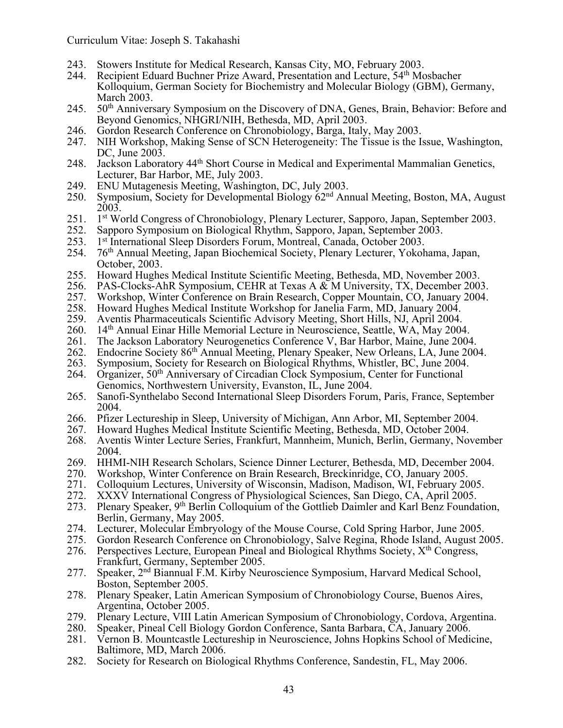243. Stowers Institute for Medical Research, Kansas City, MO, February 2003.
244. Recipient Eduard Buchner Prize Award, Presentation and Lecture, 54th Mosbacher Kolloquium, German Society for Biochemistry and Molecular Biology (GBM), Germany, March 2003.
245. 50th Anniversary Symposium on the Discovery of DNA, Genes, Brain, Behavior: Before and Beyond Genomics, NHGRI/NIH, Bethesda, MD, April 2003.
246. Gordon Research Conference on Chronobiology, Barga, Italy, May 2003.
247. NIH Workshop, Making Sense of SCN Heterogeneity: The Tissue is the Issue, Washington, DC, June 2003.
248. Jackson Laboratory 44th Short Course in Medical and Experimental Mammalian Genetics, Lecturer, Bar Harbor, ME, July 2003.
249. ENU Mutagenesis Meeting, Washington, DC, July 2003.
250. Symposium, Society for Developmental Biology 62nd Annual Meeting, Boston, MA, August 2003.
251. 1st World Congress of Chronobiology, Plenary Lecturer, Sapporo, Japan, September 2003.
252. Sapporo Symposium on Biological Rhythm, Sapporo, Japan, September 2003.
253. 1st International Sleep Disorders Forum, Montreal, Canada, October 2003.
254. 76th Annual Meeting, Japan Biochemical Society, Plenary Lecturer, Yokohama, Japan, October, 2003.
255. Howard Hughes Medical Institute Scientific Meeting, Bethesda, MD, November 2003.
256. PAS-Clocks-AhR Symposium, CEHR at Texas A & M University, TX, December 2003.
257. Workshop, Winter Conference on Brain Research, Copper Mountain, CO, January 2004.
258. Howard Hughes Medical Institute Workshop for Janelia Farm, MD, January 2004.
259. Aventis Pharmaceuticals Scientific Advisory Meeting, Short Hills, NJ, April 2004.
260. 14th Annual Einar Hille Memorial Lecture in Neuroscience, Seattle, WA, May 2004.
261. The Jackson Laboratory Neurogenetics Conference V, Bar Harbor, Maine, June 2004.
262. Endocrine Society 86th Annual Meeting, Plenary Speaker, New Orleans, LA, June 2004.
263. Symposium, Society for Research on Biological Rhythms, Whistler, BC, June 2004.
264. Organizer, 50th Anniversary of Circadian Clock Symposium, Center for Functional Genomics, Northwestern University, Evanston, IL, June 2004.
265. Sanofi-Synthelabo Second International Sleep Disorders Forum, Paris, France, September 2004.
266. Pfizer Lectureship in Sleep, University of Michigan, Ann Arbor, MI, September 2004.
267. Howard Hughes Medical Institute Scientific Meeting, Bethesda, MD, October 2004.
268. Aventis Winter Lecture Series, Frankfurt, Mannheim, Munich, Berlin, Germany, November 2004.
269. HHMI-NIH Research Scholars, Science Dinner Lecturer, Bethesda, MD, December 2004.
270. Workshop, Winter Conference on Brain Research, Breckinridge, CO, January 2005.
271. Colloquium Lectures, University of Wisconsin, Madison, Madison, WI, February 2005.
272. XXXV International Congress of Physiological Sciences, San Diego, CA, April 2005.
273. Plenary Speaker, 9th Berlin Colloquium of the Gottlieb Daimler and Karl Benz Foundation, Berlin, Germany, May 2005.
274. Lecturer, Molecular Embryology of the Mouse Course, Cold Spring Harbor, June 2005.
275. Gordon Research Conference on Chronobiology, Salve Regina, Rhode Island, August 2005.
276. Perspectives Lecture, European Pineal and Biological Rhythms Society, Xth Congress, Frankfurt, Germany, September 2005.
277. Speaker, 2nd Biannual F.M. Kirby Neuroscience Symposium, Harvard Medical School, Boston, September 2005.
278. Plenary Speaker, Latin American Symposium of Chronobiology Course, Buenos Aires, Argentina, October 2005.
279. Plenary Lecture, VIII Latin American Symposium of Chronobiology, Cordova, Argentina.
280. Speaker, Pineal Cell Biology Gordon Conference, Santa Barbara, CA, January 2006.
281. Vernon B. Mountcastle Lectureship in Neuroscience, Johns Hopkins School of Medicine, Baltimore, MD, March 2006.
282. Society for Research on Biological Rhythms Conference, Sandestin, FL, May 2006.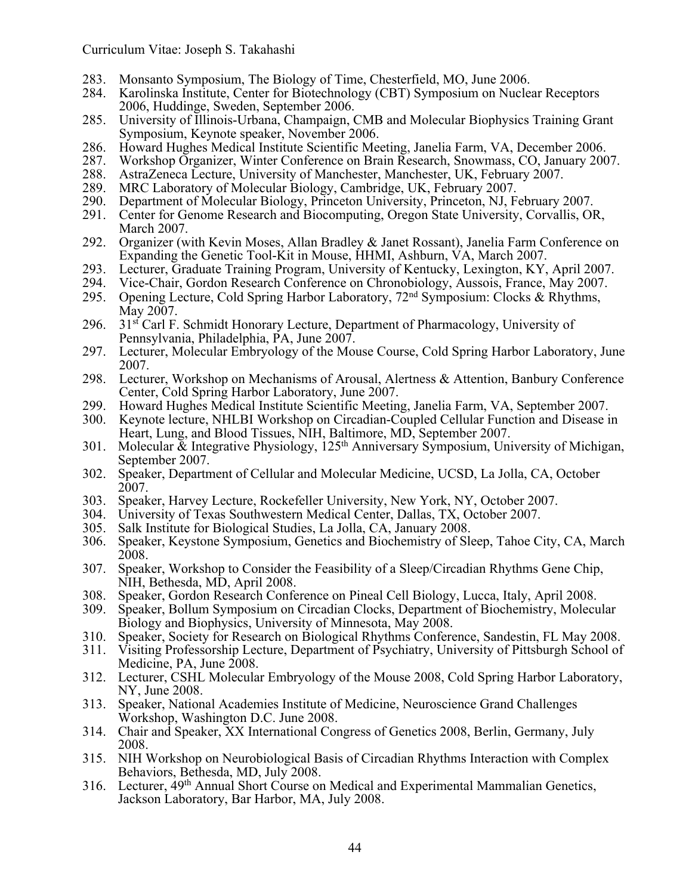283. Monsanto Symposium, The Biology of Time, Chesterfield, MO, June 2006.
284. Karolinska Institute, Center for Biotechnology (CBT) Symposium on Nuclear Receptors 2006, Huddinge, Sweden, September 2006.
285. University of Illinois-Urbana, Champaign, CMB and Molecular Biophysics Training Grant Symposium, Keynote speaker, November 2006.
286. Howard Hughes Medical Institute Scientific Meeting, Janelia Farm, VA, December 2006.
287. Workshop Organizer, Winter Conference on Brain Research, Snowmass, CO, January 2007.
288. AstraZeneca Lecture, University of Manchester, Manchester, UK, February 2007.
289. MRC Laboratory of Molecular Biology, Cambridge, UK, February 2007.
290. Department of Molecular Biology, Princeton University, Princeton, NJ, February 2007.
291. Center for Genome Research and Biocomputing, Oregon State University, Corvallis, OR, March 2007.
292. Organizer (with Kevin Moses, Allan Bradley & Janet Rossant), Janelia Farm Conference on Expanding the Genetic Tool-Kit in Mouse, HHMI, Ashburn, VA, March 2007.
293. Lecturer, Graduate Training Program, University of Kentucky, Lexington, KY, April 2007.
294. Vice-Chair, Gordon Research Conference on Chronobiology, Aussois, France, May 2007.
295. Opening Lecture, Cold Spring Harbor Laboratory, 72nd Symposium: Clocks & Rhythms, May 2007.
296. 31st Carl F. Schmidt Honorary Lecture, Department of Pharmacology, University of Pennsylvania, Philadelphia, PA, June 2007.
297. Lecturer, Molecular Embryology of the Mouse Course, Cold Spring Harbor Laboratory, June 2007.
298. Lecturer, Workshop on Mechanisms of Arousal, Alertness & Attention, Banbury Conference Center, Cold Spring Harbor Laboratory, June 2007.
299. Howard Hughes Medical Institute Scientific Meeting, Janelia Farm, VA, September 2007.
300. Keynote lecture, NHLBI Workshop on Circadian-Coupled Cellular Function and Disease in Heart, Lung, and Blood Tissues, NIH, Baltimore, MD, September 2007.
301. Molecular & Integrative Physiology, 125th Anniversary Symposium, University of Michigan, September 2007.
302. Speaker, Department of Cellular and Molecular Medicine, UCSD, La Jolla, CA, October 2007.
303. Speaker, Harvey Lecture, Rockefeller University, New York, NY, October 2007.
304. University of Texas Southwestern Medical Center, Dallas, TX, October 2007.
305. Salk Institute for Biological Studies, La Jolla, CA, January 2008.
306. Speaker, Keystone Symposium, Genetics and Biochemistry of Sleep, Tahoe City, CA, March 2008.
307. Speaker, Workshop to Consider the Feasibility of a Sleep/Circadian Rhythms Gene Chip, NIH, Bethesda, MD, April 2008.
308. Speaker, Gordon Research Conference on Pineal Cell Biology, Lucca, Italy, April 2008.
309. Speaker, Bollum Symposium on Circadian Clocks, Department of Biochemistry, Molecular Biology and Biophysics, University of Minnesota, May 2008.
310. Speaker, Society for Research on Biological Rhythms Conference, Sandestin, FL May 2008.
311. Visiting Professorship Lecture, Department of Psychiatry, University of Pittsburgh School of Medicine, PA, June 2008.
312. Lecturer, CSHL Molecular Embryology of the Mouse 2008, Cold Spring Harbor Laboratory, NY, June 2008.
313. Speaker, National Academies Institute of Medicine, Neuroscience Grand Challenges Workshop, Washington D.C. June 2008.
314. Chair and Speaker, XX International Congress of Genetics 2008, Berlin, Germany, July 2008.
315. NIH Workshop on Neurobiological Basis of Circadian Rhythms Interaction with Complex Behaviors, Bethesda, MD, July 2008.
316. Lecturer, 49th Annual Short Course on Medical and Experimental Mammalian Genetics, Jackson Laboratory, Bar Harbor, MA, July 2008.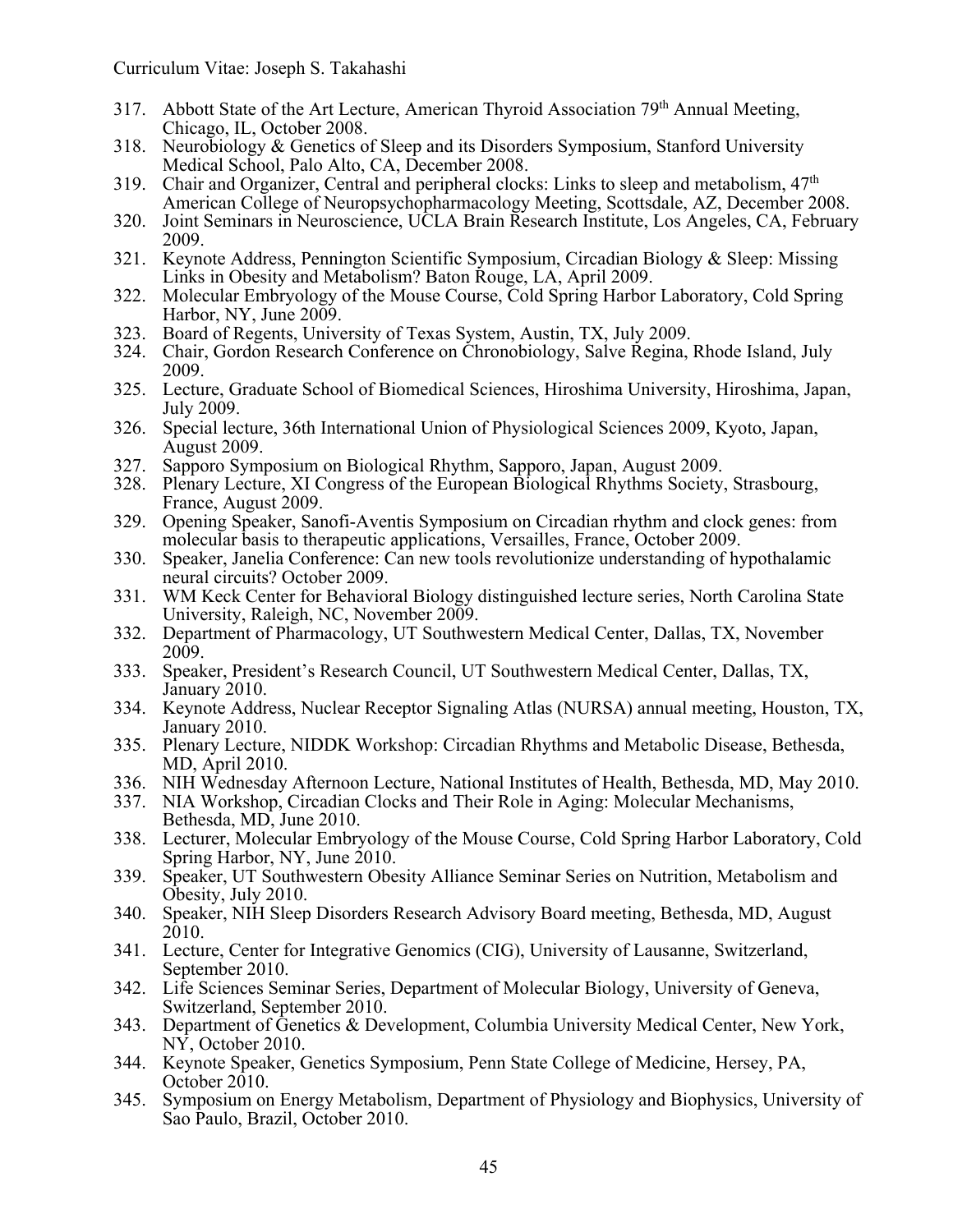317. Abbott State of the Art Lecture, American Thyroid Association 79th Annual Meeting, Chicago, IL, October 2008.
318. Neurobiology & Genetics of Sleep and its Disorders Symposium, Stanford University Medical School, Palo Alto, CA, December 2008.
319. Chair and Organizer, Central and peripheral clocks: Links to sleep and metabolism, 47th American College of Neuropsychopharmacology Meeting, Scottsdale, AZ, December 2008.
320. Joint Seminars in Neuroscience, UCLA Brain Research Institute, Los Angeles, CA, February 2009.
321. Keynote Address, Pennington Scientific Symposium, Circadian Biology & Sleep: Missing Links in Obesity and Metabolism? Baton Rouge, LA, April 2009.
322. Molecular Embryology of the Mouse Course, Cold Spring Harbor Laboratory, Cold Spring Harbor, NY, June 2009.
323. Board of Regents, University of Texas System, Austin, TX, July 2009.
324. Chair, Gordon Research Conference on Chronobiology, Salve Regina, Rhode Island, July 2009.
325. Lecture, Graduate School of Biomedical Sciences, Hiroshima University, Hiroshima, Japan, July 2009.
326. Special lecture, 36th International Union of Physiological Sciences 2009, Kyoto, Japan, August 2009.
327. Sapporo Symposium on Biological Rhythm, Sapporo, Japan, August 2009.
328. Plenary Lecture, XI Congress of the European Biological Rhythms Society, Strasbourg, France, August 2009.
329. Opening Speaker, Sanofi-Aventis Symposium on Circadian rhythm and clock genes: from molecular basis to therapeutic applications, Versailles, France, October 2009.
330. Speaker, Janelia Conference: Can new tools revolutionize understanding of hypothalamic neural circuits? October 2009.
331. WM Keck Center for Behavioral Biology distinguished lecture series, North Carolina State University, Raleigh, NC, November 2009.
332. Department of Pharmacology, UT Southwestern Medical Center, Dallas, TX, November 2009.
333. Speaker, President's Research Council, UT Southwestern Medical Center, Dallas, TX, January 2010.
334. Keynote Address, Nuclear Receptor Signaling Atlas (NURSA) annual meeting, Houston, TX, January 2010.
335. Plenary Lecture, NIDDK Workshop: Circadian Rhythms and Metabolic Disease, Bethesda, MD, April 2010.
336. NIH Wednesday Afternoon Lecture, National Institutes of Health, Bethesda, MD, May 2010.
337. NIA Workshop, Circadian Clocks and Their Role in Aging: Molecular Mechanisms, Bethesda, MD, June 2010.
338. Lecturer, Molecular Embryology of the Mouse Course, Cold Spring Harbor Laboratory, Cold Spring Harbor, NY, June 2010.
339. Speaker, UT Southwestern Obesity Alliance Seminar Series on Nutrition, Metabolism and Obesity, July 2010.
340. Speaker, NIH Sleep Disorders Research Advisory Board meeting, Bethesda, MD, August 2010.
341. Lecture, Center for Integrative Genomics (CIG), University of Lausanne, Switzerland, September 2010.
342. Life Sciences Seminar Series, Department of Molecular Biology, University of Geneva, Switzerland, September 2010.
343. Department of Genetics & Development, Columbia University Medical Center, New York, NY, October 2010.
344. Keynote Speaker, Genetics Symposium, Penn State College of Medicine, Hersey, PA, October 2010.
345. Symposium on Energy Metabolism, Department of Physiology and Biophysics, University of Sao Paulo, Brazil, October 2010.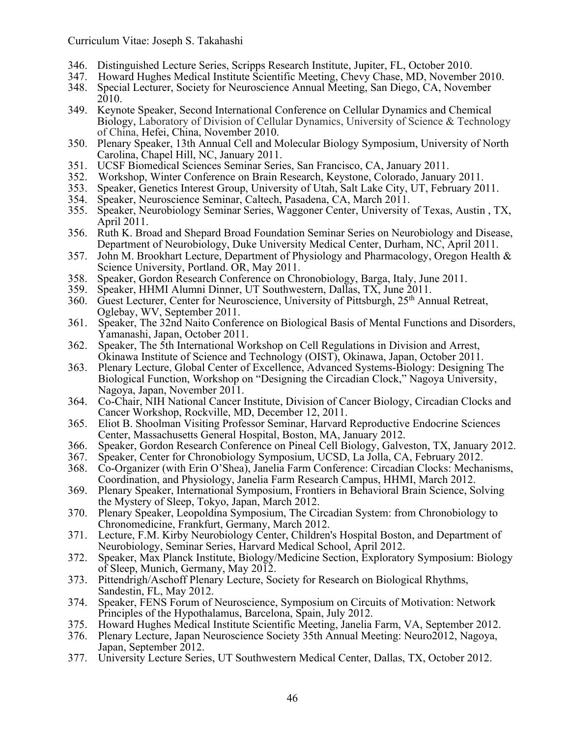346. Distinguished Lecture Series, Scripps Research Institute, Jupiter, FL, October 2010.
347. Howard Hughes Medical Institute Scientific Meeting, Chevy Chase, MD, November 2010.
348. Special Lecturer, Society for Neuroscience Annual Meeting, San Diego, CA, November 2010.
349. Keynote Speaker, Second International Conference on Cellular Dynamics and Chemical Biology, Laboratory of Division of Cellular Dynamics, University of Science & Technology of China, Hefei, China, November 2010.
350. Plenary Speaker, 13th Annual Cell and Molecular Biology Symposium, University of North Carolina, Chapel Hill, NC, January 2011.
351. UCSF Biomedical Sciences Seminar Series, San Francisco, CA, January 2011.
352. Workshop, Winter Conference on Brain Research, Keystone, Colorado, January 2011.
353. Speaker, Genetics Interest Group, University of Utah, Salt Lake City, UT, February 2011.
354. Speaker, Neuroscience Seminar, Caltech, Pasadena, CA, March 2011.
355. Speaker, Neurobiology Seminar Series, Waggoner Center, University of Texas, Austin , TX, April 2011.
356. Ruth K. Broad and Shepard Broad Foundation Seminar Series on Neurobiology and Disease, Department of Neurobiology, Duke University Medical Center, Durham, NC, April 2011.
357. John M. Brookhart Lecture, Department of Physiology and Pharmacology, Oregon Health & Science University, Portland. OR, May 2011.
358. Speaker, Gordon Research Conference on Chronobiology, Barga, Italy, June 2011.
359. Speaker, HHMI Alumni Dinner, UT Southwestern, Dallas, TX, June 2011.
360. Guest Lecturer, Center for Neuroscience, University of Pittsburgh, 25th Annual Retreat, Oglebay, WV, September 2011.
361. Speaker, The 32nd Naito Conference on Biological Basis of Mental Functions and Disorders, Yamanashi, Japan, October 2011.
362. Speaker, The 5th International Workshop on Cell Regulations in Division and Arrest, Okinawa Institute of Science and Technology (OIST), Okinawa, Japan, October 2011.
363. Plenary Lecture, Global Center of Excellence, Advanced Systems-Biology: Designing The Biological Function, Workshop on "Designing the Circadian Clock," Nagoya University, Nagoya, Japan, November 2011.
364. Co-Chair, NIH National Cancer Institute, Division of Cancer Biology, Circadian Clocks and Cancer Workshop, Rockville, MD, December 12, 2011.
365. Eliot B. Shoolman Visiting Professor Seminar, Harvard Reproductive Endocrine Sciences Center, Massachusetts General Hospital, Boston, MA, January 2012.
366. Speaker, Gordon Research Conference on Pineal Cell Biology, Galveston, TX, January 2012.
367. Speaker, Center for Chronobiology Symposium, UCSD, La Jolla, CA, February 2012.
368. Co-Organizer (with Erin O'Shea), Janelia Farm Conference: Circadian Clocks: Mechanisms, Coordination, and Physiology, Janelia Farm Research Campus, HHMI, March 2012.
369. Plenary Speaker, International Symposium, Frontiers in Behavioral Brain Science, Solving the Mystery of Sleep, Tokyo, Japan, March 2012.
370. Plenary Speaker, Leopoldina Symposium, The Circadian System: from Chronobiology to Chronomedicine, Frankfurt, Germany, March 2012.
371. Lecture, F.M. Kirby Neurobiology Center, Children's Hospital Boston, and Department of Neurobiology, Seminar Series, Harvard Medical School, April 2012.
372. Speaker, Max Planck Institute, Biology/Medicine Section, Exploratory Symposium: Biology of Sleep, Munich, Germany, May 2012.
373. Pittendrigh/Aschoff Plenary Lecture, Society for Research on Biological Rhythms, Sandestin, FL, May 2012.
374. Speaker, FENS Forum of Neuroscience, Symposium on Circuits of Motivation: Network Principles of the Hypothalamus, Barcelona, Spain, July 2012.
375. Howard Hughes Medical Institute Scientific Meeting, Janelia Farm, VA, September 2012.
376. Plenary Lecture, Japan Neuroscience Society 35th Annual Meeting: Neuro2012, Nagoya, Japan, September 2012.
377. University Lecture Series, UT Southwestern Medical Center, Dallas, TX, October 2012.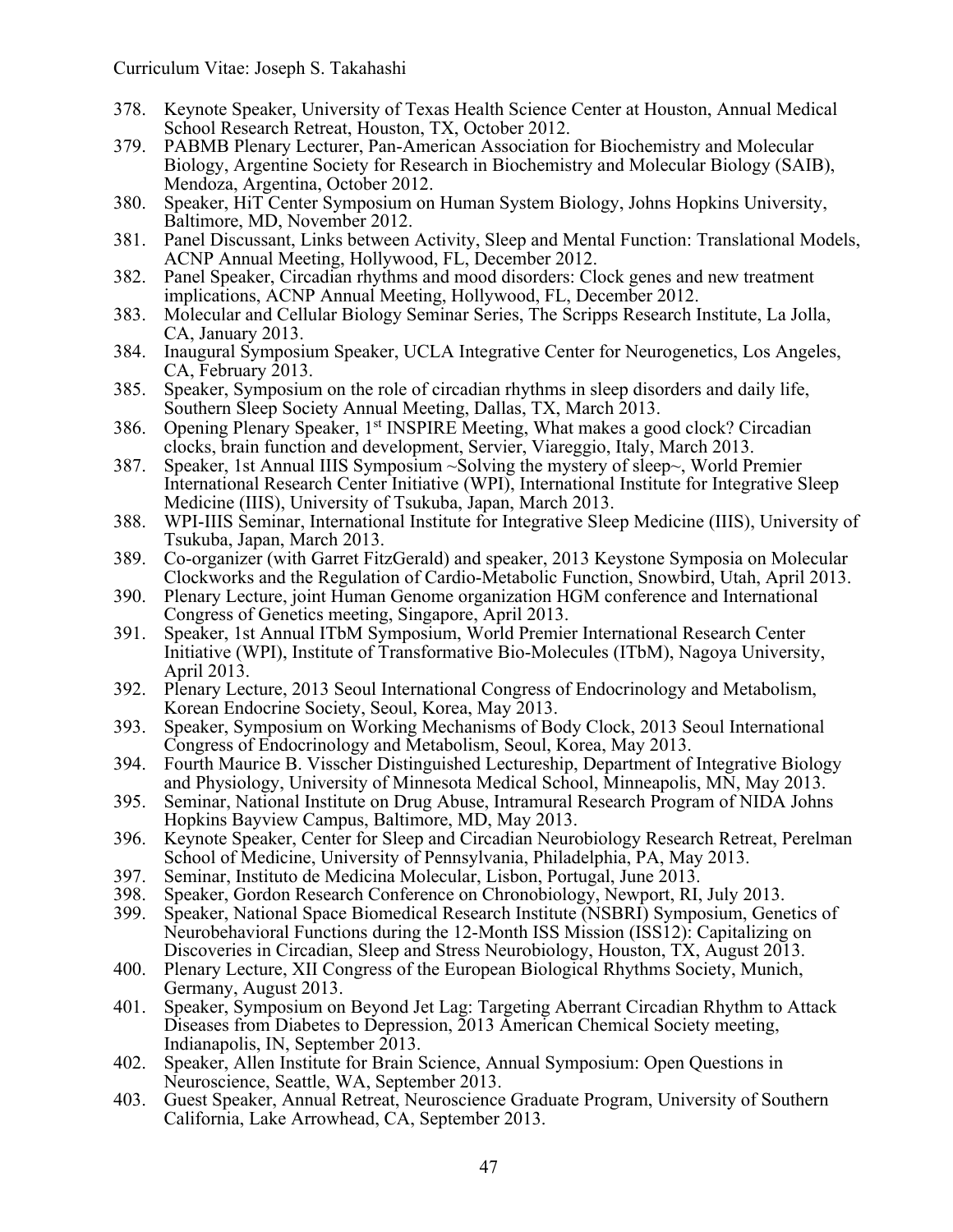378. Keynote Speaker, University of Texas Health Science Center at Houston, Annual Medical School Research Retreat, Houston, TX, October 2012.
379. PABMB Plenary Lecturer, Pan-American Association for Biochemistry and Molecular Biology, Argentine Society for Research in Biochemistry and Molecular Biology (SAIB), Mendoza, Argentina, October 2012.
380. Speaker, HiT Center Symposium on Human System Biology, Johns Hopkins University, Baltimore, MD, November 2012.
381. Panel Discussant, Links between Activity, Sleep and Mental Function: Translational Models, ACNP Annual Meeting, Hollywood, FL, December 2012.
382. Panel Speaker, Circadian rhythms and mood disorders: Clock genes and new treatment implications, ACNP Annual Meeting, Hollywood, FL, December 2012.
383. Molecular and Cellular Biology Seminar Series, The Scripps Research Institute, La Jolla, CA, January 2013.
384. Inaugural Symposium Speaker, UCLA Integrative Center for Neurogenetics, Los Angeles, CA, February 2013.
385. Speaker, Symposium on the role of circadian rhythms in sleep disorders and daily life, Southern Sleep Society Annual Meeting, Dallas, TX, March 2013.
386. Opening Plenary Speaker, 1st INSPIRE Meeting, What makes a good clock? Circadian clocks, brain function and development, Servier, Viareggio, Italy, March 2013.
387. Speaker, 1st Annual IIIS Symposium ~Solving the mystery of sleep~, World Premier International Research Center Initiative (WPI), International Institute for Integrative Sleep Medicine (IIIS), University of Tsukuba, Japan, March 2013.
388. WPI-IIIS Seminar, International Institute for Integrative Sleep Medicine (IIIS), University of Tsukuba, Japan, March 2013.
389. Co-organizer (with Garret FitzGerald) and speaker, 2013 Keystone Symposia on Molecular Clockworks and the Regulation of Cardio-Metabolic Function, Snowbird, Utah, April 2013.
390. Plenary Lecture, joint Human Genome organization HGM conference and International Congress of Genetics meeting, Singapore, April 2013.
391. Speaker, 1st Annual ITbM Symposium, World Premier International Research Center Initiative (WPI), Institute of Transformative Bio-Molecules (ITbM), Nagoya University, April 2013.
392. Plenary Lecture, 2013 Seoul International Congress of Endocrinology and Metabolism, Korean Endocrine Society, Seoul, Korea, May 2013.
393. Speaker, Symposium on Working Mechanisms of Body Clock, 2013 Seoul International Congress of Endocrinology and Metabolism, Seoul, Korea, May 2013.
394. Fourth Maurice B. Visscher Distinguished Lectureship, Department of Integrative Biology and Physiology, University of Minnesota Medical School, Minneapolis, MN, May 2013.
395. Seminar, National Institute on Drug Abuse, Intramural Research Program of NIDA Johns Hopkins Bayview Campus, Baltimore, MD, May 2013.
396. Keynote Speaker, Center for Sleep and Circadian Neurobiology Research Retreat, Perelman School of Medicine, University of Pennsylvania, Philadelphia, PA, May 2013.
397. Seminar, Instituto de Medicina Molecular, Lisbon, Portugal, June 2013.
398. Speaker, Gordon Research Conference on Chronobiology, Newport, RI, July 2013.
399. Speaker, National Space Biomedical Research Institute (NSBRI) Symposium, Genetics of Neurobehavioral Functions during the 12-Month ISS Mission (ISS12): Capitalizing on Discoveries in Circadian, Sleep and Stress Neurobiology, Houston, TX, August 2013.
400. Plenary Lecture, XII Congress of the European Biological Rhythms Society, Munich, Germany, August 2013.
401. Speaker, Symposium on Beyond Jet Lag: Targeting Aberrant Circadian Rhythm to Attack Diseases from Diabetes to Depression, 2013 American Chemical Society meeting, Indianapolis, IN, September 2013.
402. Speaker, Allen Institute for Brain Science, Annual Symposium: Open Questions in Neuroscience, Seattle, WA, September 2013.
403. Guest Speaker, Annual Retreat, Neuroscience Graduate Program, University of Southern California, Lake Arrowhead, CA, September 2013.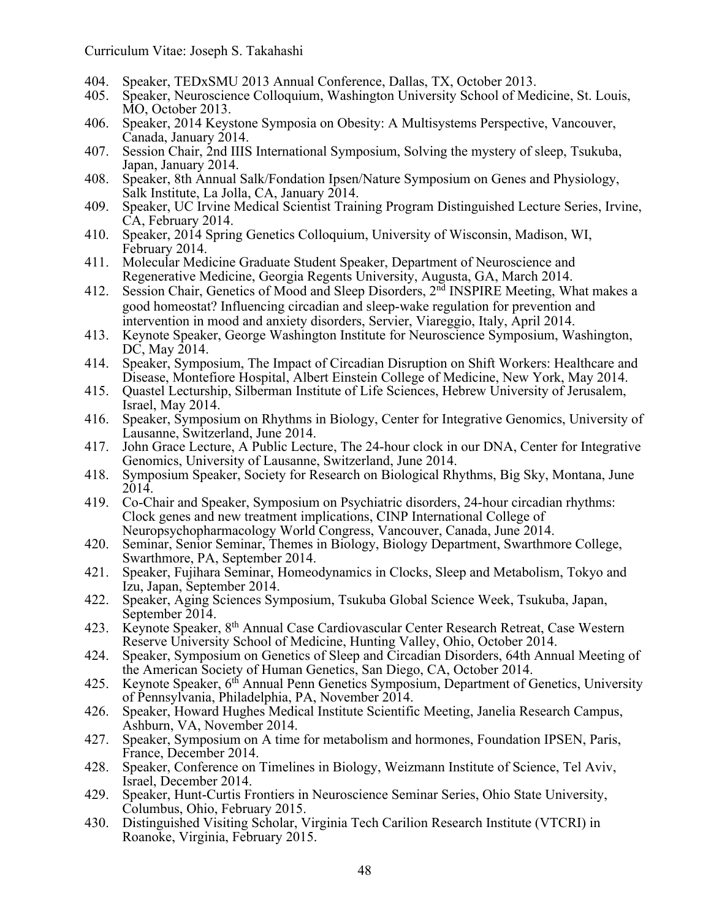404. Speaker, TEDxSMU 2013 Annual Conference, Dallas, TX, October 2013.
405. Speaker, Neuroscience Colloquium, Washington University School of Medicine, St. Louis, MO, October 2013.
406. Speaker, 2014 Keystone Symposia on Obesity: A Multisystems Perspective, Vancouver, Canada, January 2014.
407. Session Chair, 2nd IIIS International Symposium, Solving the mystery of sleep, Tsukuba, Japan, January 2014.
408. Speaker, 8th Annual Salk/Fondation Ipsen/Nature Symposium on Genes and Physiology, Salk Institute, La Jolla, CA, January 2014.
409. Speaker, UC Irvine Medical Scientist Training Program Distinguished Lecture Series, Irvine, CA, February 2014.
410. Speaker, 2014 Spring Genetics Colloquium, University of Wisconsin, Madison, WI, February 2014.
411. Molecular Medicine Graduate Student Speaker, Department of Neuroscience and Regenerative Medicine, Georgia Regents University, Augusta, GA, March 2014.
412. Session Chair, Genetics of Mood and Sleep Disorders, 2nd INSPIRE Meeting, What makes a good homeostat? Influencing circadian and sleep-wake regulation for prevention and intervention in mood and anxiety disorders, Servier, Viareggio, Italy, April 2014.
413. Keynote Speaker, George Washington Institute for Neuroscience Symposium, Washington, DC, May 2014.
414. Speaker, Symposium, The Impact of Circadian Disruption on Shift Workers: Healthcare and Disease, Montefiore Hospital, Albert Einstein College of Medicine, New York, May 2014.
415. Quastel Lecturship, Silberman Institute of Life Sciences, Hebrew University of Jerusalem, Israel, May 2014.
416. Speaker, Symposium on Rhythms in Biology, Center for Integrative Genomics, University of Lausanne, Switzerland, June 2014.
417. John Grace Lecture, A Public Lecture, The 24-hour clock in our DNA, Center for Integrative Genomics, University of Lausanne, Switzerland, June 2014.
418. Symposium Speaker, Society for Research on Biological Rhythms, Big Sky, Montana, June 2014.
419. Co-Chair and Speaker, Symposium on Psychiatric disorders, 24-hour circadian rhythms: Clock genes and new treatment implications, CINP International College of Neuropsychopharmacology World Congress, Vancouver, Canada, June 2014.
420. Seminar, Senior Seminar, Themes in Biology, Biology Department, Swarthmore College, Swarthmore, PA, September 2014.
421. Speaker, Fujihara Seminar, Homeodynamics in Clocks, Sleep and Metabolism, Tokyo and Izu, Japan, September 2014.
422. Speaker, Aging Sciences Symposium, Tsukuba Global Science Week, Tsukuba, Japan, September 2014.
423. Keynote Speaker, 8th Annual Case Cardiovascular Center Research Retreat, Case Western Reserve University School of Medicine, Hunting Valley, Ohio, October 2014.
424. Speaker, Symposium on Genetics of Sleep and Circadian Disorders, 64th Annual Meeting of the American Society of Human Genetics, San Diego, CA, October 2014.
425. Keynote Speaker, 6th Annual Penn Genetics Symposium, Department of Genetics, University of Pennsylvania, Philadelphia, PA, November 2014.
426. Speaker, Howard Hughes Medical Institute Scientific Meeting, Janelia Research Campus, Ashburn, VA, November 2014.
427. Speaker, Symposium on A time for metabolism and hormones, Foundation IPSEN, Paris, France, December 2014.
428. Speaker, Conference on Timelines in Biology, Weizmann Institute of Science, Tel Aviv, Israel, December 2014.
429. Speaker, Hunt-Curtis Frontiers in Neuroscience Seminar Series, Ohio State University, Columbus, Ohio, February 2015.
430. Distinguished Visiting Scholar, Virginia Tech Carilion Research Institute (VTCRI) in Roanoke, Virginia, February 2015.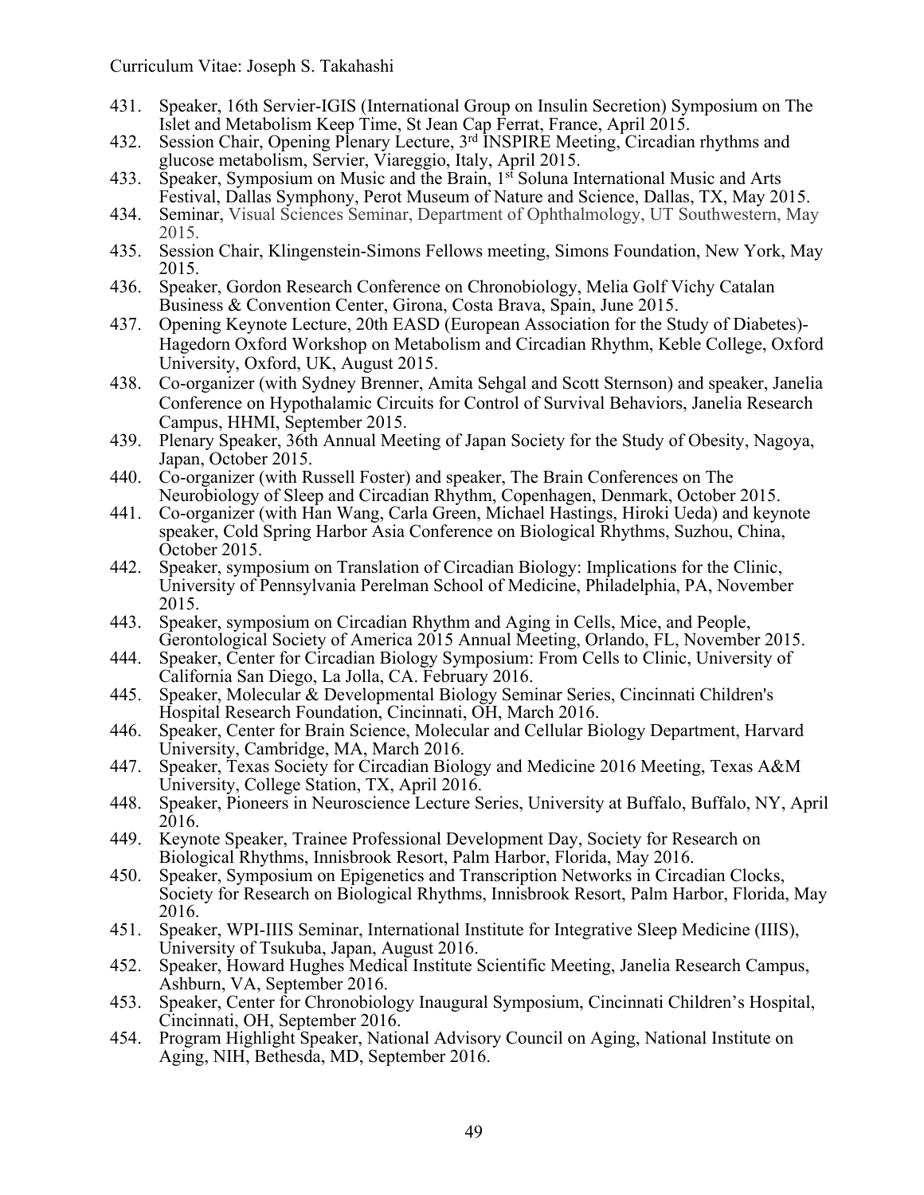431. Speaker, 16th Servier-IGIS (International Group on Insulin Secretion) Symposium on The Islet and Metabolism Keep Time, St Jean Cap Ferrat, France, April 2015.
432. Session Chair, Opening Plenary Lecture, 3rd INSPIRE Meeting, Circadian rhythms and glucose metabolism, Servier, Viareggio, Italy, April 2015.
433. Speaker, Symposium on Music and the Brain, 1st Soluna International Music and Arts Festival, Dallas Symphony, Perot Museum of Nature and Science, Dallas, TX, May 2015.
434. Seminar, Visual Sciences Seminar, Department of Ophthalmology, UT Southwestern, May 2015.
435. Session Chair, Klingenstein-Simons Fellows meeting, Simons Foundation, New York, May 2015.
436. Speaker, Gordon Research Conference on Chronobiology, Melia Golf Vichy Catalan Business & Convention Center, Girona, Costa Brava, Spain, June 2015.
437. Opening Keynote Lecture, 20th EASD (European Association for the Study of Diabetes)-Hagedorn Oxford Workshop on Metabolism and Circadian Rhythm, Keble College, Oxford University, Oxford, UK, August 2015.
438. Co-organizer (with Sydney Brenner, Amita Sehgal and Scott Sternson) and speaker, Janelia Conference on Hypothalamic Circuits for Control of Survival Behaviors, Janelia Research Campus, HHMI, September 2015.
439. Plenary Speaker, 36th Annual Meeting of Japan Society for the Study of Obesity, Nagoya, Japan, October 2015.
440. Co-organizer (with Russell Foster) and speaker, The Brain Conferences on The Neurobiology of Sleep and Circadian Rhythm, Copenhagen, Denmark, October 2015.
441. Co-organizer (with Han Wang, Carla Green, Michael Hastings, Hiroki Ueda) and keynote speaker, Cold Spring Harbor Asia Conference on Biological Rhythms, Suzhou, China, October 2015.
442. Speaker, symposium on Translation of Circadian Biology: Implications for the Clinic, University of Pennsylvania Perelman School of Medicine, Philadelphia, PA, November 2015.
443. Speaker, symposium on Circadian Rhythm and Aging in Cells, Mice, and People, Gerontological Society of America 2015 Annual Meeting, Orlando, FL, November 2015.
444. Speaker, Center for Circadian Biology Symposium: From Cells to Clinic, University of California San Diego, La Jolla, CA. February 2016.
445. Speaker, Molecular & Developmental Biology Seminar Series, Cincinnati Children's Hospital Research Foundation, Cincinnati, OH, March 2016.
446. Speaker, Center for Brain Science, Molecular and Cellular Biology Department, Harvard University, Cambridge, MA, March 2016.
447. Speaker, Texas Society for Circadian Biology and Medicine 2016 Meeting, Texas A&M University, College Station, TX, April 2016.
448. Speaker, Pioneers in Neuroscience Lecture Series, University at Buffalo, Buffalo, NY, April 2016.
449. Keynote Speaker, Trainee Professional Development Day, Society for Research on Biological Rhythms, Innisbrook Resort, Palm Harbor, Florida, May 2016.
450. Speaker, Symposium on Epigenetics and Transcription Networks in Circadian Clocks, Society for Research on Biological Rhythms, Innisbrook Resort, Palm Harbor, Florida, May 2016.
451. Speaker, WPI-IIIS Seminar, International Institute for Integrative Sleep Medicine (IIIS), University of Tsukuba, Japan, August 2016.
452. Speaker, Howard Hughes Medical Institute Scientific Meeting, Janelia Research Campus, Ashburn, VA, September 2016.
453. Speaker, Center for Chronobiology Inaugural Symposium, Cincinnati Children's Hospital, Cincinnati, OH, September 2016.
454. Program Highlight Speaker, National Advisory Council on Aging, National Institute on Aging, NIH, Bethesda, MD, September 2016.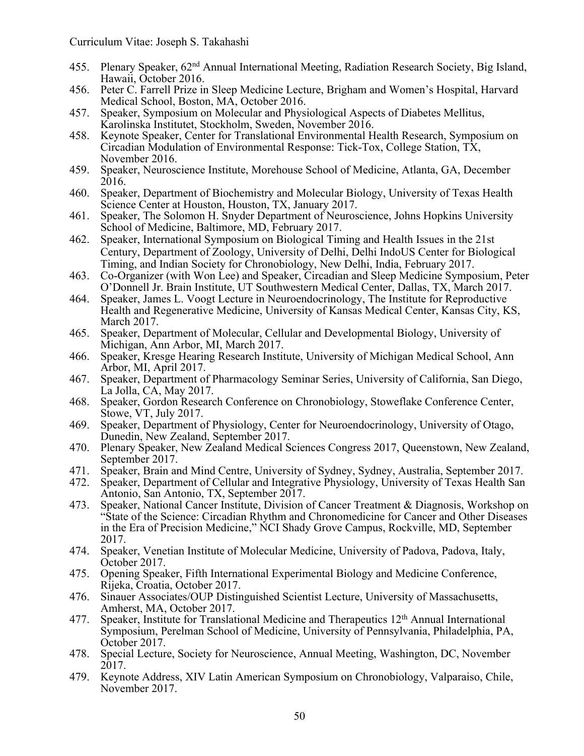455. Plenary Speaker, 62nd Annual International Meeting, Radiation Research Society, Big Island, Hawaii, October 2016.
456. Peter C. Farrell Prize in Sleep Medicine Lecture, Brigham and Women's Hospital, Harvard Medical School, Boston, MA, October 2016.
457. Speaker, Symposium on Molecular and Physiological Aspects of Diabetes Mellitus, Karolinska Institutet, Stockholm, Sweden, November 2016.
458. Keynote Speaker, Center for Translational Environmental Health Research, Symposium on Circadian Modulation of Environmental Response: Tick-Tox, College Station, TX, November 2016.
459. Speaker, Neuroscience Institute, Morehouse School of Medicine, Atlanta, GA, December 2016.
460. Speaker, Department of Biochemistry and Molecular Biology, University of Texas Health Science Center at Houston, Houston, TX, January 2017.
461. Speaker, The Solomon H. Snyder Department of Neuroscience, Johns Hopkins University School of Medicine, Baltimore, MD, February 2017.
462. Speaker, International Symposium on Biological Timing and Health Issues in the 21st Century, Department of Zoology, University of Delhi, Delhi IndoUS Center for Biological Timing, and Indian Society for Chronobiology, New Delhi, India, February 2017.
463. Co-Organizer (with Won Lee) and Speaker, Circadian and Sleep Medicine Symposium, Peter O'Donnell Jr. Brain Institute, UT Southwestern Medical Center, Dallas, TX, March 2017.
464. Speaker, James L. Voogt Lecture in Neuroendocrinology, The Institute for Reproductive Health and Regenerative Medicine, University of Kansas Medical Center, Kansas City, KS, March 2017.
465. Speaker, Department of Molecular, Cellular and Developmental Biology, University of Michigan, Ann Arbor, MI, March 2017.
466. Speaker, Kresge Hearing Research Institute, University of Michigan Medical School, Ann Arbor, MI, April 2017.
467. Speaker, Department of Pharmacology Seminar Series, University of California, San Diego, La Jolla, CA, May 2017.
468. Speaker, Gordon Research Conference on Chronobiology, Stoweflake Conference Center, Stowe, VT, July 2017.
469. Speaker, Department of Physiology, Center for Neuroendocrinology, University of Otago, Dunedin, New Zealand, September 2017.
470. Plenary Speaker, New Zealand Medical Sciences Congress 2017, Queenstown, New Zealand, September 2017.
471. Speaker, Brain and Mind Centre, University of Sydney, Sydney, Australia, September 2017.
472. Speaker, Department of Cellular and Integrative Physiology, University of Texas Health San Antonio, San Antonio, TX, September 2017.
473. Speaker, National Cancer Institute, Division of Cancer Treatment & Diagnosis, Workshop on "State of the Science: Circadian Rhythm and Chronomedicine for Cancer and Other Diseases in the Era of Precision Medicine," NCI Shady Grove Campus, Rockville, MD, September 2017.
474. Speaker, Venetian Institute of Molecular Medicine, University of Padova, Padova, Italy, October 2017.
475. Opening Speaker, Fifth International Experimental Biology and Medicine Conference, Rijeka, Croatia, October 2017.
476. Sinauer Associates/OUP Distinguished Scientist Lecture, University of Massachusetts, Amherst, MA, October 2017.
477. Speaker, Institute for Translational Medicine and Therapeutics 12th Annual International Symposium, Perelman School of Medicine, University of Pennsylvania, Philadelphia, PA, October 2017.
478. Special Lecture, Society for Neuroscience, Annual Meeting, Washington, DC, November 2017.
479. Keynote Address, XIV Latin American Symposium on Chronobiology, Valparaiso, Chile, November 2017.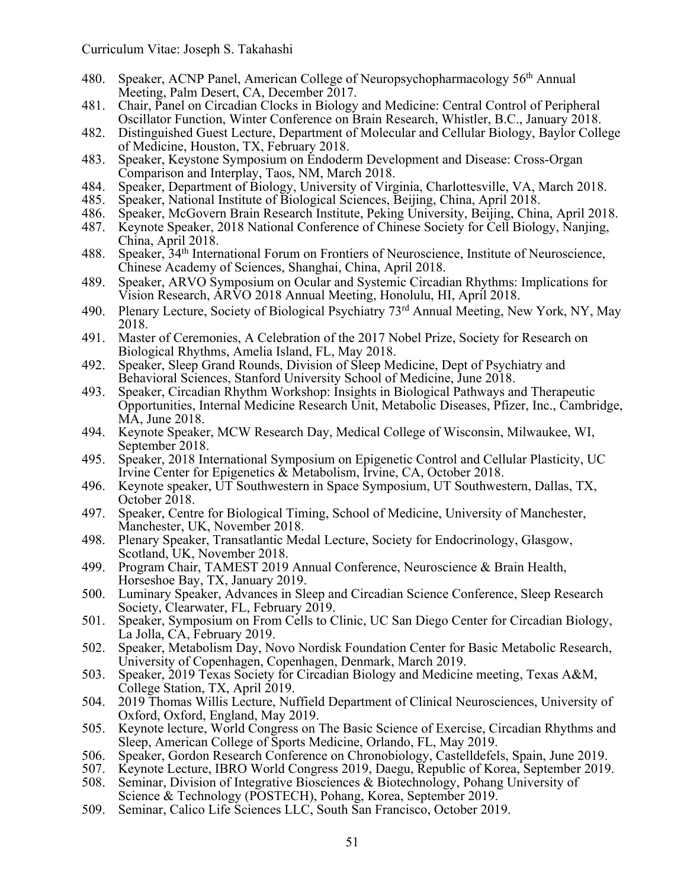480. Speaker, ACNP Panel, American College of Neuropsychopharmacology 56th Annual Meeting, Palm Desert, CA, December 2017.
481. Chair, Panel on Circadian Clocks in Biology and Medicine: Central Control of Peripheral Oscillator Function, Winter Conference on Brain Research, Whistler, B.C., January 2018.
482. Distinguished Guest Lecture, Department of Molecular and Cellular Biology, Baylor College of Medicine, Houston, TX, February 2018.
483. Speaker, Keystone Symposium on Endoderm Development and Disease: Cross-Organ Comparison and Interplay, Taos, NM, March 2018.
484. Speaker, Department of Biology, University of Virginia, Charlottesville, VA, March 2018.
485. Speaker, National Institute of Biological Sciences, Beijing, China, April 2018.
486. Speaker, McGovern Brain Research Institute, Peking University, Beijing, China, April 2018.
487. Keynote Speaker, 2018 National Conference of Chinese Society for Cell Biology, Nanjing, China, April 2018.
488. Speaker, 34th International Forum on Frontiers of Neuroscience, Institute of Neuroscience, Chinese Academy of Sciences, Shanghai, China, April 2018.
489. Speaker, ARVO Symposium on Ocular and Systemic Circadian Rhythms: Implications for Vision Research, ARVO 2018 Annual Meeting, Honolulu, HI, April 2018.
490. Plenary Lecture, Society of Biological Psychiatry 73rd Annual Meeting, New York, NY, May 2018.
491. Master of Ceremonies, A Celebration of the 2017 Nobel Prize, Society for Research on Biological Rhythms, Amelia Island, FL, May 2018.
492. Speaker, Sleep Grand Rounds, Division of Sleep Medicine, Dept of Psychiatry and Behavioral Sciences, Stanford University School of Medicine, June 2018.
493. Speaker, Circadian Rhythm Workshop: Insights in Biological Pathways and Therapeutic Opportunities, Internal Medicine Research Unit, Metabolic Diseases, Pfizer, Inc., Cambridge, MA, June 2018.
494. Keynote Speaker, MCW Research Day, Medical College of Wisconsin, Milwaukee, WI, September 2018.
495. Speaker, 2018 International Symposium on Epigenetic Control and Cellular Plasticity, UC Irvine Center for Epigenetics & Metabolism, Irvine, CA, October 2018.
496. Keynote speaker, UT Southwestern in Space Symposium, UT Southwestern, Dallas, TX, October 2018.
497. Speaker, Centre for Biological Timing, School of Medicine, University of Manchester, Manchester, UK, November 2018.
498. Plenary Speaker, Transatlantic Medal Lecture, Society for Endocrinology, Glasgow, Scotland, UK, November 2018.
499. Program Chair, TAMEST 2019 Annual Conference, Neuroscience & Brain Health, Horseshoe Bay, TX, January 2019.
500. Luminary Speaker, Advances in Sleep and Circadian Science Conference, Sleep Research Society, Clearwater, FL, February 2019.
501. Speaker, Symposium on From Cells to Clinic, UC San Diego Center for Circadian Biology, La Jolla, CA, February 2019.
502. Speaker, Metabolism Day, Novo Nordisk Foundation Center for Basic Metabolic Research, University of Copenhagen, Copenhagen, Denmark, March 2019.
503. Speaker, 2019 Texas Society for Circadian Biology and Medicine meeting, Texas A&M, College Station, TX, April 2019.
504. 2019 Thomas Willis Lecture, Nuffield Department of Clinical Neurosciences, University of Oxford, Oxford, England, May 2019.
505. Keynote lecture, World Congress on The Basic Science of Exercise, Circadian Rhythms and Sleep, American College of Sports Medicine, Orlando, FL, May 2019.
506. Speaker, Gordon Research Conference on Chronobiology, Castelldefels, Spain, June 2019.
507. Keynote Lecture, IBRO World Congress 2019, Daegu, Republic of Korea, September 2019.
508. Seminar, Division of Integrative Biosciences & Biotechnology, Pohang University of Science & Technology (POSTECH), Pohang, Korea, September 2019.
509. Seminar, Calico Life Sciences LLC, South San Francisco, October 2019.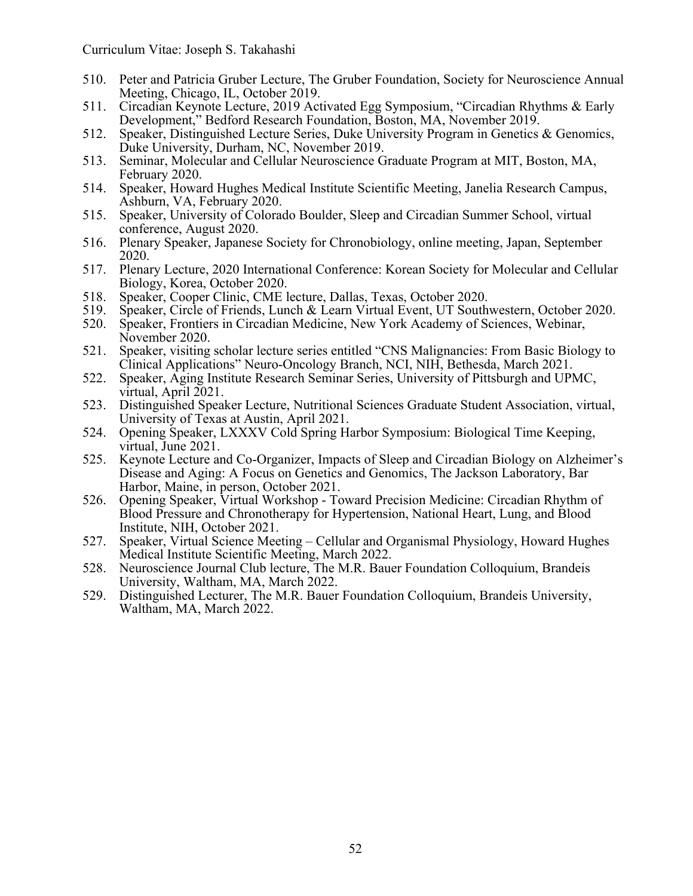510. Peter and Patricia Gruber Lecture, The Gruber Foundation, Society for Neuroscience Annual Meeting, Chicago, IL, October 2019.
511. Circadian Keynote Lecture, 2019 Activated Egg Symposium, “Circadian Rhythms & Early Development,” Bedford Research Foundation, Boston, MA, November 2019.
512. Speaker, Distinguished Lecture Series, Duke University Program in Genetics & Genomics, Duke University, Durham, NC, November 2019.
513. Seminar, Molecular and Cellular Neuroscience Graduate Program at MIT, Boston, MA, February 2020.
514. Speaker, Howard Hughes Medical Institute Scientific Meeting, Janelia Research Campus, Ashburn, VA, February 2020.
515. Speaker, University of Colorado Boulder, Sleep and Circadian Summer School, virtual conference, August 2020.
516. Plenary Speaker, Japanese Society for Chronobiology, online meeting, Japan, September 2020.
517. Plenary Lecture, 2020 International Conference: Korean Society for Molecular and Cellular Biology, Korea, October 2020.
518. Speaker, Cooper Clinic, CME lecture, Dallas, Texas, October 2020.
519. Speaker, Circle of Friends, Lunch & Learn Virtual Event, UT Southwestern, October 2020.
520. Speaker, Frontiers in Circadian Medicine, New York Academy of Sciences, Webinar, November 2020.
521. Speaker, visiting scholar lecture series entitled “CNS Malignancies: From Basic Biology to Clinical Applications” Neuro-Oncology Branch, NCI, NIH, Bethesda, March 2021.
522. Speaker, Aging Institute Research Seminar Series, University of Pittsburgh and UPMC, virtual, April 2021.
523. Distinguished Speaker Lecture, Nutritional Sciences Graduate Student Association, virtual, University of Texas at Austin, April 2021.
524. Opening Speaker, LXXXV Cold Spring Harbor Symposium: Biological Time Keeping, virtual, June 2021.
525. Keynote Lecture and Co-Organizer, Impacts of Sleep and Circadian Biology on Alzheimer’s Disease and Aging: A Focus on Genetics and Genomics, The Jackson Laboratory, Bar Harbor, Maine, in person, October 2021.
526. Opening Speaker, Virtual Workshop - Toward Precision Medicine: Circadian Rhythm of Blood Pressure and Chronotherapy for Hypertension, National Heart, Lung, and Blood Institute, NIH, October 2021.
527. Speaker, Virtual Science Meeting – Cellular and Organismal Physiology, Howard Hughes Medical Institute Scientific Meeting, March 2022.
528. Neuroscience Journal Club lecture, The M.R. Bauer Foundation Colloquium, Brandeis University, Waltham, MA, March 2022.
529. Distinguished Lecturer, The M.R. Bauer Foundation Colloquium, Brandeis University, Waltham, MA, March 2022.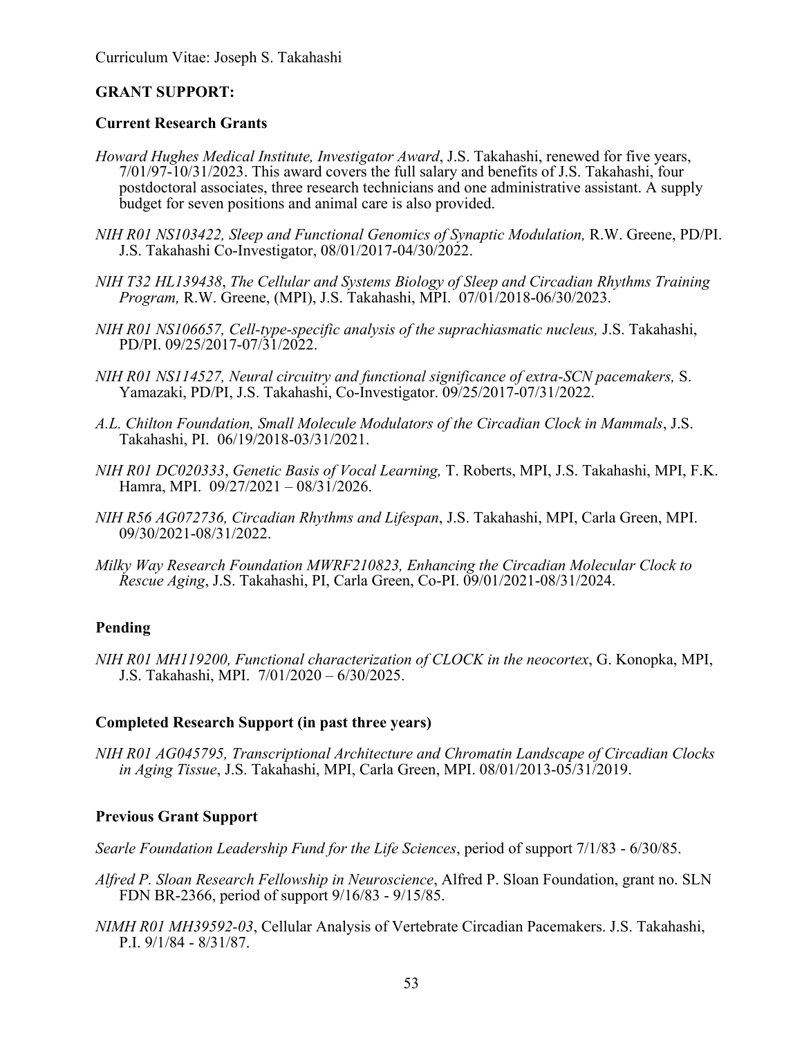## GRANT SUPPORT:

### Current Research Grants

*Howard Hughes Medical Institute, Investigator Award*, J.S. Takahashi, renewed for five years, 7/01/97-10/31/2023. This award covers the full salary and benefits of J.S. Takahashi, four postdoctoral associates, three research technicians and one administrative assistant. A supply budget for seven positions and animal care is also provided.

*NIH R01 NS103422, Sleep and Functional Genomics of Synaptic Modulation,* R.W. Greene, PD/PI. J.S. Takahashi Co-Investigator, 08/01/2017-04/30/2022.

*NIH T32 HL139438*, *The Cellular and Systems Biology of Sleep and Circadian Rhythms Training Program,* R.W. Greene, (MPI), J.S. Takahashi, MPI. 07/01/2018-06/30/2023.

*NIH R01 NS106657, Cell-type-specific analysis of the suprachiasmatic nucleus,* J.S. Takahashi, PD/PI. 09/25/2017-07/31/2022.

*NIH R01 NS114527, Neural circuitry and functional significance of extra-SCN pacemakers,* S. Yamazaki, PD/PI, J.S. Takahashi, Co-Investigator. 09/25/2017-07/31/2022.

*A.L. Chilton Foundation, Small Molecule Modulators of the Circadian Clock in Mammals*, J.S. Takahashi, PI. 06/19/2018-03/31/2021.

*NIH R01 DC020333*, *Genetic Basis of Vocal Learning,* T. Roberts, MPI, J.S. Takahashi, MPI, F.K. Hamra, MPI. 09/27/2021 – 08/31/2026.

*NIH R56 AG072736, Circadian Rhythms and Lifespan*, J.S. Takahashi, MPI, Carla Green, MPI. 09/30/2021-08/31/2022.

*Milky Way Research Foundation MWRF210823, Enhancing the Circadian Molecular Clock to Rescue Aging*, J.S. Takahashi, PI, Carla Green, Co-PI. 09/01/2021-08/31/2024.

### Pending

*NIH R01 MH119200, Functional characterization of CLOCK in the neocortex*, G. Konopka, MPI, J.S. Takahashi, MPI. 7/01/2020 – 6/30/2025.

### Completed Research Support (in past three years)

*NIH R01 AG045795, Transcriptional Architecture and Chromatin Landscape of Circadian Clocks in Aging Tissue*, J.S. Takahashi, MPI, Carla Green, MPI. 08/01/2013-05/31/2019.

### Previous Grant Support

*Searle Foundation Leadership Fund for the Life Sciences*, period of support 7/1/83 - 6/30/85.

*Alfred P. Sloan Research Fellowship in Neuroscience*, Alfred P. Sloan Foundation, grant no. SLN FDN BR-2366, period of support 9/16/83 - 9/15/85.

*NIMH R01 MH39592-03*, Cellular Analysis of Vertebrate Circadian Pacemakers. J.S. Takahashi, P.I. 9/1/84 - 8/31/87.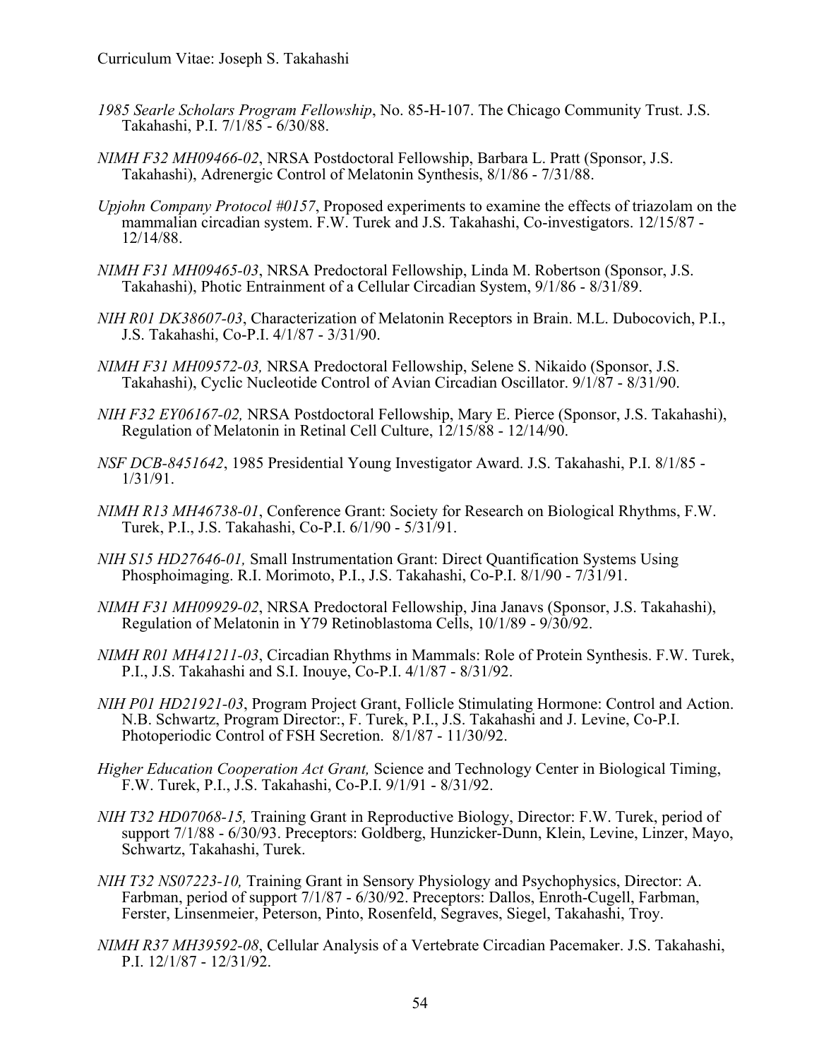*1985 Searle Scholars Program Fellowship*, No. 85-H-107. The Chicago Community Trust. J.S. Takahashi, P.I. 7/1/85 - 6/30/88.

*NIMH F32 MH09466-02*, NRSA Postdoctoral Fellowship, Barbara L. Pratt (Sponsor, J.S. Takahashi), Adrenergic Control of Melatonin Synthesis, 8/1/86 - 7/31/88.

*Upjohn Company Protocol #0157*, Proposed experiments to examine the effects of triazolam on the mammalian circadian system. F.W. Turek and J.S. Takahashi, Co-investigators. 12/15/87 - 12/14/88.

*NIMH F31 MH09465-03*, NRSA Predoctoral Fellowship, Linda M. Robertson (Sponsor, J.S. Takahashi), Photic Entrainment of a Cellular Circadian System, 9/1/86 - 8/31/89.

*NIH R01 DK38607-03*, Characterization of Melatonin Receptors in Brain. M.L. Dubocovich, P.I., J.S. Takahashi, Co-P.I. 4/1/87 - 3/31/90.

*NIMH F31 MH09572-03,* NRSA Predoctoral Fellowship, Selene S. Nikaido (Sponsor, J.S. Takahashi), Cyclic Nucleotide Control of Avian Circadian Oscillator. 9/1/87 - 8/31/90.

*NIH F32 EY06167-02,* NRSA Postdoctoral Fellowship, Mary E. Pierce (Sponsor, J.S. Takahashi), Regulation of Melatonin in Retinal Cell Culture, 12/15/88 - 12/14/90.

*NSF DCB-8451642*, 1985 Presidential Young Investigator Award. J.S. Takahashi, P.I. 8/1/85 - 1/31/91.

*NIMH R13 MH46738-01*, Conference Grant: Society for Research on Biological Rhythms, F.W. Turek, P.I., J.S. Takahashi, Co-P.I. 6/1/90 - 5/31/91.

*NIH S15 HD27646-01,* Small Instrumentation Grant: Direct Quantification Systems Using Phosphoimaging. R.I. Morimoto, P.I., J.S. Takahashi, Co-P.I. 8/1/90 - 7/31/91.

*NIMH F31 MH09929-02*, NRSA Predoctoral Fellowship, Jina Janavs (Sponsor, J.S. Takahashi), Regulation of Melatonin in Y79 Retinoblastoma Cells, 10/1/89 - 9/30/92.

*NIMH R01 MH41211-03*, Circadian Rhythms in Mammals: Role of Protein Synthesis. F.W. Turek, P.I., J.S. Takahashi and S.I. Inouye, Co-P.I. 4/1/87 - 8/31/92.

*NIH P01 HD21921-03*, Program Project Grant, Follicle Stimulating Hormone: Control and Action. N.B. Schwartz, Program Director:, F. Turek, P.I., J.S. Takahashi and J. Levine, Co-P.I. Photoperiodic Control of FSH Secretion. 8/1/87 - 11/30/92.

*Higher Education Cooperation Act Grant,* Science and Technology Center in Biological Timing, F.W. Turek, P.I., J.S. Takahashi, Co-P.I. 9/1/91 - 8/31/92.

*NIH T32 HD07068-15,* Training Grant in Reproductive Biology, Director: F.W. Turek, period of support 7/1/88 - 6/30/93. Preceptors: Goldberg, Hunzicker-Dunn, Klein, Levine, Linzer, Mayo, Schwartz, Takahashi, Turek.

*NIH T32 NS07223-10,* Training Grant in Sensory Physiology and Psychophysics, Director: A. Farbman, period of support 7/1/87 - 6/30/92. Preceptors: Dallos, Enroth-Cugell, Farbman, Ferster, Linsenmeier, Peterson, Pinto, Rosenfeld, Segraves, Siegel, Takahashi, Troy.

*NIMH R37 MH39592-08*, Cellular Analysis of a Vertebrate Circadian Pacemaker. J.S. Takahashi, P.I. 12/1/87 - 12/31/92.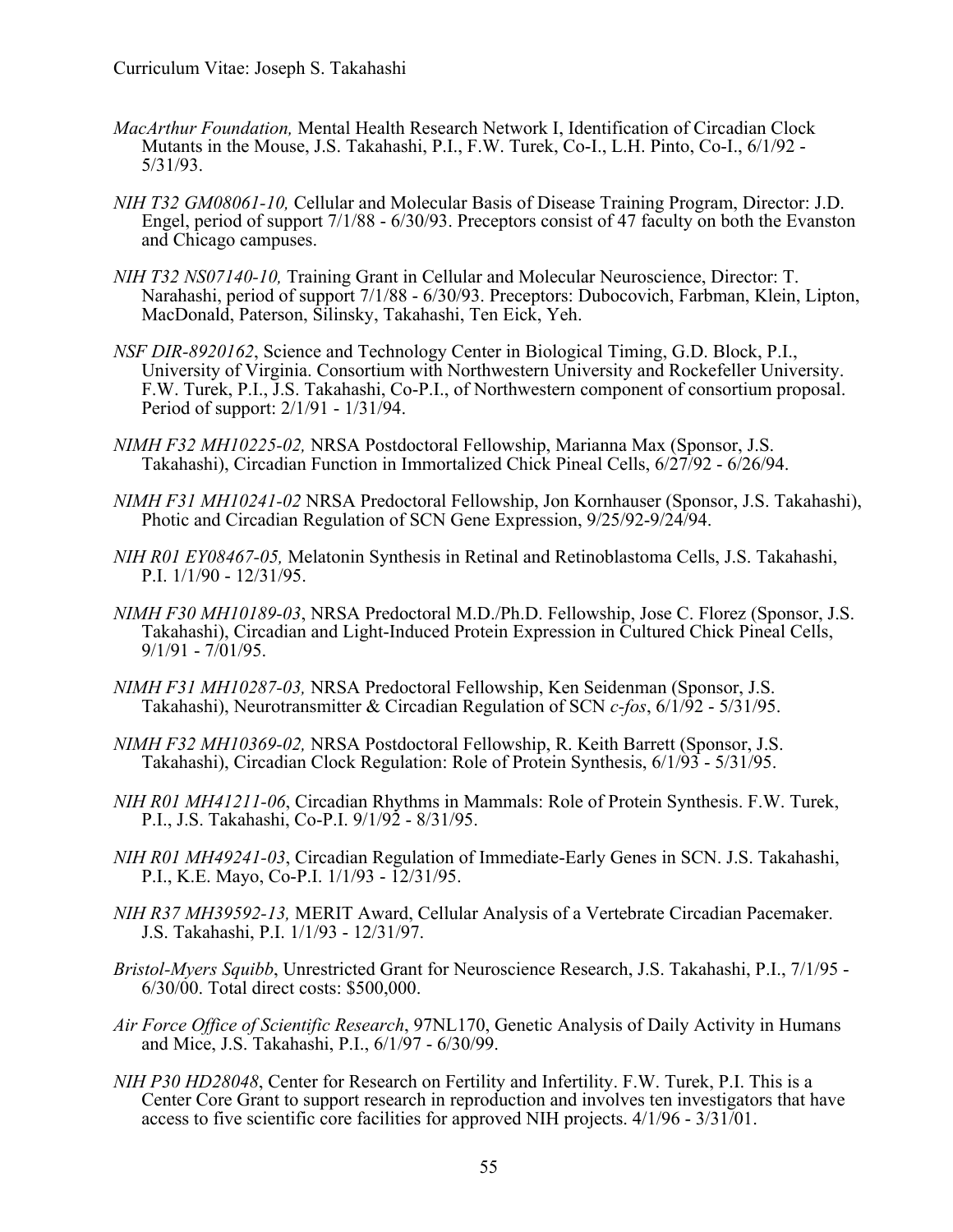*MacArthur Foundation,* Mental Health Research Network I, Identification of Circadian Clock Mutants in the Mouse, J.S. Takahashi, P.I., F.W. Turek, Co-I., L.H. Pinto, Co-I., 6/1/92 - 5/31/93.

*NIH T32 GM08061-10,* Cellular and Molecular Basis of Disease Training Program, Director: J.D. Engel, period of support 7/1/88 - 6/30/93. Preceptors consist of 47 faculty on both the Evanston and Chicago campuses.

*NIH T32 NS07140-10,* Training Grant in Cellular and Molecular Neuroscience, Director: T. Narahashi, period of support 7/1/88 - 6/30/93. Preceptors: Dubocovich, Farbman, Klein, Lipton, MacDonald, Paterson, Silinsky, Takahashi, Ten Eick, Yeh.

*NSF DIR-8920162*, Science and Technology Center in Biological Timing, G.D. Block, P.I., University of Virginia. Consortium with Northwestern University and Rockefeller University. F.W. Turek, P.I., J.S. Takahashi, Co-P.I., of Northwestern component of consortium proposal. Period of support: 2/1/91 - 1/31/94.

*NIMH F32 MH10225-02,* NRSA Postdoctoral Fellowship, Marianna Max (Sponsor, J.S. Takahashi), Circadian Function in Immortalized Chick Pineal Cells, 6/27/92 - 6/26/94.

*NIMH F31 MH10241-02* NRSA Predoctoral Fellowship, Jon Kornhauser (Sponsor, J.S. Takahashi), Photic and Circadian Regulation of SCN Gene Expression, 9/25/92-9/24/94.

*NIH R01 EY08467-05,* Melatonin Synthesis in Retinal and Retinoblastoma Cells, J.S. Takahashi, P.I. 1/1/90 - 12/31/95.

*NIMH F30 MH10189-03*, NRSA Predoctoral M.D./Ph.D. Fellowship, Jose C. Florez (Sponsor, J.S. Takahashi), Circadian and Light-Induced Protein Expression in Cultured Chick Pineal Cells, 9/1/91 - 7/01/95.

*NIMH F31 MH10287-03,* NRSA Predoctoral Fellowship, Ken Seidenman (Sponsor, J.S. Takahashi), Neurotransmitter & Circadian Regulation of SCN *c-fos*, 6/1/92 - 5/31/95.

*NIMH F32 MH10369-02,* NRSA Postdoctoral Fellowship, R. Keith Barrett (Sponsor, J.S. Takahashi), Circadian Clock Regulation: Role of Protein Synthesis, 6/1/93 - 5/31/95.

*NIH R01 MH41211-06*, Circadian Rhythms in Mammals: Role of Protein Synthesis. F.W. Turek, P.I., J.S. Takahashi, Co-P.I. 9/1/92 - 8/31/95.

*NIH R01 MH49241-03*, Circadian Regulation of Immediate-Early Genes in SCN. J.S. Takahashi, P.I., K.E. Mayo, Co-P.I. 1/1/93 - 12/31/95.

*NIH R37 MH39592-13,* MERIT Award, Cellular Analysis of a Vertebrate Circadian Pacemaker. J.S. Takahashi, P.I. 1/1/93 - 12/31/97.

*Bristol-Myers Squibb*, Unrestricted Grant for Neuroscience Research, J.S. Takahashi, P.I., 7/1/95 - 6/30/00. Total direct costs: $500,000.

*Air Force Office of Scientific Research*, 97NL170, Genetic Analysis of Daily Activity in Humans and Mice, J.S. Takahashi, P.I., 6/1/97 - 6/30/99.

*NIH P30 HD28048*, Center for Research on Fertility and Infertility. F.W. Turek, P.I. This is a Center Core Grant to support research in reproduction and involves ten investigators that have access to five scientific core facilities for approved NIH projects. 4/1/96 - 3/31/01.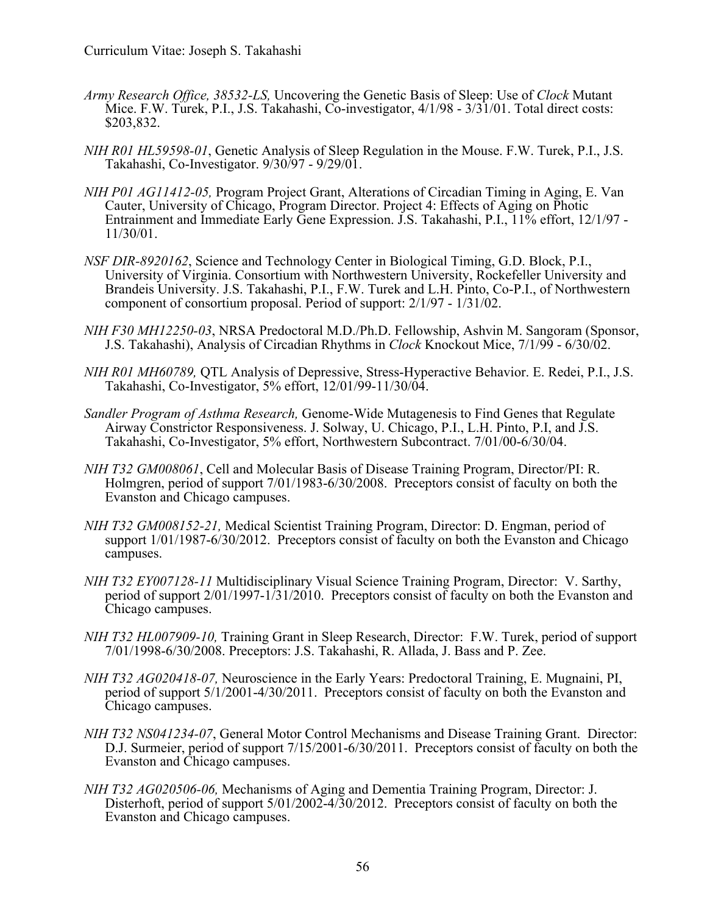*Army Research Office, 38532-LS,* Uncovering the Genetic Basis of Sleep: Use of *Clock* Mutant Mice. F.W. Turek, P.I., J.S. Takahashi, Co-investigator, 4/1/98 - 3/31/01. Total direct costs: $203,832.

*NIH R01 HL59598-01*, Genetic Analysis of Sleep Regulation in the Mouse. F.W. Turek, P.I., J.S. Takahashi, Co-Investigator. 9/30/97 - 9/29/01.

*NIH P01 AG11412-05,* Program Project Grant, Alterations of Circadian Timing in Aging, E. Van Cauter, University of Chicago, Program Director. Project 4: Effects of Aging on Photic Entrainment and Immediate Early Gene Expression. J.S. Takahashi, P.I., 11% effort, 12/1/97 - 11/30/01.

*NSF DIR-8920162*, Science and Technology Center in Biological Timing, G.D. Block, P.I., University of Virginia. Consortium with Northwestern University, Rockefeller University and Brandeis University. J.S. Takahashi, P.I., F.W. Turek and L.H. Pinto, Co-P.I., of Northwestern component of consortium proposal. Period of support: 2/1/97 - 1/31/02.

*NIH F30 MH12250-03*, NRSA Predoctoral M.D./Ph.D. Fellowship, Ashvin M. Sangoram (Sponsor, J.S. Takahashi), Analysis of Circadian Rhythms in *Clock* Knockout Mice, 7/1/99 - 6/30/02.

*NIH R01 MH60789,* QTL Analysis of Depressive, Stress-Hyperactive Behavior. E. Redei, P.I., J.S. Takahashi, Co-Investigator, 5% effort, 12/01/99-11/30/04.

*Sandler Program of Asthma Research,* Genome-Wide Mutagenesis to Find Genes that Regulate Airway Constrictor Responsiveness. J. Solway, U. Chicago, P.I., L.H. Pinto, P.I, and J.S. Takahashi, Co-Investigator, 5% effort, Northwestern Subcontract. 7/01/00-6/30/04.

*NIH T32 GM008061*, Cell and Molecular Basis of Disease Training Program, Director/PI: R. Holmgren, period of support 7/01/1983-6/30/2008. Preceptors consist of faculty on both the Evanston and Chicago campuses.

*NIH T32 GM008152-21,* Medical Scientist Training Program, Director: D. Engman, period of support 1/01/1987-6/30/2012. Preceptors consist of faculty on both the Evanston and Chicago campuses.

*NIH T32 EY007128-11* Multidisciplinary Visual Science Training Program, Director: V. Sarthy, period of support 2/01/1997-1/31/2010. Preceptors consist of faculty on both the Evanston and Chicago campuses.

*NIH T32 HL007909-10,* Training Grant in Sleep Research, Director: F.W. Turek, period of support 7/01/1998-6/30/2008. Preceptors: J.S. Takahashi, R. Allada, J. Bass and P. Zee.

*NIH T32 AG020418-07,* Neuroscience in the Early Years: Predoctoral Training, E. Mugnaini, PI, period of support 5/1/2001-4/30/2011. Preceptors consist of faculty on both the Evanston and Chicago campuses.

*NIH T32 NS041234-07*, General Motor Control Mechanisms and Disease Training Grant. Director: D.J. Surmeier, period of support 7/15/2001-6/30/2011. Preceptors consist of faculty on both the Evanston and Chicago campuses.

*NIH T32 AG020506-06,* Mechanisms of Aging and Dementia Training Program, Director: J. Disterhoft, period of support 5/01/2002-4/30/2012. Preceptors consist of faculty on both the Evanston and Chicago campuses.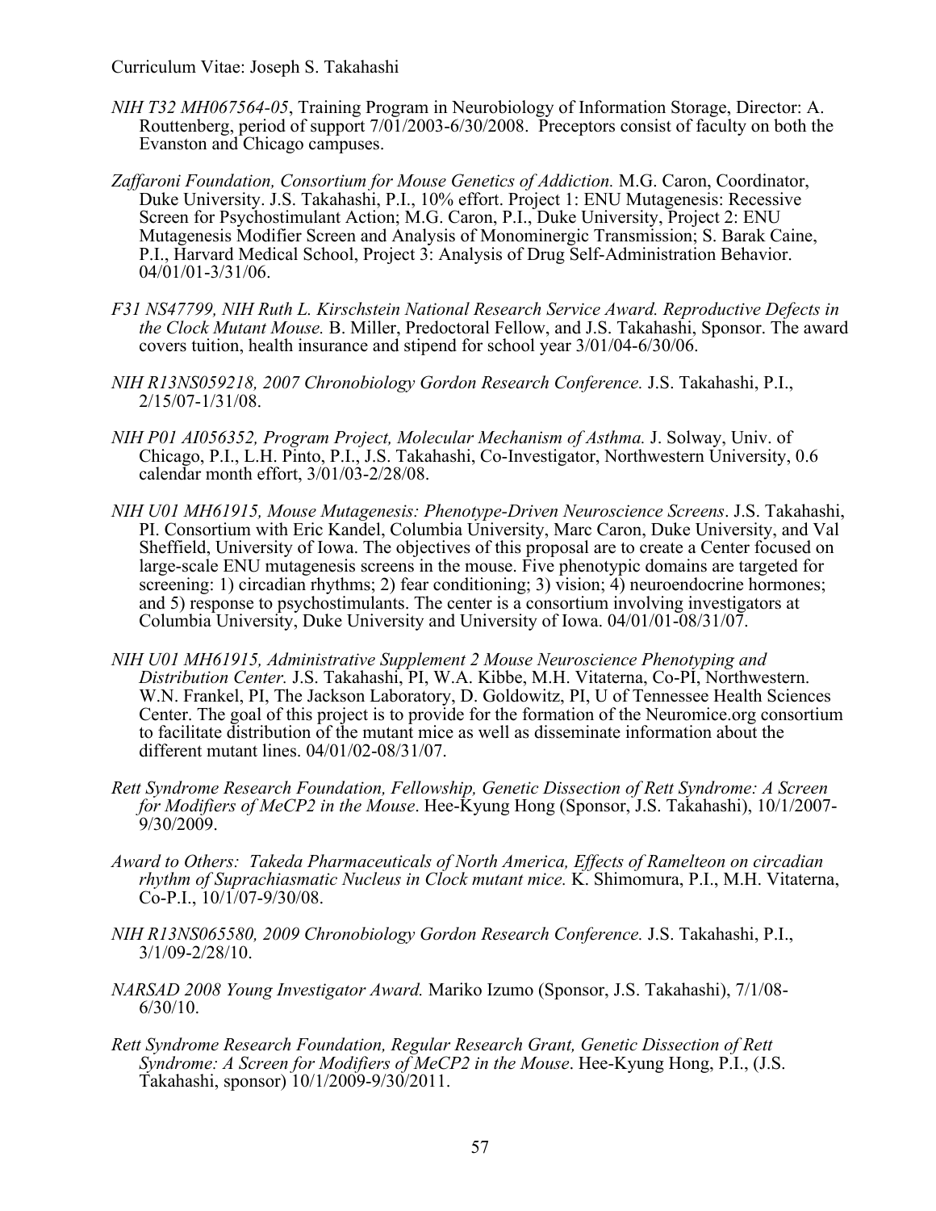*NIH T32 MH067564-05*, Training Program in Neurobiology of Information Storage, Director: A. Routtenberg, period of support 7/01/2003-6/30/2008. Preceptors consist of faculty on both the Evanston and Chicago campuses.

*Zaffaroni Foundation, Consortium for Mouse Genetics of Addiction.* M.G. Caron, Coordinator, Duke University. J.S. Takahashi, P.I., 10% effort. Project 1: ENU Mutagenesis: Recessive Screen for Psychostimulant Action; M.G. Caron, P.I., Duke University, Project 2: ENU Mutagenesis Modifier Screen and Analysis of Monominergic Transmission; S. Barak Caine, P.I., Harvard Medical School, Project 3: Analysis of Drug Self-Administration Behavior. 04/01/01-3/31/06.

*F31 NS47799, NIH Ruth L. Kirschstein National Research Service Award. Reproductive Defects in the Clock Mutant Mouse.* B. Miller, Predoctoral Fellow, and J.S. Takahashi, Sponsor. The award covers tuition, health insurance and stipend for school year 3/01/04-6/30/06.

*NIH R13NS059218, 2007 Chronobiology Gordon Research Conference.* J.S. Takahashi, P.I., 2/15/07-1/31/08.

*NIH P01 AI056352, Program Project, Molecular Mechanism of Asthma.* J. Solway, Univ. of Chicago, P.I., L.H. Pinto, P.I., J.S. Takahashi, Co-Investigator, Northwestern University, 0.6 calendar month effort, 3/01/03-2/28/08.

*NIH U01 MH61915, Mouse Mutagenesis: Phenotype-Driven Neuroscience Screens*. J.S. Takahashi, PI. Consortium with Eric Kandel, Columbia University, Marc Caron, Duke University, and Val Sheffield, University of Iowa. The objectives of this proposal are to create a Center focused on large-scale ENU mutagenesis screens in the mouse. Five phenotypic domains are targeted for screening: 1) circadian rhythms; 2) fear conditioning; 3) vision; 4) neuroendocrine hormones; and 5) response to psychostimulants. The center is a consortium involving investigators at Columbia University, Duke University and University of Iowa. 04/01/01-08/31/07.

*NIH U01 MH61915, Administrative Supplement 2 Mouse Neuroscience Phenotyping and Distribution Center.* J.S. Takahashi, PI, W.A. Kibbe, M.H. Vitaterna, Co-PI, Northwestern. W.N. Frankel, PI, The Jackson Laboratory, D. Goldowitz, PI, U of Tennessee Health Sciences Center. The goal of this project is to provide for the formation of the Neuromice.org consortium to facilitate distribution of the mutant mice as well as disseminate information about the different mutant lines. 04/01/02-08/31/07.

*Rett Syndrome Research Foundation, Fellowship, Genetic Dissection of Rett Syndrome: A Screen for Modifiers of MeCP2 in the Mouse*. Hee-Kyung Hong (Sponsor, J.S. Takahashi), 10/1/2007-9/30/2009.

*Award to Others: Takeda Pharmaceuticals of North America, Effects of Ramelteon on circadian rhythm of Suprachiasmatic Nucleus in Clock mutant mice.* K. Shimomura, P.I., M.H. Vitaterna, Co-P.I., 10/1/07-9/30/08.

*NIH R13NS065580, 2009 Chronobiology Gordon Research Conference.* J.S. Takahashi, P.I., 3/1/09-2/28/10.

*NARSAD 2008 Young Investigator Award.* Mariko Izumo (Sponsor, J.S. Takahashi), 7/1/08-6/30/10.

*Rett Syndrome Research Foundation, Regular Research Grant, Genetic Dissection of Rett Syndrome: A Screen for Modifiers of MeCP2 in the Mouse*. Hee-Kyung Hong, P.I., (J.S. Takahashi, sponsor) 10/1/2009-9/30/2011.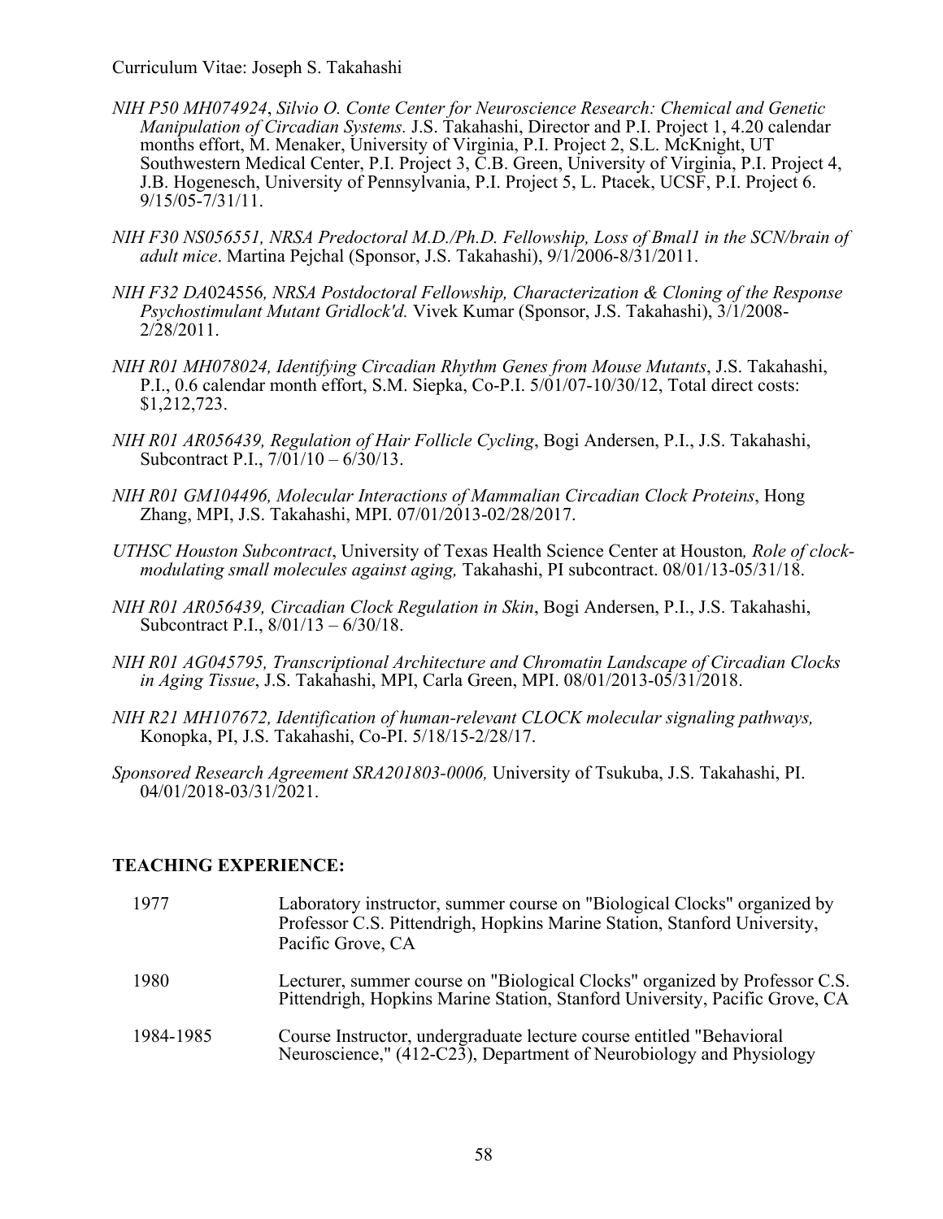*NIH P50 MH074924*, *Silvio O. Conte Center for Neuroscience Research: Chemical and Genetic Manipulation of Circadian Systems.* J.S. Takahashi, Director and P.I. Project 1, 4.20 calendar months effort, M. Menaker, University of Virginia, P.I. Project 2, S.L. McKnight, UT Southwestern Medical Center, P.I. Project 3, C.B. Green, University of Virginia, P.I. Project 4, J.B. Hogenesch, University of Pennsylvania, P.I. Project 5, L. Ptacek, UCSF, P.I. Project 6. 9/15/05-7/31/11.

*NIH F30 NS056551, NRSA Predoctoral M.D./Ph.D. Fellowship, Loss of Bmal1 in the SCN/brain of adult mice*. Martina Pejchal (Sponsor, J.S. Takahashi), 9/1/2006-8/31/2011.

*NIH F32 DA*024556*, NRSA Postdoctoral Fellowship, Characterization & Cloning of the Response Psychostimulant Mutant Gridlock'd.* Vivek Kumar (Sponsor, J.S. Takahashi), 3/1/2008-2/28/2011.

*NIH R01 MH078024, Identifying Circadian Rhythm Genes from Mouse Mutants*, J.S. Takahashi, P.I., 0.6 calendar month effort, S.M. Siepka, Co-P.I. 5/01/07-10/30/12, Total direct costs: $1,212,723.

*NIH R01 AR056439, Regulation of Hair Follicle Cycling*, Bogi Andersen, P.I., J.S. Takahashi, Subcontract P.I., 7/01/10 – 6/30/13.

*NIH R01 GM104496, Molecular Interactions of Mammalian Circadian Clock Proteins*, Hong Zhang, MPI, J.S. Takahashi, MPI. 07/01/2013-02/28/2017.

*UTHSC Houston Subcontract*, University of Texas Health Science Center at Houston*, Role of clock-modulating small molecules against aging,* Takahashi, PI subcontract. 08/01/13-05/31/18.

*NIH R01 AR056439, Circadian Clock Regulation in Skin*, Bogi Andersen, P.I., J.S. Takahashi, Subcontract P.I., 8/01/13 – 6/30/18.

*NIH R01 AG045795, Transcriptional Architecture and Chromatin Landscape of Circadian Clocks in Aging Tissue*, J.S. Takahashi, MPI, Carla Green, MPI. 08/01/2013-05/31/2018.

*NIH R21 MH107672, Identification of human-relevant CLOCK molecular signaling pathways,* Konopka, PI, J.S. Takahashi, Co-PI. 5/18/15-2/28/17.

*Sponsored Research Agreement SRA201803-0006,* University of Tsukuba, J.S. Takahashi, PI. 04/01/2018-03/31/2021.

## TEACHING EXPERIENCE:

| | |
|---|---|
| 1977 | Laboratory instructor, summer course on "Biological Clocks" organized by Professor C.S. Pittendrigh, Hopkins Marine Station, Stanford University, Pacific Grove, CA |
| 1980 | Lecturer, summer course on "Biological Clocks" organized by Professor C.S. Pittendrigh, Hopkins Marine Station, Stanford University, Pacific Grove, CA |
| 1984-1985 | Course Instructor, undergraduate lecture course entitled "Behavioral Neuroscience," (412-C23), Department of Neurobiology and Physiology |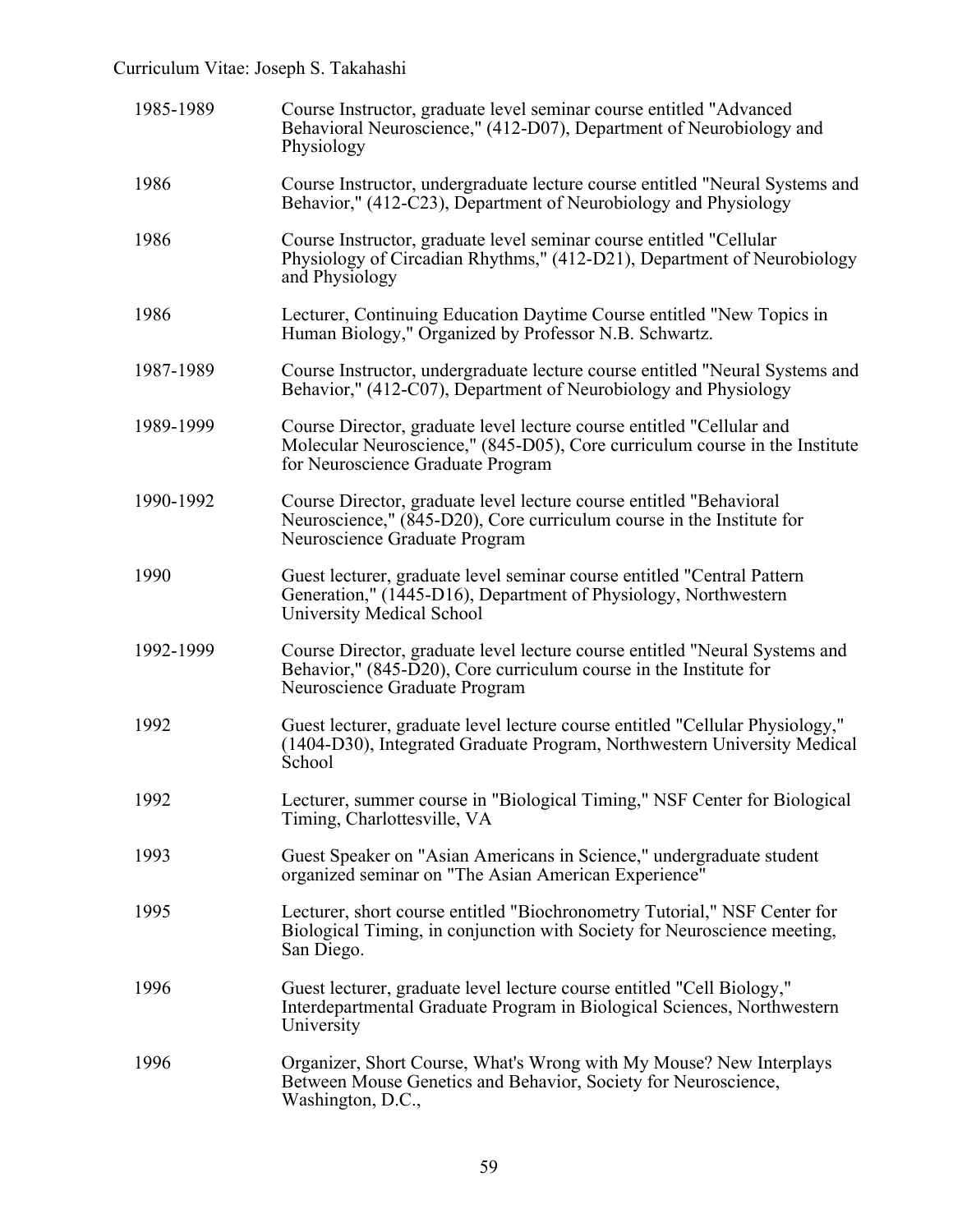1985-1989 Course Instructor, graduate level seminar course entitled "Advanced Behavioral Neuroscience," (412-D07), Department of Neurobiology and Physiology

1986 Course Instructor, undergraduate lecture course entitled "Neural Systems and Behavior," (412-C23), Department of Neurobiology and Physiology

1986 Course Instructor, graduate level seminar course entitled "Cellular Physiology of Circadian Rhythms," (412-D21), Department of Neurobiology and Physiology

1986 Lecturer, Continuing Education Daytime Course entitled "New Topics in Human Biology," Organized by Professor N.B. Schwartz.

1987-1989 Course Instructor, undergraduate lecture course entitled "Neural Systems and Behavior," (412-C07), Department of Neurobiology and Physiology

1989-1999 Course Director, graduate level lecture course entitled "Cellular and Molecular Neuroscience," (845-D05), Core curriculum course in the Institute for Neuroscience Graduate Program

1990-1992 Course Director, graduate level lecture course entitled "Behavioral Neuroscience," (845-D20), Core curriculum course in the Institute for Neuroscience Graduate Program

1990 Guest lecturer, graduate level seminar course entitled "Central Pattern Generation," (1445-D16), Department of Physiology, Northwestern University Medical School

1992-1999 Course Director, graduate level lecture course entitled "Neural Systems and Behavior," (845-D20), Core curriculum course in the Institute for Neuroscience Graduate Program

1992 Guest lecturer, graduate level lecture course entitled "Cellular Physiology," (1404-D30), Integrated Graduate Program, Northwestern University Medical School

1992 Lecturer, summer course in "Biological Timing," NSF Center for Biological Timing, Charlottesville, VA

1993 Guest Speaker on "Asian Americans in Science," undergraduate student organized seminar on "The Asian American Experience"

1995 Lecturer, short course entitled "Biochronometry Tutorial," NSF Center for Biological Timing, in conjunction with Society for Neuroscience meeting, San Diego.

1996 Guest lecturer, graduate level lecture course entitled "Cell Biology," Interdepartmental Graduate Program in Biological Sciences, Northwestern University

1996 Organizer, Short Course, What's Wrong with My Mouse? New Interplays Between Mouse Genetics and Behavior, Society for Neuroscience, Washington, D.C.,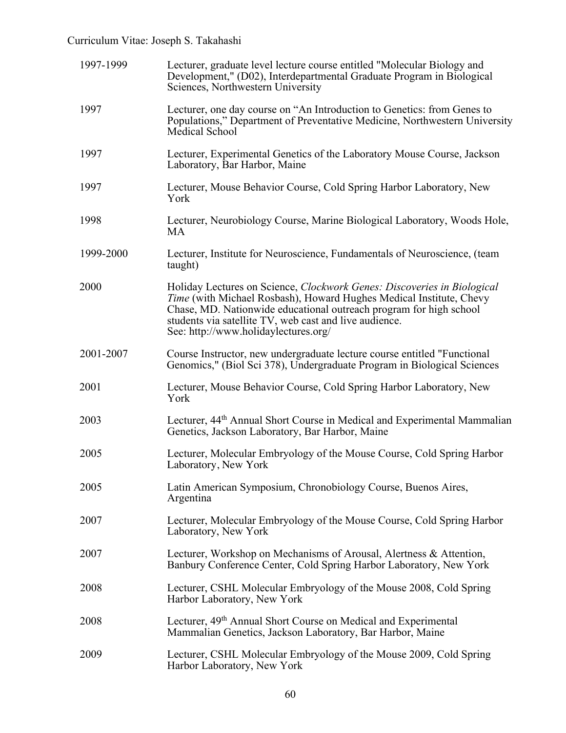1997-1999 Lecturer, graduate level lecture course entitled "Molecular Biology and Development," (D02), Interdepartmental Graduate Program in Biological Sciences, Northwestern University

1997 Lecturer, one day course on “An Introduction to Genetics: from Genes to Populations,” Department of Preventative Medicine, Northwestern University Medical School

1997 Lecturer, Experimental Genetics of the Laboratory Mouse Course, Jackson Laboratory, Bar Harbor, Maine

1997 Lecturer, Mouse Behavior Course, Cold Spring Harbor Laboratory, New York

1998 Lecturer, Neurobiology Course, Marine Biological Laboratory, Woods Hole, MA

1999-2000 Lecturer, Institute for Neuroscience, Fundamentals of Neuroscience, (team taught)

2000 Holiday Lectures on Science, *Clockwork Genes: Discoveries in Biological Time* (with Michael Rosbash), Howard Hughes Medical Institute, Chevy Chase, MD. Nationwide educational outreach program for high school students via satellite TV, web cast and live audience. See: http://www.holidaylectures.org/

2001-2007 Course Instructor, new undergraduate lecture course entitled "Functional Genomics," (Biol Sci 378), Undergraduate Program in Biological Sciences

2001 Lecturer, Mouse Behavior Course, Cold Spring Harbor Laboratory, New York

2003 Lecturer, 44th Annual Short Course in Medical and Experimental Mammalian Genetics, Jackson Laboratory, Bar Harbor, Maine

2005 Lecturer, Molecular Embryology of the Mouse Course, Cold Spring Harbor Laboratory, New York

2005 Latin American Symposium, Chronobiology Course, Buenos Aires, Argentina

2007 Lecturer, Molecular Embryology of the Mouse Course, Cold Spring Harbor Laboratory, New York

2007 Lecturer, Workshop on Mechanisms of Arousal, Alertness & Attention, Banbury Conference Center, Cold Spring Harbor Laboratory, New York

2008 Lecturer, CSHL Molecular Embryology of the Mouse 2008, Cold Spring Harbor Laboratory, New York

2008 Lecturer, 49th Annual Short Course on Medical and Experimental Mammalian Genetics, Jackson Laboratory, Bar Harbor, Maine

2009 Lecturer, CSHL Molecular Embryology of the Mouse 2009, Cold Spring Harbor Laboratory, New York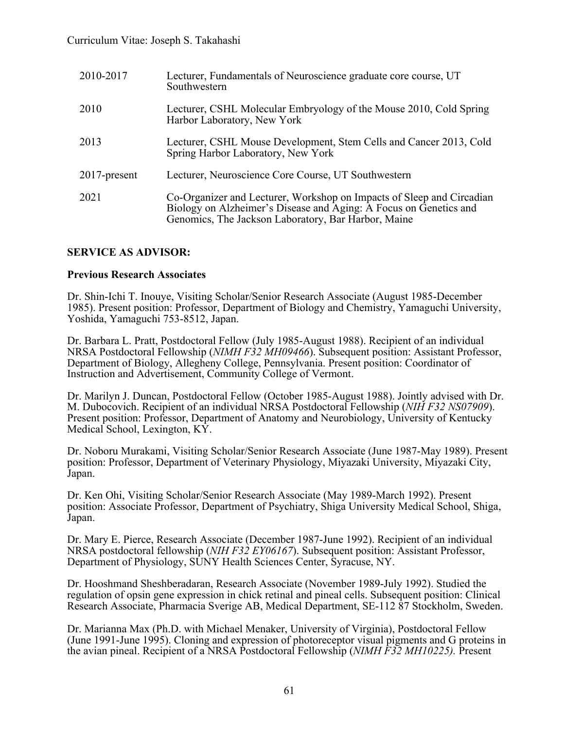| | |
|---|---|
| 2010-2017 | Lecturer, Fundamentals of Neuroscience graduate core course, UT Southwestern |
| 2010 | Lecturer, CSHL Molecular Embryology of the Mouse 2010, Cold Spring Harbor Laboratory, New York |
| 2013 | Lecturer, CSHL Mouse Development, Stem Cells and Cancer 2013, Cold Spring Harbor Laboratory, New York |
| 2017-present | Lecturer, Neuroscience Core Course, UT Southwestern |
| 2021 | Co-Organizer and Lecturer, Workshop on Impacts of Sleep and Circadian Biology on Alzheimer's Disease and Aging: A Focus on Genetics and Genomics, The Jackson Laboratory, Bar Harbor, Maine |

## SERVICE AS ADVISOR:

### Previous Research Associates

Dr. Shin-Ichi T. Inouye, Visiting Scholar/Senior Research Associate (August 1985-December 1985). Present position: Professor, Department of Biology and Chemistry, Yamaguchi University, Yoshida, Yamaguchi 753-8512, Japan.

Dr. Barbara L. Pratt, Postdoctoral Fellow (July 1985-August 1988). Recipient of an individual NRSA Postdoctoral Fellowship (*NIMH F32 MH09466*). Subsequent position: Assistant Professor, Department of Biology, Allegheny College, Pennsylvania. Present position: Coordinator of Instruction and Advertisement, Community College of Vermont.

Dr. Marilyn J. Duncan, Postdoctoral Fellow (October 1985-August 1988). Jointly advised with Dr. M. Dubocovich. Recipient of an individual NRSA Postdoctoral Fellowship (*NIH F32 NS07909*). Present position: Professor, Department of Anatomy and Neurobiology, University of Kentucky Medical School, Lexington, KY.

Dr. Noboru Murakami, Visiting Scholar/Senior Research Associate (June 1987-May 1989). Present position: Professor, Department of Veterinary Physiology, Miyazaki University, Miyazaki City, Japan.

Dr. Ken Ohi, Visiting Scholar/Senior Research Associate (May 1989-March 1992). Present position: Associate Professor, Department of Psychiatry, Shiga University Medical School, Shiga, Japan.

Dr. Mary E. Pierce, Research Associate (December 1987-June 1992). Recipient of an individual NRSA postdoctoral fellowship (*NIH F32 EY06167*). Subsequent position: Assistant Professor, Department of Physiology, SUNY Health Sciences Center, Syracuse, NY.

Dr. Hooshmand Sheshberadaran, Research Associate (November 1989-July 1992). Studied the regulation of opsin gene expression in chick retinal and pineal cells. Subsequent position: Clinical Research Associate, Pharmacia Sverige AB, Medical Department, SE-112 87 Stockholm, Sweden.

Dr. Marianna Max (Ph.D. with Michael Menaker, University of Virginia), Postdoctoral Fellow (June 1991-June 1995). Cloning and expression of photoreceptor visual pigments and G proteins in the avian pineal. Recipient of a NRSA Postdoctoral Fellowship (*NIMH F32 MH10225).* Present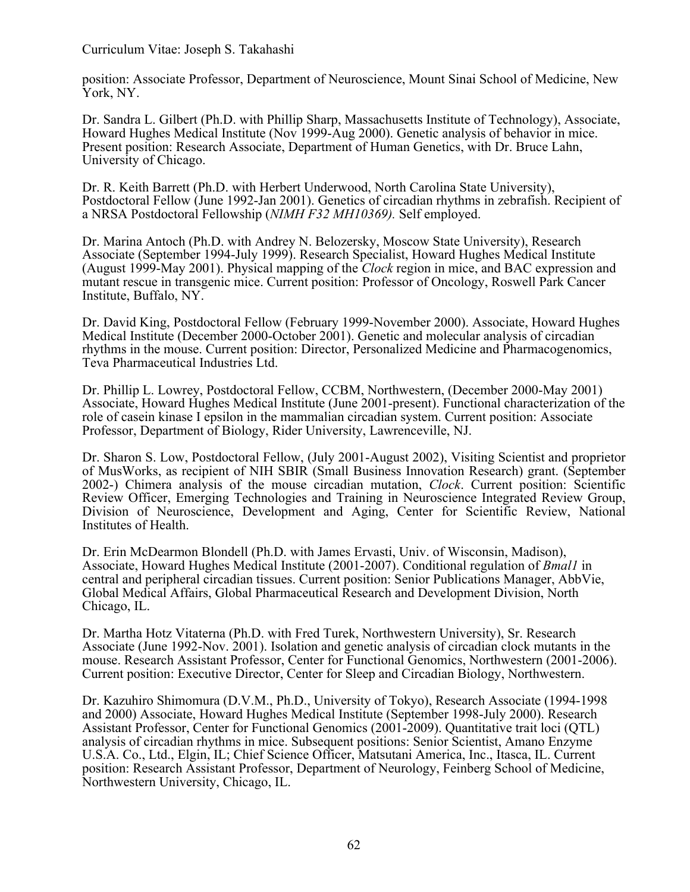position: Associate Professor, Department of Neuroscience, Mount Sinai School of Medicine, New York, NY.

Dr. Sandra L. Gilbert (Ph.D. with Phillip Sharp, Massachusetts Institute of Technology), Associate, Howard Hughes Medical Institute (Nov 1999-Aug 2000). Genetic analysis of behavior in mice. Present position: Research Associate, Department of Human Genetics, with Dr. Bruce Lahn, University of Chicago.

Dr. R. Keith Barrett (Ph.D. with Herbert Underwood, North Carolina State University), Postdoctoral Fellow (June 1992-Jan 2001). Genetics of circadian rhythms in zebrafish. Recipient of a NRSA Postdoctoral Fellowship (*NIMH F32 MH10369).* Self employed.

Dr. Marina Antoch (Ph.D. with Andrey N. Belozersky, Moscow State University), Research Associate (September 1994-July 1999). Research Specialist, Howard Hughes Medical Institute (August 1999-May 2001). Physical mapping of the *Clock* region in mice, and BAC expression and mutant rescue in transgenic mice. Current position: Professor of Oncology, Roswell Park Cancer Institute, Buffalo, NY.

Dr. David King, Postdoctoral Fellow (February 1999-November 2000). Associate, Howard Hughes Medical Institute (December 2000-October 2001). Genetic and molecular analysis of circadian rhythms in the mouse. Current position: Director, Personalized Medicine and Pharmacogenomics, Teva Pharmaceutical Industries Ltd.

Dr. Phillip L. Lowrey, Postdoctoral Fellow, CCBM, Northwestern, (December 2000-May 2001) Associate, Howard Hughes Medical Institute (June 2001-present). Functional characterization of the role of casein kinase I epsilon in the mammalian circadian system. Current position: Associate Professor, Department of Biology, Rider University, Lawrenceville, NJ.

Dr. Sharon S. Low, Postdoctoral Fellow, (July 2001-August 2002), Visiting Scientist and proprietor of MusWorks, as recipient of NIH SBIR (Small Business Innovation Research) grant. (September 2002-) Chimera analysis of the mouse circadian mutation, *Clock*. Current position: Scientific Review Officer, Emerging Technologies and Training in Neuroscience Integrated Review Group, Division of Neuroscience, Development and Aging, Center for Scientific Review, National Institutes of Health.

Dr. Erin McDearmon Blondell (Ph.D. with James Ervasti, Univ. of Wisconsin, Madison), Associate, Howard Hughes Medical Institute (2001-2007). Conditional regulation of *Bmal1* in central and peripheral circadian tissues. Current position: Senior Publications Manager, AbbVie, Global Medical Affairs, Global Pharmaceutical Research and Development Division, North Chicago, IL.

Dr. Martha Hotz Vitaterna (Ph.D. with Fred Turek, Northwestern University), Sr. Research Associate (June 1992-Nov. 2001). Isolation and genetic analysis of circadian clock mutants in the mouse. Research Assistant Professor, Center for Functional Genomics, Northwestern (2001-2006). Current position: Executive Director, Center for Sleep and Circadian Biology, Northwestern.

Dr. Kazuhiro Shimomura (D.V.M., Ph.D., University of Tokyo), Research Associate (1994-1998 and 2000) Associate, Howard Hughes Medical Institute (September 1998-July 2000). Research Assistant Professor, Center for Functional Genomics (2001-2009). Quantitative trait loci (QTL) analysis of circadian rhythms in mice. Subsequent positions: Senior Scientist, Amano Enzyme U.S.A. Co., Ltd., Elgin, IL; Chief Science Officer, Matsutani America, Inc., Itasca, IL. Current position: Research Assistant Professor, Department of Neurology, Feinberg School of Medicine, Northwestern University, Chicago, IL.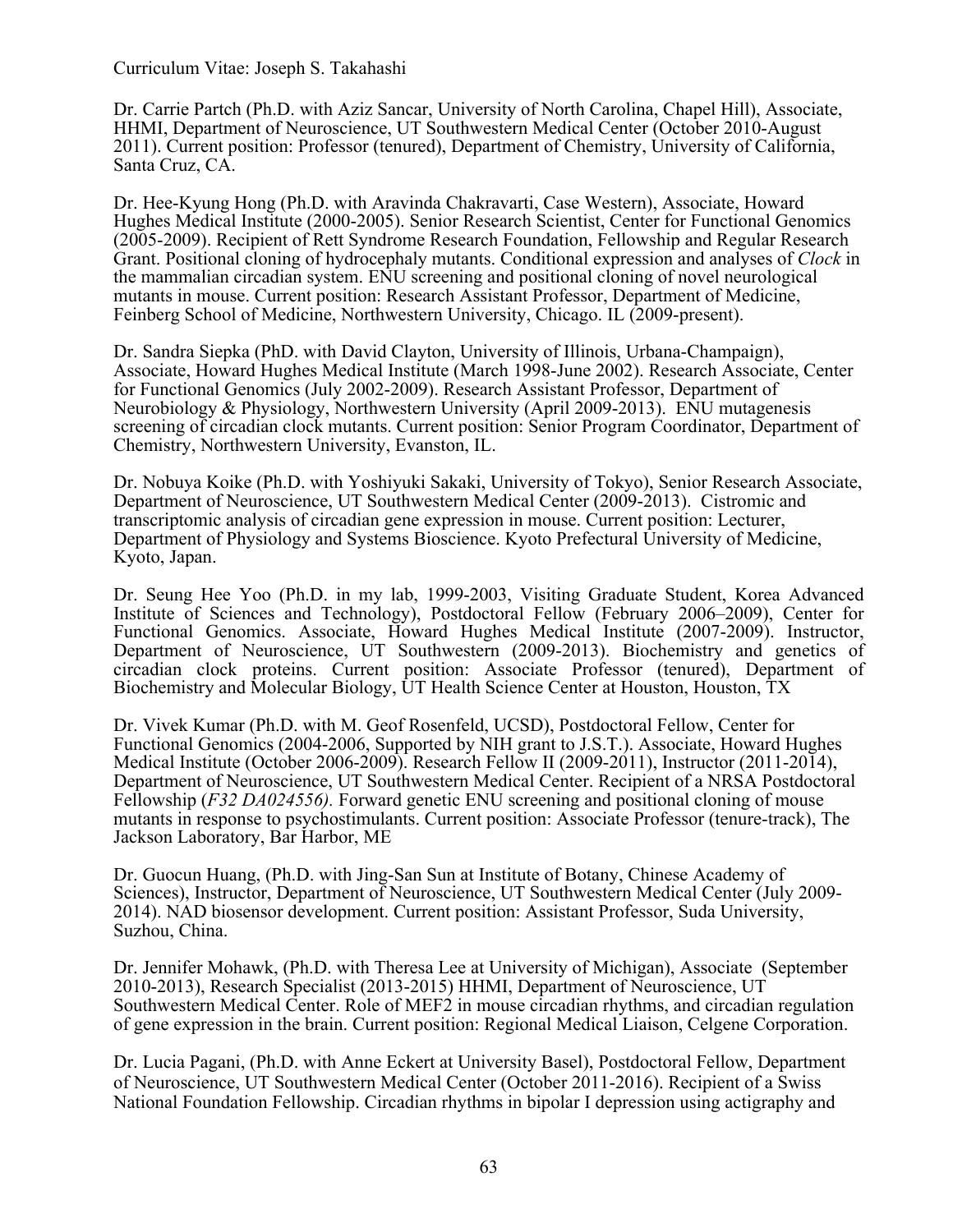Dr. Carrie Partch (Ph.D. with Aziz Sancar, University of North Carolina, Chapel Hill), Associate, HHMI, Department of Neuroscience, UT Southwestern Medical Center (October 2010-August 2011). Current position: Professor (tenured), Department of Chemistry, University of California, Santa Cruz, CA.

Dr. Hee-Kyung Hong (Ph.D. with Aravinda Chakravarti, Case Western), Associate, Howard Hughes Medical Institute (2000-2005). Senior Research Scientist, Center for Functional Genomics (2005-2009). Recipient of Rett Syndrome Research Foundation, Fellowship and Regular Research Grant. Positional cloning of hydrocephaly mutants. Conditional expression and analyses of *Clock* in the mammalian circadian system. ENU screening and positional cloning of novel neurological mutants in mouse. Current position: Research Assistant Professor, Department of Medicine, Feinberg School of Medicine, Northwestern University, Chicago. IL (2009-present).

Dr. Sandra Siepka (PhD. with David Clayton, University of Illinois, Urbana-Champaign), Associate, Howard Hughes Medical Institute (March 1998-June 2002). Research Associate, Center for Functional Genomics (July 2002-2009). Research Assistant Professor, Department of Neurobiology & Physiology, Northwestern University (April 2009-2013). ENU mutagenesis screening of circadian clock mutants. Current position: Senior Program Coordinator, Department of Chemistry, Northwestern University, Evanston, IL.

Dr. Nobuya Koike (Ph.D. with Yoshiyuki Sakaki, University of Tokyo), Senior Research Associate, Department of Neuroscience, UT Southwestern Medical Center (2009-2013). Cistromic and transcriptomic analysis of circadian gene expression in mouse. Current position: Lecturer, Department of Physiology and Systems Bioscience. Kyoto Prefectural University of Medicine, Kyoto, Japan.

Dr. Seung Hee Yoo (Ph.D. in my lab, 1999-2003, Visiting Graduate Student, Korea Advanced Institute of Sciences and Technology), Postdoctoral Fellow (February 2006–2009), Center for Functional Genomics. Associate, Howard Hughes Medical Institute (2007-2009). Instructor, Department of Neuroscience, UT Southwestern (2009-2013). Biochemistry and genetics of circadian clock proteins. Current position: Associate Professor (tenured), Department of Biochemistry and Molecular Biology, UT Health Science Center at Houston, Houston, TX

Dr. Vivek Kumar (Ph.D. with M. Geof Rosenfeld, UCSD), Postdoctoral Fellow, Center for Functional Genomics (2004-2006, Supported by NIH grant to J.S.T.). Associate, Howard Hughes Medical Institute (October 2006-2009). Research Fellow II (2009-2011), Instructor (2011-2014), Department of Neuroscience, UT Southwestern Medical Center. Recipient of a NRSA Postdoctoral Fellowship (*F32 DA024556).* Forward genetic ENU screening and positional cloning of mouse mutants in response to psychostimulants. Current position: Associate Professor (tenure-track), The Jackson Laboratory, Bar Harbor, ME

Dr. Guocun Huang, (Ph.D. with Jing-San Sun at Institute of Botany, Chinese Academy of Sciences), Instructor, Department of Neuroscience, UT Southwestern Medical Center (July 2009-2014). NAD biosensor development. Current position: Assistant Professor, Suda University, Suzhou, China.

Dr. Jennifer Mohawk, (Ph.D. with Theresa Lee at University of Michigan), Associate (September 2010-2013), Research Specialist (2013-2015) HHMI, Department of Neuroscience, UT Southwestern Medical Center. Role of MEF2 in mouse circadian rhythms, and circadian regulation of gene expression in the brain. Current position: Regional Medical Liaison, Celgene Corporation.

Dr. Lucia Pagani, (Ph.D. with Anne Eckert at University Basel), Postdoctoral Fellow, Department of Neuroscience, UT Southwestern Medical Center (October 2011-2016). Recipient of a Swiss National Foundation Fellowship. Circadian rhythms in bipolar I depression using actigraphy and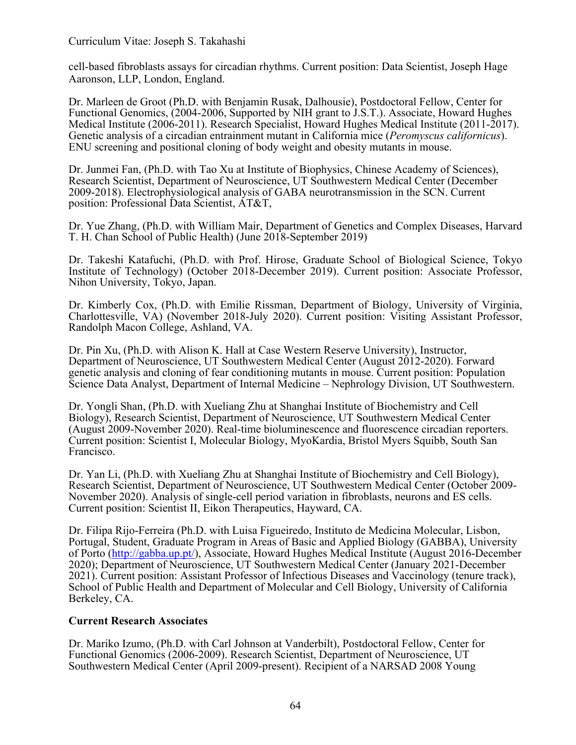cell-based fibroblasts assays for circadian rhythms. Current position: Data Scientist, Joseph Hage Aaronson, LLP, London, England.

Dr. Marleen de Groot (Ph.D. with Benjamin Rusak, Dalhousie), Postdoctoral Fellow, Center for Functional Genomics, (2004-2006, Supported by NIH grant to J.S.T.). Associate, Howard Hughes Medical Institute (2006-2011). Research Specialist, Howard Hughes Medical Institute (2011-2017). Genetic analysis of a circadian entrainment mutant in California mice (*Peromyscus californicus*). ENU screening and positional cloning of body weight and obesity mutants in mouse.

Dr. Junmei Fan, (Ph.D. with Tao Xu at Institute of Biophysics, Chinese Academy of Sciences), Research Scientist, Department of Neuroscience, UT Southwestern Medical Center (December 2009-2018). Electrophysiological analysis of GABA neurotransmission in the SCN. Current position: Professional Data Scientist, AT&T,

Dr. Yue Zhang, (Ph.D. with William Mair, Department of Genetics and Complex Diseases, Harvard T. H. Chan School of Public Health) (June 2018-September 2019)

Dr. Takeshi Katafuchi, (Ph.D. with Prof. Hirose, Graduate School of Biological Science, Tokyo Institute of Technology) (October 2018-December 2019). Current position: Associate Professor, Nihon University, Tokyo, Japan.

Dr. Kimberly Cox, (Ph.D. with Emilie Rissman, Department of Biology, University of Virginia, Charlottesville, VA) (November 2018-July 2020). Current position: Visiting Assistant Professor, Randolph Macon College, Ashland, VA.

Dr. Pin Xu, (Ph.D. with Alison K. Hall at Case Western Reserve University), Instructor, Department of Neuroscience, UT Southwestern Medical Center (August 2012-2020). Forward genetic analysis and cloning of fear conditioning mutants in mouse. Current position: Population Science Data Analyst, Department of Internal Medicine – Nephrology Division, UT Southwestern.

Dr. Yongli Shan, (Ph.D. with Xueliang Zhu at Shanghai Institute of Biochemistry and Cell Biology), Research Scientist, Department of Neuroscience, UT Southwestern Medical Center (August 2009-November 2020). Real-time bioluminescence and fluorescence circadian reporters. Current position: Scientist I, Molecular Biology, MyoKardia, Bristol Myers Squibb, South San Francisco.

Dr. Yan Li, (Ph.D. with Xueliang Zhu at Shanghai Institute of Biochemistry and Cell Biology), Research Scientist, Department of Neuroscience, UT Southwestern Medical Center (October 2009-November 2020). Analysis of single-cell period variation in fibroblasts, neurons and ES cells. Current position: Scientist II, Eikon Therapeutics, Hayward, CA.

Dr. Filipa Rijo-Ferreira (Ph.D. with Luisa Figueiredo, Instituto de Medicina Molecular, Lisbon, Portugal, Student, Graduate Program in Areas of Basic and Applied Biology (GABBA), University of Porto (http://gabba.up.pt/), Associate, Howard Hughes Medical Institute (August 2016-December 2020); Department of Neuroscience, UT Southwestern Medical Center (January 2021-December 2021). Current position: Assistant Professor of Infectious Diseases and Vaccinology (tenure track), School of Public Health and Department of Molecular and Cell Biology, University of California Berkeley, CA.

**Current Research Associates**

Dr. Mariko Izumo, (Ph.D. with Carl Johnson at Vanderbilt), Postdoctoral Fellow, Center for Functional Genomics (2006-2009). Research Scientist, Department of Neuroscience, UT Southwestern Medical Center (April 2009-present). Recipient of a NARSAD 2008 Young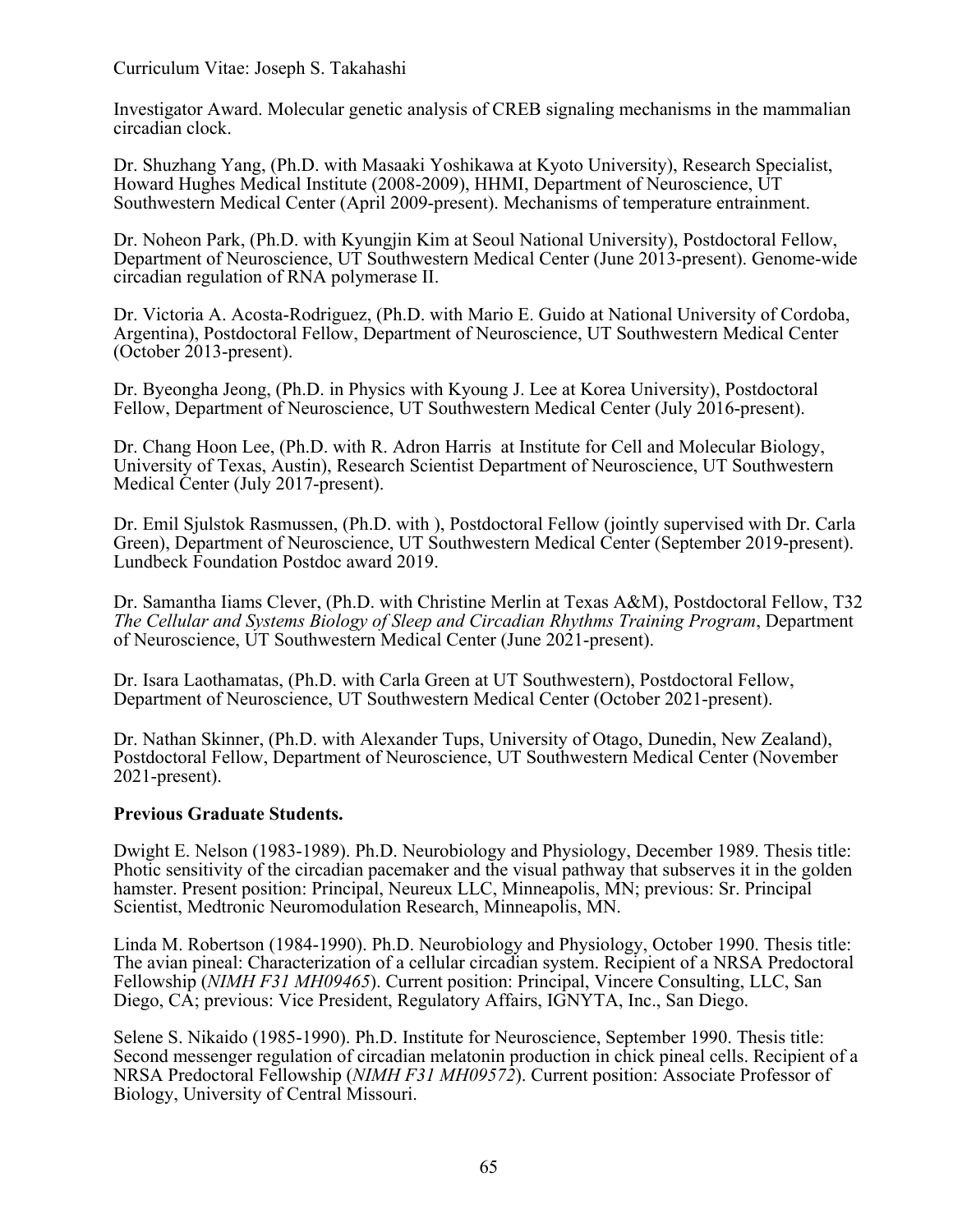Investigator Award. Molecular genetic analysis of CREB signaling mechanisms in the mammalian circadian clock.

Dr. Shuzhang Yang, (Ph.D. with Masaaki Yoshikawa at Kyoto University), Research Specialist, Howard Hughes Medical Institute (2008-2009), HHMI, Department of Neuroscience, UT Southwestern Medical Center (April 2009-present). Mechanisms of temperature entrainment.

Dr. Noheon Park, (Ph.D. with Kyungjin Kim at Seoul National University), Postdoctoral Fellow, Department of Neuroscience, UT Southwestern Medical Center (June 2013-present). Genome-wide circadian regulation of RNA polymerase II.

Dr. Victoria A. Acosta-Rodriguez, (Ph.D. with Mario E. Guido at National University of Cordoba, Argentina), Postdoctoral Fellow, Department of Neuroscience, UT Southwestern Medical Center (October 2013-present).

Dr. Byeongha Jeong, (Ph.D. in Physics with Kyoung J. Lee at Korea University), Postdoctoral Fellow, Department of Neuroscience, UT Southwestern Medical Center (July 2016-present).

Dr. Chang Hoon Lee, (Ph.D. with R. Adron Harris at Institute for Cell and Molecular Biology, University of Texas, Austin), Research Scientist Department of Neuroscience, UT Southwestern Medical Center (July 2017-present).

Dr. Emil Sjulstok Rasmussen, (Ph.D. with ), Postdoctoral Fellow (jointly supervised with Dr. Carla Green), Department of Neuroscience, UT Southwestern Medical Center (September 2019-present). Lundbeck Foundation Postdoc award 2019.

Dr. Samantha Iiams Clever, (Ph.D. with Christine Merlin at Texas A&M), Postdoctoral Fellow, T32 *The Cellular and Systems Biology of Sleep and Circadian Rhythms Training Program*, Department of Neuroscience, UT Southwestern Medical Center (June 2021-present).

Dr. Isara Laothamatas, (Ph.D. with Carla Green at UT Southwestern), Postdoctoral Fellow, Department of Neuroscience, UT Southwestern Medical Center (October 2021-present).

Dr. Nathan Skinner, (Ph.D. with Alexander Tups, University of Otago, Dunedin, New Zealand), Postdoctoral Fellow, Department of Neuroscience, UT Southwestern Medical Center (November 2021-present).

**Previous Graduate Students.**

Dwight E. Nelson (1983-1989). Ph.D. Neurobiology and Physiology, December 1989. Thesis title: Photic sensitivity of the circadian pacemaker and the visual pathway that subserves it in the golden hamster. Present position: Principal, Neureux LLC, Minneapolis, MN; previous: Sr. Principal Scientist, Medtronic Neuromodulation Research, Minneapolis, MN.

Linda M. Robertson (1984-1990). Ph.D. Neurobiology and Physiology, October 1990. Thesis title: The avian pineal: Characterization of a cellular circadian system. Recipient of a NRSA Predoctoral Fellowship (*NIMH F31 MH09465*). Current position: Principal, Vincere Consulting, LLC, San Diego, CA; previous: Vice President, Regulatory Affairs, IGNYTA, Inc., San Diego.

Selene S. Nikaido (1985-1990). Ph.D. Institute for Neuroscience, September 1990. Thesis title: Second messenger regulation of circadian melatonin production in chick pineal cells. Recipient of a NRSA Predoctoral Fellowship (*NIMH F31 MH09572*). Current position: Associate Professor of Biology, University of Central Missouri.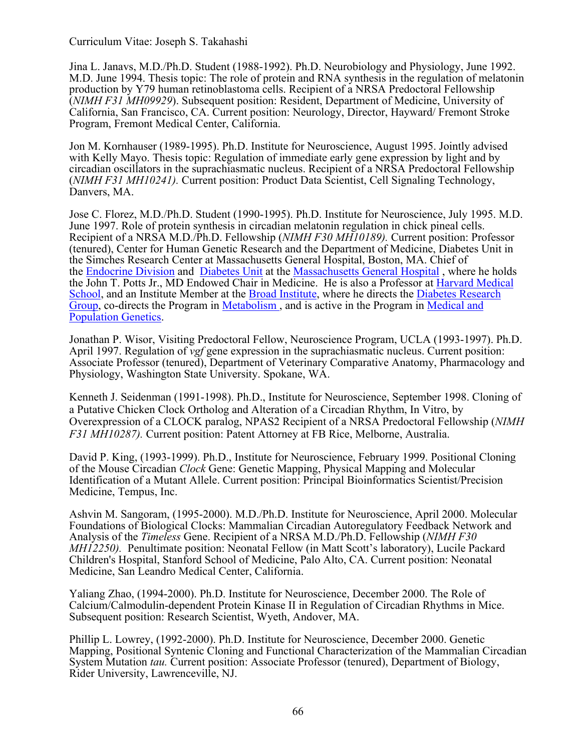Jina L. Janavs, M.D./Ph.D. Student (1988-1992). Ph.D. Neurobiology and Physiology, June 1992. M.D. June 1994. Thesis topic: The role of protein and RNA synthesis in the regulation of melatonin production by Y79 human retinoblastoma cells. Recipient of a NRSA Predoctoral Fellowship (*NIMH F31 MH09929*). Subsequent position: Resident, Department of Medicine, University of California, San Francisco, CA. Current position: Neurology, Director, Hayward/ Fremont Stroke Program, Fremont Medical Center, California.

Jon M. Kornhauser (1989-1995). Ph.D. Institute for Neuroscience, August 1995. Jointly advised with Kelly Mayo. Thesis topic: Regulation of immediate early gene expression by light and by circadian oscillators in the suprachiasmatic nucleus. Recipient of a NRSA Predoctoral Fellowship (*NIMH F31 MH10241).* Current position: Product Data Scientist, Cell Signaling Technology, Danvers, MA.

Jose C. Florez, M.D./Ph.D. Student (1990-1995). Ph.D. Institute for Neuroscience, July 1995. M.D. June 1997. Role of protein synthesis in circadian melatonin regulation in chick pineal cells. Recipient of a NRSA M.D./Ph.D. Fellowship (*NIMH F30 MH10189).* Current position: Professor (tenured), Center for Human Genetic Research and the Department of Medicine, Diabetes Unit in the Simches Research Center at Massachusetts General Hospital, Boston, MA. Chief of the Endocrine Division and Diabetes Unit at the Massachusetts General Hospital , where he holds the John T. Potts Jr., MD Endowed Chair in Medicine. He is also a Professor at Harvard Medical School, and an Institute Member at the Broad Institute, where he directs the Diabetes Research Group, co-directs the Program in Metabolism , and is active in the Program in Medical and Population Genetics.

Jonathan P. Wisor, Visiting Predoctoral Fellow, Neuroscience Program, UCLA (1993-1997). Ph.D. April 1997. Regulation of *vgf* gene expression in the suprachiasmatic nucleus. Current position: Associate Professor (tenured), Department of Veterinary Comparative Anatomy, Pharmacology and Physiology, Washington State University. Spokane, WA.

Kenneth J. Seidenman (1991-1998). Ph.D., Institute for Neuroscience, September 1998. Cloning of a Putative Chicken Clock Ortholog and Alteration of a Circadian Rhythm, In Vitro, by Overexpression of a CLOCK paralog, NPAS2 Recipient of a NRSA Predoctoral Fellowship (*NIMH F31 MH10287).* Current position: Patent Attorney at FB Rice, Melborne, Australia.

David P. King, (1993-1999). Ph.D., Institute for Neuroscience, February 1999. Positional Cloning of the Mouse Circadian *Clock* Gene: Genetic Mapping, Physical Mapping and Molecular Identification of a Mutant Allele. Current position: Principal Bioinformatics Scientist/Precision Medicine, Tempus, Inc.

Ashvin M. Sangoram, (1995-2000). M.D./Ph.D. Institute for Neuroscience, April 2000. Molecular Foundations of Biological Clocks: Mammalian Circadian Autoregulatory Feedback Network and Analysis of the *Timeless* Gene. Recipient of a NRSA M.D./Ph.D. Fellowship (*NIMH F30 MH12250).* Penultimate position: Neonatal Fellow (in Matt Scott's laboratory), Lucile Packard Children's Hospital, Stanford School of Medicine, Palo Alto, CA. Current position: Neonatal Medicine, San Leandro Medical Center, California.

Yaliang Zhao, (1994-2000). Ph.D. Institute for Neuroscience, December 2000. The Role of Calcium/Calmodulin-dependent Protein Kinase II in Regulation of Circadian Rhythms in Mice. Subsequent position: Research Scientist, Wyeth, Andover, MA.

Phillip L. Lowrey, (1992-2000). Ph.D. Institute for Neuroscience, December 2000. Genetic Mapping, Positional Syntenic Cloning and Functional Characterization of the Mammalian Circadian System Mutation *tau.* Current position: Associate Professor (tenured), Department of Biology, Rider University, Lawrenceville, NJ.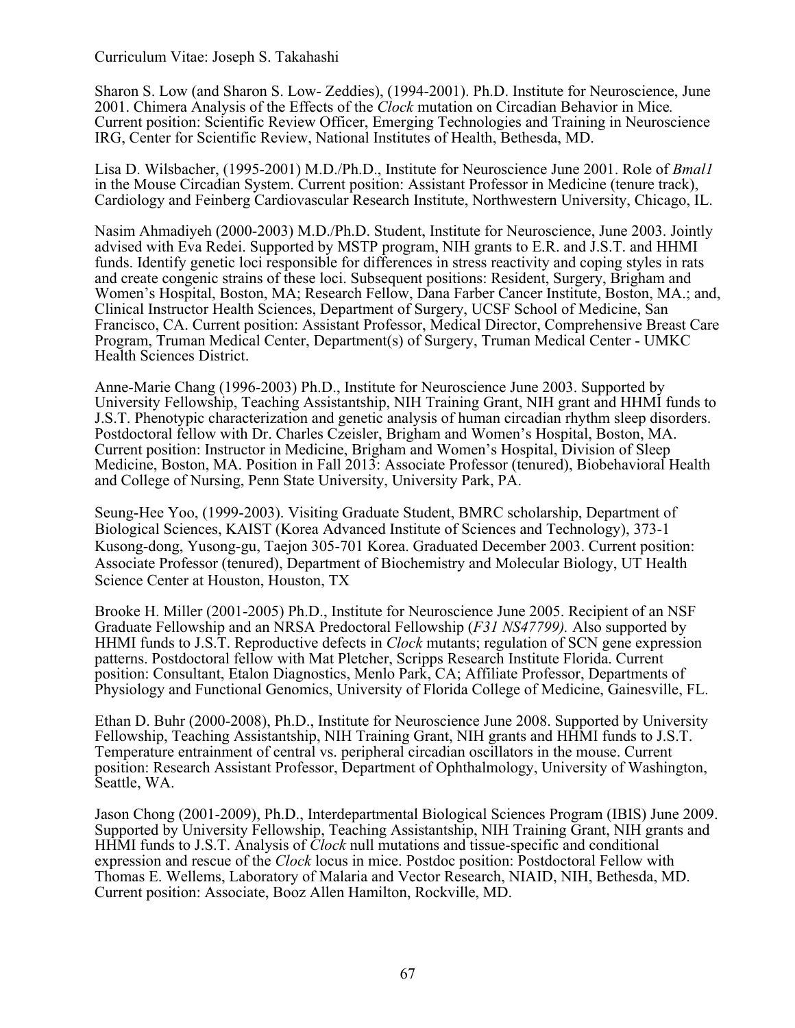Sharon S. Low (and Sharon S. Low- Zeddies), (1994-2001). Ph.D. Institute for Neuroscience, June 2001. Chimera Analysis of the Effects of the *Clock* mutation on Circadian Behavior in Mice. Current position: Scientific Review Officer, Emerging Technologies and Training in Neuroscience IRG, Center for Scientific Review, National Institutes of Health, Bethesda, MD.

Lisa D. Wilsbacher, (1995-2001) M.D./Ph.D., Institute for Neuroscience June 2001. Role of *Bmal1* in the Mouse Circadian System. Current position: Assistant Professor in Medicine (tenure track), Cardiology and Feinberg Cardiovascular Research Institute, Northwestern University, Chicago, IL.

Nasim Ahmadiyeh (2000-2003) M.D./Ph.D. Student, Institute for Neuroscience, June 2003. Jointly advised with Eva Redei. Supported by MSTP program, NIH grants to E.R. and J.S.T. and HHMI funds. Identify genetic loci responsible for differences in stress reactivity and coping styles in rats and create congenic strains of these loci. Subsequent positions: Resident, Surgery, Brigham and Women's Hospital, Boston, MA; Research Fellow, Dana Farber Cancer Institute, Boston, MA.; and, Clinical Instructor Health Sciences, Department of Surgery, UCSF School of Medicine, San Francisco, CA. Current position: Assistant Professor, Medical Director, Comprehensive Breast Care Program, Truman Medical Center, Department(s) of Surgery, Truman Medical Center - UMKC Health Sciences District.

Anne-Marie Chang (1996-2003) Ph.D., Institute for Neuroscience June 2003. Supported by University Fellowship, Teaching Assistantship, NIH Training Grant, NIH grant and HHMI funds to J.S.T. Phenotypic characterization and genetic analysis of human circadian rhythm sleep disorders. Postdoctoral fellow with Dr. Charles Czeisler, Brigham and Women's Hospital, Boston, MA. Current position: Instructor in Medicine, Brigham and Women's Hospital, Division of Sleep Medicine, Boston, MA. Position in Fall 2013: Associate Professor (tenured), Biobehavioral Health and College of Nursing, Penn State University, University Park, PA.

Seung-Hee Yoo, (1999-2003). Visiting Graduate Student, BMRC scholarship, Department of Biological Sciences, KAIST (Korea Advanced Institute of Sciences and Technology), 373-1 Kusong-dong, Yusong-gu, Taejon 305-701 Korea. Graduated December 2003. Current position: Associate Professor (tenured), Department of Biochemistry and Molecular Biology, UT Health Science Center at Houston, Houston, TX

Brooke H. Miller (2001-2005) Ph.D., Institute for Neuroscience June 2005. Recipient of an NSF Graduate Fellowship and an NRSA Predoctoral Fellowship (*F31 NS47799).* Also supported by HHMI funds to J.S.T. Reproductive defects in *Clock* mutants; regulation of SCN gene expression patterns. Postdoctoral fellow with Mat Pletcher, Scripps Research Institute Florida. Current position: Consultant, Etalon Diagnostics, Menlo Park, CA; Affiliate Professor, Departments of Physiology and Functional Genomics, University of Florida College of Medicine, Gainesville, FL.

Ethan D. Buhr (2000-2008), Ph.D., Institute for Neuroscience June 2008. Supported by University Fellowship, Teaching Assistantship, NIH Training Grant, NIH grants and HHMI funds to J.S.T. Temperature entrainment of central vs. peripheral circadian oscillators in the mouse. Current position: Research Assistant Professor, Department of Ophthalmology, University of Washington, Seattle, WA.

Jason Chong (2001-2009), Ph.D., Interdepartmental Biological Sciences Program (IBIS) June 2009. Supported by University Fellowship, Teaching Assistantship, NIH Training Grant, NIH grants and HHMI funds to J.S.T. Analysis of *Clock* null mutations and tissue-specific and conditional expression and rescue of the *Clock* locus in mice. Postdoc position: Postdoctoral Fellow with Thomas E. Wellems, Laboratory of Malaria and Vector Research, NIAID, NIH, Bethesda, MD. Current position: Associate, Booz Allen Hamilton, Rockville, MD.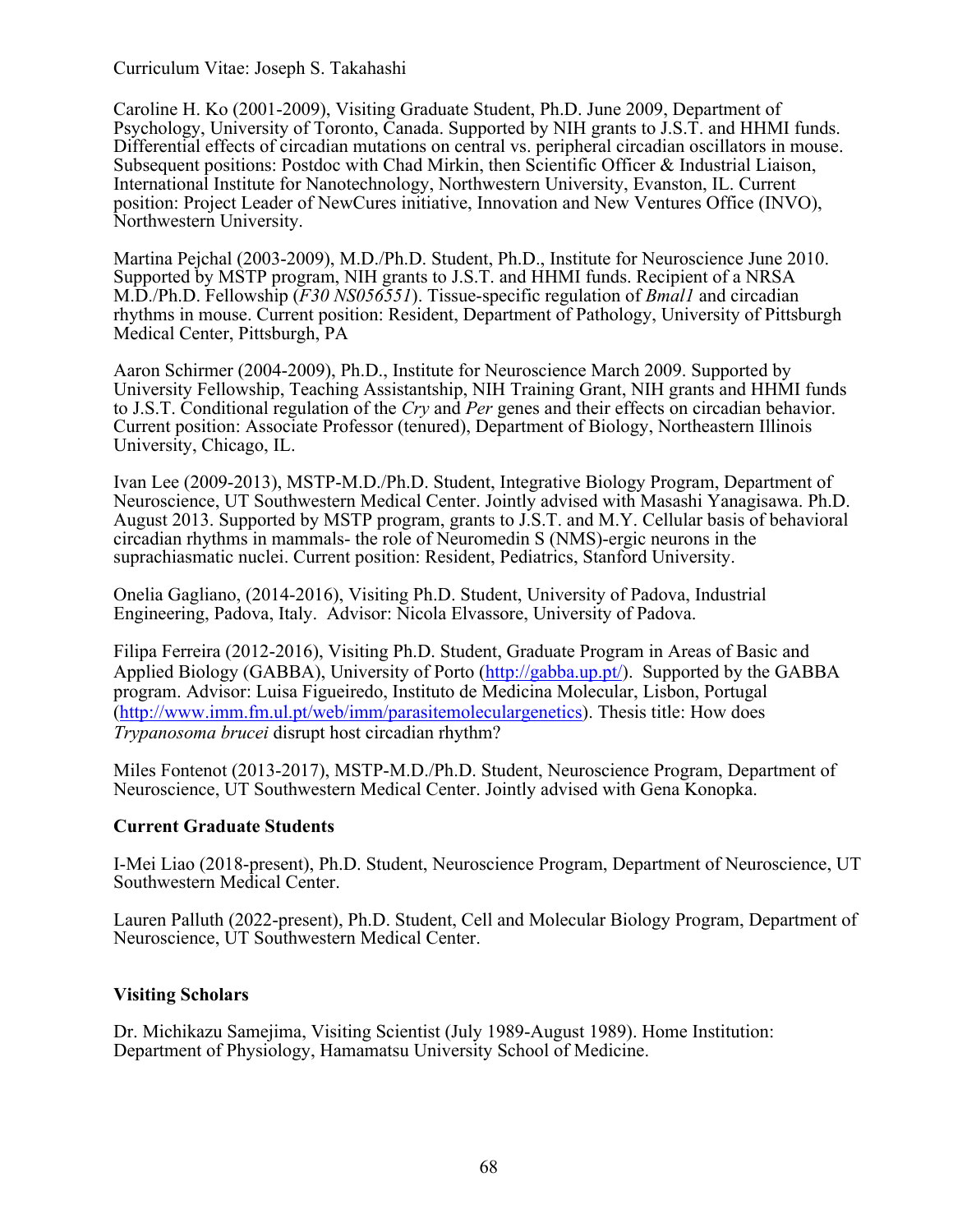Caroline H. Ko (2001-2009), Visiting Graduate Student, Ph.D. June 2009, Department of Psychology, University of Toronto, Canada. Supported by NIH grants to J.S.T. and HHMI funds. Differential effects of circadian mutations on central vs. peripheral circadian oscillators in mouse. Subsequent positions: Postdoc with Chad Mirkin, then Scientific Officer & Industrial Liaison, International Institute for Nanotechnology, Northwestern University, Evanston, IL. Current position: Project Leader of NewCures initiative, Innovation and New Ventures Office (INVO), Northwestern University.

Martina Pejchal (2003-2009), M.D./Ph.D. Student, Ph.D., Institute for Neuroscience June 2010. Supported by MSTP program, NIH grants to J.S.T. and HHMI funds. Recipient of a NRSA M.D./Ph.D. Fellowship (*F30 NS056551*). Tissue-specific regulation of *Bmal1* and circadian rhythms in mouse. Current position: Resident, Department of Pathology, University of Pittsburgh Medical Center, Pittsburgh, PA

Aaron Schirmer (2004-2009), Ph.D., Institute for Neuroscience March 2009. Supported by University Fellowship, Teaching Assistantship, NIH Training Grant, NIH grants and HHMI funds to J.S.T. Conditional regulation of the *Cry* and *Per* genes and their effects on circadian behavior. Current position: Associate Professor (tenured), Department of Biology, Northeastern Illinois University, Chicago, IL.

Ivan Lee (2009-2013), MSTP-M.D./Ph.D. Student, Integrative Biology Program, Department of Neuroscience, UT Southwestern Medical Center. Jointly advised with Masashi Yanagisawa. Ph.D. August 2013. Supported by MSTP program, grants to J.S.T. and M.Y. Cellular basis of behavioral circadian rhythms in mammals- the role of Neuromedin S (NMS)-ergic neurons in the suprachiasmatic nuclei. Current position: Resident, Pediatrics, Stanford University.

Onelia Gagliano, (2014-2016), Visiting Ph.D. Student, University of Padova, Industrial Engineering, Padova, Italy. Advisor: Nicola Elvassore, University of Padova.

Filipa Ferreira (2012-2016), Visiting Ph.D. Student, Graduate Program in Areas of Basic and Applied Biology (GABBA), University of Porto (http://gabba.up.pt/). Supported by the GABBA program. Advisor: Luisa Figueiredo, Instituto de Medicina Molecular, Lisbon, Portugal (http://www.imm.fm.ul.pt/web/imm/parasitemoleculargenetics). Thesis title: How does *Trypanosoma brucei* disrupt host circadian rhythm?

Miles Fontenot (2013-2017), MSTP-M.D./Ph.D. Student, Neuroscience Program, Department of Neuroscience, UT Southwestern Medical Center. Jointly advised with Gena Konopka.

**Current Graduate Students**

I-Mei Liao (2018-present), Ph.D. Student, Neuroscience Program, Department of Neuroscience, UT Southwestern Medical Center.

Lauren Palluth (2022-present), Ph.D. Student, Cell and Molecular Biology Program, Department of Neuroscience, UT Southwestern Medical Center.

**Visiting Scholars**

Dr. Michikazu Samejima, Visiting Scientist (July 1989-August 1989). Home Institution: Department of Physiology, Hamamatsu University School of Medicine.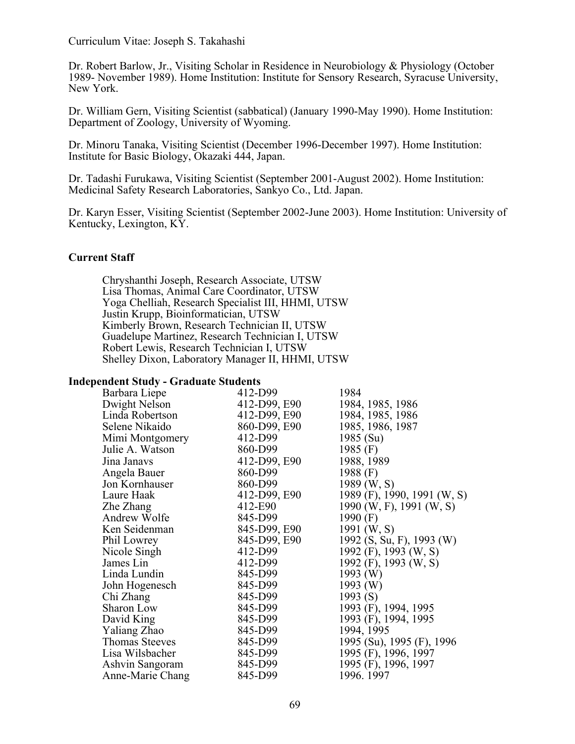Dr. Robert Barlow, Jr., Visiting Scholar in Residence in Neurobiology & Physiology (October 1989- November 1989). Home Institution: Institute for Sensory Research, Syracuse University, New York.

Dr. William Gern, Visiting Scientist (sabbatical) (January 1990-May 1990). Home Institution: Department of Zoology, University of Wyoming.

Dr. Minoru Tanaka, Visiting Scientist (December 1996-December 1997). Home Institution: Institute for Basic Biology, Okazaki 444, Japan.

Dr. Tadashi Furukawa, Visiting Scientist (September 2001-August 2002). Home Institution: Medicinal Safety Research Laboratories, Sankyo Co., Ltd. Japan.

Dr. Karyn Esser, Visiting Scientist (September 2002-June 2003). Home Institution: University of Kentucky, Lexington, KY.

**Current Staff**

Chryshanthi Joseph, Research Associate, UTSW
Lisa Thomas, Animal Care Coordinator, UTSW
Yoga Chelliah, Research Specialist III, HHMI, UTSW
Justin Krupp, Bioinformatician, UTSW
Kimberly Brown, Research Technician II, UTSW
Guadelupe Martinez, Research Technician I, UTSW
Robert Lewis, Research Technician I, UTSW
Shelley Dixon, Laboratory Manager II, HHMI, UTSW

**Independent Study - Graduate Students**

| | | |
|---|---|---|
| Barbara Liepe | 412-D99 | 1984 |
| Dwight Nelson | 412-D99, E90 | 1984, 1985, 1986 |
| Linda Robertson | 412-D99, E90 | 1984, 1985, 1986 |
| Selene Nikaido | 860-D99, E90 | 1985, 1986, 1987 |
| Mimi Montgomery | 412-D99 | 1985 (Su) |
| Julie A. Watson | 860-D99 | 1985 (F) |
| Jina Janavs | 412-D99, E90 | 1988, 1989 |
| Angela Bauer | 860-D99 | 1988 (F) |
| Jon Kornhauser | 860-D99 | 1989 (W, S) |
| Laure Haak | 412-D99, E90 | 1989 (F), 1990, 1991 (W, S) |
| Zhe Zhang | 412-E90 | 1990 (W, F), 1991 (W, S) |
| Andrew Wolfe | 845-D99 | 1990 (F) |
| Ken Seidenman | 845-D99, E90 | 1991 (W, S) |
| Phil Lowrey | 845-D99, E90 | 1992 (S, Su, F), 1993 (W) |
| Nicole Singh | 412-D99 | 1992 (F), 1993 (W, S) |
| James Lin | 412-D99 | 1992 (F), 1993 (W, S) |
| Linda Lundin | 845-D99 | 1993 (W) |
| John Hogenesch | 845-D99 | 1993 (W) |
| Chi Zhang | 845-D99 | 1993 (S) |
| Sharon Low | 845-D99 | 1993 (F), 1994, 1995 |
| David King | 845-D99 | 1993 (F), 1994, 1995 |
| Yaliang Zhao | 845-D99 | 1994, 1995 |
| Thomas Steeves | 845-D99 | 1995 (Su), 1995 (F), 1996 |
| Lisa Wilsbacher | 845-D99 | 1995 (F), 1996, 1997 |
| Ashvin Sangoram | 845-D99 | 1995 (F), 1996, 1997 |
| Anne-Marie Chang | 845-D99 | 1996. 1997 |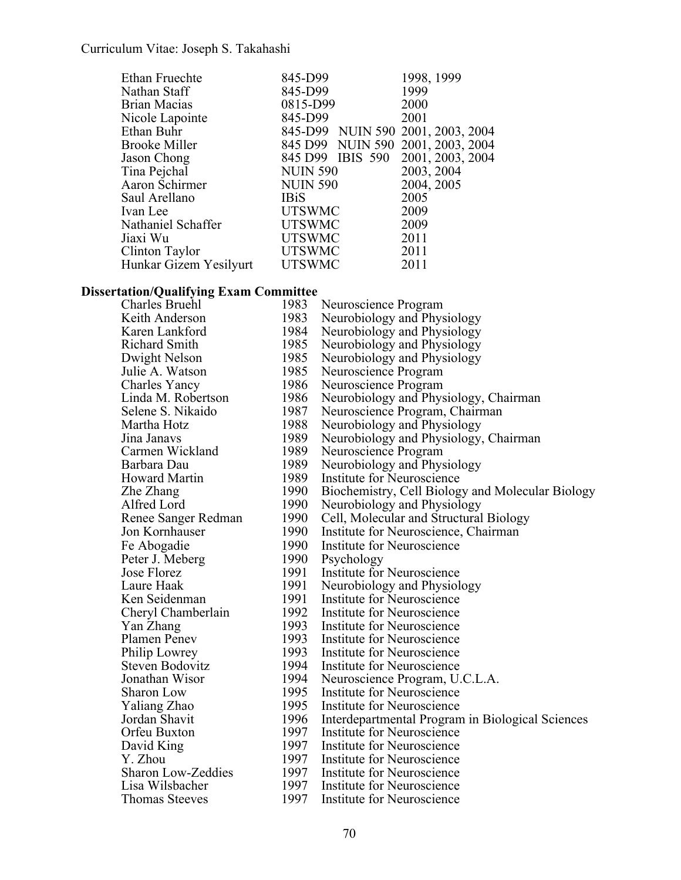| | | |
|---|---|---|
| Ethan Fruechte | 845-D99 | 1998, 1999 |
| Nathan Staff | 845-D99 | 1999 |
| Brian Macias | 0815-D99 | 2000 |
| Nicole Lapointe | 845-D99 | 2001 |
| Ethan Buhr | 845-D99 NUIN 590 | 2001, 2003, 2004 |
| Brooke Miller | 845 D99 NUIN 590 | 2001, 2003, 2004 |
| Jason Chong | 845 D99 IBIS 590 | 2001, 2003, 2004 |
| Tina Pejchal | NUIN 590 | 2003, 2004 |
| Aaron Schirmer | NUIN 590 | 2004, 2005 |
| Saul Arellano | IBiS | 2005 |
| Ivan Lee | UTSWMC | 2009 |
| Nathaniel Schaffer | UTSWMC | 2009 |
| Jiaxi Wu | UTSWMC | 2011 |
| Clinton Taylor | UTSWMC | 2011 |
| Hunkar Gizem Yesilyurt | UTSWMC | 2011 |

**Dissertation/Qualifying Exam Committee**

| | | |
|---|---|---|
| Charles Bruehl | 1983 | Neuroscience Program |
| Keith Anderson | 1983 | Neurobiology and Physiology |
| Karen Lankford | 1984 | Neurobiology and Physiology |
| Richard Smith | 1985 | Neurobiology and Physiology |
| Dwight Nelson | 1985 | Neurobiology and Physiology |
| Julie A. Watson | 1985 | Neuroscience Program |
| Charles Yancy | 1986 | Neuroscience Program |
| Linda M. Robertson | 1986 | Neurobiology and Physiology, Chairman |
| Selene S. Nikaido | 1987 | Neuroscience Program, Chairman |
| Martha Hotz | 1988 | Neurobiology and Physiology |
| Jina Janavs | 1989 | Neurobiology and Physiology, Chairman |
| Carmen Wickland | 1989 | Neuroscience Program |
| Barbara Dau | 1989 | Neurobiology and Physiology |
| Howard Martin | 1989 | Institute for Neuroscience |
| Zhe Zhang | 1990 | Biochemistry, Cell Biology and Molecular Biology |
| Alfred Lord | 1990 | Neurobiology and Physiology |
| Renee Sanger Redman | 1990 | Cell, Molecular and Structural Biology |
| Jon Kornhauser | 1990 | Institute for Neuroscience, Chairman |
| Fe Abogadie | 1990 | Institute for Neuroscience |
| Peter J. Meberg | 1990 | Psychology |
| Jose Florez | 1991 | Institute for Neuroscience |
| Laure Haak | 1991 | Neurobiology and Physiology |
| Ken Seidenman | 1991 | Institute for Neuroscience |
| Cheryl Chamberlain | 1992 | Institute for Neuroscience |
| Yan Zhang | 1993 | Institute for Neuroscience |
| Plamen Penev | 1993 | Institute for Neuroscience |
| Philip Lowrey | 1993 | Institute for Neuroscience |
| Steven Bodovitz | 1994 | Institute for Neuroscience |
| Jonathan Wisor | 1994 | Neuroscience Program, U.C.L.A. |
| Sharon Low | 1995 | Institute for Neuroscience |
| Yaliang Zhao | 1995 | Institute for Neuroscience |
| Jordan Shavit | 1996 | Interdepartmental Program in Biological Sciences |
| Orfeu Buxton | 1997 | Institute for Neuroscience |
| David King | 1997 | Institute for Neuroscience |
| Y. Zhou | 1997 | Institute for Neuroscience |
| Sharon Low-Zeddies | 1997 | Institute for Neuroscience |
| Lisa Wilsbacher | 1997 | Institute for Neuroscience |
| Thomas Steeves | 1997 | Institute for Neuroscience |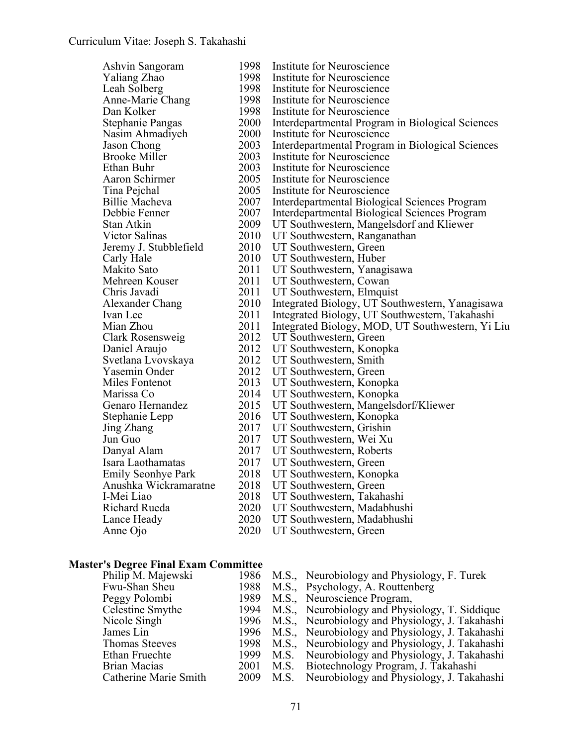| | | |
|---|---|---|
| Ashvin Sangoram | 1998 | Institute for Neuroscience |
| Yaliang Zhao | 1998 | Institute for Neuroscience |
| Leah Solberg | 1998 | Institute for Neuroscience |
| Anne-Marie Chang | 1998 | Institute for Neuroscience |
| Dan Kolker | 1998 | Institute for Neuroscience |
| Stephanie Pangas | 2000 | Interdepartmental Program in Biological Sciences |
| Nasim Ahmadiyeh | 2000 | Institute for Neuroscience |
| Jason Chong | 2003 | Interdepartmental Program in Biological Sciences |
| Brooke Miller | 2003 | Institute for Neuroscience |
| Ethan Buhr | 2003 | Institute for Neuroscience |
| Aaron Schirmer | 2005 | Institute for Neuroscience |
| Tina Pejchal | 2005 | Institute for Neuroscience |
| Billie Macheva | 2007 | Interdepartmental Biological Sciences Program |
| Debbie Fenner | 2007 | Interdepartmental Biological Sciences Program |
| Stan Atkin | 2009 | UT Southwestern, Mangelsdorf and Kliewer |
| Victor Salinas | 2010 | UT Southwestern, Ranganathan |
| Jeremy J. Stubblefield | 2010 | UT Southwestern, Green |
| Carly Hale | 2010 | UT Southwestern, Huber |
| Makito Sato | 2011 | UT Southwestern, Yanagisawa |
| Mehreen Kouser | 2011 | UT Southwestern, Cowan |
| Chris Javadi | 2011 | UT Southwestern, Elmquist |
| Alexander Chang | 2010 | Integrated Biology, UT Southwestern, Yanagisawa |
| Ivan Lee | 2011 | Integrated Biology, UT Southwestern, Takahashi |
| Mian Zhou | 2011 | Integrated Biology, MOD, UT Southwestern, Yi Liu |
| Clark Rosensweig | 2012 | UT Southwestern, Green |
| Daniel Araujo | 2012 | UT Southwestern, Konopka |
| Svetlana Lvovskaya | 2012 | UT Southwestern, Smith |
| Yasemin Onder | 2012 | UT Southwestern, Green |
| Miles Fontenot | 2013 | UT Southwestern, Konopka |
| Marissa Co | 2014 | UT Southwestern, Konopka |
| Genaro Hernandez | 2015 | UT Southwestern, Mangelsdorf/Kliewer |
| Stephanie Lepp | 2016 | UT Southwestern, Konopka |
| Jing Zhang | 2017 | UT Southwestern, Grishin |
| Jun Guo | 2017 | UT Southwestern, Wei Xu |
| Danyal Alam | 2017 | UT Southwestern, Roberts |
| Isara Laothamatas | 2017 | UT Southwestern, Green |
| Emily Seonhye Park | 2018 | UT Southwestern, Konopka |
| Anushka Wickramaratne | 2018 | UT Southwestern, Green |
| I-Mei Liao | 2018 | UT Southwestern, Takahashi |
| Richard Rueda | 2020 | UT Southwestern, Madabhushi |
| Lance Heady | 2020 | UT Southwestern, Madabhushi |
| Anne Ojo | 2020 | UT Southwestern, Green |

**Master's Degree Final Exam Committee**

| | | | |
|---|---|---|---|
| Philip M. Majewski | 1986 | M.S., | Neurobiology and Physiology, F. Turek |
| Fwu-Shan Sheu | 1988 | M.S., | Psychology, A. Routtenberg |
| Peggy Polombi | 1989 | M.S., | Neuroscience Program, |
| Celestine Smythe | 1994 | M.S., | Neurobiology and Physiology, T. Siddique |
| Nicole Singh | 1996 | M.S., | Neurobiology and Physiology, J. Takahashi |
| James Lin | 1996 | M.S., | Neurobiology and Physiology, J. Takahashi |
| Thomas Steeves | 1998 | M.S., | Neurobiology and Physiology, J. Takahashi |
| Ethan Fruechte | 1999 | M.S. | Neurobiology and Physiology, J. Takahashi |
| Brian Macias | 2001 | M.S. | Biotechnology Program, J. Takahashi |
| Catherine Marie Smith | 2009 | M.S. | Neurobiology and Physiology, J. Takahashi |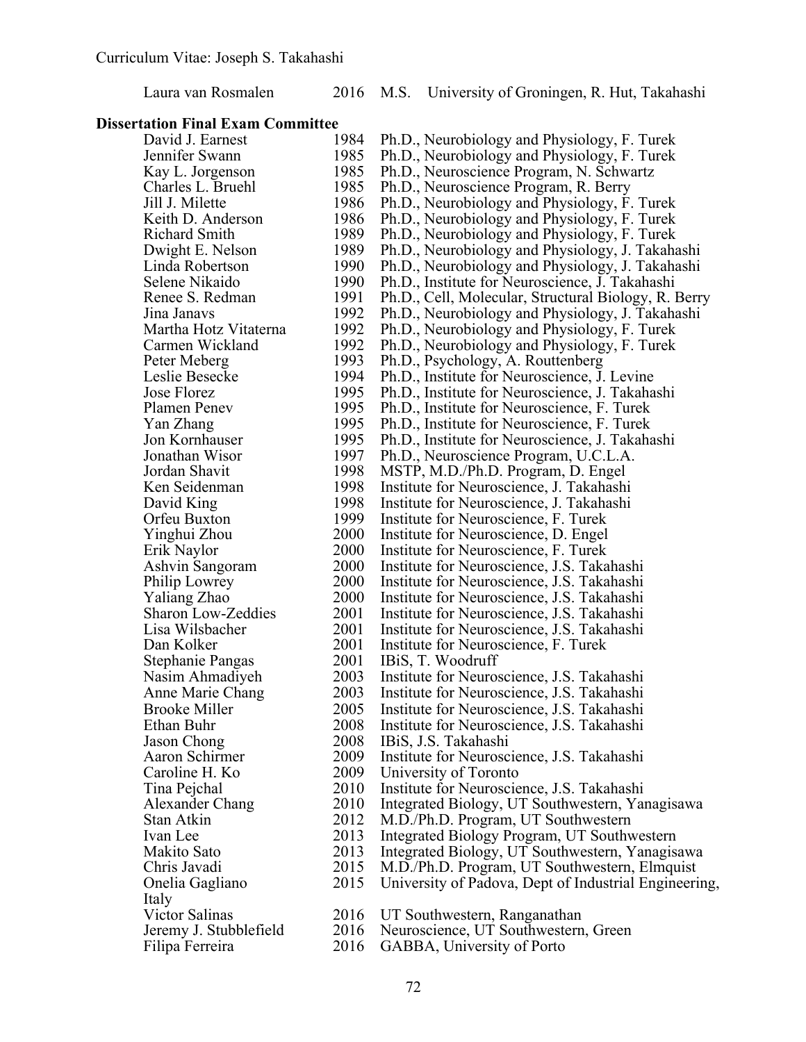| Laura van Rosmalen | 2016 | M.S. University of Groningen, R. Hut, Takahashi |
|---|---|---|

**Dissertation Final Exam Committee**

| | | |
|---|---|---|
| David J. Earnest | 1984 | Ph.D., Neurobiology and Physiology, F. Turek |
| Jennifer Swann | 1985 | Ph.D., Neurobiology and Physiology, F. Turek |
| Kay L. Jorgenson | 1985 | Ph.D., Neuroscience Program, N. Schwartz |
| Charles L. Bruehl | 1985 | Ph.D., Neuroscience Program, R. Berry |
| Jill J. Milette | 1986 | Ph.D., Neurobiology and Physiology, F. Turek |
| Keith D. Anderson | 1986 | Ph.D., Neurobiology and Physiology, F. Turek |
| Richard Smith | 1989 | Ph.D., Neurobiology and Physiology, F. Turek |
| Dwight E. Nelson | 1989 | Ph.D., Neurobiology and Physiology, J. Takahashi |
| Linda Robertson | 1990 | Ph.D., Neurobiology and Physiology, J. Takahashi |
| Selene Nikaido | 1990 | Ph.D., Institute for Neuroscience, J. Takahashi |
| Renee S. Redman | 1991 | Ph.D., Cell, Molecular, Structural Biology, R. Berry |
| Jina Janavs | 1992 | Ph.D., Neurobiology and Physiology, J. Takahashi |
| Martha Hotz Vitaterna | 1992 | Ph.D., Neurobiology and Physiology, F. Turek |
| Carmen Wickland | 1992 | Ph.D., Neurobiology and Physiology, F. Turek |
| Peter Meberg | 1993 | Ph.D., Psychology, A. Routtenberg |
| Leslie Besecke | 1994 | Ph.D., Institute for Neuroscience, J. Levine |
| Jose Florez | 1995 | Ph.D., Institute for Neuroscience, J. Takahashi |
| Plamen Penev | 1995 | Ph.D., Institute for Neuroscience, F. Turek |
| Yan Zhang | 1995 | Ph.D., Institute for Neuroscience, F. Turek |
| Jon Kornhauser | 1995 | Ph.D., Institute for Neuroscience, J. Takahashi |
| Jonathan Wisor | 1997 | Ph.D., Neuroscience Program, U.C.L.A. |
| Jordan Shavit | 1998 | MSTP, M.D./Ph.D. Program, D. Engel |
| Ken Seidenman | 1998 | Institute for Neuroscience, J. Takahashi |
| David King | 1998 | Institute for Neuroscience, J. Takahashi |
| Orfeu Buxton | 1999 | Institute for Neuroscience, F. Turek |
| Yinghui Zhou | 2000 | Institute for Neuroscience, D. Engel |
| Erik Naylor | 2000 | Institute for Neuroscience, F. Turek |
| Ashvin Sangoram | 2000 | Institute for Neuroscience, J.S. Takahashi |
| Philip Lowrey | 2000 | Institute for Neuroscience, J.S. Takahashi |
| Yaliang Zhao | 2000 | Institute for Neuroscience, J.S. Takahashi |
| Sharon Low-Zeddies | 2001 | Institute for Neuroscience, J.S. Takahashi |
| Lisa Wilsbacher | 2001 | Institute for Neuroscience, J.S. Takahashi |
| Dan Kolker | 2001 | Institute for Neuroscience, F. Turek |
| Stephanie Pangas | 2001 | IBiS, T. Woodruff |
| Nasim Ahmadiyeh | 2003 | Institute for Neuroscience, J.S. Takahashi |
| Anne Marie Chang | 2003 | Institute for Neuroscience, J.S. Takahashi |
| Brooke Miller | 2005 | Institute for Neuroscience, J.S. Takahashi |
| Ethan Buhr | 2008 | Institute for Neuroscience, J.S. Takahashi |
| Jason Chong | 2008 | IBiS, J.S. Takahashi |
| Aaron Schirmer | 2009 | Institute for Neuroscience, J.S. Takahashi |
| Caroline H. Ko | 2009 | University of Toronto |
| Tina Pejchal | 2010 | Institute for Neuroscience, J.S. Takahashi |
| Alexander Chang | 2010 | Integrated Biology, UT Southwestern, Yanagisawa |
| Stan Atkin | 2012 | M.D./Ph.D. Program, UT Southwestern |
| Ivan Lee | 2013 | Integrated Biology Program, UT Southwestern |
| Makito Sato | 2013 | Integrated Biology, UT Southwestern, Yanagisawa |
| Chris Javadi | 2015 | M.D./Ph.D. Program, UT Southwestern, Elmquist |
| Onelia Gagliano | 2015 | University of Padova, Dept of Industrial Engineering, Italy |
| Victor Salinas | 2016 | UT Southwestern, Ranganathan |
| Jeremy J. Stubblefield | 2016 | Neuroscience, UT Southwestern, Green |
| Filipa Ferreira | 2016 | GABBA, University of Porto |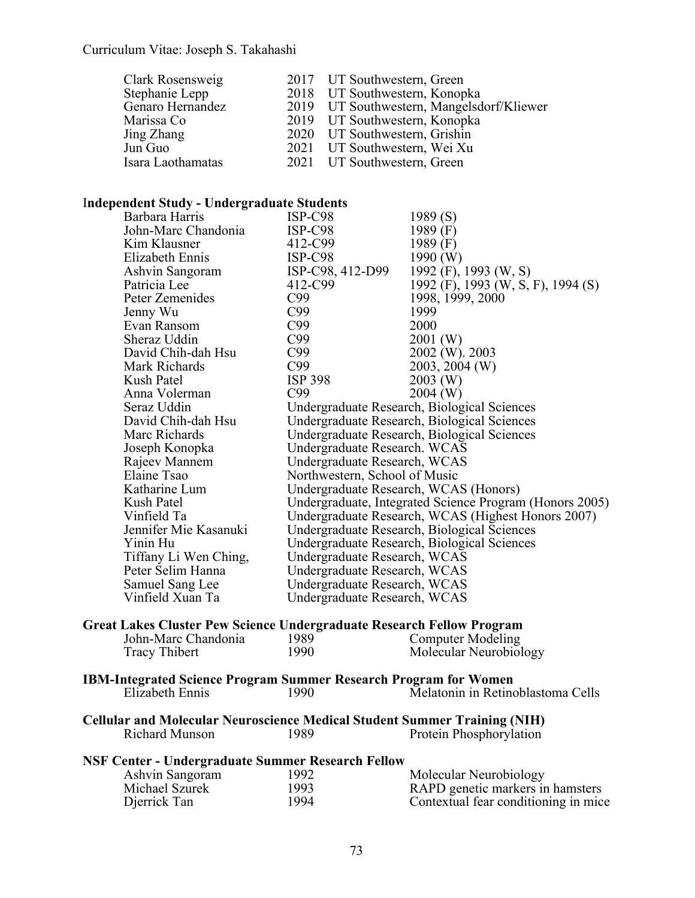| | | |
|---|---|---|
| Clark Rosensweig | 2017 | UT Southwestern, Green |
| Stephanie Lepp | 2018 | UT Southwestern, Konopka |
| Genaro Hernandez | 2019 | UT Southwestern, Mangelsdorf/Kliewer |
| Marissa Co | 2019 | UT Southwestern, Konopka |
| Jing Zhang | 2020 | UT Southwestern, Grishin |
| Jun Guo | 2021 | UT Southwestern, Wei Xu |
| Isara Laothamatas | 2021 | UT Southwestern, Green |

**Independent Study - Undergraduate Students**

| | | |
|---|---|---|
| Barbara Harris | ISP-C98 | 1989 (S) |
| John-Marc Chandonia | ISP-C98 | 1989 (F) |
| Kim Klausner | 412-C99 | 1989 (F) |
| Elizabeth Ennis | ISP-C98 | 1990 (W) |
| Ashvin Sangoram | ISP-C98, 412-D99 | 1992 (F), 1993 (W, S) |
| Patricia Lee | 412-C99 | 1992 (F), 1993 (W, S, F), 1994 (S) |
| Peter Zemenides | C99 | 1998, 1999, 2000 |
| Jenny Wu | C99 | 1999 |
| Evan Ransom | C99 | 2000 |
| Sheraz Uddin | C99 | 2001 (W) |
| David Chih-dah Hsu | C99 | 2002 (W). 2003 |
| Mark Richards | C99 | 2003, 2004 (W) |
| Kush Patel | ISP 398 | 2003 (W) |
| Anna Volerman | C99 | 2004 (W) |
| Seraz Uddin | Undergraduate Research, Biological Sciences | |
| David Chih-dah Hsu | Undergraduate Research, Biological Sciences | |
| Marc Richards | Undergraduate Research, Biological Sciences | |
| Joseph Konopka | Undergraduate Research. WCAS | |
| Rajeev Mannem | Undergraduate Research, WCAS | |
| Elaine Tsao | Northwestern, School of Music | |
| Katharine Lum | Undergraduate Research, WCAS (Honors) | |
| Kush Patel | Undergraduate, Integrated Science Program (Honors 2005) | |
| Vinfield Ta | Undergraduate Research, WCAS (Highest Honors 2007) | |
| Jennifer Mie Kasanuki | Undergraduate Research, Biological Sciences | |
| Yinin Hu | Undergraduate Research, Biological Sciences | |
| Tiffany Li Wen Ching, | Undergraduate Research, WCAS | |
| Peter Selim Hanna | Undergraduate Research, WCAS | |
| Samuel Sang Lee | Undergraduate Research, WCAS | |
| Vinfield Xuan Ta | Undergraduate Research, WCAS | |

**Great Lakes Cluster Pew Science Undergraduate Research Fellow Program**

| | | |
|---|---|---|
| John-Marc Chandonia | 1989 | Computer Modeling |
| Tracy Thibert | 1990 | Molecular Neurobiology |

**IBM-Integrated Science Program Summer Research Program for Women**

| | | |
|---|---|---|
| Elizabeth Ennis | 1990 | Melatonin in Retinoblastoma Cells |

**Cellular and Molecular Neuroscience Medical Student Summer Training (NIH)**

| | | |
|---|---|---|
| Richard Munson | 1989 | Protein Phosphorylation |

**NSF Center - Undergraduate Summer Research Fellow**

| | | |
|---|---|---|
| Ashvin Sangoram | 1992 | Molecular Neurobiology |
| Michael Szurek | 1993 | RAPD genetic markers in hamsters |
| Djerrick Tan | 1994 | Contextual fear conditioning in mice |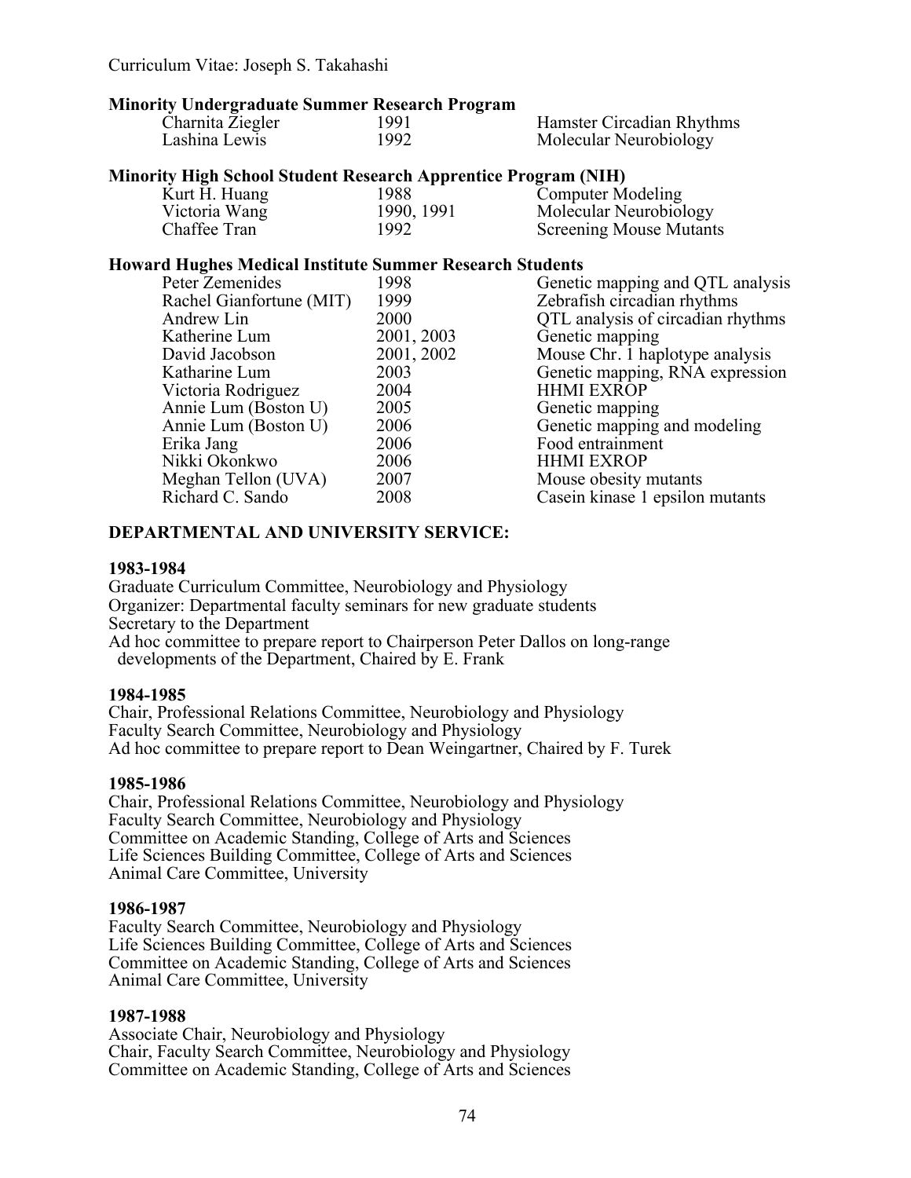**Minority Undergraduate Summer Research Program**

| | | |
|---|---|---|
| Charnita Ziegler | 1991 | Hamster Circadian Rhythms |
| Lashina Lewis | 1992 | Molecular Neurobiology |

**Minority High School Student Research Apprentice Program (NIH)**

| | | |
|---|---|---|
| Kurt H. Huang | 1988 | Computer Modeling |
| Victoria Wang | 1990, 1991 | Molecular Neurobiology |
| Chaffee Tran | 1992 | Screening Mouse Mutants |

**Howard Hughes Medical Institute Summer Research Students**

| | | |
|---|---|---|
| Peter Zemenides | 1998 | Genetic mapping and QTL analysis |
| Rachel Gianfortune (MIT) | 1999 | Zebrafish circadian rhythms |
| Andrew Lin | 2000 | QTL analysis of circadian rhythms |
| Katherine Lum | 2001, 2003 | Genetic mapping |
| David Jacobson | 2001, 2002 | Mouse Chr. 1 haplotype analysis |
| Katharine Lum | 2003 | Genetic mapping, RNA expression |
| Victoria Rodriguez | 2004 | HHMI EXROP |
| Annie Lum (Boston U) | 2005 | Genetic mapping |
| Annie Lum (Boston U) | 2006 | Genetic mapping and modeling |
| Erika Jang | 2006 | Food entrainment |
| Nikki Okonkwo | 2006 | HHMI EXROP |
| Meghan Tellon (UVA) | 2007 | Mouse obesity mutants |
| Richard C. Sando | 2008 | Casein kinase 1 epsilon mutants |

## DEPARTMENTAL AND UNIVERSITY SERVICE:

**1983-1984**

Graduate Curriculum Committee, Neurobiology and Physiology
Organizer: Departmental faculty seminars for new graduate students
Secretary to the Department
Ad hoc committee to prepare report to Chairperson Peter Dallos on long-range developments of the Department, Chaired by E. Frank

**1984-1985**

Chair, Professional Relations Committee, Neurobiology and Physiology
Faculty Search Committee, Neurobiology and Physiology
Ad hoc committee to prepare report to Dean Weingartner, Chaired by F. Turek

**1985-1986**

Chair, Professional Relations Committee, Neurobiology and Physiology
Faculty Search Committee, Neurobiology and Physiology
Committee on Academic Standing, College of Arts and Sciences
Life Sciences Building Committee, College of Arts and Sciences
Animal Care Committee, University

**1986-1987**

Faculty Search Committee, Neurobiology and Physiology
Life Sciences Building Committee, College of Arts and Sciences
Committee on Academic Standing, College of Arts and Sciences
Animal Care Committee, University

**1987-1988**

Associate Chair, Neurobiology and Physiology
Chair, Faculty Search Committee, Neurobiology and Physiology
Committee on Academic Standing, College of Arts and Sciences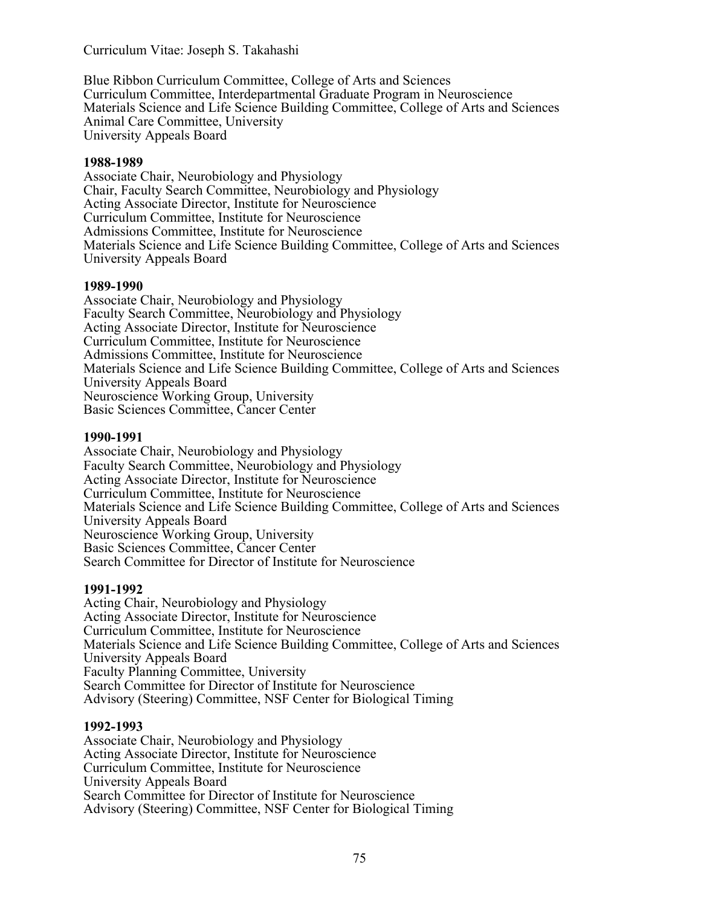Blue Ribbon Curriculum Committee, College of Arts and Sciences
Curriculum Committee, Interdepartmental Graduate Program in Neuroscience
Materials Science and Life Science Building Committee, College of Arts and Sciences
Animal Care Committee, University
University Appeals Board

**1988-1989**
Associate Chair, Neurobiology and Physiology
Chair, Faculty Search Committee, Neurobiology and Physiology
Acting Associate Director, Institute for Neuroscience
Curriculum Committee, Institute for Neuroscience
Admissions Committee, Institute for Neuroscience
Materials Science and Life Science Building Committee, College of Arts and Sciences
University Appeals Board

**1989-1990**
Associate Chair, Neurobiology and Physiology
Faculty Search Committee, Neurobiology and Physiology
Acting Associate Director, Institute for Neuroscience
Curriculum Committee, Institute for Neuroscience
Admissions Committee, Institute for Neuroscience
Materials Science and Life Science Building Committee, College of Arts and Sciences
University Appeals Board
Neuroscience Working Group, University
Basic Sciences Committee, Cancer Center

**1990-1991**
Associate Chair, Neurobiology and Physiology
Faculty Search Committee, Neurobiology and Physiology
Acting Associate Director, Institute for Neuroscience
Curriculum Committee, Institute for Neuroscience
Materials Science and Life Science Building Committee, College of Arts and Sciences
University Appeals Board
Neuroscience Working Group, University
Basic Sciences Committee, Cancer Center
Search Committee for Director of Institute for Neuroscience

**1991-1992**
Acting Chair, Neurobiology and Physiology
Acting Associate Director, Institute for Neuroscience
Curriculum Committee, Institute for Neuroscience
Materials Science and Life Science Building Committee, College of Arts and Sciences
University Appeals Board
Faculty Planning Committee, University
Search Committee for Director of Institute for Neuroscience
Advisory (Steering) Committee, NSF Center for Biological Timing

**1992-1993**
Associate Chair, Neurobiology and Physiology
Acting Associate Director, Institute for Neuroscience
Curriculum Committee, Institute for Neuroscience
University Appeals Board
Search Committee for Director of Institute for Neuroscience
Advisory (Steering) Committee, NSF Center for Biological Timing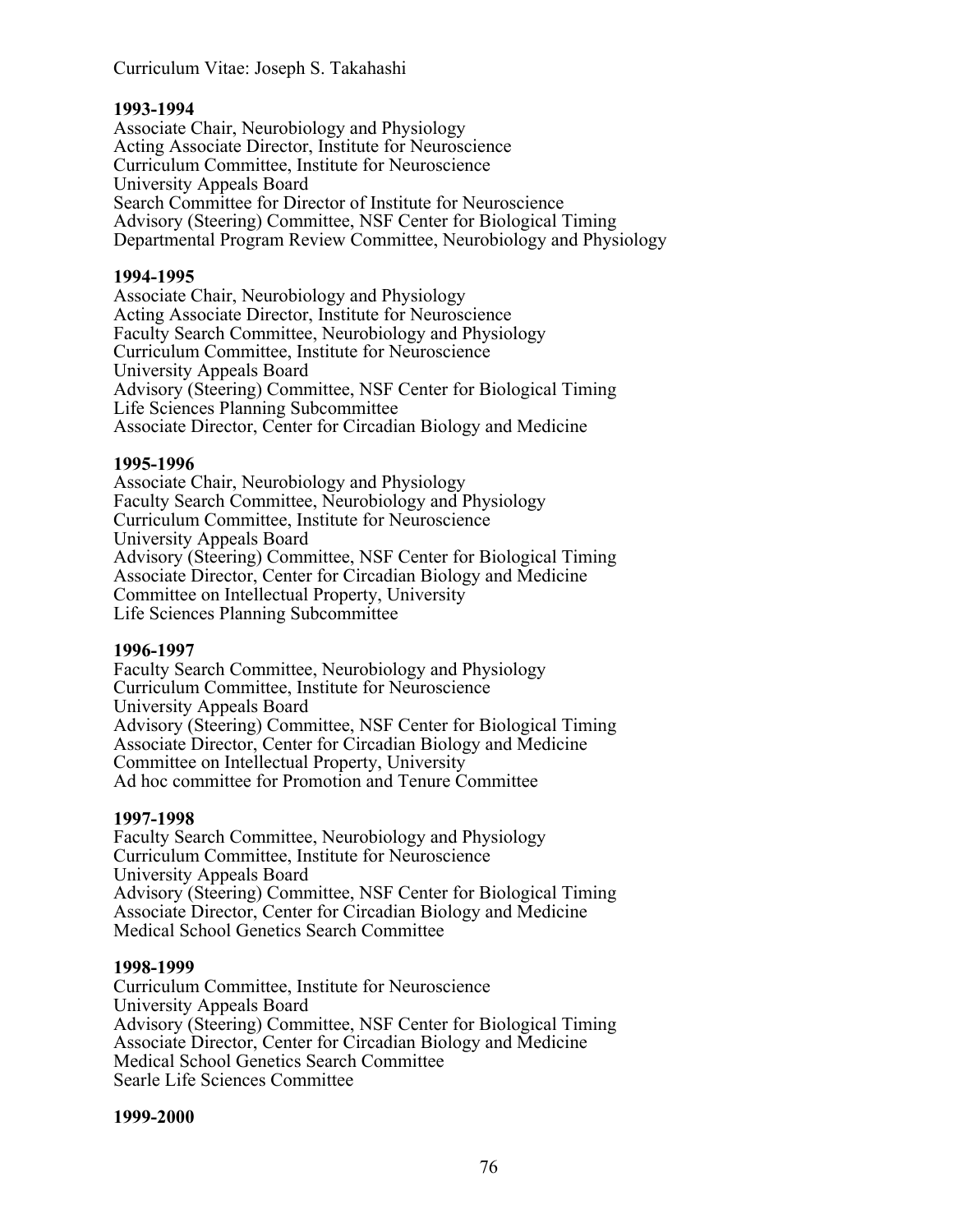**1993-1994**

Associate Chair, Neurobiology and Physiology
Acting Associate Director, Institute for Neuroscience
Curriculum Committee, Institute for Neuroscience
University Appeals Board
Search Committee for Director of Institute for Neuroscience
Advisory (Steering) Committee, NSF Center for Biological Timing
Departmental Program Review Committee, Neurobiology and Physiology

**1994-1995**

Associate Chair, Neurobiology and Physiology
Acting Associate Director, Institute for Neuroscience
Faculty Search Committee, Neurobiology and Physiology
Curriculum Committee, Institute for Neuroscience
University Appeals Board
Advisory (Steering) Committee, NSF Center for Biological Timing
Life Sciences Planning Subcommittee
Associate Director, Center for Circadian Biology and Medicine

**1995-1996**

Associate Chair, Neurobiology and Physiology
Faculty Search Committee, Neurobiology and Physiology
Curriculum Committee, Institute for Neuroscience
University Appeals Board
Advisory (Steering) Committee, NSF Center for Biological Timing
Associate Director, Center for Circadian Biology and Medicine
Committee on Intellectual Property, University
Life Sciences Planning Subcommittee

**1996-1997**

Faculty Search Committee, Neurobiology and Physiology
Curriculum Committee, Institute for Neuroscience
University Appeals Board
Advisory (Steering) Committee, NSF Center for Biological Timing
Associate Director, Center for Circadian Biology and Medicine
Committee on Intellectual Property, University
Ad hoc committee for Promotion and Tenure Committee

**1997-1998**

Faculty Search Committee, Neurobiology and Physiology
Curriculum Committee, Institute for Neuroscience
University Appeals Board
Advisory (Steering) Committee, NSF Center for Biological Timing
Associate Director, Center for Circadian Biology and Medicine
Medical School Genetics Search Committee

**1998-1999**

Curriculum Committee, Institute for Neuroscience
University Appeals Board
Advisory (Steering) Committee, NSF Center for Biological Timing
Associate Director, Center for Circadian Biology and Medicine
Medical School Genetics Search Committee
Searle Life Sciences Committee

**1999-2000**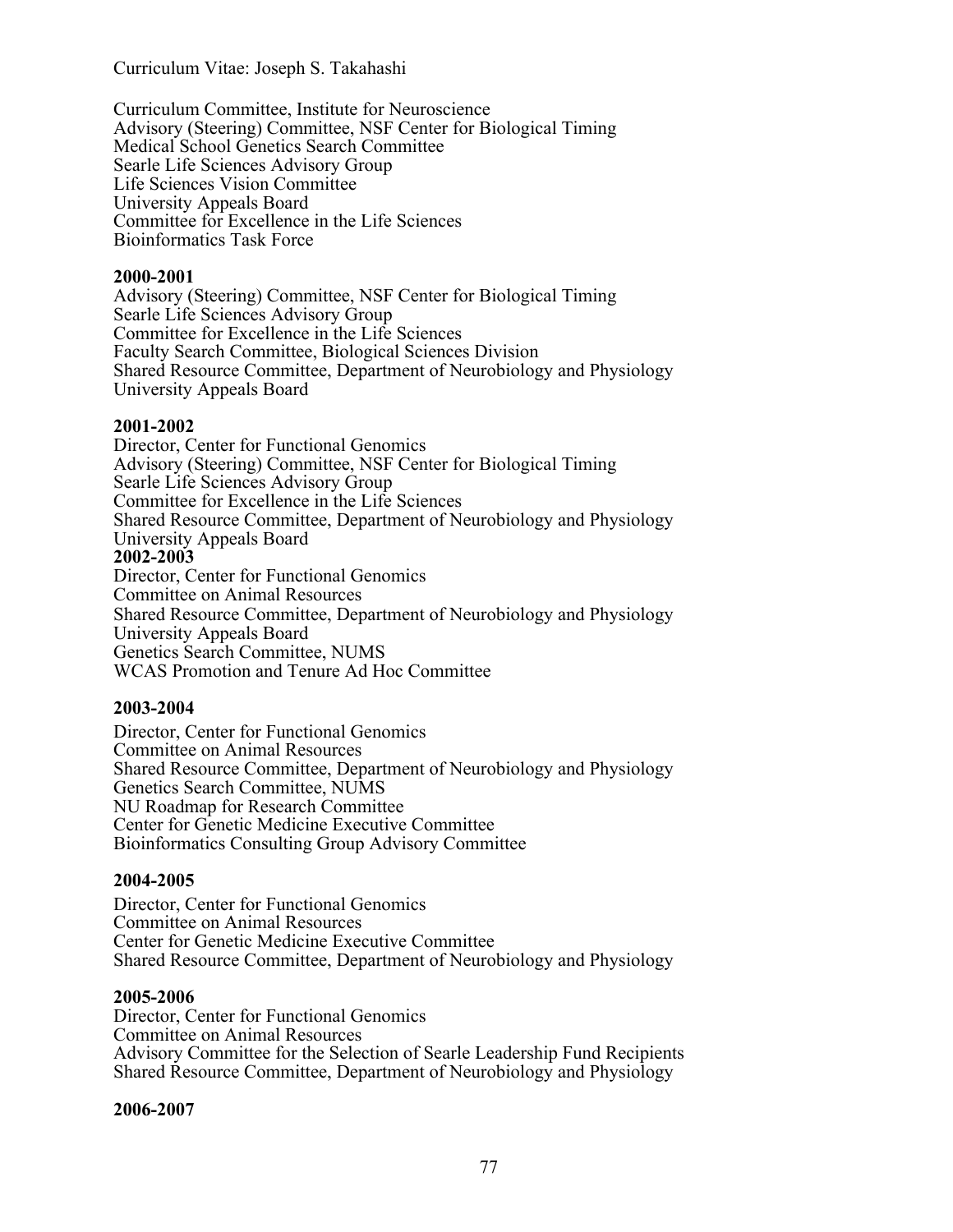Curriculum Committee, Institute for Neuroscience
Advisory (Steering) Committee, NSF Center for Biological Timing
Medical School Genetics Search Committee
Searle Life Sciences Advisory Group
Life Sciences Vision Committee
University Appeals Board
Committee for Excellence in the Life Sciences
Bioinformatics Task Force

**2000-2001**

Advisory (Steering) Committee, NSF Center for Biological Timing
Searle Life Sciences Advisory Group
Committee for Excellence in the Life Sciences
Faculty Search Committee, Biological Sciences Division
Shared Resource Committee, Department of Neurobiology and Physiology
University Appeals Board

**2001-2002**

Director, Center for Functional Genomics
Advisory (Steering) Committee, NSF Center for Biological Timing
Searle Life Sciences Advisory Group
Committee for Excellence in the Life Sciences
Shared Resource Committee, Department of Neurobiology and Physiology
University Appeals Board

**2002-2003**

Director, Center for Functional Genomics
Committee on Animal Resources
Shared Resource Committee, Department of Neurobiology and Physiology
University Appeals Board
Genetics Search Committee, NUMS
WCAS Promotion and Tenure Ad Hoc Committee

**2003-2004**

Director, Center for Functional Genomics
Committee on Animal Resources
Shared Resource Committee, Department of Neurobiology and Physiology
Genetics Search Committee, NUMS
NU Roadmap for Research Committee
Center for Genetic Medicine Executive Committee
Bioinformatics Consulting Group Advisory Committee

**2004-2005**

Director, Center for Functional Genomics
Committee on Animal Resources
Center for Genetic Medicine Executive Committee
Shared Resource Committee, Department of Neurobiology and Physiology

**2005-2006**

Director, Center for Functional Genomics
Committee on Animal Resources
Advisory Committee for the Selection of Searle Leadership Fund Recipients
Shared Resource Committee, Department of Neurobiology and Physiology

**2006-2007**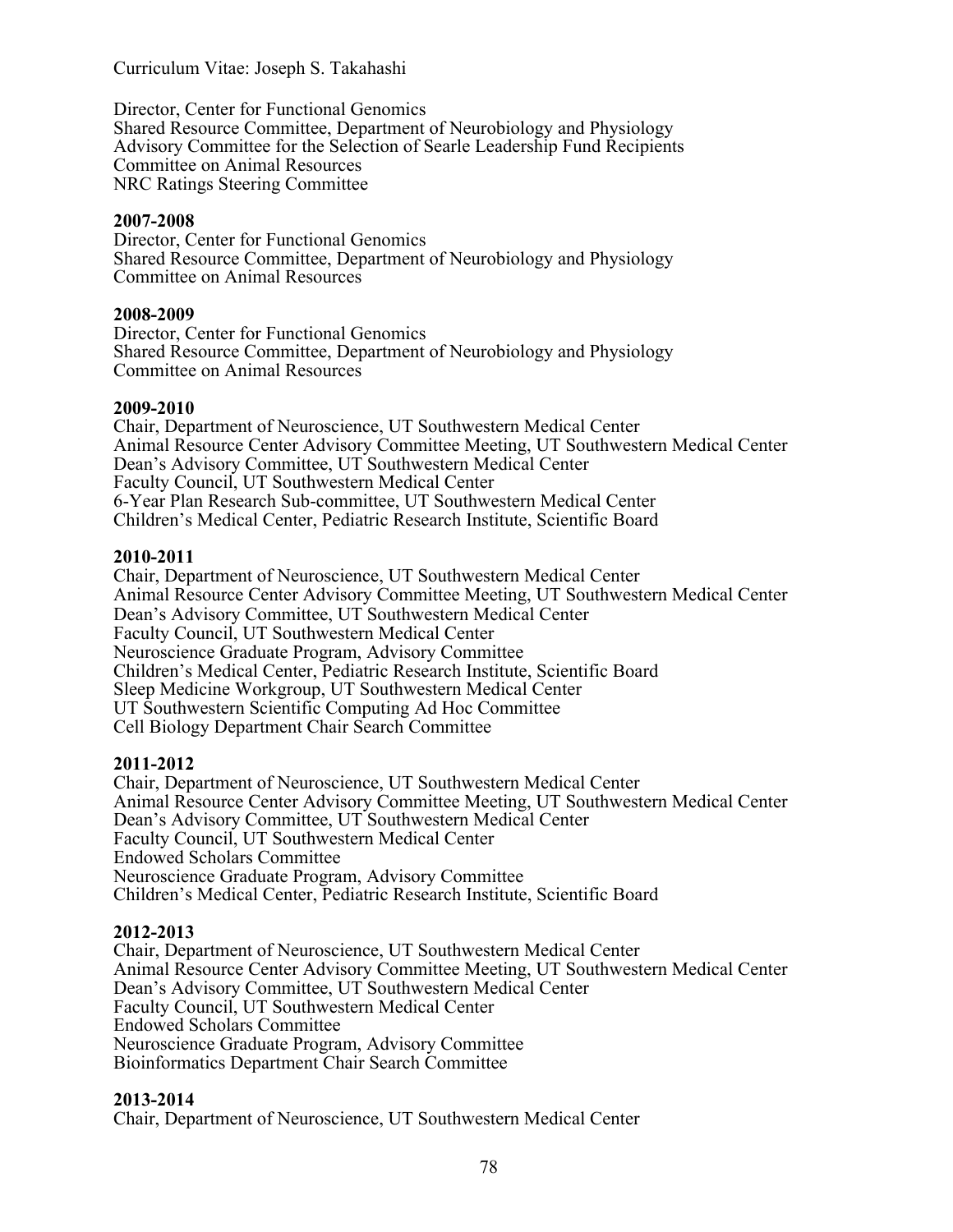Director, Center for Functional Genomics
Shared Resource Committee, Department of Neurobiology and Physiology
Advisory Committee for the Selection of Searle Leadership Fund Recipients
Committee on Animal Resources
NRC Ratings Steering Committee

**2007-2008**
Director, Center for Functional Genomics
Shared Resource Committee, Department of Neurobiology and Physiology
Committee on Animal Resources

**2008-2009**
Director, Center for Functional Genomics
Shared Resource Committee, Department of Neurobiology and Physiology
Committee on Animal Resources

**2009-2010**
Chair, Department of Neuroscience, UT Southwestern Medical Center
Animal Resource Center Advisory Committee Meeting, UT Southwestern Medical Center
Dean's Advisory Committee, UT Southwestern Medical Center
Faculty Council, UT Southwestern Medical Center
6-Year Plan Research Sub-committee, UT Southwestern Medical Center
Children's Medical Center, Pediatric Research Institute, Scientific Board

**2010-2011**
Chair, Department of Neuroscience, UT Southwestern Medical Center
Animal Resource Center Advisory Committee Meeting, UT Southwestern Medical Center
Dean's Advisory Committee, UT Southwestern Medical Center
Faculty Council, UT Southwestern Medical Center
Neuroscience Graduate Program, Advisory Committee
Children's Medical Center, Pediatric Research Institute, Scientific Board
Sleep Medicine Workgroup, UT Southwestern Medical Center
UT Southwestern Scientific Computing Ad Hoc Committee
Cell Biology Department Chair Search Committee

**2011-2012**
Chair, Department of Neuroscience, UT Southwestern Medical Center
Animal Resource Center Advisory Committee Meeting, UT Southwestern Medical Center
Dean's Advisory Committee, UT Southwestern Medical Center
Faculty Council, UT Southwestern Medical Center
Endowed Scholars Committee
Neuroscience Graduate Program, Advisory Committee
Children's Medical Center, Pediatric Research Institute, Scientific Board

**2012-2013**
Chair, Department of Neuroscience, UT Southwestern Medical Center
Animal Resource Center Advisory Committee Meeting, UT Southwestern Medical Center
Dean's Advisory Committee, UT Southwestern Medical Center
Faculty Council, UT Southwestern Medical Center
Endowed Scholars Committee
Neuroscience Graduate Program, Advisory Committee
Bioinformatics Department Chair Search Committee

**2013-2014**
Chair, Department of Neuroscience, UT Southwestern Medical Center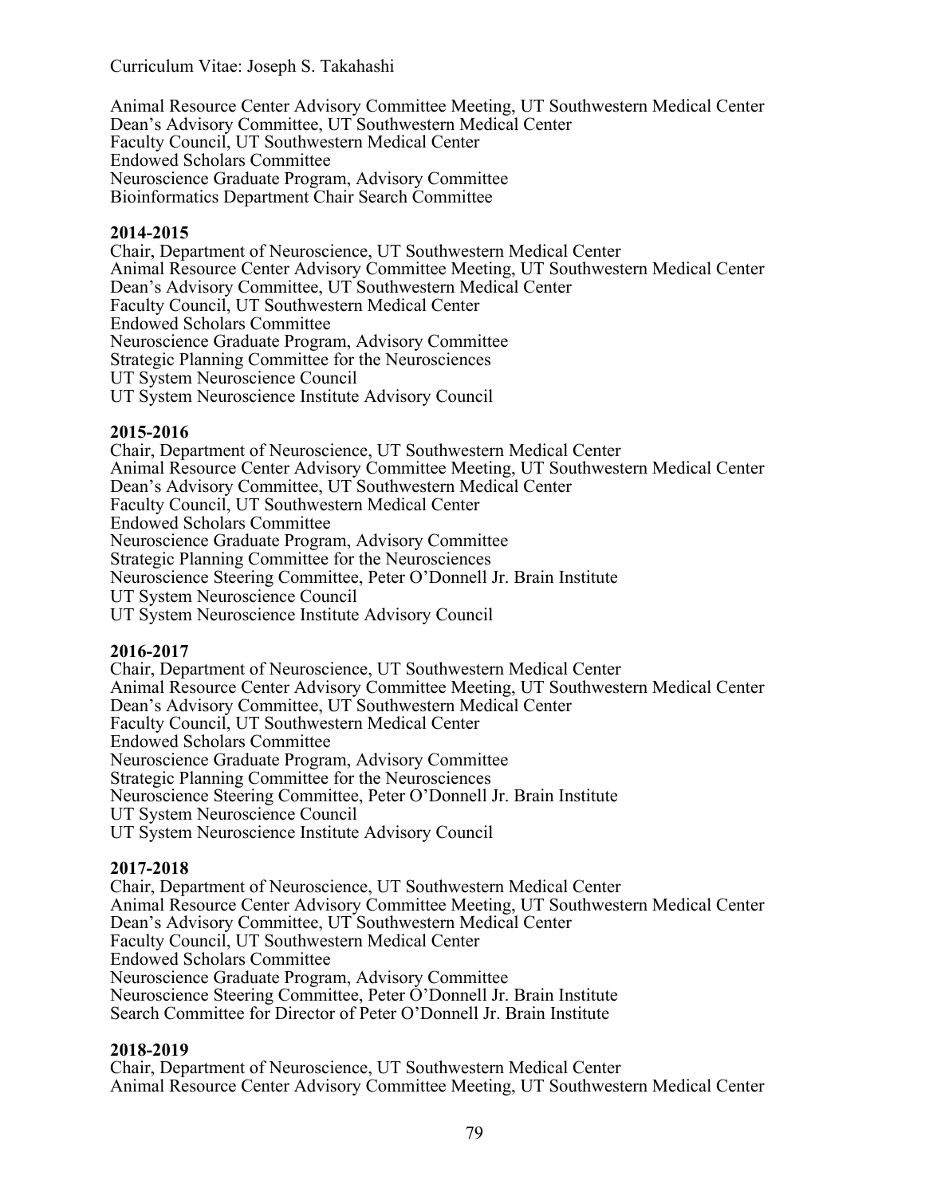Animal Resource Center Advisory Committee Meeting, UT Southwestern Medical Center
Dean's Advisory Committee, UT Southwestern Medical Center
Faculty Council, UT Southwestern Medical Center
Endowed Scholars Committee
Neuroscience Graduate Program, Advisory Committee
Bioinformatics Department Chair Search Committee

**2014-2015**

Chair, Department of Neuroscience, UT Southwestern Medical Center
Animal Resource Center Advisory Committee Meeting, UT Southwestern Medical Center
Dean's Advisory Committee, UT Southwestern Medical Center
Faculty Council, UT Southwestern Medical Center
Endowed Scholars Committee
Neuroscience Graduate Program, Advisory Committee
Strategic Planning Committee for the Neurosciences
UT System Neuroscience Council
UT System Neuroscience Institute Advisory Council

**2015-2016**

Chair, Department of Neuroscience, UT Southwestern Medical Center
Animal Resource Center Advisory Committee Meeting, UT Southwestern Medical Center
Dean's Advisory Committee, UT Southwestern Medical Center
Faculty Council, UT Southwestern Medical Center
Endowed Scholars Committee
Neuroscience Graduate Program, Advisory Committee
Strategic Planning Committee for the Neurosciences
Neuroscience Steering Committee, Peter O'Donnell Jr. Brain Institute
UT System Neuroscience Council
UT System Neuroscience Institute Advisory Council

**2016-2017**

Chair, Department of Neuroscience, UT Southwestern Medical Center
Animal Resource Center Advisory Committee Meeting, UT Southwestern Medical Center
Dean's Advisory Committee, UT Southwestern Medical Center
Faculty Council, UT Southwestern Medical Center
Endowed Scholars Committee
Neuroscience Graduate Program, Advisory Committee
Strategic Planning Committee for the Neurosciences
Neuroscience Steering Committee, Peter O'Donnell Jr. Brain Institute
UT System Neuroscience Council
UT System Neuroscience Institute Advisory Council

**2017-2018**

Chair, Department of Neuroscience, UT Southwestern Medical Center
Animal Resource Center Advisory Committee Meeting, UT Southwestern Medical Center
Dean's Advisory Committee, UT Southwestern Medical Center
Faculty Council, UT Southwestern Medical Center
Endowed Scholars Committee
Neuroscience Graduate Program, Advisory Committee
Neuroscience Steering Committee, Peter O'Donnell Jr. Brain Institute
Search Committee for Director of Peter O'Donnell Jr. Brain Institute

**2018-2019**

Chair, Department of Neuroscience, UT Southwestern Medical Center
Animal Resource Center Advisory Committee Meeting, UT Southwestern Medical Center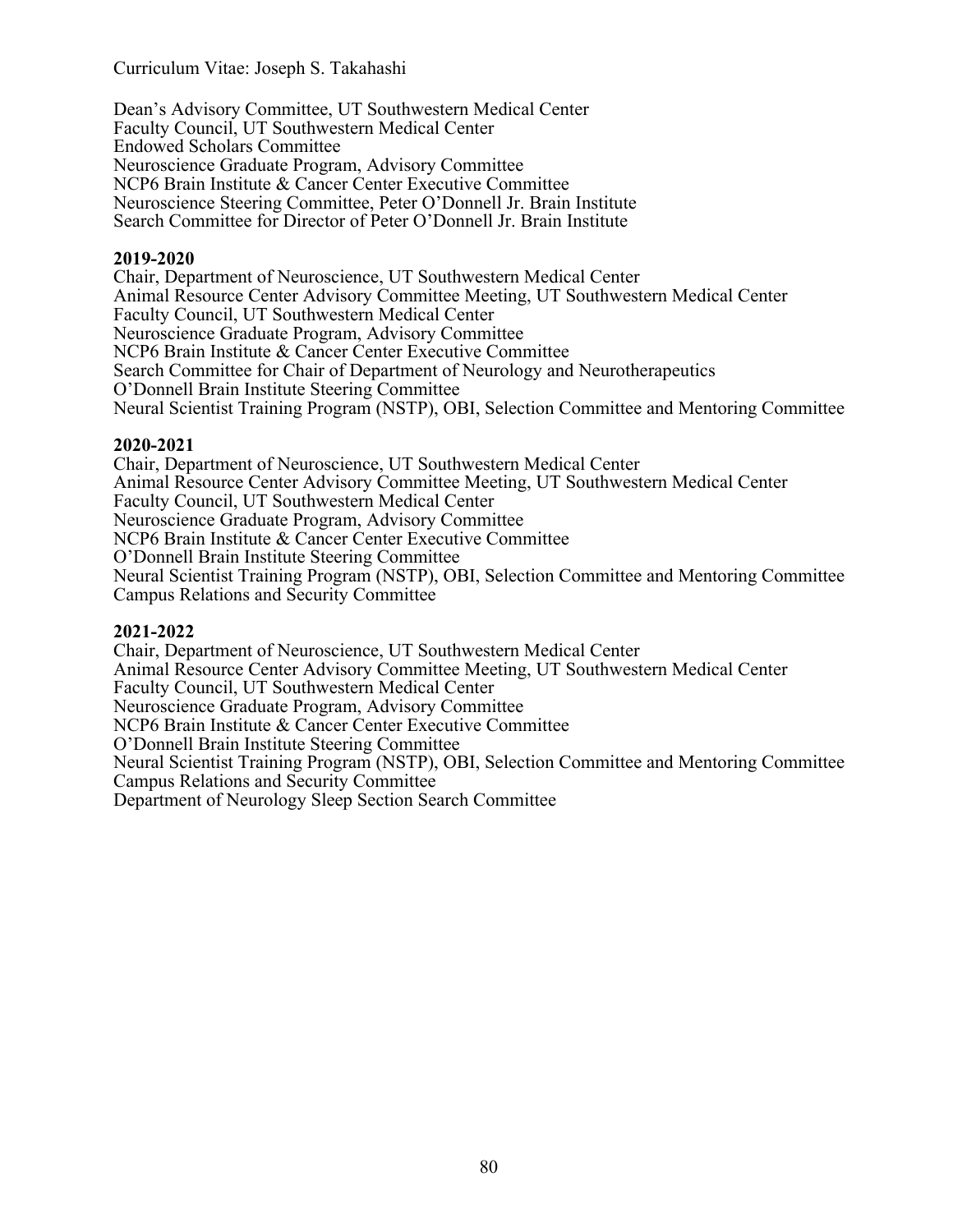Dean's Advisory Committee, UT Southwestern Medical Center
Faculty Council, UT Southwestern Medical Center
Endowed Scholars Committee
Neuroscience Graduate Program, Advisory Committee
NCP6 Brain Institute & Cancer Center Executive Committee
Neuroscience Steering Committee, Peter O'Donnell Jr. Brain Institute
Search Committee for Director of Peter O'Donnell Jr. Brain Institute

**2019-2020**
Chair, Department of Neuroscience, UT Southwestern Medical Center
Animal Resource Center Advisory Committee Meeting, UT Southwestern Medical Center
Faculty Council, UT Southwestern Medical Center
Neuroscience Graduate Program, Advisory Committee
NCP6 Brain Institute & Cancer Center Executive Committee
Search Committee for Chair of Department of Neurology and Neurotherapeutics
O'Donnell Brain Institute Steering Committee
Neural Scientist Training Program (NSTP), OBI, Selection Committee and Mentoring Committee

**2020-2021**
Chair, Department of Neuroscience, UT Southwestern Medical Center
Animal Resource Center Advisory Committee Meeting, UT Southwestern Medical Center
Faculty Council, UT Southwestern Medical Center
Neuroscience Graduate Program, Advisory Committee
NCP6 Brain Institute & Cancer Center Executive Committee
O'Donnell Brain Institute Steering Committee
Neural Scientist Training Program (NSTP), OBI, Selection Committee and Mentoring Committee
Campus Relations and Security Committee

**2021-2022**
Chair, Department of Neuroscience, UT Southwestern Medical Center
Animal Resource Center Advisory Committee Meeting, UT Southwestern Medical Center
Faculty Council, UT Southwestern Medical Center
Neuroscience Graduate Program, Advisory Committee
NCP6 Brain Institute & Cancer Center Executive Committee
O'Donnell Brain Institute Steering Committee
Neural Scientist Training Program (NSTP), OBI, Selection Committee and Mentoring Committee
Campus Relations and Security Committee
Department of Neurology Sleep Section Search Committee